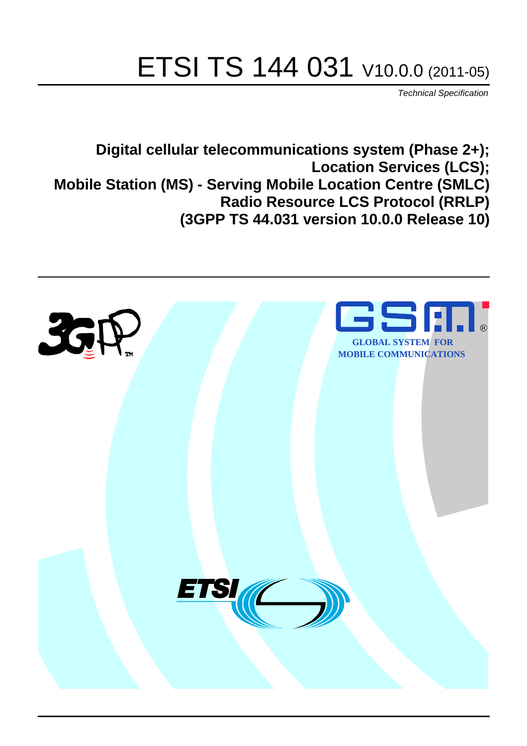# ETSI TS 144 031 V10.0.0 (2011-05)

*Technical Specification*

**Digital cellular telecommunications system (Phase 2+); Location Services (LCS); Mobile Station (MS) - Serving Mobile Location Centre (SMLC) Radio Resource LCS Protocol (RRLP) (3GPP TS 44.031 version 10.0.0 Release 10)**

GLOBAL SYSTEM FOR MOBILE COMMUNICATIONS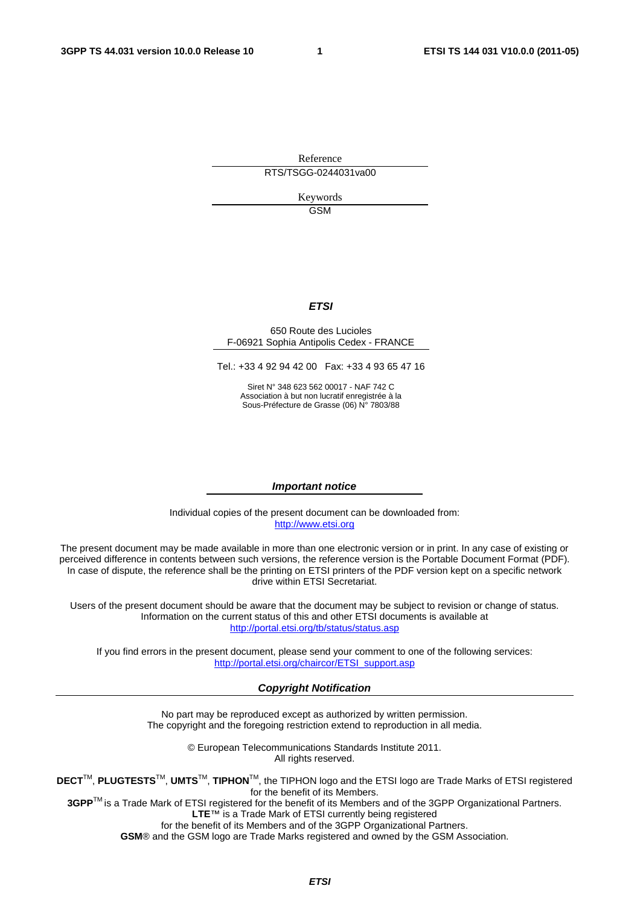Reference

RTS/TSGG-0244031va00

Keywords

GSM

***ETSI***

650 Route des Lucioles
F-06921 Sophia Antipolis Cedex - FRANCE

Tel.: +33 4 92 94 42 00 Fax: +33 4 93 65 47 16

Siret N° 348 623 562 00017 - NAF 742 C
Association à but non lucratif enregistrée à la
Sous-Préfecture de Grasse (06) N° 7803/88

***Important notice***

Individual copies of the present document can be downloaded from:
http://www.etsi.org

The present document may be made available in more than one electronic version or in print. In any case of existing or perceived difference in contents between such versions, the reference version is the Portable Document Format (PDF). In case of dispute, the reference shall be the printing on ETSI printers of the PDF version kept on a specific network drive within ETSI Secretariat.

Users of the present document should be aware that the document may be subject to revision or change of status. Information on the current status of this and other ETSI documents is available at
http://portal.etsi.org/tb/status/status.asp

If you find errors in the present document, please send your comment to one of the following services:
http://portal.etsi.org/chaircor/ETSI_support.asp

***Copyright Notification***

No part may be reproduced except as authorized by written permission.
The copyright and the foregoing restriction extend to reproduction in all media.

© European Telecommunications Standards Institute 2011.
All rights reserved.

**DECT**™, **PLUGTESTS**™, **UMTS**™, **TIPHON**™, the TIPHON logo and the ETSI logo are Trade Marks of ETSI registered for the benefit of its Members.
**3GPP**™ is a Trade Mark of ETSI registered for the benefit of its Members and of the 3GPP Organizational Partners.
**LTE**™ is a Trade Mark of ETSI currently being registered
for the benefit of its Members and of the 3GPP Organizational Partners.
**GSM**® and the GSM logo are Trade Marks registered and owned by the GSM Association.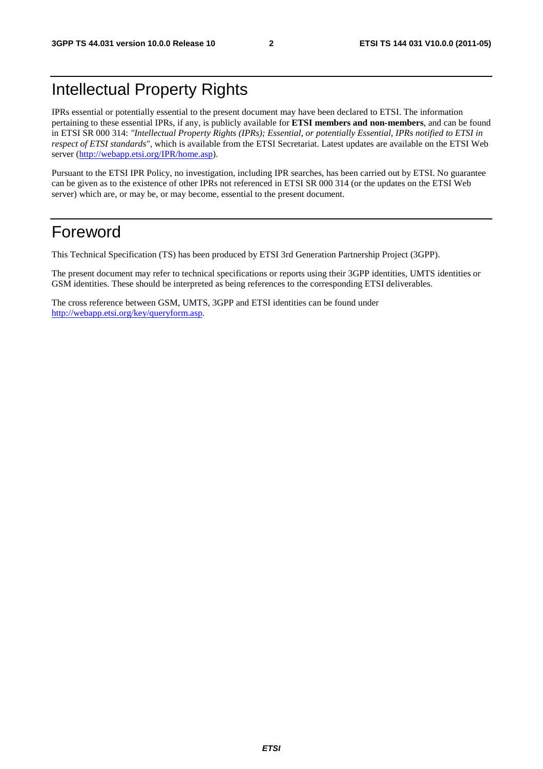# Intellectual Property Rights

IPRs essential or potentially essential to the present document may have been declared to ETSI. The information pertaining to these essential IPRs, if any, is publicly available for **ETSI members and non-members**, and can be found in ETSI SR 000 314: *"Intellectual Property Rights (IPRs); Essential, or potentially Essential, IPRs notified to ETSI in respect of ETSI standards"*, which is available from the ETSI Secretariat. Latest updates are available on the ETSI Web server (http://webapp.etsi.org/IPR/home.asp).

Pursuant to the ETSI IPR Policy, no investigation, including IPR searches, has been carried out by ETSI. No guarantee can be given as to the existence of other IPRs not referenced in ETSI SR 000 314 (or the updates on the ETSI Web server) which are, or may be, or may become, essential to the present document.

# Foreword

This Technical Specification (TS) has been produced by ETSI 3rd Generation Partnership Project (3GPP).

The present document may refer to technical specifications or reports using their 3GPP identities, UMTS identities or GSM identities. These should be interpreted as being references to the corresponding ETSI deliverables.

The cross reference between GSM, UMTS, 3GPP and ETSI identities can be found under http://webapp.etsi.org/key/queryform.asp.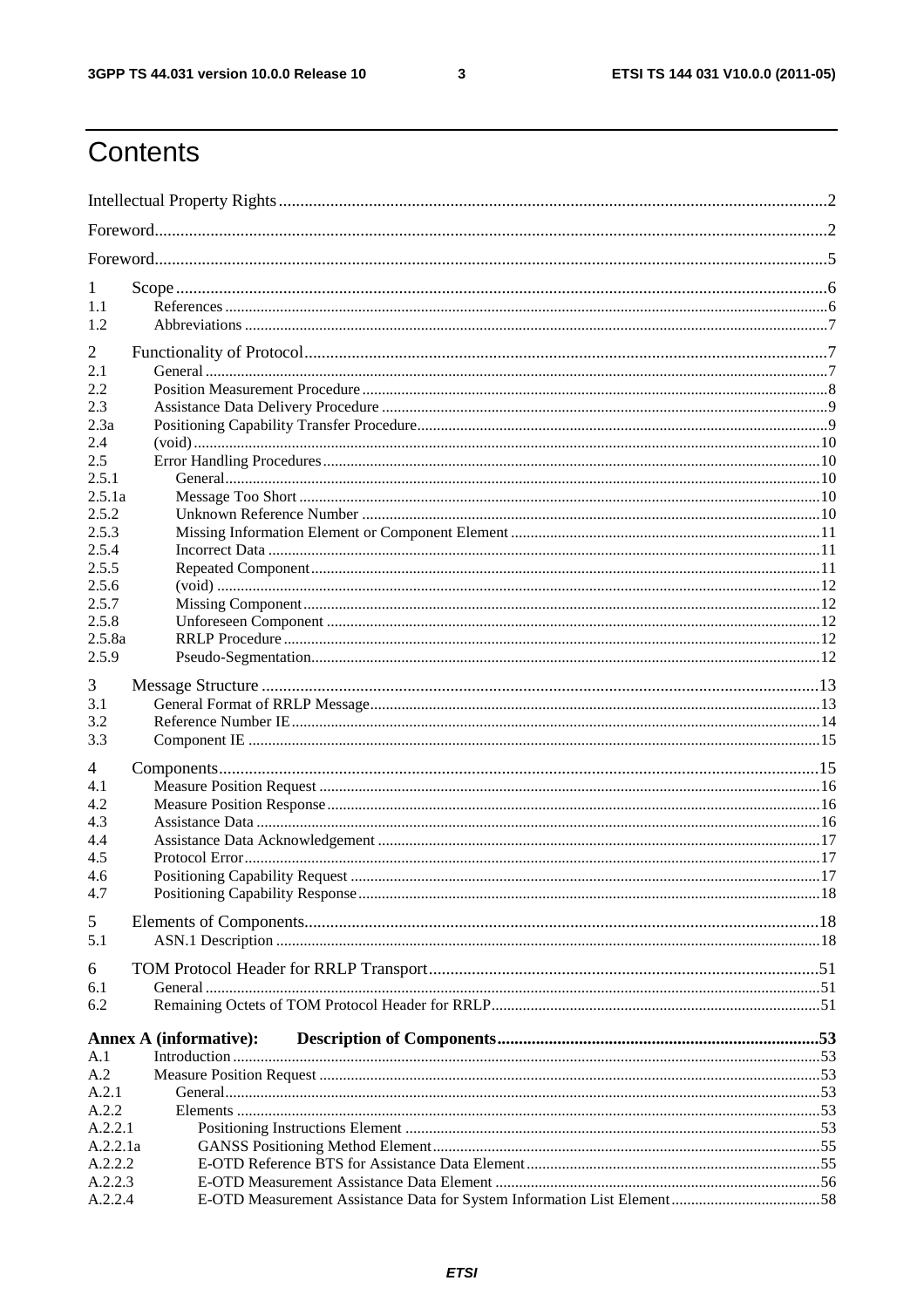# Contents

Intellectual Property Rights ........................................................................................................................ 2

Foreword ...................................................................................................................................................... 2

Foreword ...................................................................................................................................................... 5

1 Scope ....................................................................................................................................................... 6
1.1 References ............................................................................................................................................. 6
1.2 Abbreviations ......................................................................................................................................... 7

2 Functionality of Protocol ......................................................................................................................... 7
2.1 General ................................................................................................................................................... 7
2.2 Position Measurement Procedure ........................................................................................................... 8
2.3 Assistance Data Delivery Procedure ...................................................................................................... 9
2.3a Positioning Capability Transfer Procedure ............................................................................................ 9
2.4 (void) .................................................................................................................................................... 10
2.5 Error Handling Procedures ................................................................................................................... 10
2.5.1 General ............................................................................................................................................. 10
2.5.1a Message Too Short .......................................................................................................................... 10
2.5.2 Unknown Reference Number .......................................................................................................... 10
2.5.3 Missing Information Element or Component Element ..................................................................... 11
2.5.4 Incorrect Data ................................................................................................................................... 11
2.5.5 Repeated Component ....................................................................................................................... 11
2.5.6 (void) ................................................................................................................................................ 12
2.5.7 Missing Component ......................................................................................................................... 12
2.5.8 Unforeseen Component ................................................................................................................... 12
2.5.8a RRLP Procedure ............................................................................................................................. 12
2.5.9 Pseudo-Segmentation ....................................................................................................................... 12

3 Message Structure .................................................................................................................................. 13
3.1 General Format of RRLP Message ........................................................................................................ 13
3.2 Reference Number IE ........................................................................................................................... 14
3.3 Component IE ....................................................................................................................................... 15

4 Components ............................................................................................................................................ 15
4.1 Measure Position Request ..................................................................................................................... 16
4.2 Measure Position Response ................................................................................................................... 16
4.3 Assistance Data ..................................................................................................................................... 16
4.4 Assistance Data Acknowledgement ...................................................................................................... 17
4.5 Protocol Error ........................................................................................................................................ 17
4.6 Positioning Capability Request ............................................................................................................. 17
4.7 Positioning Capability Response ........................................................................................................... 18

5 Elements of Components ........................................................................................................................ 18
5.1 ASN.1 Description ................................................................................................................................ 18

6 TOM Protocol Header for RRLP Transport ........................................................................................... 51
6.1 General ................................................................................................................................................. 51
6.2 Remaining Octets of TOM Protocol Header for RRLP ......................................................................... 51

**Annex A (informative): Description of Components** ............................................................................ 53
A.1 Introduction .......................................................................................................................................... 53
A.2 Measure Position Request ..................................................................................................................... 53
A.2.1 General ............................................................................................................................................. 53
A.2.2 Elements .......................................................................................................................................... 53
A.2.2.1 Positioning Instructions Element ................................................................................................... 53
A.2.2.1a GANSS Positioning Method Element ........................................................................................... 55
A.2.2.2 E-OTD Reference BTS for Assistance Data Element ................................................................... 55
A.2.2.3 E-OTD Measurement Assistance Data Element ............................................................................ 56
A.2.2.4 E-OTD Measurement Assistance Data for System Information List Element ............................... 58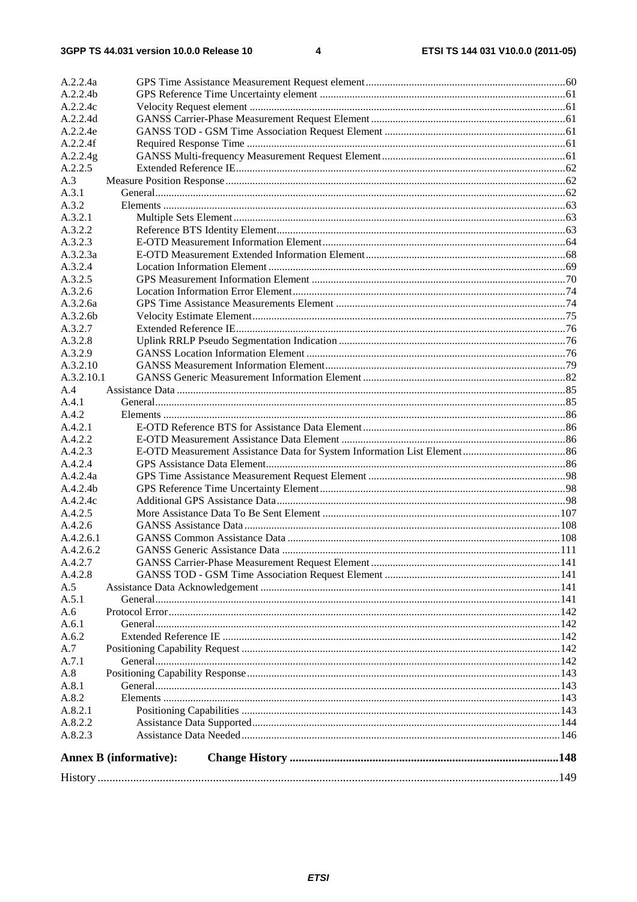A.2.2.4a GPS Time Assistance Measurement Request element ........................................................................60
A.2.2.4b GPS Reference Time Uncertainty element ........................................................................................61
A.2.2.4c Velocity Request element ...................................................................................................................61
A.2.2.4d GANSS Carrier-Phase Measurement Request Element .......................................................................61
A.2.2.4e GANSS TOD - GSM Time Association Request Element ..................................................................61
A.2.2.4f Required Response Time ....................................................................................................................61
A.2.2.4g GANSS Multi-frequency Measurement Request Element...................................................................61
A.2.2.5 Extended Reference IE........................................................................................................................62
A.3 Measure Position Response............................................................................................................................62
A.3.1 General.....................................................................................................................................................62
A.3.2 Elements ..................................................................................................................................................63
A.3.2.1 Multiple Sets Element.........................................................................................................................63
A.3.2.2 Reference BTS Identity Element..........................................................................................................63
A.3.2.3 E-OTD Measurement Information Element.........................................................................................64
A.3.2.3a E-OTD Measurement Extended Information Element.........................................................................68
A.3.2.4 Location Information Element ............................................................................................................69
A.3.2.5 GPS Measurement Information Element ............................................................................................70
A.3.2.6 Location Information Error Element...................................................................................................74
A.3.2.6a GPS Time Assistance Measurements Element ....................................................................................74
A.3.2.6b Velocity Estimate Element..................................................................................................................75
A.3.2.7 Extended Reference IE........................................................................................................................76
A.3.2.8 Uplink RRLP Pseudo Segmentation Indication ..................................................................................76
A.3.2.9 GANSS Location Information Element ..............................................................................................76
A.3.2.10 GANSS Measurement Information Element........................................................................................79
A.3.2.10.1 GANSS Generic Measurement Information Element ..........................................................................82
A.4 Assistance Data ..............................................................................................................................................85
A.4.1 General.....................................................................................................................................................85
A.4.2 Elements ..................................................................................................................................................86
A.4.2.1 E-OTD Reference BTS for Assistance Data Element..........................................................................86
A.4.2.2 E-OTD Measurement Assistance Data Element ..................................................................................86
A.4.2.3 E-OTD Measurement Assistance Data for System Information List Element......................................86
A.4.2.4 GPS Assistance Data Element.............................................................................................................86
A.4.2.4a GPS Time Assistance Measurement Request Element ........................................................................98
A.4.2.4b GPS Reference Time Uncertainty Element..........................................................................................98
A.4.2.4c Additional GPS Assistance Data.........................................................................................................98
A.4.2.5 More Assistance Data To Be Sent Element .......................................................................................107
A.4.2.6 GANSS Assistance Data ...................................................................................................................108
A.4.2.6.1 GANSS Common Assistance Data ...................................................................................................108
A.4.2.6.2 GANSS Generic Assistance Data .....................................................................................................111
A.4.2.7 GANSS Carrier-Phase Measurement Request Element .....................................................................141
A.4.2.8 GANSS TOD - GSM Time Association Request Element ................................................................141
A.5 Assistance Data Acknowledgement .............................................................................................................141
A.5.1 General...................................................................................................................................................141
A.6 Protocol Error...............................................................................................................................................142
A.6.1 General...................................................................................................................................................142
A.6.2 Extended Reference IE ...........................................................................................................................142
A.7 Positioning Capability Request ....................................................................................................................142
A.7.1 General...................................................................................................................................................142
A.8 Positioning Capability Response..................................................................................................................143
A.8.1 General...................................................................................................................................................143
A.8.2 Elements ................................................................................................................................................143
A.8.2.1 Positioning Capabilities ....................................................................................................................143
A.8.2.2 Assistance Data Supported................................................................................................................144
A.8.2.3 Assistance Data Needed....................................................................................................................146

**Annex B (informative): Change History .........................................................................................148**

History ..........................................................................................................................................................149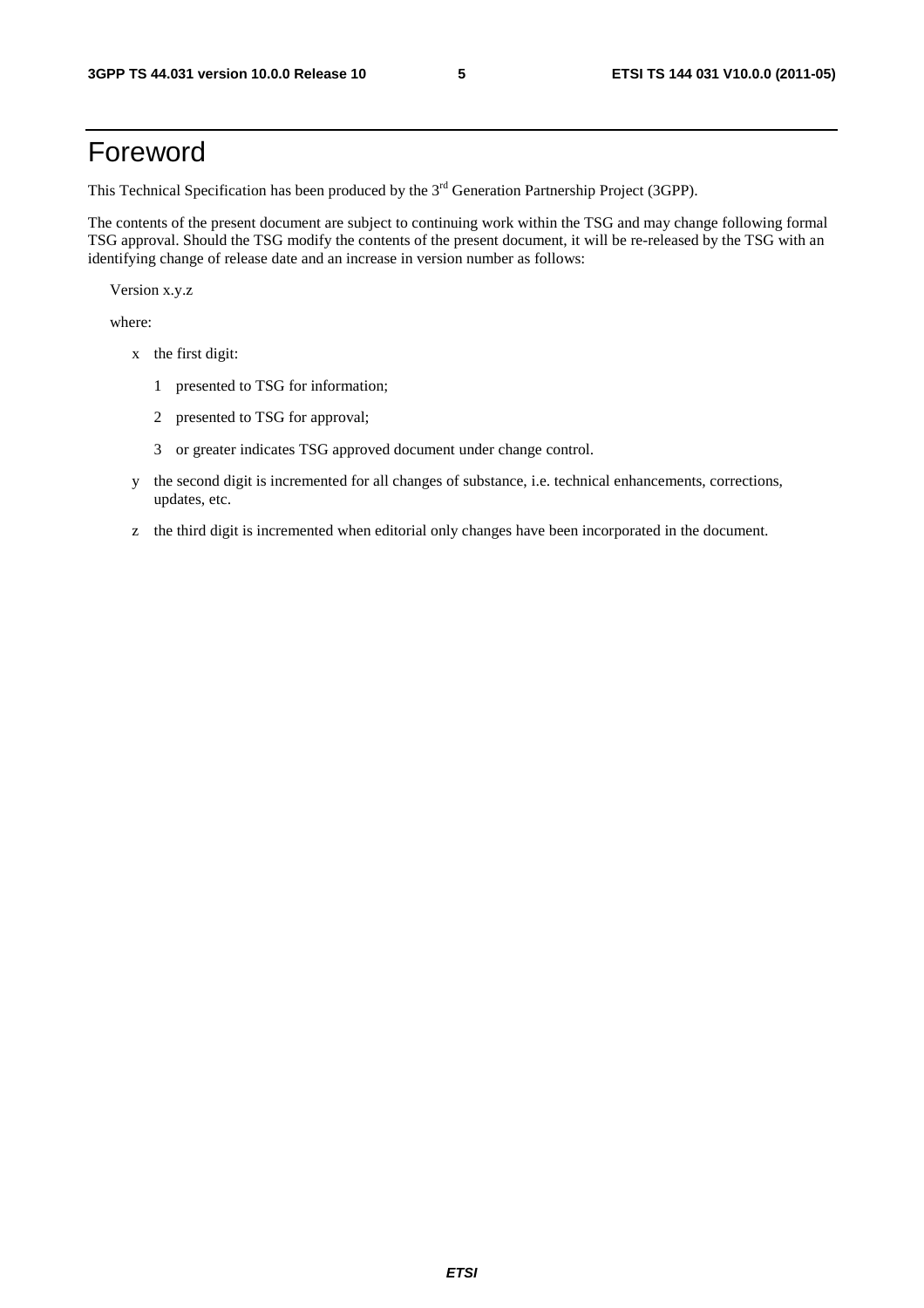# Foreword

This Technical Specification has been produced by the 3rd Generation Partnership Project (3GPP).

The contents of the present document are subject to continuing work within the TSG and may change following formal TSG approval. Should the TSG modify the contents of the present document, it will be re-released by the TSG with an identifying change of release date and an increase in version number as follows:

Version x.y.z

where:

- x the first digit:
  - 1 presented to TSG for information;
  - 2 presented to TSG for approval;
  - 3 or greater indicates TSG approved document under change control.
- y the second digit is incremented for all changes of substance, i.e. technical enhancements, corrections, updates, etc.
- z the third digit is incremented when editorial only changes have been incorporated in the document.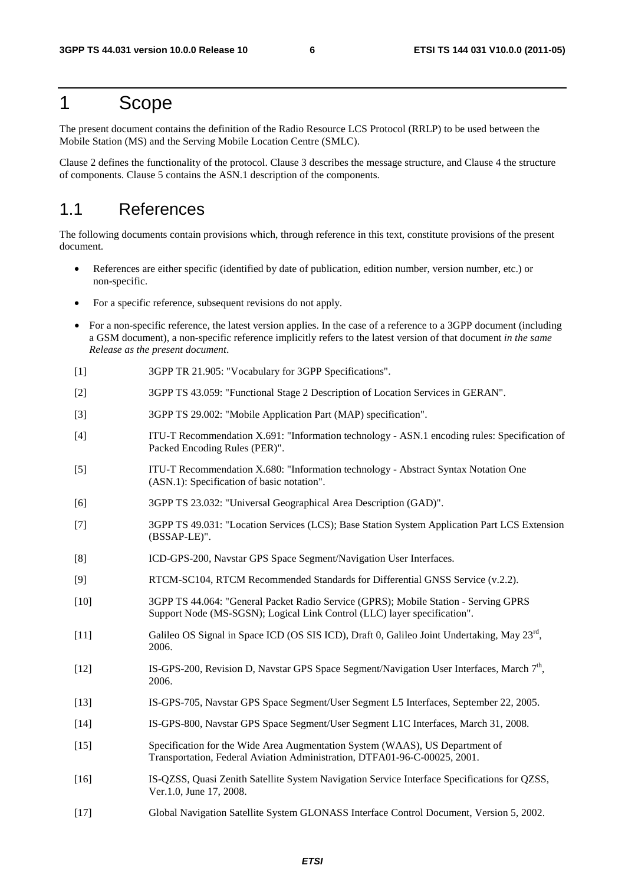# 1 Scope

The present document contains the definition of the Radio Resource LCS Protocol (RRLP) to be used between the Mobile Station (MS) and the Serving Mobile Location Centre (SMLC).

Clause 2 defines the functionality of the protocol. Clause 3 describes the message structure, and Clause 4 the structure of components. Clause 5 contains the ASN.1 description of the components.

## 1.1 References

The following documents contain provisions which, through reference in this text, constitute provisions of the present document.

- References are either specific (identified by date of publication, edition number, version number, etc.) or non-specific.
- For a specific reference, subsequent revisions do not apply.
- For a non-specific reference, the latest version applies. In the case of a reference to a 3GPP document (including a GSM document), a non-specific reference implicitly refers to the latest version of that document *in the same Release as the present document*.

[1] 3GPP TR 21.905: "Vocabulary for 3GPP Specifications".

[2] 3GPP TS 43.059: "Functional Stage 2 Description of Location Services in GERAN".

[3] 3GPP TS 29.002: "Mobile Application Part (MAP) specification".

[4] ITU-T Recommendation X.691: "Information technology - ASN.1 encoding rules: Specification of Packed Encoding Rules (PER)".

[5] ITU-T Recommendation X.680: "Information technology - Abstract Syntax Notation One (ASN.1): Specification of basic notation".

[6] 3GPP TS 23.032: "Universal Geographical Area Description (GAD)".

[7] 3GPP TS 49.031: "Location Services (LCS); Base Station System Application Part LCS Extension (BSSAP-LE)".

[8] ICD-GPS-200, Navstar GPS Space Segment/Navigation User Interfaces.

[9] RTCM-SC104, RTCM Recommended Standards for Differential GNSS Service (v.2.2).

[10] 3GPP TS 44.064: "General Packet Radio Service (GPRS); Mobile Station - Serving GPRS Support Node (MS-SGSN); Logical Link Control (LLC) layer specification".

[11] Galileo OS Signal in Space ICD (OS SIS ICD), Draft 0, Galileo Joint Undertaking, May 23rd, 2006.

[12] IS-GPS-200, Revision D, Navstar GPS Space Segment/Navigation User Interfaces, March 7th, 2006.

[13] IS-GPS-705, Navstar GPS Space Segment/User Segment L5 Interfaces, September 22, 2005.

[14] IS-GPS-800, Navstar GPS Space Segment/User Segment L1C Interfaces, March 31, 2008.

[15] Specification for the Wide Area Augmentation System (WAAS), US Department of Transportation, Federal Aviation Administration, DTFA01-96-C-00025, 2001.

[16] IS-QZSS, Quasi Zenith Satellite System Navigation Service Interface Specifications for QZSS, Ver.1.0, June 17, 2008.

[17] Global Navigation Satellite System GLONASS Interface Control Document, Version 5, 2002.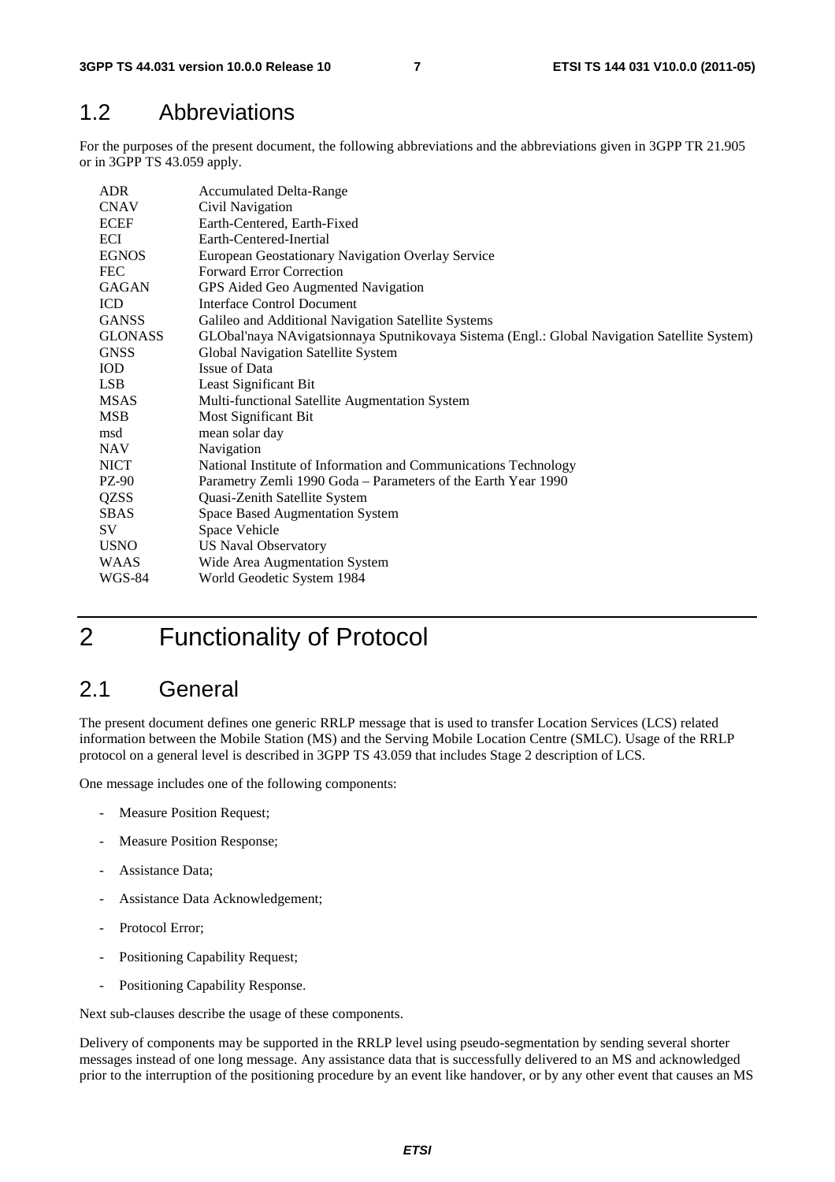## 1.2 Abbreviations

For the purposes of the present document, the following abbreviations and the abbreviations given in 3GPP TR 21.905 or in 3GPP TS 43.059 apply.

| | |
|---|---|
| ADR | Accumulated Delta-Range |
| CNAV | Civil Navigation |
| ECEF | Earth-Centered, Earth-Fixed |
| ECI | Earth-Centered-Inertial |
| EGNOS | European Geostationary Navigation Overlay Service |
| FEC | Forward Error Correction |
| GAGAN | GPS Aided Geo Augmented Navigation |
| ICD | Interface Control Document |
| GANSS | Galileo and Additional Navigation Satellite Systems |
| GLONASS | GLObal'naya NAvigatsionnaya Sputnikovaya Sistema (Engl.: Global Navigation Satellite System) |
| GNSS | Global Navigation Satellite System |
| IOD | Issue of Data |
| LSB | Least Significant Bit |
| MSAS | Multi-functional Satellite Augmentation System |
| MSB | Most Significant Bit |
| msd | mean solar day |
| NAV | Navigation |
| NICT | National Institute of Information and Communications Technology |
| PZ-90 | Parametry Zemli 1990 Goda – Parameters of the Earth Year 1990 |
| QZSS | Quasi-Zenith Satellite System |
| SBAS | Space Based Augmentation System |
| SV | Space Vehicle |
| USNO | US Naval Observatory |
| WAAS | Wide Area Augmentation System |
| WGS-84 | World Geodetic System 1984 |

# 2 Functionality of Protocol

## 2.1 General

The present document defines one generic RRLP message that is used to transfer Location Services (LCS) related information between the Mobile Station (MS) and the Serving Mobile Location Centre (SMLC). Usage of the RRLP protocol on a general level is described in 3GPP TS 43.059 that includes Stage 2 description of LCS.

One message includes one of the following components:

- Measure Position Request;
- Measure Position Response;
- Assistance Data;
- Assistance Data Acknowledgement;
- Protocol Error;
- Positioning Capability Request;
- Positioning Capability Response.

Next sub-clauses describe the usage of these components.

Delivery of components may be supported in the RRLP level using pseudo-segmentation by sending several shorter messages instead of one long message. Any assistance data that is successfully delivered to an MS and acknowledged prior to the interruption of the positioning procedure by an event like handover, or by any other event that causes an MS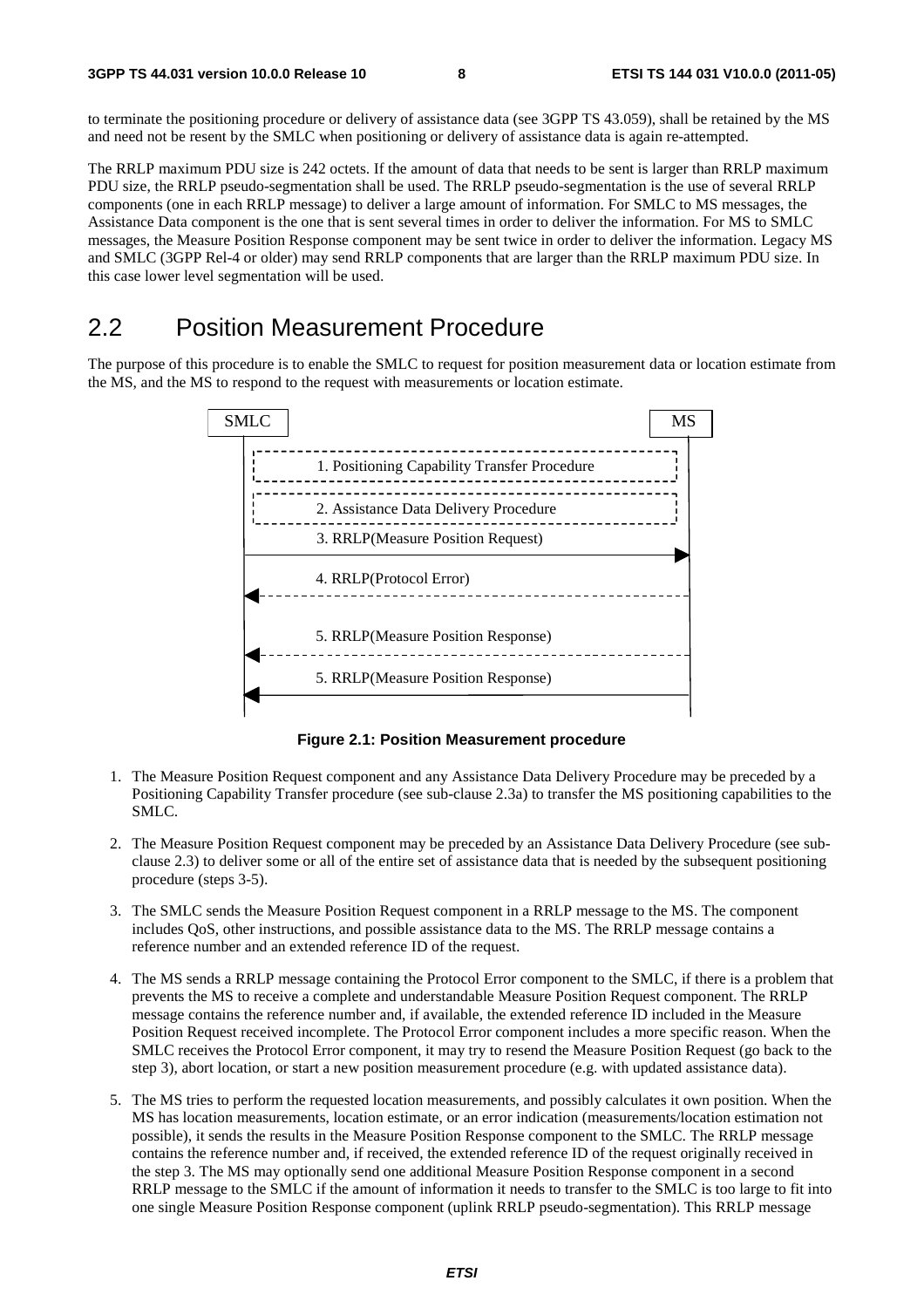to terminate the positioning procedure or delivery of assistance data (see 3GPP TS 43.059), shall be retained by the MS and need not be resent by the SMLC when positioning or delivery of assistance data is again re-attempted.

The RRLP maximum PDU size is 242 octets. If the amount of data that needs to be sent is larger than RRLP maximum PDU size, the RRLP pseudo-segmentation shall be used. The RRLP pseudo-segmentation is the use of several RRLP components (one in each RRLP message) to deliver a large amount of information. For SMLC to MS messages, the Assistance Data component is the one that is sent several times in order to deliver the information. For MS to SMLC messages, the Measure Position Response component may be sent twice in order to deliver the information. Legacy MS and SMLC (3GPP Rel-4 or older) may send RRLP components that are larger than the RRLP maximum PDU size. In this case lower level segmentation will be used.

## 2.2 Position Measurement Procedure

The purpose of this procedure is to enable the SMLC to request for position measurement data or location estimate from the MS, and the MS to respond to the request with measurements or location estimate.

SMLC MS

1. Positioning Capability Transfer Procedure

2. Assistance Data Delivery Procedure

3. RRLP(Measure Position Request)

4. RRLP(Protocol Error)

5. RRLP(Measure Position Response)

5. RRLP(Measure Position Response)

**Figure 2.1: Position Measurement procedure**

1. The Measure Position Request component and any Assistance Data Delivery Procedure may be preceded by a Positioning Capability Transfer procedure (see sub-clause 2.3a) to transfer the MS positioning capabilities to the SMLC.

2. The Measure Position Request component may be preceded by an Assistance Data Delivery Procedure (see sub-clause 2.3) to deliver some or all of the entire set of assistance data that is needed by the subsequent positioning procedure (steps 3-5).

3. The SMLC sends the Measure Position Request component in a RRLP message to the MS. The component includes QoS, other instructions, and possible assistance data to the MS. The RRLP message contains a reference number and an extended reference ID of the request.

4. The MS sends a RRLP message containing the Protocol Error component to the SMLC, if there is a problem that prevents the MS to receive a complete and understandable Measure Position Request component. The RRLP message contains the reference number and, if available, the extended reference ID included in the Measure Position Request received incomplete. The Protocol Error component includes a more specific reason. When the SMLC receives the Protocol Error component, it may try to resend the Measure Position Request (go back to the step 3), abort location, or start a new position measurement procedure (e.g. with updated assistance data).

5. The MS tries to perform the requested location measurements, and possibly calculates it own position. When the MS has location measurements, location estimate, or an error indication (measurements/location estimation not possible), it sends the results in the Measure Position Response component to the SMLC. The RRLP message contains the reference number and, if received, the extended reference ID of the request originally received in the step 3. The MS may optionally send one additional Measure Position Response component in a second RRLP message to the SMLC if the amount of information it needs to transfer to the SMLC is too large to fit into one single Measure Position Response component (uplink RRLP pseudo-segmentation). This RRLP message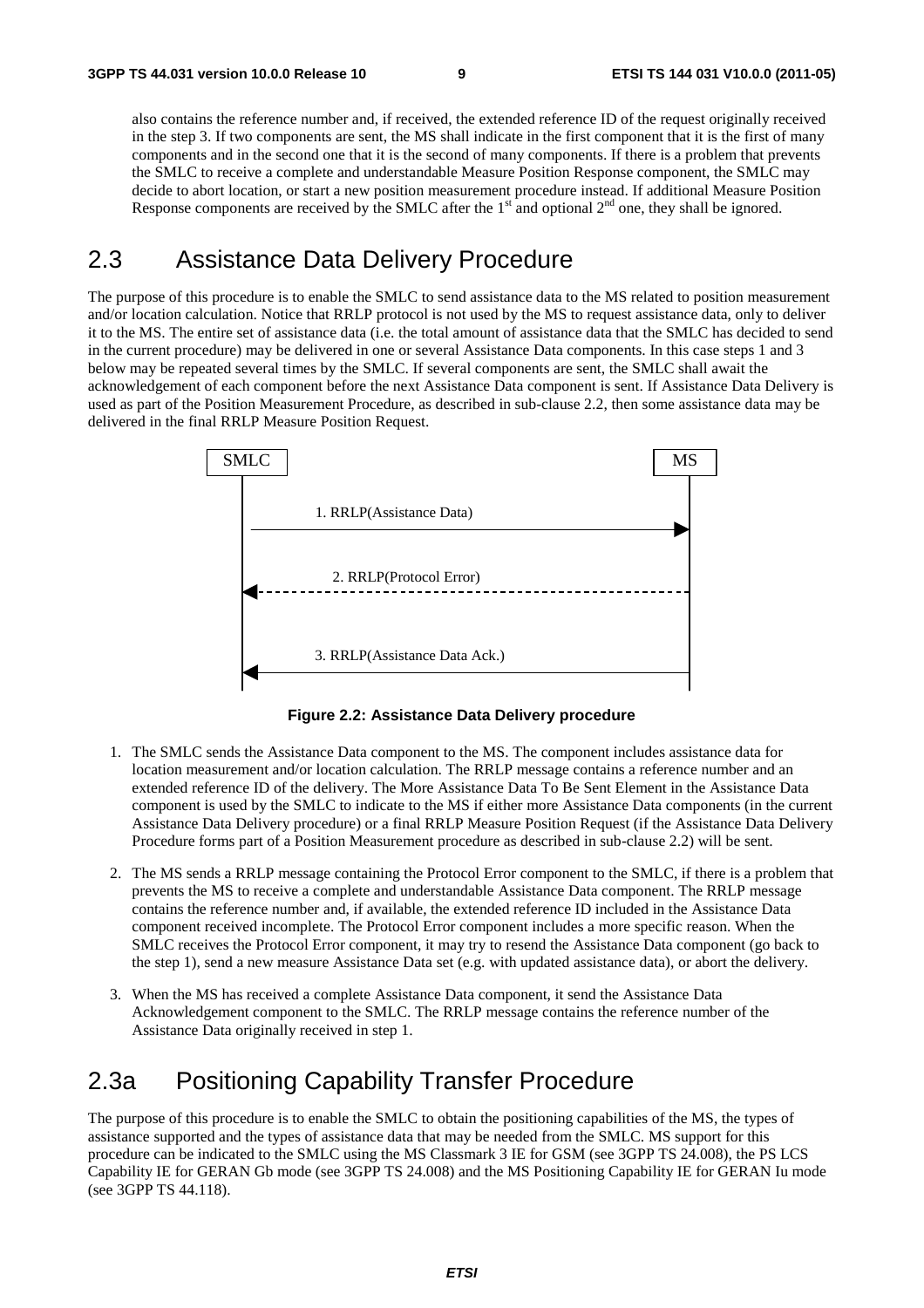also contains the reference number and, if received, the extended reference ID of the request originally received in the step 3. If two components are sent, the MS shall indicate in the first component that it is the first of many components and in the second one that it is the second of many components. If there is a problem that prevents the SMLC to receive a complete and understandable Measure Position Response component, the SMLC may decide to abort location, or start a new position measurement procedure instead. If additional Measure Position Response components are received by the SMLC after the 1st and optional 2nd one, they shall be ignored.

## 2.3 Assistance Data Delivery Procedure

The purpose of this procedure is to enable the SMLC to send assistance data to the MS related to position measurement and/or location calculation. Notice that RRLP protocol is not used by the MS to request assistance data, only to deliver it to the MS. The entire set of assistance data (i.e. the total amount of assistance data that the SMLC has decided to send in the current procedure) may be delivered in one or several Assistance Data components. In this case steps 1 and 3 below may be repeated several times by the SMLC. If several components are sent, the SMLC shall await the acknowledgement of each component before the next Assistance Data component is sent. If Assistance Data Delivery is used as part of the Position Measurement Procedure, as described in sub-clause 2.2, then some assistance data may be delivered in the final RRLP Measure Position Request.

SMLC | MS

1. RRLP(Assistance Data)

2. RRLP(Protocol Error)

3. RRLP(Assistance Data Ack.)

**Figure 2.2: Assistance Data Delivery procedure**

1. The SMLC sends the Assistance Data component to the MS. The component includes assistance data for location measurement and/or location calculation. The RRLP message contains a reference number and an extended reference ID of the delivery. The More Assistance Data To Be Sent Element in the Assistance Data component is used by the SMLC to indicate to the MS if either more Assistance Data components (in the current Assistance Data Delivery procedure) or a final RRLP Measure Position Request (if the Assistance Data Delivery Procedure forms part of a Position Measurement procedure as described in sub-clause 2.2) will be sent.

2. The MS sends a RRLP message containing the Protocol Error component to the SMLC, if there is a problem that prevents the MS to receive a complete and understandable Assistance Data component. The RRLP message contains the reference number and, if available, the extended reference ID included in the Assistance Data component received incomplete. The Protocol Error component includes a more specific reason. When the SMLC receives the Protocol Error component, it may try to resend the Assistance Data component (go back to the step 1), send a new measure Assistance Data set (e.g. with updated assistance data), or abort the delivery.

3. When the MS has received a complete Assistance Data component, it send the Assistance Data Acknowledgement component to the SMLC. The RRLP message contains the reference number of the Assistance Data originally received in step 1.

## 2.3a Positioning Capability Transfer Procedure

The purpose of this procedure is to enable the SMLC to obtain the positioning capabilities of the MS, the types of assistance supported and the types of assistance data that may be needed from the SMLC. MS support for this procedure can be indicated to the SMLC using the MS Classmark 3 IE for GSM (see 3GPP TS 24.008), the PS LCS Capability IE for GERAN Gb mode (see 3GPP TS 24.008) and the MS Positioning Capability IE for GERAN Iu mode (see 3GPP TS 44.118).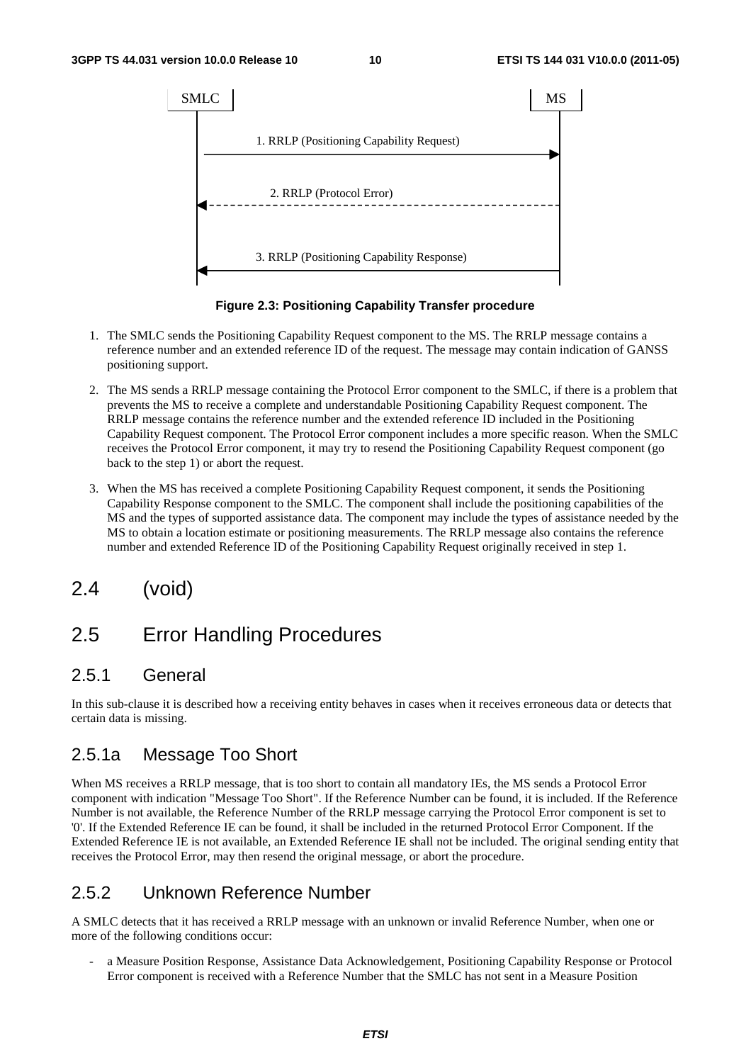SMLC | MS

1. RRLP (Positioning Capability Request)

2. RRLP (Protocol Error)

3. RRLP (Positioning Capability Response)

**Figure 2.3: Positioning Capability Transfer procedure**

1. The SMLC sends the Positioning Capability Request component to the MS. The RRLP message contains a reference number and an extended reference ID of the request. The message may contain indication of GANSS positioning support.

2. The MS sends a RRLP message containing the Protocol Error component to the SMLC, if there is a problem that prevents the MS to receive a complete and understandable Positioning Capability Request component. The RRLP message contains the reference number and the extended reference ID included in the Positioning Capability Request component. The Protocol Error component includes a more specific reason. When the SMLC receives the Protocol Error component, it may try to resend the Positioning Capability Request component (go back to the step 1) or abort the request.

3. When the MS has received a complete Positioning Capability Request component, it sends the Positioning Capability Response component to the SMLC. The component shall include the positioning capabilities of the MS and the types of supported assistance data. The component may include the types of assistance needed by the MS to obtain a location estimate or positioning measurements. The RRLP message also contains the reference number and extended Reference ID of the Positioning Capability Request originally received in step 1.

## 2.4 (void)

## 2.5 Error Handling Procedures

### 2.5.1 General

In this sub-clause it is described how a receiving entity behaves in cases when it receives erroneous data or detects that certain data is missing.

### 2.5.1a Message Too Short

When MS receives a RRLP message, that is too short to contain all mandatory IEs, the MS sends a Protocol Error component with indication "Message Too Short". If the Reference Number can be found, it is included. If the Reference Number is not available, the Reference Number of the RRLP message carrying the Protocol Error component is set to '0'. If the Extended Reference IE can be found, it shall be included in the returned Protocol Error Component. If the Extended Reference IE is not available, an Extended Reference IE shall not be included. The original sending entity that receives the Protocol Error, may then resend the original message, or abort the procedure.

### 2.5.2 Unknown Reference Number

A SMLC detects that it has received a RRLP message with an unknown or invalid Reference Number, when one or more of the following conditions occur:

- a Measure Position Response, Assistance Data Acknowledgement, Positioning Capability Response or Protocol Error component is received with a Reference Number that the SMLC has not sent in a Measure Position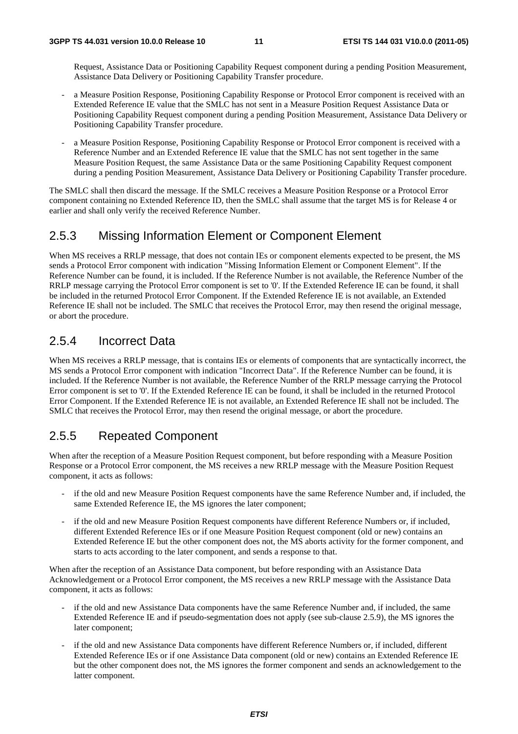Request, Assistance Data or Positioning Capability Request component during a pending Position Measurement, Assistance Data Delivery or Positioning Capability Transfer procedure.

- a Measure Position Response, Positioning Capability Response or Protocol Error component is received with an Extended Reference IE value that the SMLC has not sent in a Measure Position Request Assistance Data or Positioning Capability Request component during a pending Position Measurement, Assistance Data Delivery or Positioning Capability Transfer procedure.
- a Measure Position Response, Positioning Capability Response or Protocol Error component is received with a Reference Number and an Extended Reference IE value that the SMLC has not sent together in the same Measure Position Request, the same Assistance Data or the same Positioning Capability Request component during a pending Position Measurement, Assistance Data Delivery or Positioning Capability Transfer procedure.

The SMLC shall then discard the message. If the SMLC receives a Measure Position Response or a Protocol Error component containing no Extended Reference ID, then the SMLC shall assume that the target MS is for Release 4 or earlier and shall only verify the received Reference Number.

## 2.5.3 Missing Information Element or Component Element

When MS receives a RRLP message, that does not contain IEs or component elements expected to be present, the MS sends a Protocol Error component with indication "Missing Information Element or Component Element". If the Reference Number can be found, it is included. If the Reference Number is not available, the Reference Number of the RRLP message carrying the Protocol Error component is set to '0'. If the Extended Reference IE can be found, it shall be included in the returned Protocol Error Component. If the Extended Reference IE is not available, an Extended Reference IE shall not be included. The SMLC that receives the Protocol Error, may then resend the original message, or abort the procedure.

## 2.5.4 Incorrect Data

When MS receives a RRLP message, that is contains IEs or elements of components that are syntactically incorrect, the MS sends a Protocol Error component with indication "Incorrect Data". If the Reference Number can be found, it is included. If the Reference Number is not available, the Reference Number of the RRLP message carrying the Protocol Error component is set to '0'. If the Extended Reference IE can be found, it shall be included in the returned Protocol Error Component. If the Extended Reference IE is not available, an Extended Reference IE shall not be included. The SMLC that receives the Protocol Error, may then resend the original message, or abort the procedure.

## 2.5.5 Repeated Component

When after the reception of a Measure Position Request component, but before responding with a Measure Position Response or a Protocol Error component, the MS receives a new RRLP message with the Measure Position Request component, it acts as follows:

- if the old and new Measure Position Request components have the same Reference Number and, if included, the same Extended Reference IE, the MS ignores the later component;
- if the old and new Measure Position Request components have different Reference Numbers or, if included, different Extended Reference IEs or if one Measure Position Request component (old or new) contains an Extended Reference IE but the other component does not, the MS aborts activity for the former component, and starts to acts according to the later component, and sends a response to that.

When after the reception of an Assistance Data component, but before responding with an Assistance Data Acknowledgement or a Protocol Error component, the MS receives a new RRLP message with the Assistance Data component, it acts as follows:

- if the old and new Assistance Data components have the same Reference Number and, if included, the same Extended Reference IE and if pseudo-segmentation does not apply (see sub-clause 2.5.9), the MS ignores the later component;
- if the old and new Assistance Data components have different Reference Numbers or, if included, different Extended Reference IEs or if one Assistance Data component (old or new) contains an Extended Reference IE but the other component does not, the MS ignores the former component and sends an acknowledgement to the latter component.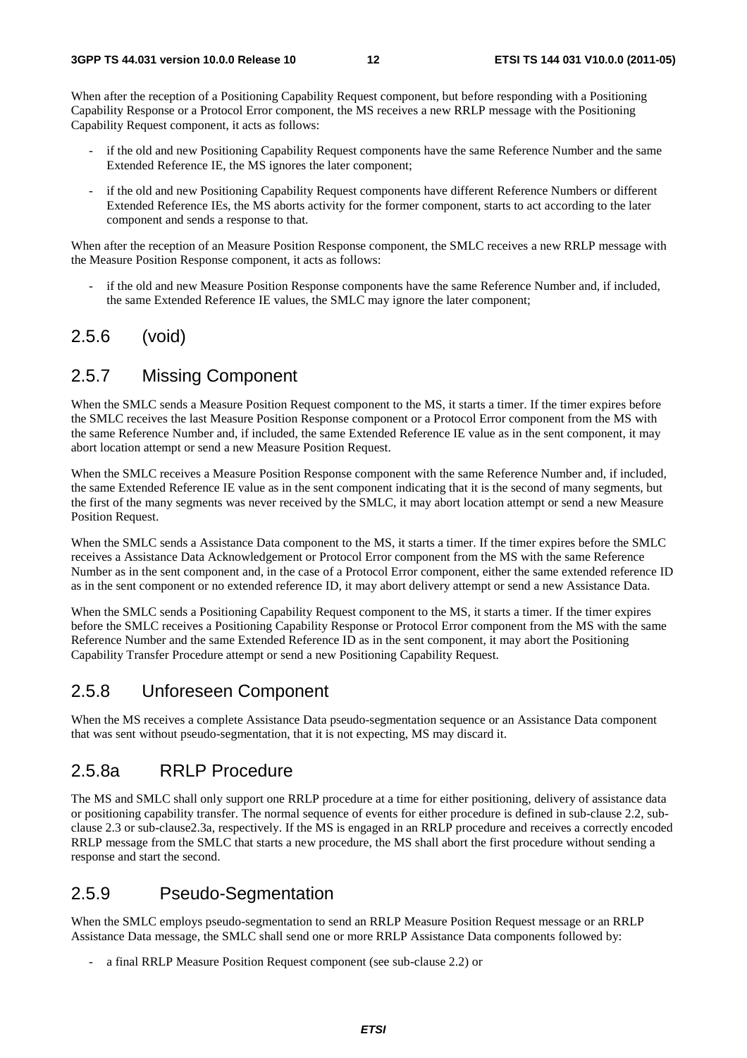When after the reception of a Positioning Capability Request component, but before responding with a Positioning Capability Response or a Protocol Error component, the MS receives a new RRLP message with the Positioning Capability Request component, it acts as follows:

- if the old and new Positioning Capability Request components have the same Reference Number and the same Extended Reference IE, the MS ignores the later component;
- if the old and new Positioning Capability Request components have different Reference Numbers or different Extended Reference IEs, the MS aborts activity for the former component, starts to act according to the later component and sends a response to that.

When after the reception of an Measure Position Response component, the SMLC receives a new RRLP message with the Measure Position Response component, it acts as follows:

- if the old and new Measure Position Response components have the same Reference Number and, if included, the same Extended Reference IE values, the SMLC may ignore the later component;

## 2.5.6 (void)

## 2.5.7 Missing Component

When the SMLC sends a Measure Position Request component to the MS, it starts a timer. If the timer expires before the SMLC receives the last Measure Position Response component or a Protocol Error component from the MS with the same Reference Number and, if included, the same Extended Reference IE value as in the sent component, it may abort location attempt or send a new Measure Position Request.

When the SMLC receives a Measure Position Response component with the same Reference Number and, if included, the same Extended Reference IE value as in the sent component indicating that it is the second of many segments, but the first of the many segments was never received by the SMLC, it may abort location attempt or send a new Measure Position Request.

When the SMLC sends a Assistance Data component to the MS, it starts a timer. If the timer expires before the SMLC receives a Assistance Data Acknowledgement or Protocol Error component from the MS with the same Reference Number as in the sent component and, in the case of a Protocol Error component, either the same extended reference ID as in the sent component or no extended reference ID, it may abort delivery attempt or send a new Assistance Data.

When the SMLC sends a Positioning Capability Request component to the MS, it starts a timer. If the timer expires before the SMLC receives a Positioning Capability Response or Protocol Error component from the MS with the same Reference Number and the same Extended Reference ID as in the sent component, it may abort the Positioning Capability Transfer Procedure attempt or send a new Positioning Capability Request.

## 2.5.8 Unforeseen Component

When the MS receives a complete Assistance Data pseudo-segmentation sequence or an Assistance Data component that was sent without pseudo-segmentation, that it is not expecting, MS may discard it.

## 2.5.8a RRLP Procedure

The MS and SMLC shall only support one RRLP procedure at a time for either positioning, delivery of assistance data or positioning capability transfer. The normal sequence of events for either procedure is defined in sub-clause 2.2, sub-clause 2.3 or sub-clause2.3a, respectively. If the MS is engaged in an RRLP procedure and receives a correctly encoded RRLP message from the SMLC that starts a new procedure, the MS shall abort the first procedure without sending a response and start the second.

## 2.5.9 Pseudo-Segmentation

When the SMLC employs pseudo-segmentation to send an RRLP Measure Position Request message or an RRLP Assistance Data message, the SMLC shall send one or more RRLP Assistance Data components followed by:

- a final RRLP Measure Position Request component (see sub-clause 2.2) or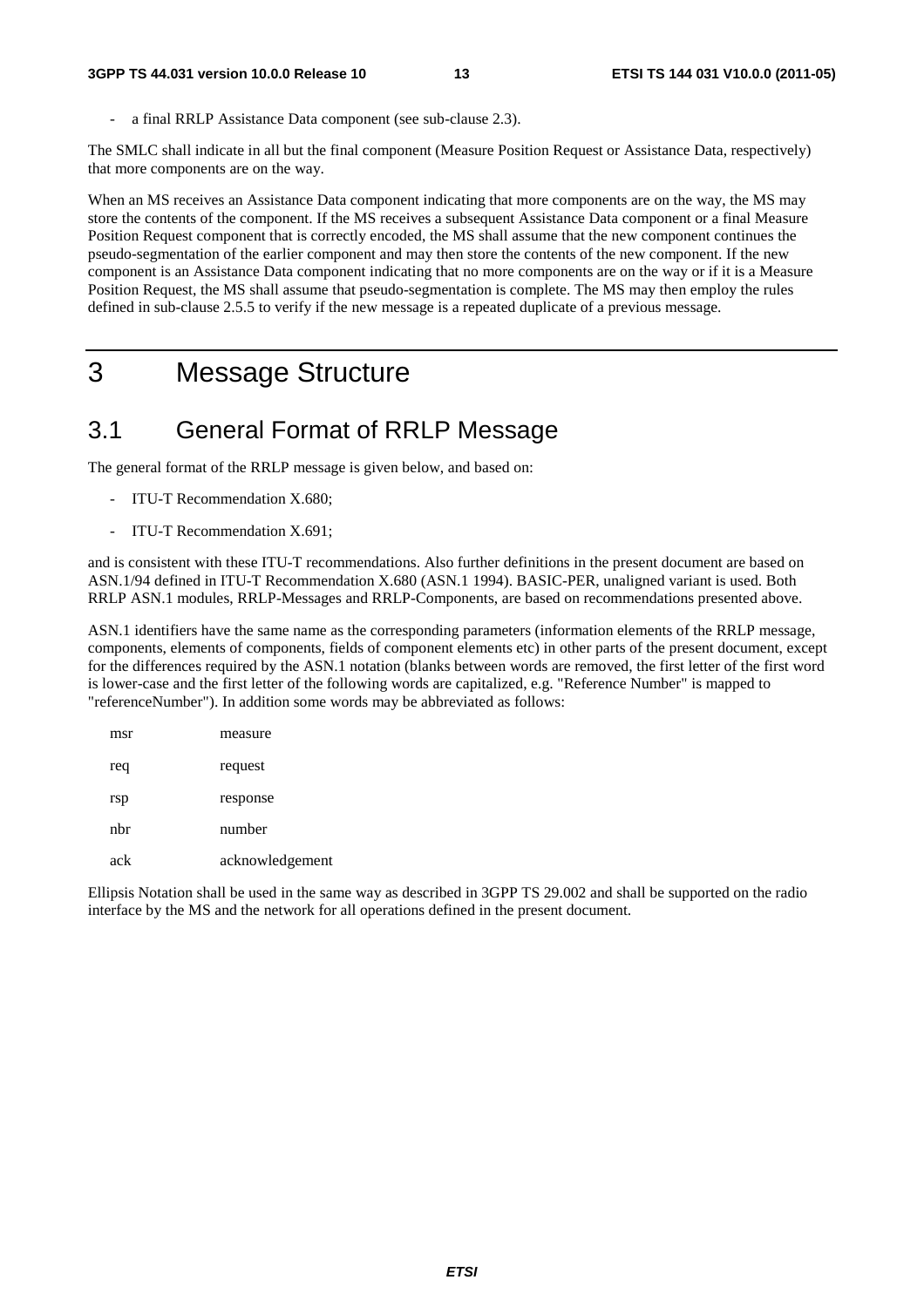- a final RRLP Assistance Data component (see sub-clause 2.3).

The SMLC shall indicate in all but the final component (Measure Position Request or Assistance Data, respectively) that more components are on the way.

When an MS receives an Assistance Data component indicating that more components are on the way, the MS may store the contents of the component. If the MS receives a subsequent Assistance Data component or a final Measure Position Request component that is correctly encoded, the MS shall assume that the new component continues the pseudo-segmentation of the earlier component and may then store the contents of the new component. If the new component is an Assistance Data component indicating that no more components are on the way or if it is a Measure Position Request, the MS shall assume that pseudo-segmentation is complete. The MS may then employ the rules defined in sub-clause 2.5.5 to verify if the new message is a repeated duplicate of a previous message.

# 3 Message Structure

## 3.1 General Format of RRLP Message

The general format of the RRLP message is given below, and based on:

- ITU-T Recommendation X.680;
- ITU-T Recommendation X.691;

and is consistent with these ITU-T recommendations. Also further definitions in the present document are based on ASN.1/94 defined in ITU-T Recommendation X.680 (ASN.1 1994). BASIC-PER, unaligned variant is used. Both RRLP ASN.1 modules, RRLP-Messages and RRLP-Components, are based on recommendations presented above.

ASN.1 identifiers have the same name as the corresponding parameters (information elements of the RRLP message, components, elements of components, fields of component elements etc) in other parts of the present document, except for the differences required by the ASN.1 notation (blanks between words are removed, the first letter of the first word is lower-case and the first letter of the following words are capitalized, e.g. "Reference Number" is mapped to "referenceNumber"). In addition some words may be abbreviated as follows:

| | |
|---|---|
| msr | measure |
| req | request |
| rsp | response |
| nbr | number |
| ack | acknowledgement |

Ellipsis Notation shall be used in the same way as described in 3GPP TS 29.002 and shall be supported on the radio interface by the MS and the network for all operations defined in the present document.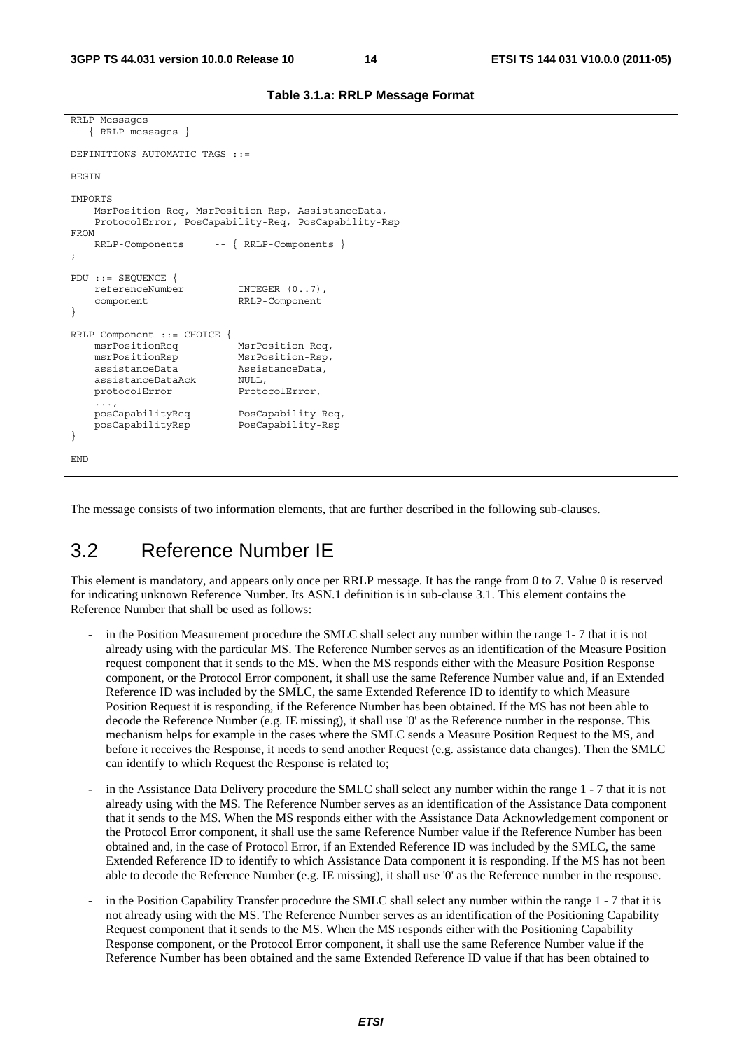**Table 3.1.a: RRLP Message Format**

```
RRLP-Messages
-- { RRLP-messages }

DEFINITIONS AUTOMATIC TAGS ::=

BEGIN

IMPORTS
    MsrPosition-Req, MsrPosition-Rsp, AssistanceData,
    ProtocolError, PosCapability-Req, PosCapability-Rsp
FROM
    RRLP-Components     -- { RRLP-Components }
;

PDU ::= SEQUENCE {
    referenceNumber         INTEGER (0..7),
    component               RRLP-Component
}

RRLP-Component ::= CHOICE {
    msrPositionReq          MsrPosition-Req,
    msrPositionRsp          MsrPosition-Rsp,
    assistanceData          AssistanceData,
    assistanceDataAck       NULL,
    protocolError           ProtocolError,
    ...,
    posCapabilityReq        PosCapability-Req,
    posCapabilityRsp        PosCapability-Rsp
}

END
```

The message consists of two information elements, that are further described in the following sub-clauses.

## 3.2 Reference Number IE

This element is mandatory, and appears only once per RRLP message. It has the range from 0 to 7. Value 0 is reserved for indicating unknown Reference Number. Its ASN.1 definition is in sub-clause 3.1. This element contains the Reference Number that shall be used as follows:

- in the Position Measurement procedure the SMLC shall select any number within the range 1- 7 that it is not already using with the particular MS. The Reference Number serves as an identification of the Measure Position request component that it sends to the MS. When the MS responds either with the Measure Position Response component, or the Protocol Error component, it shall use the same Reference Number value and, if an Extended Reference ID was included by the SMLC, the same Extended Reference ID to identify to which Measure Position Request it is responding, if the Reference Number has been obtained. If the MS has not been able to decode the Reference Number (e.g. IE missing), it shall use '0' as the Reference number in the response. This mechanism helps for example in the cases where the SMLC sends a Measure Position Request to the MS, and before it receives the Response, it needs to send another Request (e.g. assistance data changes). Then the SMLC can identify to which Request the Response is related to;
- in the Assistance Data Delivery procedure the SMLC shall select any number within the range 1 - 7 that it is not already using with the MS. The Reference Number serves as an identification of the Assistance Data component that it sends to the MS. When the MS responds either with the Assistance Data Acknowledgement component or the Protocol Error component, it shall use the same Reference Number value if the Reference Number has been obtained and, in the case of Protocol Error, if an Extended Reference ID was included by the SMLC, the same Extended Reference ID to identify to which Assistance Data component it is responding. If the MS has not been able to decode the Reference Number (e.g. IE missing), it shall use '0' as the Reference number in the response.
- in the Position Capability Transfer procedure the SMLC shall select any number within the range 1 - 7 that it is not already using with the MS. The Reference Number serves as an identification of the Positioning Capability Request component that it sends to the MS. When the MS responds either with the Positioning Capability Response component, or the Protocol Error component, it shall use the same Reference Number value if the Reference Number has been obtained and the same Extended Reference ID value if that has been obtained to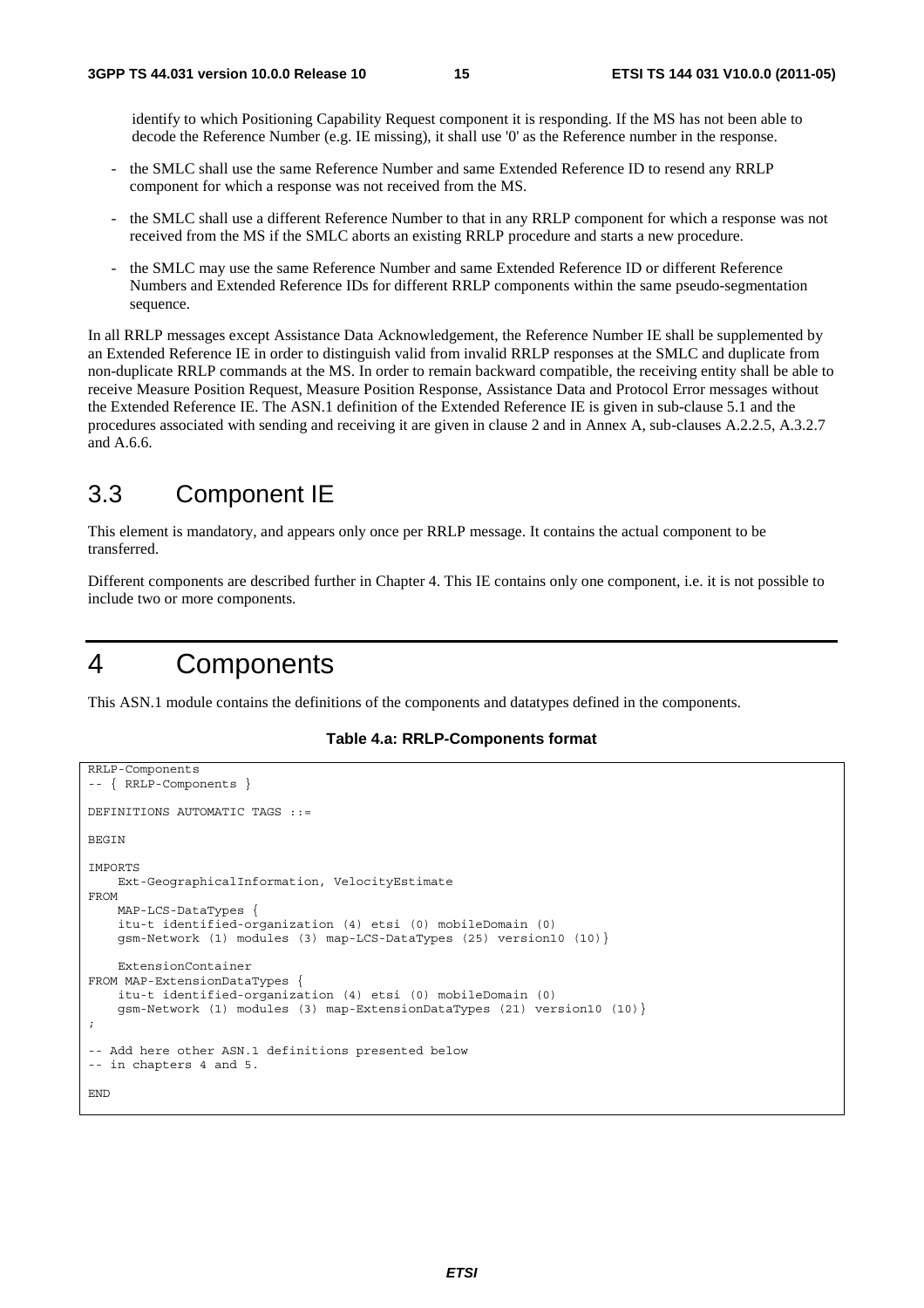identify to which Positioning Capability Request component it is responding. If the MS has not been able to decode the Reference Number (e.g. IE missing), it shall use '0' as the Reference number in the response.

- the SMLC shall use the same Reference Number and same Extended Reference ID to resend any RRLP component for which a response was not received from the MS.
- the SMLC shall use a different Reference Number to that in any RRLP component for which a response was not received from the MS if the SMLC aborts an existing RRLP procedure and starts a new procedure.
- the SMLC may use the same Reference Number and same Extended Reference ID or different Reference Numbers and Extended Reference IDs for different RRLP components within the same pseudo-segmentation sequence.

In all RRLP messages except Assistance Data Acknowledgement, the Reference Number IE shall be supplemented by an Extended Reference IE in order to distinguish valid from invalid RRLP responses at the SMLC and duplicate from non-duplicate RRLP commands at the MS. In order to remain backward compatible, the receiving entity shall be able to receive Measure Position Request, Measure Position Response, Assistance Data and Protocol Error messages without the Extended Reference IE. The ASN.1 definition of the Extended Reference IE is given in sub-clause 5.1 and the procedures associated with sending and receiving it are given in clause 2 and in Annex A, sub-clauses A.2.2.5, A.3.2.7 and A.6.6.

## 3.3 Component IE

This element is mandatory, and appears only once per RRLP message. It contains the actual component to be transferred.

Different components are described further in Chapter 4. This IE contains only one component, i.e. it is not possible to include two or more components.

# 4 Components

This ASN.1 module contains the definitions of the components and datatypes defined in the components.

**Table 4.a: RRLP-Components format**

```
RRLP-Components
-- { RRLP-Components }

DEFINITIONS AUTOMATIC TAGS ::=

BEGIN

IMPORTS
    Ext-GeographicalInformation, VelocityEstimate
FROM
    MAP-LCS-DataTypes {
    itu-t identified-organization (4) etsi (0) mobileDomain (0)
    gsm-Network (1) modules (3) map-LCS-DataTypes (25) version10 (10)}

    ExtensionContainer
FROM MAP-ExtensionDataTypes {
    itu-t identified-organization (4) etsi (0) mobileDomain (0)
    gsm-Network (1) modules (3) map-ExtensionDataTypes (21) version10 (10)}
;

-- Add here other ASN.1 definitions presented below
-- in chapters 4 and 5.

END
```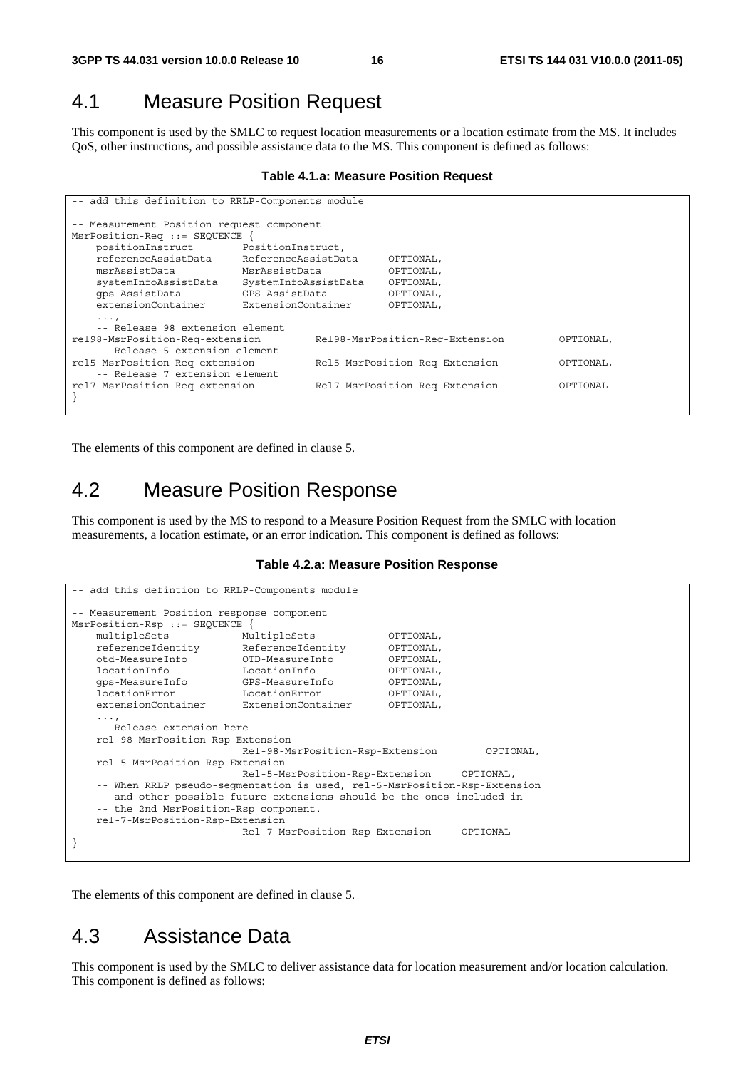## 4.1 Measure Position Request

This component is used by the SMLC to request location measurements or a location estimate from the MS. It includes QoS, other instructions, and possible assistance data to the MS. This component is defined as follows:

**Table 4.1.a: Measure Position Request**

```
-- add this definition to RRLP-Components module

-- Measurement Position request component
MsrPosition-Req ::= SEQUENCE {
    positionInstruct        PositionInstruct,
    referenceAssistData     ReferenceAssistData     OPTIONAL,
    msrAssistData           MsrAssistData           OPTIONAL,
    systemInfoAssistData    SystemInfoAssistData    OPTIONAL,
    gps-AssistData          GPS-AssistData          OPTIONAL,
    extensionContainer      ExtensionContainer      OPTIONAL,
    ...,
    -- Release 98 extension element
rel98-MsrPosition-Req-extension         Rel98-MsrPosition-Req-Extension         OPTIONAL,
    -- Release 5 extension element
rel5-MsrPosition-Req-extension          Rel5-MsrPosition-Req-Extension          OPTIONAL,
    -- Release 7 extension element
rel7-MsrPosition-Req-extension          Rel7-MsrPosition-Req-Extension          OPTIONAL
}
```

The elements of this component are defined in clause 5.

## 4.2 Measure Position Response

This component is used by the MS to respond to a Measure Position Request from the SMLC with location measurements, a location estimate, or an error indication. This component is defined as follows:

**Table 4.2.a: Measure Position Response**

```
-- add this defintion to RRLP-Components module

-- Measurement Position response component
MsrPosition-Rsp ::= SEQUENCE {
    multipleSets            MultipleSets            OPTIONAL,
    referenceIdentity       ReferenceIdentity       OPTIONAL,
    otd-MeasureInfo         OTD-MeasureInfo         OPTIONAL,
    locationInfo            LocationInfo            OPTIONAL,
    gps-MeasureInfo         GPS-MeasureInfo         OPTIONAL,
    locationError           LocationError           OPTIONAL,
    extensionContainer      ExtensionContainer      OPTIONAL,
    ...,
    -- Release extension here
    rel-98-MsrPosition-Rsp-Extension
                            Rel-98-MsrPosition-Rsp-Extension        OPTIONAL,
    rel-5-MsrPosition-Rsp-Extension
                            Rel-5-MsrPosition-Rsp-Extension     OPTIONAL,
    -- When RRLP pseudo-segmentation is used, rel-5-MsrPosition-Rsp-Extension
    -- and other possible future extensions should be the ones included in
    -- the 2nd MsrPosition-Rsp component.
    rel-7-MsrPosition-Rsp-Extension
                            Rel-7-MsrPosition-Rsp-Extension     OPTIONAL
}
```

The elements of this component are defined in clause 5.

## 4.3 Assistance Data

This component is used by the SMLC to deliver assistance data for location measurement and/or location calculation. This component is defined as follows: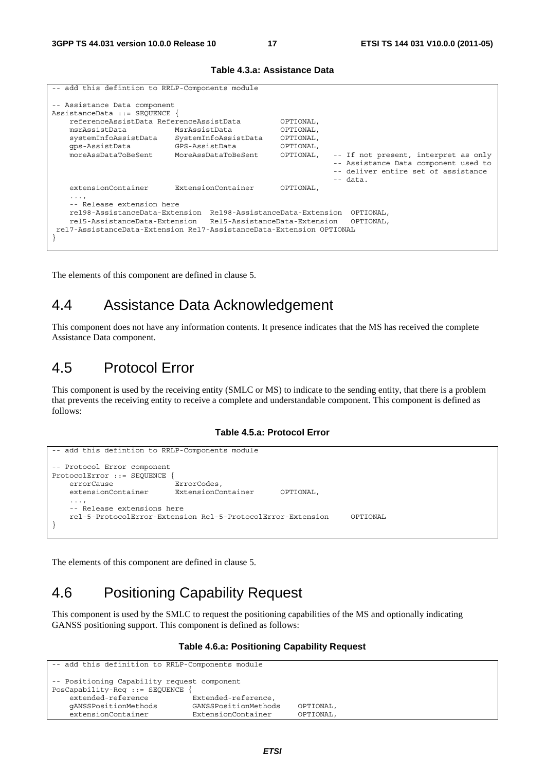**Table 4.3.a: Assistance Data**

```
-- add this defintion to RRLP-Components module

-- Assistance Data component
AssistanceData ::= SEQUENCE {
    referenceAssistData ReferenceAssistData         OPTIONAL,
    msrAssistData           MsrAssistData           OPTIONAL,
    systemInfoAssistData    SystemInfoAssistData    OPTIONAL,
    gps-AssistData          GPS-AssistData          OPTIONAL,
    moreAssDataToBeSent     MoreAssDataToBeSent     OPTIONAL,   -- If not present, interpret as only
                                                                -- Assistance Data component used to
                                                                -- deliver entire set of assistance
                                                                -- data.
    extensionContainer      ExtensionContainer      OPTIONAL,
    ...,
    -- Release extension here
    rel98-AssistanceData-Extension  Rel98-AssistanceData-Extension  OPTIONAL,
    rel5-AssistanceData-Extension   Rel5-AssistanceData-Extension   OPTIONAL,
 rel7-AssistanceData-Extension Rel7-AssistanceData-Extension OPTIONAL
}
```

The elements of this component are defined in clause 5.

# 4.4 Assistance Data Acknowledgement

This component does not have any information contents. It presence indicates that the MS has received the complete Assistance Data component.

# 4.5 Protocol Error

This component is used by the receiving entity (SMLC or MS) to indicate to the sending entity, that there is a problem that prevents the receiving entity to receive a complete and understandable component. This component is defined as follows:

**Table 4.5.a: Protocol Error**

```
-- add this defintion to RRLP-Components module

-- Protocol Error component
ProtocolError ::= SEQUENCE {
    errorCause              ErrorCodes,
    extensionContainer      ExtensionContainer      OPTIONAL,
    ...,
    -- Release extensions here
    rel-5-ProtocolError-Extension Rel-5-ProtocolError-Extension     OPTIONAL
}
```

The elements of this component are defined in clause 5.

# 4.6 Positioning Capability Request

This component is used by the SMLC to request the positioning capabilities of the MS and optionally indicating GANSS positioning support. This component is defined as follows:

**Table 4.6.a: Positioning Capability Request**

```
-- add this definition to RRLP-Components module

-- Positioning Capability request component
PosCapability-Req ::= SEQUENCE {
    extended-reference          Extended-reference,
    gANSSPositionMethods        GANSSPositionMethods    OPTIONAL,
    extensionContainer          ExtensionContainer      OPTIONAL,
```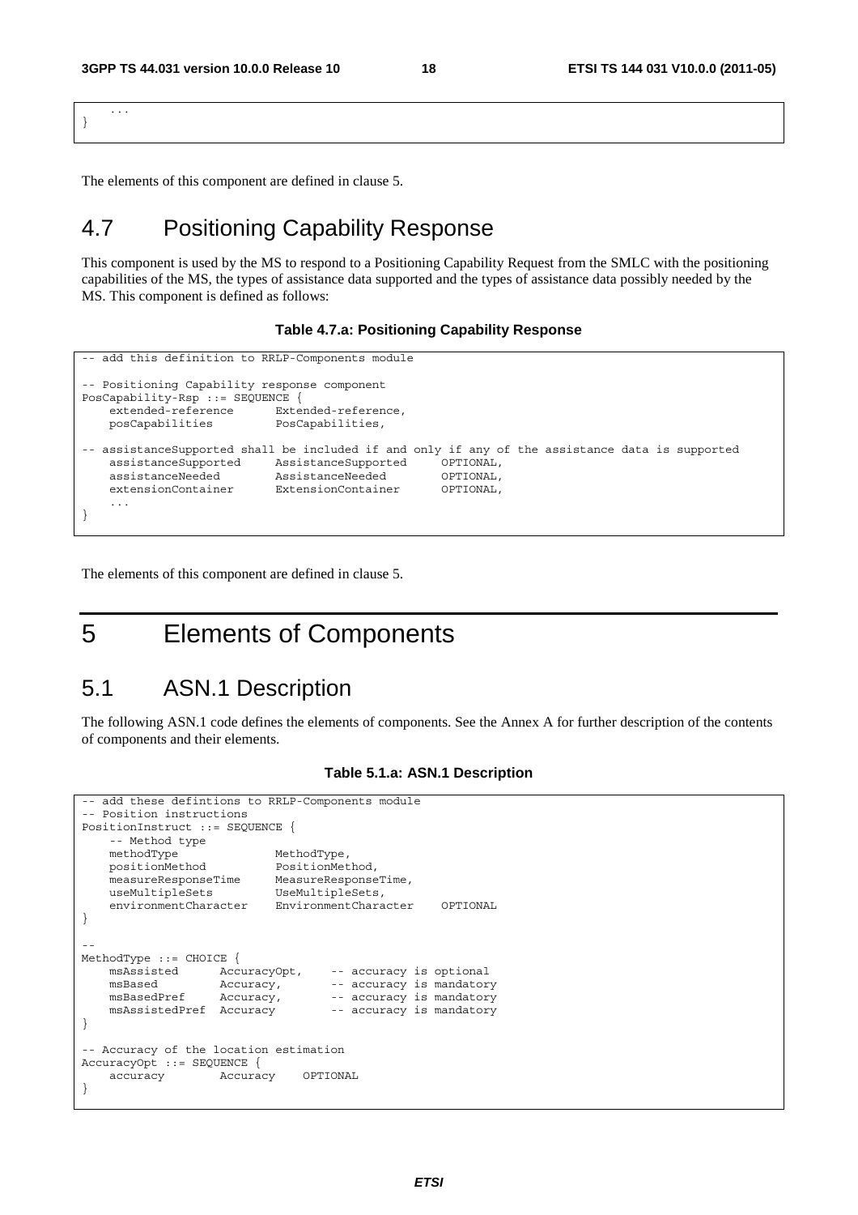```
    ...
}
```

The elements of this component are defined in clause 5.

## 4.7 Positioning Capability Response

This component is used by the MS to respond to a Positioning Capability Request from the SMLC with the positioning capabilities of the MS, the types of assistance data supported and the types of assistance data possibly needed by the MS. This component is defined as follows:

**Table 4.7.a: Positioning Capability Response**

```
-- add this definition to RRLP-Components module

-- Positioning Capability response component
PosCapability-Rsp ::= SEQUENCE {
    extended-reference      Extended-reference,
    posCapabilities         PosCapabilities,

-- assistanceSupported shall be included if and only if any of the assistance data is supported
    assistanceSupported     AssistanceSupported     OPTIONAL,
    assistanceNeeded        AssistanceNeeded        OPTIONAL,
    extensionContainer      ExtensionContainer      OPTIONAL,
    ...
}
```

The elements of this component are defined in clause 5.

# 5 Elements of Components

## 5.1 ASN.1 Description

The following ASN.1 code defines the elements of components. See the Annex A for further description of the contents of components and their elements.

**Table 5.1.a: ASN.1 Description**

```
-- add these defintions to RRLP-Components module
-- Position instructions
PositionInstruct ::= SEQUENCE {
    -- Method type
    methodType              MethodType,
    positionMethod          PositionMethod,
    measureResponseTime     MeasureResponseTime,
    useMultipleSets         UseMultipleSets,
    environmentCharacter    EnvironmentCharacter    OPTIONAL
}

--
MethodType ::= CHOICE {
    msAssisted      AccuracyOpt,    -- accuracy is optional
    msBased         Accuracy,       -- accuracy is mandatory
    msBasedPref     Accuracy,       -- accuracy is mandatory
    msAssistedPref  Accuracy        -- accuracy is mandatory
}

-- Accuracy of the location estimation
AccuracyOpt ::= SEQUENCE {
    accuracy        Accuracy    OPTIONAL
}
```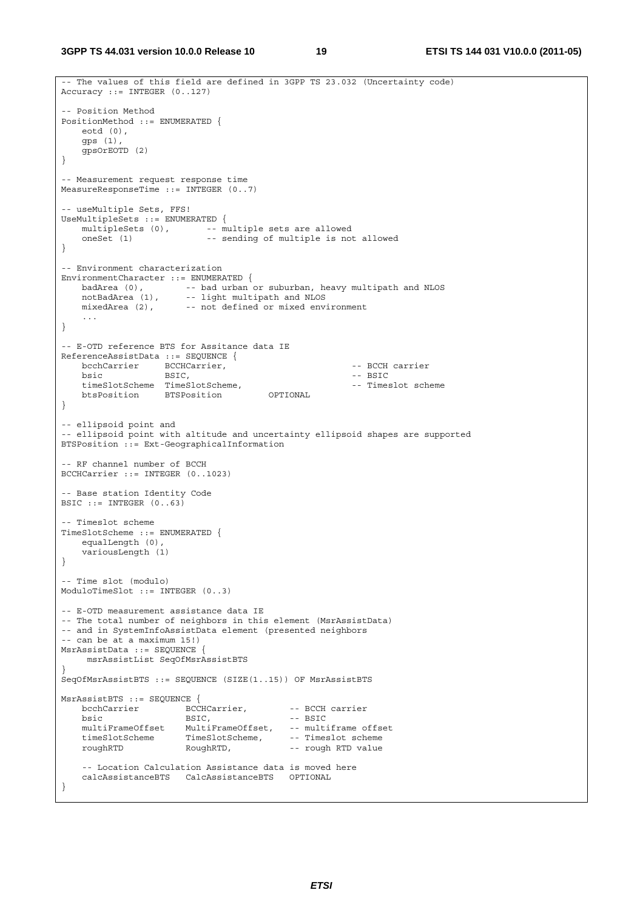```
-- The values of this field are defined in 3GPP TS 23.032 (Uncertainty code)
Accuracy ::= INTEGER (0..127)

-- Position Method
PositionMethod ::= ENUMERATED {
    eotd (0),
    gps (1),
    gpsOrEOTD (2)
}

-- Measurement request response time
MeasureResponseTime ::= INTEGER (0..7)

-- useMultiple Sets, FFS!
UseMultipleSets ::= ENUMERATED {
    multipleSets (0),        -- multiple sets are allowed
    oneSet (1)               -- sending of multiple is not allowed
}

-- Environment characterization
EnvironmentCharacter ::= ENUMERATED {
    badArea (0),        -- bad urban or suburban, heavy multipath and NLOS
    notBadArea (1),     -- light multipath and NLOS
    mixedArea (2),      -- not defined or mixed environment
    ...
}

-- E-OTD reference BTS for Assitance data IE
ReferenceAssistData ::= SEQUENCE {
    bcchCarrier     BCCHCarrier,                          -- BCCH carrier
    bsic            BSIC,                                 -- BSIC
    timeSlotScheme  TimeSlotScheme,                       -- Timeslot scheme
    btsPosition     BTSPosition        OPTIONAL
}

-- ellipsoid point and
-- ellipsoid point with altitude and uncertainty ellipsoid shapes are supported
BTSPosition ::= Ext-GeographicalInformation

-- RF channel number of BCCH
BCCHCarrier ::= INTEGER (0..1023)

-- Base station Identity Code
BSIC ::= INTEGER (0..63)

-- Timeslot scheme
TimeSlotScheme ::= ENUMERATED {
    equalLength (0),
    variousLength (1)
}

-- Time slot (modulo)
ModuloTimeSlot ::= INTEGER (0..3)

-- E-OTD measurement assistance data IE
-- The total number of neighbors in this element (MsrAssistData)
-- and in SystemInfoAssistData element (presented neighbors
-- can be at a maximum 15!)
MsrAssistData ::= SEQUENCE {
     msrAssistList SeqOfMsrAssistBTS
}
SeqOfMsrAssistBTS ::= SEQUENCE (SIZE(1..15)) OF MsrAssistBTS

MsrAssistBTS ::= SEQUENCE {
    bcchCarrier         BCCHCarrier,        -- BCCH carrier
    bsic                BSIC,               -- BSIC
    multiFrameOffset    MultiFrameOffset,   -- multiframe offset
    timeSlotScheme      TimeSlotScheme,     -- Timeslot scheme
    roughRTD            RoughRTD,           -- rough RTD value

    -- Location Calculation Assistance data is moved here
    calcAssistanceBTS   CalcAssistanceBTS   OPTIONAL
}
```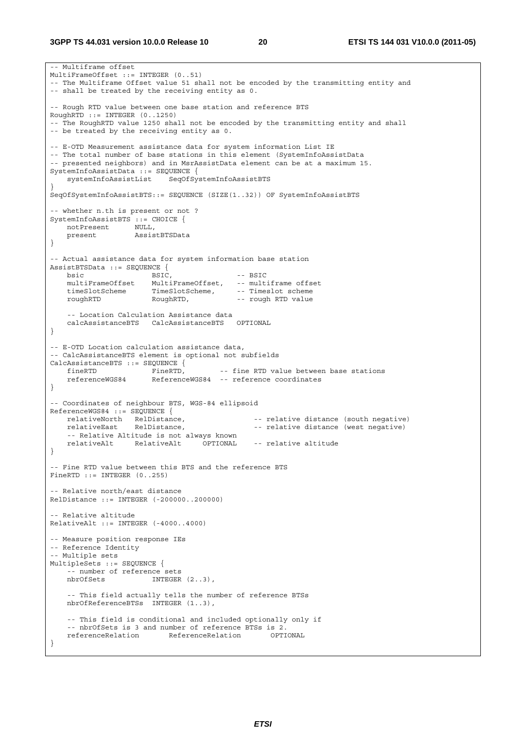```
-- Multiframe offset
MultiFrameOffset ::= INTEGER (0..51)
-- The Multiframe Offset value 51 shall not be encoded by the transmitting entity and
-- shall be treated by the receiving entity as 0.

-- Rough RTD value between one base station and reference BTS
RoughRTD ::= INTEGER (0..1250)
-- The RoughRTD value 1250 shall not be encoded by the transmitting entity and shall
-- be treated by the receiving entity as 0.

-- E-OTD Measurement assistance data for system information List IE
-- The total number of base stations in this element (SystemInfoAssistData
-- presented neighbors) and in MsrAssistData element can be at a maximum 15.
SystemInfoAssistData ::= SEQUENCE {
    systemInfoAssistList    SeqOfSystemInfoAssistBTS
}
SeqOfSystemInfoAssistBTS::= SEQUENCE (SIZE(1..32)) OF SystemInfoAssistBTS

-- whether n.th is present or not ?
SystemInfoAssistBTS ::= CHOICE {
    notPresent      NULL,
    present         AssistBTSData
}

-- Actual assistance data for system information base station
AssistBTSData ::= SEQUENCE {
    bsic                BSIC,               -- BSIC
    multiFrameOffset    MultiFrameOffset,   -- multiframe offset
    timeSlotScheme      TimeSlotScheme,     -- Timeslot scheme
    roughRTD            RoughRTD,           -- rough RTD value

    -- Location Calculation Assistance data
    calcAssistanceBTS   CalcAssistanceBTS   OPTIONAL
}

-- E-OTD Location calculation assistance data,
-- CalcAssistanceBTS element is optional not subfields
CalcAssistanceBTS ::= SEQUENCE {
    fineRTD             FineRTD,        -- fine RTD value between base stations
    referenceWGS84      ReferenceWGS84  -- reference coordinates
}

-- Coordinates of neighbour BTS, WGS-84 ellipsoid
ReferenceWGS84 ::= SEQUENCE {
    relativeNorth   RelDistance,                -- relative distance (south negative)
    relativeEast    RelDistance,                -- relative distance (west negative)
    -- Relative Altitude is not always known
    relativeAlt     RelativeAlt     OPTIONAL    -- relative altitude
}

-- Fine RTD value between this BTS and the reference BTS
FineRTD ::= INTEGER (0..255)

-- Relative north/east distance
RelDistance ::= INTEGER (-200000..200000)

-- Relative altitude
RelativeAlt ::= INTEGER (-4000..4000)

-- Measure position response IEs
-- Reference Identity
-- Multiple sets
MultipleSets ::= SEQUENCE {
    -- number of reference sets
    nbrOfSets           INTEGER (2..3),

    -- This field actually tells the number of reference BTSs
    nbrOfReferenceBTSs  INTEGER (1..3),

    -- This field is conditional and included optionally only if
    -- nbrOfSets is 3 and number of reference BTSs is 2.
    referenceRelation       ReferenceRelation       OPTIONAL
}
```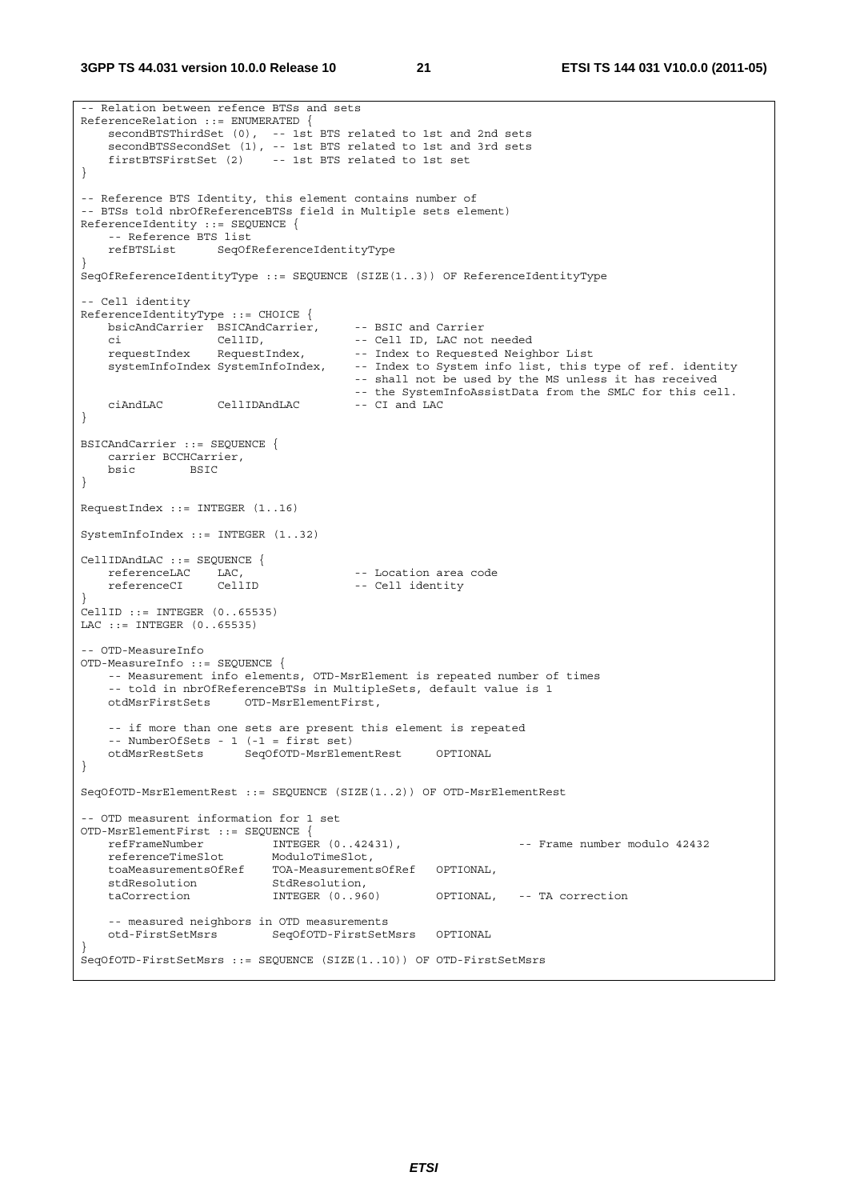```
-- Relation between refence BTSs and sets
ReferenceRelation ::= ENUMERATED {
    secondBTSThirdSet (0), -- 1st BTS related to 1st and 2nd sets
    secondBTSSecondSet (1), -- 1st BTS related to 1st and 3rd sets
    firstBTSFirstSet (2)    -- 1st BTS related to 1st set
}

-- Reference BTS Identity, this element contains number of
-- BTSs told nbrOfReferenceBTSs field in Multiple sets element)
ReferenceIdentity ::= SEQUENCE {
    -- Reference BTS list
    refBTSList      SeqOfReferenceIdentityType
}
SeqOfReferenceIdentityType ::= SEQUENCE (SIZE(1..3)) OF ReferenceIdentityType

-- Cell identity
ReferenceIdentityType ::= CHOICE {
    bsicAndCarrier  BSICAndCarrier,     -- BSIC and Carrier
    ci              CellID,             -- Cell ID, LAC not needed
    requestIndex    RequestIndex,       -- Index to Requested Neighbor List
    systemInfoIndex SystemInfoIndex,    -- Index to System info list, this type of ref. identity
                                        -- shall not be used by the MS unless it has received
                                        -- the SystemInfoAssistData from the SMLC for this cell.
    ciAndLAC        CellIDAndLAC        -- CI and LAC
}

BSICAndCarrier ::= SEQUENCE {
    carrier BCCHCarrier,
    bsic        BSIC
}

RequestIndex ::= INTEGER (1..16)

SystemInfoIndex ::= INTEGER (1..32)

CellIDAndLAC ::= SEQUENCE {
    referenceLAC    LAC,                -- Location area code
    referenceCI     CellID              -- Cell identity
}
CellID ::= INTEGER (0..65535)
LAC ::= INTEGER (0..65535)

-- OTD-MeasureInfo
OTD-MeasureInfo ::= SEQUENCE {
    -- Measurement info elements, OTD-MsrElement is repeated number of times
    -- told in nbrOfReferenceBTSs in MultipleSets, default value is 1
    otdMsrFirstSets     OTD-MsrElementFirst,

    -- if more than one sets are present this element is repeated
    -- NumberOfSets - 1 (-1 = first set)
    otdMsrRestSets      SeqOfOTD-MsrElementRest     OPTIONAL
}

SeqOfOTD-MsrElementRest ::= SEQUENCE (SIZE(1..2)) OF OTD-MsrElementRest

-- OTD measurent information for 1 set
OTD-MsrElementFirst ::= SEQUENCE {
    refFrameNumber          INTEGER (0..42431),                 -- Frame number modulo 42432
    referenceTimeSlot       ModuloTimeSlot,
    toaMeasurementsOfRef    TOA-MeasurementsOfRef   OPTIONAL,
    stdResolution           StdResolution,
    taCorrection            INTEGER (0..960)        OPTIONAL,   -- TA correction

    -- measured neighbors in OTD measurements
    otd-FirstSetMsrs        SeqOfOTD-FirstSetMsrs   OPTIONAL
}
SeqOfOTD-FirstSetMsrs ::= SEQUENCE (SIZE(1..10)) OF OTD-FirstSetMsrs
```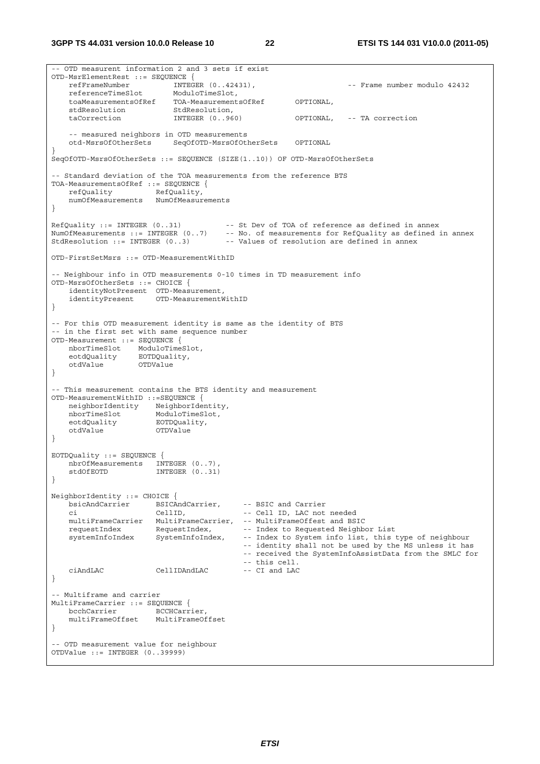```
-- OTD measurent information 2 and 3 sets if exist
OTD-MsrElementRest ::= SEQUENCE {
    refFrameNumber          INTEGER (0..42431),                 -- Frame number modulo 42432
    referenceTimeSlot       ModuloTimeSlot,
    toaMeasurementsOfRef    TOA-MeasurementsOfRef       OPTIONAL,
    stdResolution           StdResolution,
    taCorrection            INTEGER (0..960)            OPTIONAL,   -- TA correction

    -- measured neighbors in OTD measurements
    otd-MsrsOfOtherSets     SeqOfOTD-MsrsOfOtherSets    OPTIONAL
}
SeqOfOTD-MsrsOfOtherSets ::= SEQUENCE (SIZE(1..10)) OF OTD-MsrsOfOtherSets

-- Standard deviation of the TOA measurements from the reference BTS
TOA-MeasurementsOfRef ::= SEQUENCE {
    refQuality          RefQuality,
    numOfMeasurements   NumOfMeasurements
}

RefQuality ::= INTEGER (0..31)          -- St Dev of TOA of reference as defined in annex
NumOfMeasurements ::= INTEGER (0..7)    -- No. of measurements for RefQuality as defined in annex
StdResolution ::= INTEGER (0..3)        -- Values of resolution are defined in annex

OTD-FirstSetMsrs ::= OTD-MeasurementWithID

-- Neighbour info in OTD measurements 0-10 times in TD measurement info
OTD-MsrsOfOtherSets ::= CHOICE {
    identityNotPresent  OTD-Measurement,
    identityPresent     OTD-MeasurementWithID
}

-- For this OTD measurement identity is same as the identity of BTS
-- in the first set with same sequence number
OTD-Measurement ::= SEQUENCE {
    nborTimeSlot    ModuloTimeSlot,
    eotdQuality     EOTDQuality,
    otdValue        OTDValue
}

-- This measurement contains the BTS identity and measurement
OTD-MeasurementWithID ::=SEQUENCE {
    neighborIdentity    NeighborIdentity,
    nborTimeSlot        ModuloTimeSlot,
    eotdQuality         EOTDQuality,
    otdValue            OTDValue
}

EOTDQuality ::= SEQUENCE {
    nbrOfMeasurements   INTEGER (0..7),
    stdOfEOTD           INTEGER (0..31)
}

NeighborIdentity ::= CHOICE {
    bsicAndCarrier      BSICAndCarrier,     -- BSIC and Carrier
    ci                  CellID,             -- Cell ID, LAC not needed
    multiFrameCarrier   MultiFrameCarrier,  -- MultiFrameOffest and BSIC
    requestIndex        RequestIndex,       -- Index to Requested Neighbor List
    systemInfoIndex     SystemInfoIndex,    -- Index to System info list, this type of neighbour
                                            -- identity shall not be used by the MS unless it has
                                            -- received the SystemInfoAssistData from the SMLC for
                                            -- this cell.
    ciAndLAC            CellIDAndLAC        -- CI and LAC
}

-- Multiframe and carrier
MultiFrameCarrier ::= SEQUENCE {
    bcchCarrier         BCCHCarrier,
    multiFrameOffset    MultiFrameOffset
}

-- OTD measurement value for neighbour
OTDValue ::= INTEGER (0..39999)
```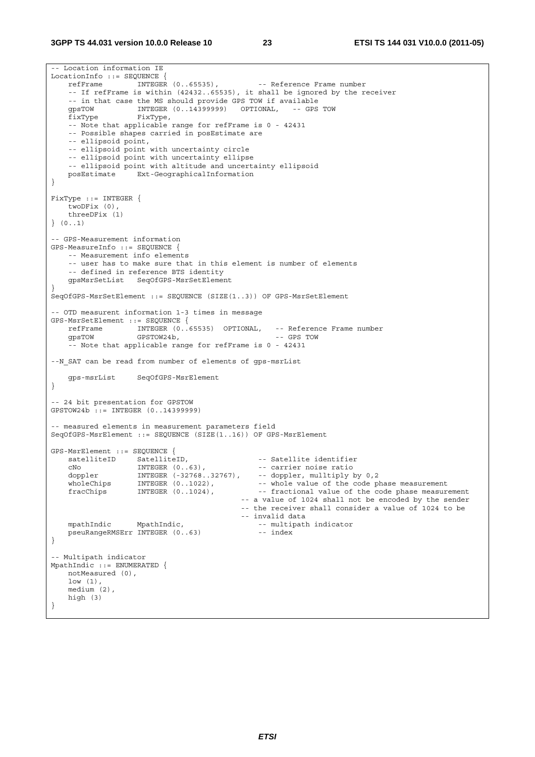```
-- Location information IE
LocationInfo ::= SEQUENCE {
    refFrame        INTEGER (0..65535),         -- Reference Frame number
    -- If refFrame is within (42432..65535), it shall be ignored by the receiver
    -- in that case the MS should provide GPS TOW if available
    gpsTOW          INTEGER (0..14399999)   OPTIONAL,   -- GPS TOW
    fixType         FixType,
    -- Note that applicable range for refFrame is 0 - 42431
    -- Possible shapes carried in posEstimate are
    -- ellipsoid point,
    -- ellipsoid point with uncertainty circle
    -- ellipsoid point with uncertainty ellipse
    -- ellipsoid point with altitude and uncertainty ellipsoid
    posEstimate     Ext-GeographicalInformation
}

FixType ::= INTEGER {
    twoDFix (0),
    threeDFix (1)
} (0..1)

-- GPS-Measurement information
GPS-MeasureInfo ::= SEQUENCE {
    -- Measurement info elements
    -- user has to make sure that in this element is number of elements
    -- defined in reference BTS identity
    gpsMsrSetList   SeqOfGPS-MsrSetElement
}
SeqOfGPS-MsrSetElement ::= SEQUENCE (SIZE(1..3)) OF GPS-MsrSetElement

-- OTD measurent information 1-3 times in message
GPS-MsrSetElement ::= SEQUENCE {
    refFrame        INTEGER (0..65535)  OPTIONAL,   -- Reference Frame number
    gpsTOW          GPSTOW24b,                      -- GPS TOW
    -- Note that applicable range for refFrame is 0 - 42431

--N_SAT can be read from number of elements of gps-msrList

    gps-msrList     SeqOfGPS-MsrElement
}

-- 24 bit presentation for GPSTOW
GPSTOW24b ::= INTEGER (0..14399999)

-- measured elements in measurement parameters field
SeqOfGPS-MsrElement ::= SEQUENCE (SIZE(1..16)) OF GPS-MsrElement

GPS-MsrElement ::= SEQUENCE {
    satelliteID     SatelliteID,                -- Satellite identifier
    cNo             INTEGER (0..63),            -- carrier noise ratio
    doppler         INTEGER (-32768..32767),    -- doppler, mulltiply by 0,2
    wholeChips      INTEGER (0..1022),          -- whole value of the code phase measurement
    fracChips       INTEGER (0..1024),          -- fractional value of the code phase measurement
                                        -- a value of 1024 shall not be encoded by the sender
                                        -- the receiver shall consider a value of 1024 to be
                                        -- invalid data
    mpathIndic      MpathIndic,                 -- multipath indicator
    pseuRangeRMSErr INTEGER (0..63)             -- index
}

-- Multipath indicator
MpathIndic ::= ENUMERATED {
    notMeasured (0),
    low (1),
    medium (2),
    high (3)
}
```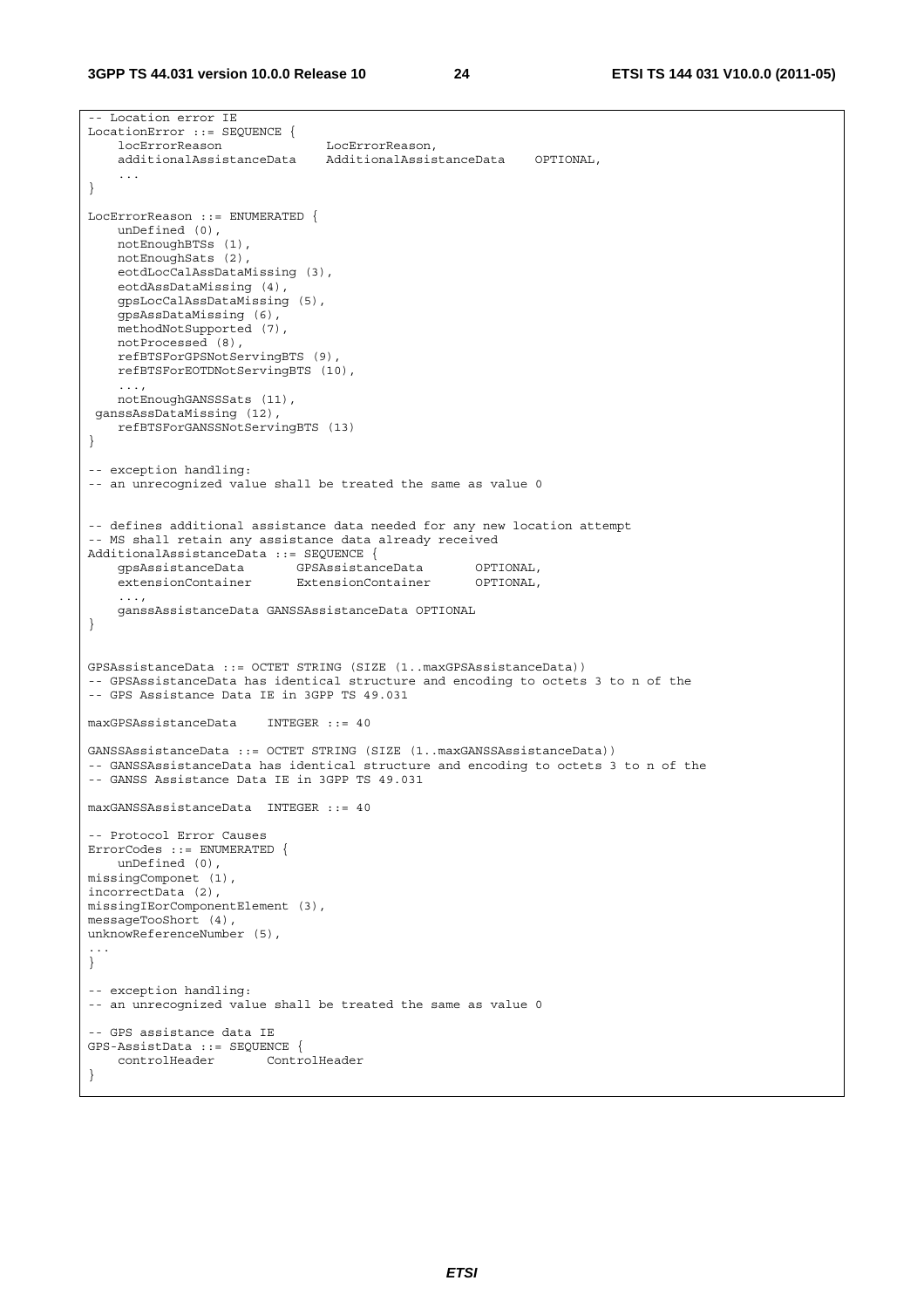```
-- Location error IE
LocationError ::= SEQUENCE {
    locErrorReason              LocErrorReason,
    additionalAssistanceData    AdditionalAssistanceData    OPTIONAL,
    ...
}

LocErrorReason ::= ENUMERATED {
    unDefined (0),
    notEnoughBTSs (1),
    notEnoughSats (2),
    eotdLocCalAssDataMissing (3),
    eotdAssDataMissing (4),
    gpsLocCalAssDataMissing (5),
    gpsAssDataMissing (6),
    methodNotSupported (7),
    notProcessed (8),
    refBTSForGPSNotServingBTS (9),
    refBTSForEOTDNotServingBTS (10),
    ...,
    notEnoughGANSSSats (11),
 ganssAssDataMissing (12),
    refBTSForGANSSNotServingBTS (13)
}

-- exception handling:
-- an unrecognized value shall be treated the same as value 0


-- defines additional assistance data needed for any new location attempt
-- MS shall retain any assistance data already received
AdditionalAssistanceData ::= SEQUENCE {
    gpsAssistanceData       GPSAssistanceData       OPTIONAL,
    extensionContainer      ExtensionContainer      OPTIONAL,
    ...,
    ganssAssistanceData GANSSAssistanceData OPTIONAL
}


GPSAssistanceData ::= OCTET STRING (SIZE (1..maxGPSAssistanceData))
-- GPSAssistanceData has identical structure and encoding to octets 3 to n of the
-- GPS Assistance Data IE in 3GPP TS 49.031

maxGPSAssistanceData    INTEGER ::= 40

GANSSAssistanceData ::= OCTET STRING (SIZE (1..maxGANSSAssistanceData))
-- GANSSAssistanceData has identical structure and encoding to octets 3 to n of the
-- GANSS Assistance Data IE in 3GPP TS 49.031

maxGANSSAssistanceData  INTEGER ::= 40

-- Protocol Error Causes
ErrorCodes ::= ENUMERATED {
    unDefined (0),
missingComponet (1),
incorrectData (2),
missingIEorComponentElement (3),
messageTooShort (4),
unknowReferenceNumber (5),
...
}

-- exception handling:
-- an unrecognized value shall be treated the same as value 0

-- GPS assistance data IE
GPS-AssistData ::= SEQUENCE {
    controlHeader       ControlHeader
}
```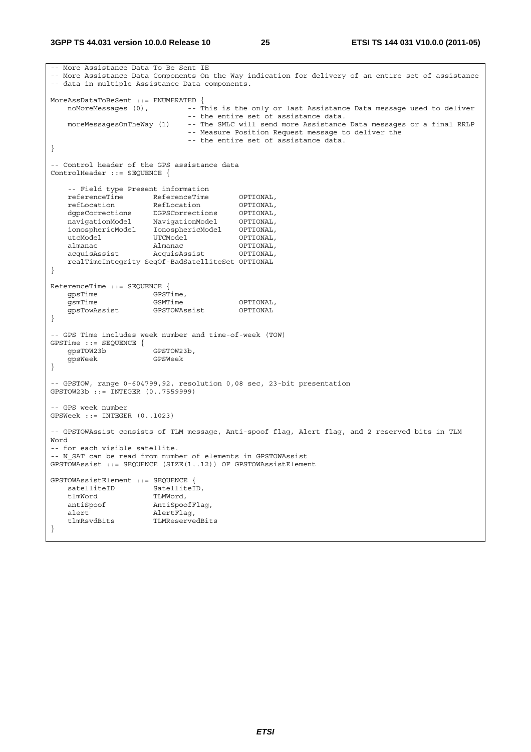```
-- More Assistance Data To Be Sent IE
-- More Assistance Data Components On the Way indication for delivery of an entire set of assistance
-- data in multiple Assistance Data components.

MoreAssDataToBeSent ::= ENUMERATED {
    noMoreMessages (0),         -- This is the only or last Assistance Data message used to deliver
                                -- the entire set of assistance data.
    moreMessagesOnTheWay (1)    -- The SMLC will send more Assistance Data messages or a final RRLP
                                -- Measure Position Request message to deliver the
                                -- the entire set of assistance data.
}

-- Control header of the GPS assistance data
ControlHeader ::= SEQUENCE {

    -- Field type Present information
    referenceTime       ReferenceTime       OPTIONAL,
    refLocation         RefLocation         OPTIONAL,
    dgpsCorrections     DGPSCorrections     OPTIONAL,
    navigationModel     NavigationModel     OPTIONAL,
    ionosphericModel    IonosphericModel    OPTIONAL,
    utcModel            UTCModel            OPTIONAL,
    almanac             Almanac             OPTIONAL,
    acquisAssist        AcquisAssist        OPTIONAL,
    realTimeIntegrity SeqOf-BadSatelliteSet OPTIONAL
}

ReferenceTime ::= SEQUENCE {
    gpsTime             GPSTime,
    gsmTime             GSMTime             OPTIONAL,
    gpsTowAssist        GPSTOWAssist        OPTIONAL
}

-- GPS Time includes week number and time-of-week (TOW)
GPSTime ::= SEQUENCE {
    gpsTOW23b           GPSTOW23b,
    gpsWeek             GPSWeek
}

-- GPSTOW, range 0-604799,92, resolution 0,08 sec, 23-bit presentation
GPSTOW23b ::= INTEGER (0..7559999)

-- GPS week number
GPSWeek ::= INTEGER (0..1023)

-- GPSTOWAssist consists of TLM message, Anti-spoof flag, Alert flag, and 2 reserved bits in TLM
Word
-- for each visible satellite.
-- N_SAT can be read from number of elements in GPSTOWAssist
GPSTOWAssist ::= SEQUENCE (SIZE(1..12)) OF GPSTOWAssistElement

GPSTOWAssistElement ::= SEQUENCE {
    satelliteID         SatelliteID,
    tlmWord             TLMWord,
    antiSpoof           AntiSpoofFlag,
    alert               AlertFlag,
    tlmRsvdBits         TLMReservedBits
}
```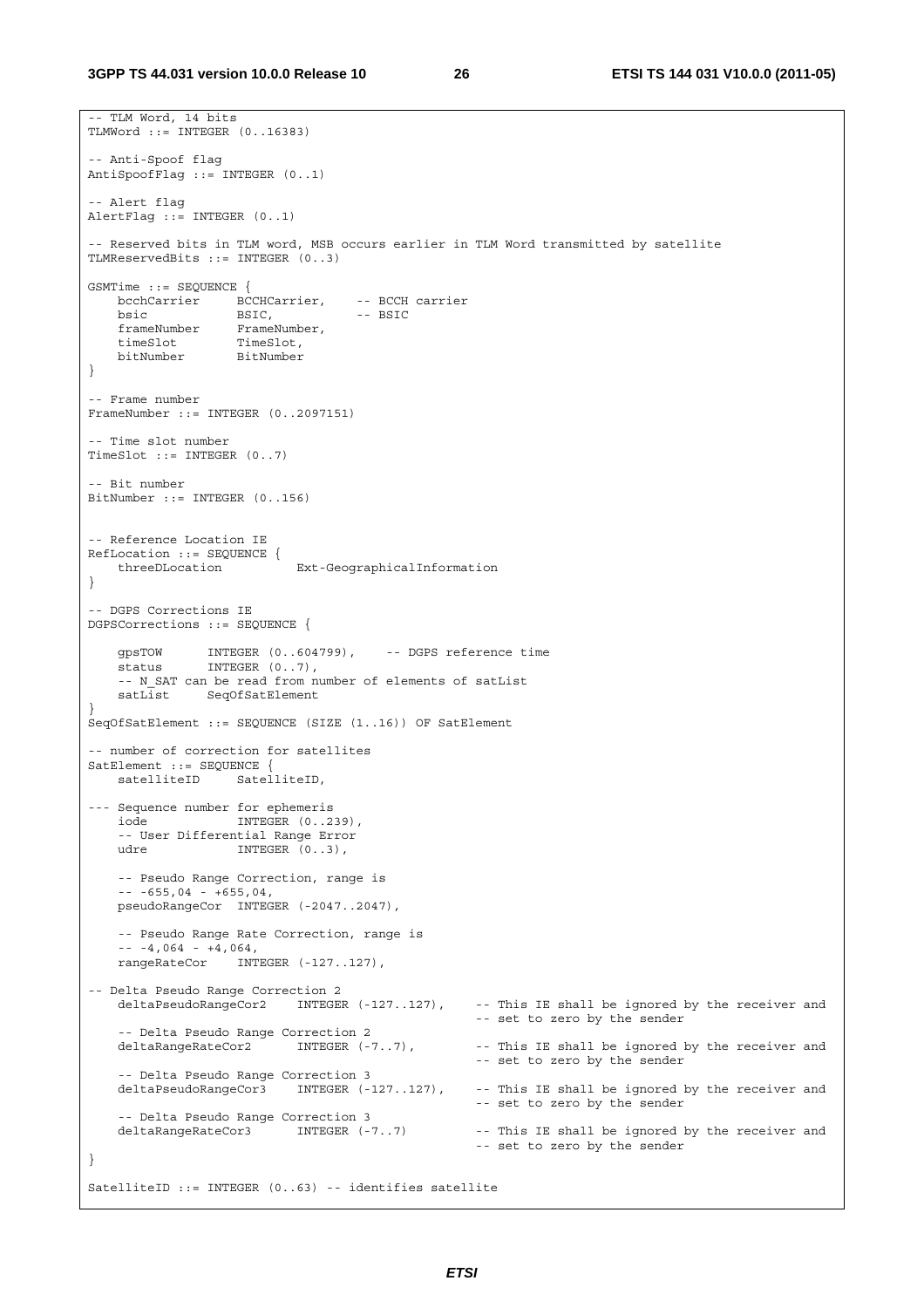```
-- TLM Word, 14 bits
TLMWord ::= INTEGER (0..16383)

-- Anti-Spoof flag
AntiSpoofFlag ::= INTEGER (0..1)

-- Alert flag
AlertFlag ::= INTEGER (0..1)

-- Reserved bits in TLM word, MSB occurs earlier in TLM Word transmitted by satellite
TLMReservedBits ::= INTEGER (0..3)

GSMTime ::= SEQUENCE {
    bcchCarrier     BCCHCarrier,    -- BCCH carrier
    bsic            BSIC,           -- BSIC
    frameNumber     FrameNumber,
    timeSlot        TimeSlot,
    bitNumber       BitNumber
}

-- Frame number
FrameNumber ::= INTEGER (0..2097151)

-- Time slot number
TimeSlot ::= INTEGER (0..7)

-- Bit number
BitNumber ::= INTEGER (0..156)


-- Reference Location IE
RefLocation ::= SEQUENCE {
    threeDLocation          Ext-GeographicalInformation
}

-- DGPS Corrections IE
DGPSCorrections ::= SEQUENCE {

    gpsTOW      INTEGER (0..604799),    -- DGPS reference time
    status      INTEGER (0..7),
    -- N_SAT can be read from number of elements of satList
    satList     SeqOfSatElement
}
SeqOfSatElement ::= SEQUENCE (SIZE (1..16)) OF SatElement

-- number of correction for satellites
SatElement ::= SEQUENCE {
    satelliteID     SatelliteID,

--- Sequence number for ephemeris
    iode            INTEGER (0..239),
    -- User Differential Range Error
    udre            INTEGER (0..3),

    -- Pseudo Range Correction, range is
    -- -655,04 - +655,04,
    pseudoRangeCor  INTEGER (-2047..2047),

    -- Pseudo Range Rate Correction, range is
    -- -4,064 - +4,064,
    rangeRateCor    INTEGER (-127..127),

-- Delta Pseudo Range Correction 2
    deltaPseudoRangeCor2    INTEGER (-127..127),    -- This IE shall be ignored by the receiver and
                                                    -- set to zero by the sender
    -- Delta Pseudo Range Correction 2
    deltaRangeRateCor2      INTEGER (-7..7),        -- This IE shall be ignored by the receiver and
                                                    -- set to zero by the sender
    -- Delta Pseudo Range Correction 3
    deltaPseudoRangeCor3    INTEGER (-127..127),    -- This IE shall be ignored by the receiver and
                                                    -- set to zero by the sender
    -- Delta Pseudo Range Correction 3
    deltaRangeRateCor3      INTEGER (-7..7)         -- This IE shall be ignored by the receiver and
                                                    -- set to zero by the sender
}

SatelliteID ::= INTEGER (0..63) -- identifies satellite
```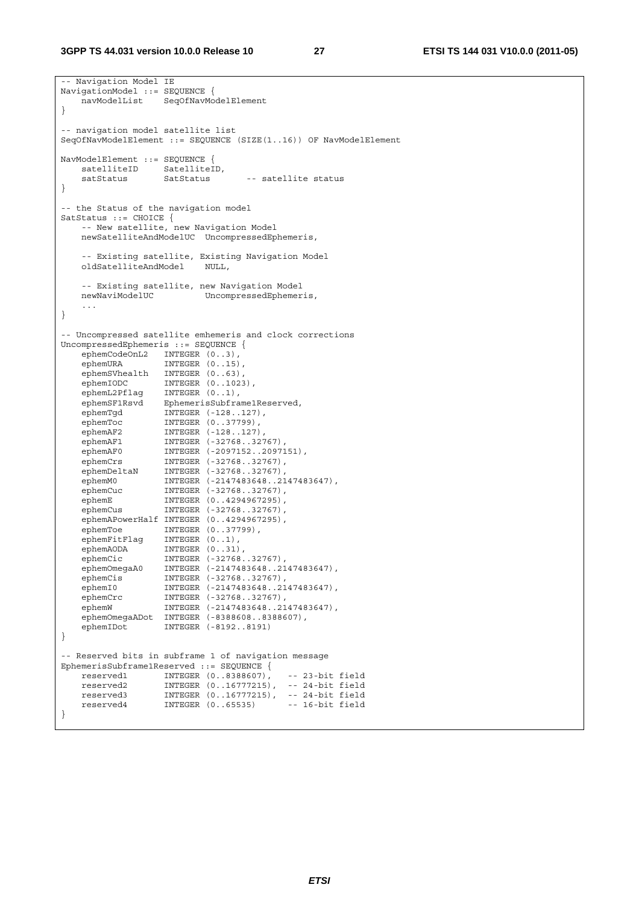```
-- Navigation Model IE
NavigationModel ::= SEQUENCE {
    navModelList    SeqOfNavModelElement
}

-- navigation model satellite list
SeqOfNavModelElement ::= SEQUENCE (SIZE(1..16)) OF NavModelElement

NavModelElement ::= SEQUENCE {
    satelliteID     SatelliteID,
    satStatus       SatStatus       -- satellite status
}

-- the Status of the navigation model
SatStatus ::= CHOICE {
    -- New satellite, new Navigation Model
    newSatelliteAndModelUC  UncompressedEphemeris,

    -- Existing satellite, Existing Navigation Model
    oldSatelliteAndModel    NULL,

    -- Existing satellite, new Navigation Model
    newNaviModelUC          UncompressedEphemeris,
    ...
}

-- Uncompressed satellite emhemeris and clock corrections
UncompressedEphemeris ::= SEQUENCE {
    ephemCodeOnL2   INTEGER (0..3),
    ephemURA        INTEGER (0..15),
    ephemSVhealth   INTEGER (0..63),
    ephemIODC       INTEGER (0..1023),
    ephemL2Pflag    INTEGER (0..1),
    ephemSF1Rsvd    EphemerisSubframe1Reserved,
    ephemTgd        INTEGER (-128..127),
    ephemToc        INTEGER (0..37799),
    ephemAF2        INTEGER (-128..127),
    ephemAF1        INTEGER (-32768..32767),
    ephemAF0        INTEGER (-2097152..2097151),
    ephemCrs        INTEGER (-32768..32767),
    ephemDeltaN     INTEGER (-32768..32767),
    ephemM0         INTEGER (-2147483648..2147483647),
    ephemCuc        INTEGER (-32768..32767),
    ephemE          INTEGER (0..4294967295),
    ephemCus        INTEGER (-32768..32767),
    ephemAPowerHalf INTEGER (0..4294967295),
    ephemToe        INTEGER (0..37799),
    ephemFitFlag    INTEGER (0..1),
    ephemAODA       INTEGER (0..31),
    ephemCic        INTEGER (-32768..32767),
    ephemOmegaA0    INTEGER (-2147483648..2147483647),
    ephemCis        INTEGER (-32768..32767),
    ephemI0         INTEGER (-2147483648..2147483647),
    ephemCrc        INTEGER (-32768..32767),
    ephemW          INTEGER (-2147483648..2147483647),
    ephemOmegaADot  INTEGER (-8388608..8388607),
    ephemIDot       INTEGER (-8192..8191)
}

-- Reserved bits in subframe 1 of navigation message
EphemerisSubframe1Reserved ::= SEQUENCE {
    reserved1       INTEGER (0..8388607),   -- 23-bit field
    reserved2       INTEGER (0..16777215),  -- 24-bit field
    reserved3       INTEGER (0..16777215),  -- 24-bit field
    reserved4       INTEGER (0..65535)      -- 16-bit field
}
```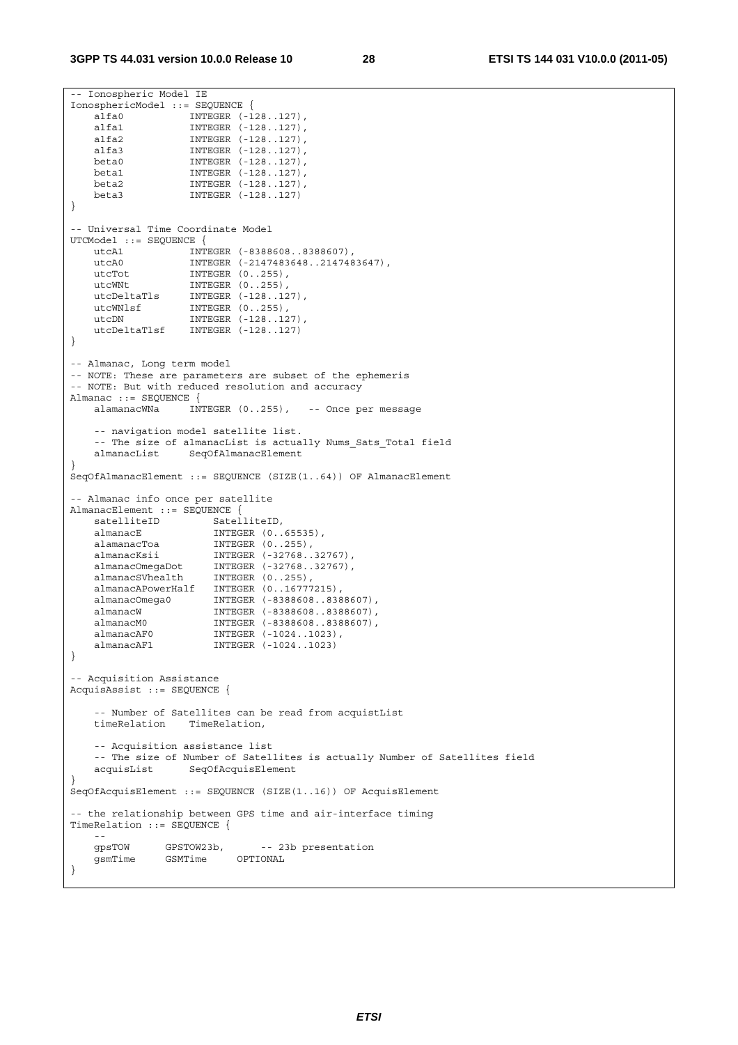```
-- Ionospheric Model IE
IonosphericModel ::= SEQUENCE {
    alfa0           INTEGER (-128..127),
    alfa1           INTEGER (-128..127),
    alfa2           INTEGER (-128..127),
    alfa3           INTEGER (-128..127),
    beta0           INTEGER (-128..127),
    beta1           INTEGER (-128..127),
    beta2           INTEGER (-128..127),
    beta3           INTEGER (-128..127)
}

-- Universal Time Coordinate Model
UTCModel ::= SEQUENCE {
    utcA1           INTEGER (-8388608..8388607),
    utcA0           INTEGER (-2147483648..2147483647),
    utcTot          INTEGER (0..255),
    utcWNt          INTEGER (0..255),
    utcDeltaTls     INTEGER (-128..127),
    utcWNlsf        INTEGER (0..255),
    utcDN           INTEGER (-128..127),
    utcDeltaTlsf    INTEGER (-128..127)
}

-- Almanac, Long term model
-- NOTE: These are parameters are subset of the ephemeris
-- NOTE: But with reduced resolution and accuracy
Almanac ::= SEQUENCE {
    alamanacWNa     INTEGER (0..255),   -- Once per message

    -- navigation model satellite list.
    -- The size of almanacList is actually Nums_Sats_Total field
    almanacList     SeqOfAlmanacElement
}
SeqOfAlmanacElement ::= SEQUENCE (SIZE(1..64)) OF AlmanacElement

-- Almanac info once per satellite
AlmanacElement ::= SEQUENCE {
    satelliteID         SatelliteID,
    almanacE            INTEGER (0..65535),
    alamanacToa         INTEGER (0..255),
    almanacKsii         INTEGER (-32768..32767),
    almanacOmegaDot     INTEGER (-32768..32767),
    almanacSVhealth     INTEGER (0..255),
    almanacAPowerHalf   INTEGER (0..16777215),
    almanacOmega0       INTEGER (-8388608..8388607),
    almanacW            INTEGER (-8388608..8388607),
    almanacM0           INTEGER (-8388608..8388607),
    almanacAF0          INTEGER (-1024..1023),
    almanacAF1          INTEGER (-1024..1023)
}

-- Acquisition Assistance
AcquisAssist ::= SEQUENCE {

    -- Number of Satellites can be read from acquistList
    timeRelation    TimeRelation,

    -- Acquisition assistance list
    -- The size of Number of Satellites is actually Number of Satellites field
    acquisList      SeqOfAcquisElement
}
SeqOfAcquisElement ::= SEQUENCE (SIZE(1..16)) OF AcquisElement

-- the relationship between GPS time and air-interface timing
TimeRelation ::= SEQUENCE {
    --
    gpsTOW      GPSTOW23b,      -- 23b presentation
    gsmTime     GSMTime     OPTIONAL
}
```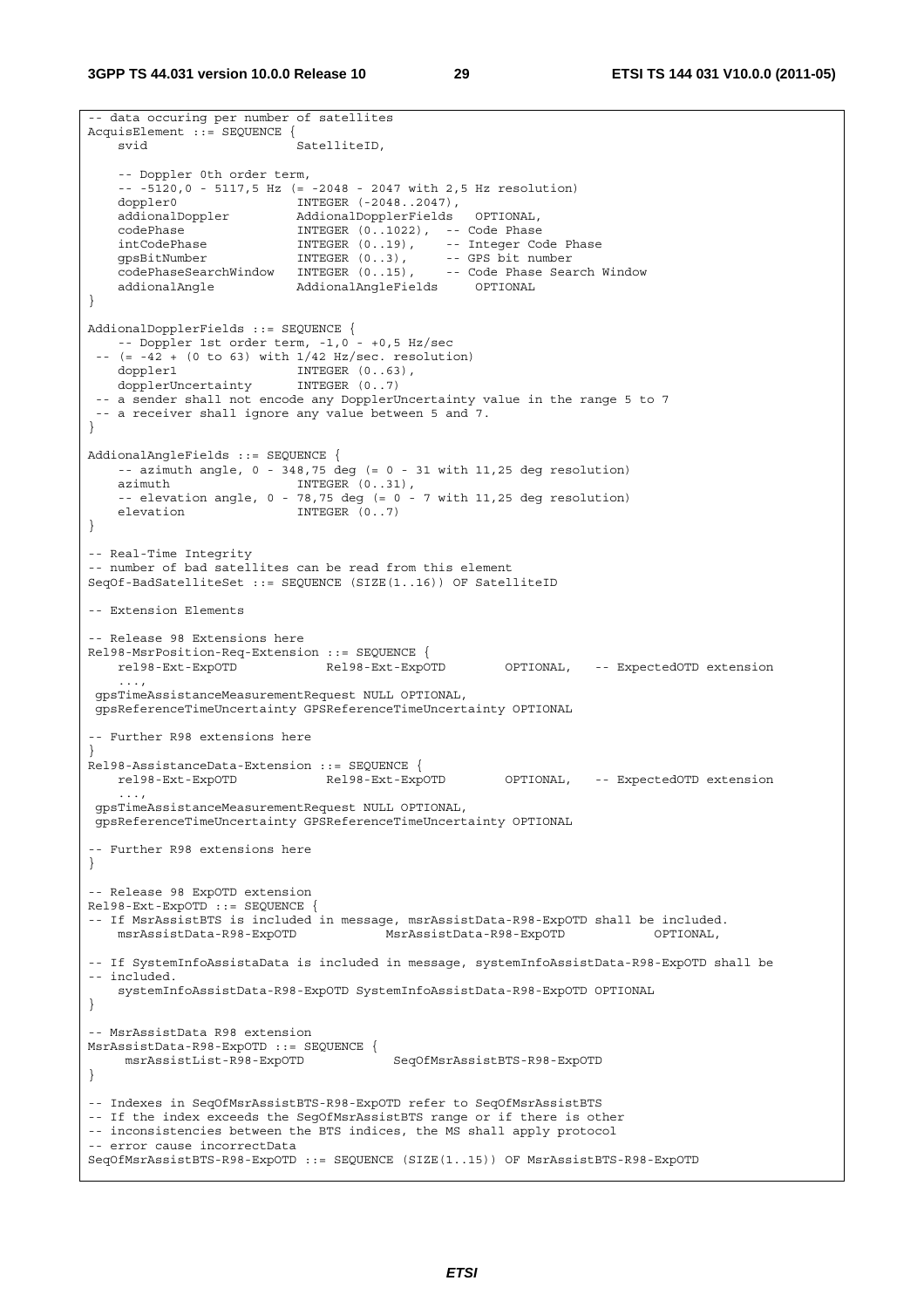```
-- data occuring per number of satellites
AcquisElement ::= SEQUENCE {
    svid                    SatelliteID,

    -- Doppler 0th order term,
    -- -5120,0 - 5117,5 Hz (= -2048 - 2047 with 2,5 Hz resolution)
    doppler0                INTEGER (-2048..2047),
    addionalDoppler         AddionalDopplerFields   OPTIONAL,
    codePhase               INTEGER (0..1022),  -- Code Phase
    intCodePhase            INTEGER (0..19),    -- Integer Code Phase
    gpsBitNumber            INTEGER (0..3),     -- GPS bit number
    codePhaseSearchWindow   INTEGER (0..15),    -- Code Phase Search Window
    addionalAngle           AddionalAngleFields     OPTIONAL
}

AddionalDopplerFields ::= SEQUENCE {
    -- Doppler 1st order term, -1,0 - +0,5 Hz/sec
 -- (= -42 + (0 to 63) with 1/42 Hz/sec. resolution)
    doppler1                INTEGER (0..63),
    dopplerUncertainty      INTEGER (0..7)
 -- a sender shall not encode any DopplerUncertainty value in the range 5 to 7
 -- a receiver shall ignore any value between 5 and 7.
}

AddionalAngleFields ::= SEQUENCE {
    -- azimuth angle, 0 - 348,75 deg (= 0 - 31 with 11,25 deg resolution)
    azimuth                 INTEGER (0..31),
    -- elevation angle, 0 - 78,75 deg (= 0 - 7 with 11,25 deg resolution)
    elevation               INTEGER (0..7)
}

-- Real-Time Integrity
-- number of bad satellites can be read from this element
SeqOf-BadSatelliteSet ::= SEQUENCE (SIZE(1..16)) OF SatelliteID

-- Extension Elements

-- Release 98 Extensions here
Rel98-MsrPosition-Req-Extension ::= SEQUENCE {
    rel98-Ext-ExpOTD            Rel98-Ext-ExpOTD        OPTIONAL,   -- ExpectedOTD extension
    ...,
 gpsTimeAssistanceMeasurementRequest NULL OPTIONAL,
 gpsReferenceTimeUncertainty GPSReferenceTimeUncertainty OPTIONAL

-- Further R98 extensions here
}
Rel98-AssistanceData-Extension ::= SEQUENCE {
    rel98-Ext-ExpOTD            Rel98-Ext-ExpOTD        OPTIONAL,   -- ExpectedOTD extension
    ...,
 gpsTimeAssistanceMeasurementRequest NULL OPTIONAL,
 gpsReferenceTimeUncertainty GPSReferenceTimeUncertainty OPTIONAL

-- Further R98 extensions here
}

-- Release 98 ExpOTD extension
Rel98-Ext-ExpOTD ::= SEQUENCE {
-- If MsrAssistBTS is included in message, msrAssistData-R98-ExpOTD shall be included.
    msrAssistData-R98-ExpOTD            MsrAssistData-R98-ExpOTD            OPTIONAL,

-- If SystemInfoAssistaData is included in message, systemInfoAssistData-R98-ExpOTD shall be
-- included.
    systemInfoAssistData-R98-ExpOTD SystemInfoAssistData-R98-ExpOTD OPTIONAL
}

-- MsrAssistData R98 extension
MsrAssistData-R98-ExpOTD ::= SEQUENCE {
     msrAssistList-R98-ExpOTD            SeqOfMsrAssistBTS-R98-ExpOTD
}

-- Indexes in SeqOfMsrAssistBTS-R98-ExpOTD refer to SeqOfMsrAssistBTS
-- If the index exceeds the SegOfMsrAssistBTS range or if there is other
-- inconsistencies between the BTS indices, the MS shall apply protocol
-- error cause incorrectData
SeqOfMsrAssistBTS-R98-ExpOTD ::= SEQUENCE (SIZE(1..15)) OF MsrAssistBTS-R98-ExpOTD
```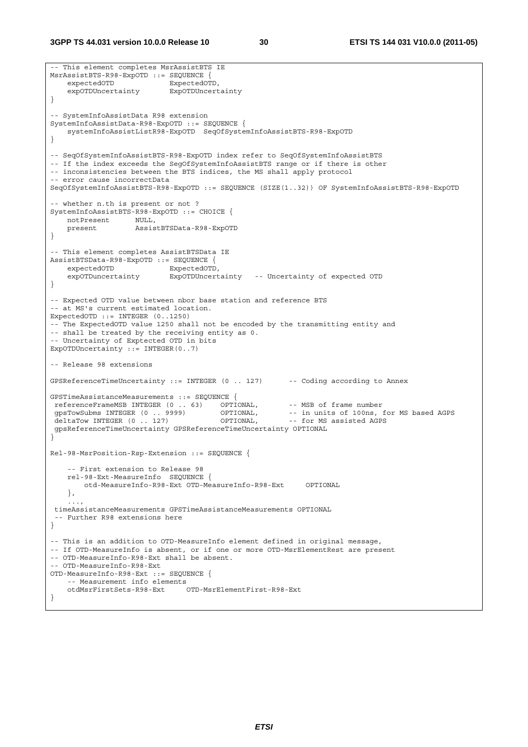```
-- This element completes MsrAssistBTS IE
MsrAssistBTS-R98-ExpOTD ::= SEQUENCE {
    expectedOTD             ExpectedOTD,
    expOTDUncertainty       ExpOTDUncertainty
}

-- SystemInfoAssistData R98 extension
SystemInfoAssistData-R98-ExpOTD ::= SEQUENCE {
    systemInfoAssistListR98-ExpOTD  SeqOfSystemInfoAssistBTS-R98-ExpOTD
}

-- SeqOfSystemInfoAssistBTS-R98-ExpOTD index refer to SeqOfSystemInfoAssistBTS
-- If the index exceeds the SegOfSystemInfoAssistBTS range or if there is other
-- inconsistencies between the BTS indices, the MS shall apply protocol
-- error cause incorrectData
SeqOfSystemInfoAssistBTS-R98-ExpOTD ::= SEQUENCE (SIZE(1..32)) OF SystemInfoAssistBTS-R98-ExpOTD

-- whether n.th is present or not ?
SystemInfoAssistBTS-R98-ExpOTD ::= CHOICE {
    notPresent      NULL,
    present         AssistBTSData-R98-ExpOTD
}

-- This element completes AssistBTSData IE
AssistBTSData-R98-ExpOTD ::= SEQUENCE {
    expectedOTD             ExpectedOTD,
    expOTDuncertainty       ExpOTDUncertainty   -- Uncertainty of expected OTD
}

-- Expected OTD value between nbor base station and reference BTS
-- at MS's current estimated location.
ExpectedOTD ::= INTEGER (0..1250)
-- The ExpectedOTD value 1250 shall not be encoded by the transmitting entity and
-- shall be treated by the receiving entity as 0.
-- Uncertainty of Exptected OTD in bits
ExpOTDUncertainty ::= INTEGER(0..7)

-- Release 98 extensions

GPSReferenceTimeUncertainty ::= INTEGER (0 .. 127)      -- Coding according to Annex

GPSTimeAssistanceMeasurements ::= SEQUENCE {
 referenceFrameMSB INTEGER (0 .. 63)    OPTIONAL,       -- MSB of frame number
 gpsTowSubms INTEGER (0 .. 9999)        OPTIONAL,       -- in units of 100ns, for MS based AGPS
 deltaTow INTEGER (0 .. 127)            OPTIONAL,       -- for MS assisted AGPS
 gpsReferenceTimeUncertainty GPSReferenceTimeUncertainty OPTIONAL
}

Rel-98-MsrPosition-Rsp-Extension ::= SEQUENCE {

    -- First extension to Release 98
    rel-98-Ext-MeasureInfo  SEQUENCE {
        otd-MeasureInfo-R98-Ext OTD-MeasureInfo-R98-Ext     OPTIONAL
    },
    ...,
 timeAssistanceMeasurements GPSTimeAssistanceMeasurements OPTIONAL
 -- Further R98 extensions here
}

-- This is an addition to OTD-MeasureInfo element defined in original message,
-- If OTD-MeasureInfo is absent, or if one or more OTD-MsrElementRest are present
-- OTD-MeasureInfo-R98-Ext shall be absent.
-- OTD-MeasureInfo-R98-Ext
OTD-MeasureInfo-R98-Ext ::= SEQUENCE {
    -- Measurement info elements
    otdMsrFirstSets-R98-Ext     OTD-MsrElementFirst-R98-Ext
}
```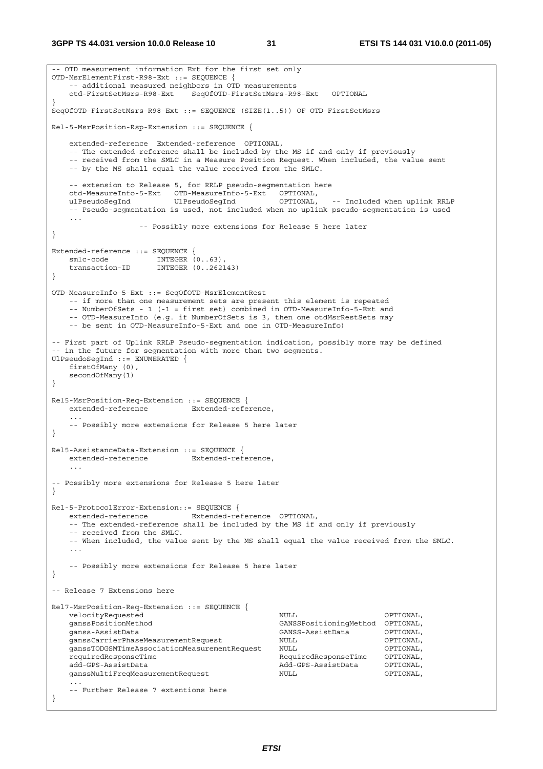```
-- OTD measurement information Ext for the first set only
OTD-MsrElementFirst-R98-Ext ::= SEQUENCE {
    -- additional measured neighbors in OTD measurements
    otd-FirstSetMsrs-R98-Ext    SeqOfOTD-FirstSetMsrs-R98-Ext   OPTIONAL
}
SeqOfOTD-FirstSetMsrs-R98-Ext ::= SEQUENCE (SIZE(1..5)) OF OTD-FirstSetMsrs

Rel-5-MsrPosition-Rsp-Extension ::= SEQUENCE {

    extended-reference  Extended-reference  OPTIONAL,
    -- The extended-reference shall be included by the MS if and only if previously
    -- received from the SMLC in a Measure Position Request. When included, the value sent
    -- by the MS shall equal the value received from the SMLC.

    -- extension to Release 5, for RRLP pseudo-segmentation here
    otd-MeasureInfo-5-Ext   OTD-MeasureInfo-5-Ext   OPTIONAL,
    ulPseudoSegInd          UlPseudoSegInd          OPTIONAL,   -- Included when uplink RRLP
    -- Pseudo-segmentation is used, not included when no uplink pseudo-segmentation is used
    ...
                    -- Possibly more extensions for Release 5 here later
}

Extended-reference ::= SEQUENCE {
    smlc-code           INTEGER (0..63),
    transaction-ID      INTEGER (0..262143)
}

OTD-MeasureInfo-5-Ext ::= SeqOfOTD-MsrElementRest
    -- if more than one measurement sets are present this element is repeated
    -- NumberOfSets - 1 (-1 = first set) combined in OTD-MeasureInfo-5-Ext and
    -- OTD-MeasureInfo (e.g. if NumberOfSets is 3, then one otdMsrRestSets may
    -- be sent in OTD-MeasureInfo-5-Ext and one in OTD-MeasureInfo)

-- First part of Uplink RRLP Pseudo-segmentation indication, possibly more may be defined
-- in the future for segmentation with more than two segments.
UlPseudoSegInd ::= ENUMERATED {
    firstOfMany (0),
    secondOfMany(1)
}

Rel5-MsrPosition-Req-Extension ::= SEQUENCE {
    extended-reference          Extended-reference,
    ...
    -- Possibly more extensions for Release 5 here later
}

Rel5-AssistanceData-Extension ::= SEQUENCE {
    extended-reference          Extended-reference,
    ...

-- Possibly more extensions for Release 5 here later
}

Rel-5-ProtocolError-Extension::= SEQUENCE {
    extended-reference          Extended-reference  OPTIONAL,
    -- The extended-reference shall be included by the MS if and only if previously
    -- received from the SMLC.
    -- When included, the value sent by the MS shall equal the value received from the SMLC.
    ...

    -- Possibly more extensions for Release 5 here later
}

-- Release 7 Extensions here

Rel7-MsrPosition-Req-Extension ::= SEQUENCE {
    velocityRequested                               NULL                        OPTIONAL,
    ganssPositionMethod                             GANSSPositioningMethod  OPTIONAL,
    ganss-AssistData                                GANSS-AssistData            OPTIONAL,
    ganssCarrierPhaseMeasurementRequest             NULL                        OPTIONAL,
    ganssTODGSMTimeAssociationMeasurementRequest    NULL                        OPTIONAL,
    requiredResponseTime                            RequiredResponseTime        OPTIONAL,
    add-GPS-AssistData                              Add-GPS-AssistData          OPTIONAL,
    ganssMultiFreqMeasurementRequest                NULL                        OPTIONAL,
    ...
    -- Further Release 7 extentions here
}
```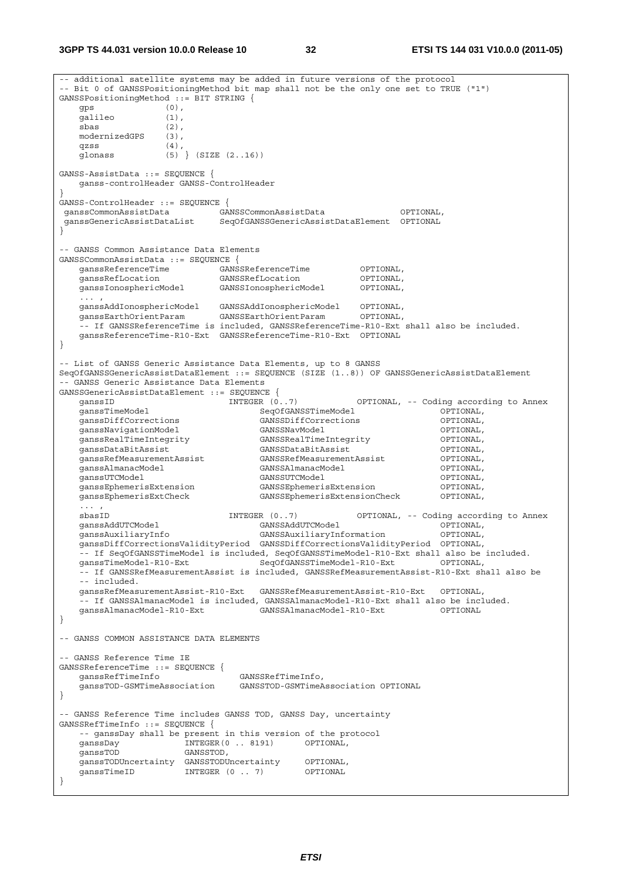```
-- additional satellite systems may be added in future versions of the protocol
-- Bit 0 of GANSSPositioningMethod bit map shall not be the only one set to TRUE ("1")
GANSSPositioningMethod ::= BIT STRING {
    gps             (0),
    galileo         (1),
    sbas            (2),
    modernizedGPS   (3),
    qzss            (4),
    glonass         (5) } (SIZE (2..16))

GANSS-AssistData ::= SEQUENCE {
    ganss-controlHeader GANSS-ControlHeader
}
GANSS-ControlHeader ::= SEQUENCE {
 ganssCommonAssistData          GANSSCommonAssistData               OPTIONAL,
 ganssGenericAssistDataList     SeqOfGANSSGenericAssistDataElement  OPTIONAL
}

-- GANSS Common Assistance Data Elements
GANSSCommonAssistData ::= SEQUENCE {
    ganssReferenceTime          GANSSReferenceTime          OPTIONAL,
    ganssRefLocation            GANSSRefLocation            OPTIONAL,
    ganssIonosphericModel       GANSSIonosphericModel       OPTIONAL,
    ... ,
    ganssAddIonosphericModel    GANSSAddIonosphericModel    OPTIONAL,
    ganssEarthOrientParam       GANSSEarthOrientParam       OPTIONAL,
    -- If GANSSReferenceTime is included, GANSSReferenceTime-R10-Ext shall also be included.
    ganssReferenceTime-R10-Ext  GANSSReferenceTime-R10-Ext  OPTIONAL
}

-- List of GANSS Generic Assistance Data Elements, up to 8 GANSS
SeqOfGANSSGenericAssistDataElement ::= SEQUENCE (SIZE (1..8)) OF GANSSGenericAssistDataElement
-- GANSS Generic Assistance Data Elements
GANSSGenericAssistDataElement ::= SEQUENCE {
    ganssID                     INTEGER (0..7)          OPTIONAL, -- Coding according to Annex
    ganssTimeModel                  SeqOfGANSSTimeModel                 OPTIONAL,
    ganssDiffCorrections            GANSSDiffCorrections                OPTIONAL,
    ganssNavigationModel            GANSSNavModel                       OPTIONAL,
    ganssRealTimeIntegrity          GANSSRealTimeIntegrity              OPTIONAL,
    ganssDataBitAssist              GANSSDataBitAssist                  OPTIONAL,
    ganssRefMeasurementAssist       GANSSRefMeasurementAssist           OPTIONAL,
    ganssAlmanacModel               GANSSAlmanacModel                   OPTIONAL,
    ganssUTCModel                   GANSSUTCModel                       OPTIONAL,
    ganssEphemerisExtension         GANSSEphemerisExtension             OPTIONAL,
    ganssEphemerisExtCheck          GANSSEphemerisExtensionCheck        OPTIONAL,
    ... ,
    sbasID                      INTEGER (0..7)          OPTIONAL, -- Coding according to Annex
    ganssAddUTCModel                GANSSAddUTCModel                    OPTIONAL,
    ganssAuxiliaryInfo              GANSSAuxiliaryInformation           OPTIONAL,
    ganssDiffCorrectionsValidityPeriod  GANSSDiffCorrectionsValidityPeriod  OPTIONAL,
    -- If SeqOfGANSSTimeModel is included, SeqOfGANSSTimeModel-R10-Ext shall also be included.
    ganssTimeModel-R10-Ext          SeqOfGANSSTimeModel-R10-Ext         OPTIONAL,
    -- If GANSSRefMeasurementAssist is included, GANSSRefMeasurementAssist-R10-Ext shall also be
    -- included.
    ganssRefMeasurementAssist-R10-Ext   GANSSRefMeasurementAssist-R10-Ext   OPTIONAL,
    -- If GANSSAlmanacModel is included, GANSSAlmanacModel-R10-Ext shall also be included.
    ganssAlmanacModel-R10-Ext       GANSSAlmanacModel-R10-Ext           OPTIONAL
}

-- GANSS COMMON ASSISTANCE DATA ELEMENTS

-- GANSS Reference Time IE
GANSSReferenceTime ::= SEQUENCE {
    ganssRefTimeInfo                GANSSRefTimeInfo,
    ganssTOD-GSMTimeAssociation     GANSSTOD-GSMTimeAssociation OPTIONAL
}

-- GANSS Reference Time includes GANSS TOD, GANSS Day, uncertainty
GANSSRefTimeInfo ::= SEQUENCE {
    -- ganssDay shall be present in this version of the protocol
    ganssDay            INTEGER(0 .. 8191)      OPTIONAL,
    ganssTOD            GANSSTOD,
    ganssTODUncertainty GANSSTODUncertainty     OPTIONAL,
    ganssTimeID         INTEGER (0 .. 7)        OPTIONAL
}
```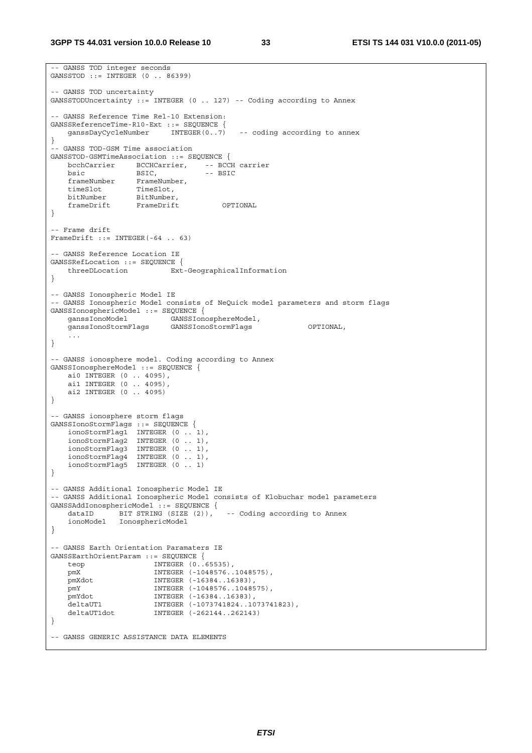```
-- GANSS TOD integer seconds
GANSSTOD ::= INTEGER (0 .. 86399)

-- GANSS TOD uncertainty
GANSSTODUncertainty ::= INTEGER (0 .. 127) -- Coding according to Annex

-- GANSS Reference Time Rel-10 Extension:
GANSSReferenceTime-R10-Ext ::= SEQUENCE {
    ganssDayCycleNumber     INTEGER(0..7)   -- coding according to annex
}
-- GANSS TOD-GSM Time association
GANSSTOD-GSMTimeAssociation ::= SEQUENCE {
    bcchCarrier     BCCHCarrier,    -- BCCH carrier
    bsic            BSIC,           -- BSIC
    frameNumber     FrameNumber,
    timeSlot        TimeSlot,
    bitNumber       BitNumber,
    frameDrift      FrameDrift          OPTIONAL
}

-- Frame drift
FrameDrift ::= INTEGER(-64 .. 63)

-- GANSS Reference Location IE
GANSSRefLocation ::= SEQUENCE {
    threeDLocation          Ext-GeographicalInformation
}

-- GANSS Ionospheric Model IE
-- GANSS Ionospheric Model consists of NeQuick model parameters and storm flags
GANSSIonosphericModel ::= SEQUENCE {
    ganssIonoModel          GANSSIonosphereModel,
    ganssIonoStormFlags     GANSSIonoStormFlags             OPTIONAL,
    ...
}

-- GANSS ionosphere model. Coding according to Annex
GANSSIonosphereModel ::= SEQUENCE {
    ai0 INTEGER (0 .. 4095),
    ai1 INTEGER (0 .. 4095),
    ai2 INTEGER (0 .. 4095)
}

-- GANSS ionosphere storm flags
GANSSIonoStormFlags ::= SEQUENCE {
    ionoStormFlag1  INTEGER (0 .. 1),
    ionoStormFlag2  INTEGER (0 .. 1),
    ionoStormFlag3  INTEGER (0 .. 1),
    ionoStormFlag4  INTEGER (0 .. 1),
    ionoStormFlag5  INTEGER (0 .. 1)
}

-- GANSS Additional Ionospheric Model IE
-- GANSS Additional Ionospheric Model consists of Klobuchar model parameters
GANSSAddIonosphericModel ::= SEQUENCE {
    dataID      BIT STRING (SIZE (2)),   -- Coding according to Annex
    ionoModel   IonosphericModel
}

-- GANSS Earth Orientation Paramaters IE
GANSSEarthOrientParam ::= SEQUENCE {
    teop                INTEGER (0..65535),
    pmX                 INTEGER (-1048576..1048575),
    pmXdot              INTEGER (-16384..16383),
    pmY                 INTEGER (-1048576..1048575),
    pmYdot              INTEGER (-16384..16383),
    deltaUT1            INTEGER (-1073741824..1073741823),
    deltaUT1dot         INTEGER (-262144..262143)
}

-- GANSS GENERIC ASSISTANCE DATA ELEMENTS
```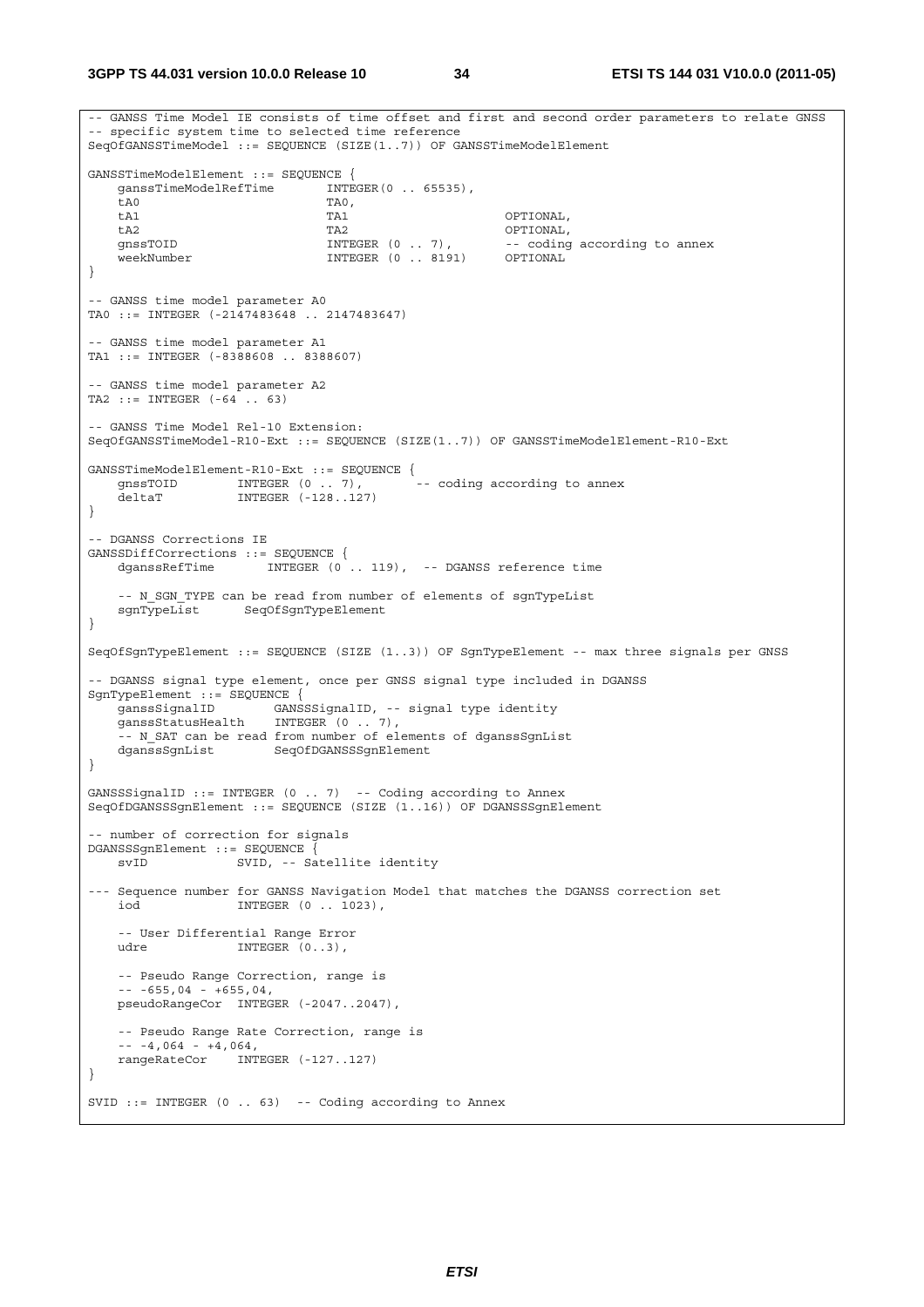```
-- GANSS Time Model IE consists of time offset and first and second order parameters to relate GNSS
-- specific system time to selected time reference
SeqOfGANSSTimeModel ::= SEQUENCE (SIZE(1..7)) OF GANSSTimeModelElement

GANSSTimeModelElement ::= SEQUENCE {
    ganssTimeModelRefTime       INTEGER(0 .. 65535),
    tA0                         TA0,
    tA1                         TA1                     OPTIONAL,
    tA2                         TA2                     OPTIONAL,
    gnssTOID                    INTEGER (0 .. 7),       -- coding according to annex
    weekNumber                  INTEGER (0 .. 8191)     OPTIONAL
}

-- GANSS time model parameter A0
TA0 ::= INTEGER (-2147483648 .. 2147483647)

-- GANSS time model parameter A1
TA1 ::= INTEGER (-8388608 .. 8388607)

-- GANSS time model parameter A2
TA2 ::= INTEGER (-64 .. 63)

-- GANSS Time Model Rel-10 Extension:
SeqOfGANSSTimeModel-R10-Ext ::= SEQUENCE (SIZE(1..7)) OF GANSSTimeModelElement-R10-Ext

GANSSTimeModelElement-R10-Ext ::= SEQUENCE {
    gnssTOID        INTEGER (0 .. 7),       -- coding according to annex
    deltaT          INTEGER (-128..127)
}

-- DGANSS Corrections IE
GANSSDiffCorrections ::= SEQUENCE {
    dganssRefTime       INTEGER (0 .. 119),  -- DGANSS reference time

    -- N_SGN_TYPE can be read from number of elements of sgnTypeList
    sgnTypeList      SeqOfSgnTypeElement
}

SeqOfSgnTypeElement ::= SEQUENCE (SIZE (1..3)) OF SgnTypeElement -- max three signals per GNSS

-- DGANSS signal type element, once per GNSS signal type included in DGANSS
SgnTypeElement ::= SEQUENCE {
    ganssSignalID        GANSSSignalID, -- signal type identity
    ganssStatusHealth    INTEGER (0 .. 7),
    -- N_SAT can be read from number of elements of dganssSgnList
    dganssSgnList        SeqOfDGANSSSgnElement
}

GANSSSignalID ::= INTEGER (0 .. 7)  -- Coding according to Annex
SeqOfDGANSSSgnElement ::= SEQUENCE (SIZE (1..16)) OF DGANSSSgnElement

-- number of correction for signals
DGANSSSgnElement ::= SEQUENCE {
    svID            SVID, -- Satellite identity

--- Sequence number for GANSS Navigation Model that matches the DGANSS correction set
    iod             INTEGER (0 .. 1023),

    -- User Differential Range Error
    udre            INTEGER (0..3),

    -- Pseudo Range Correction, range is
    -- -655,04 - +655,04,
    pseudoRangeCor  INTEGER (-2047..2047),

    -- Pseudo Range Rate Correction, range is
    -- -4,064 - +4,064,
    rangeRateCor    INTEGER (-127..127)
}

SVID ::= INTEGER (0 .. 63)  -- Coding according to Annex
```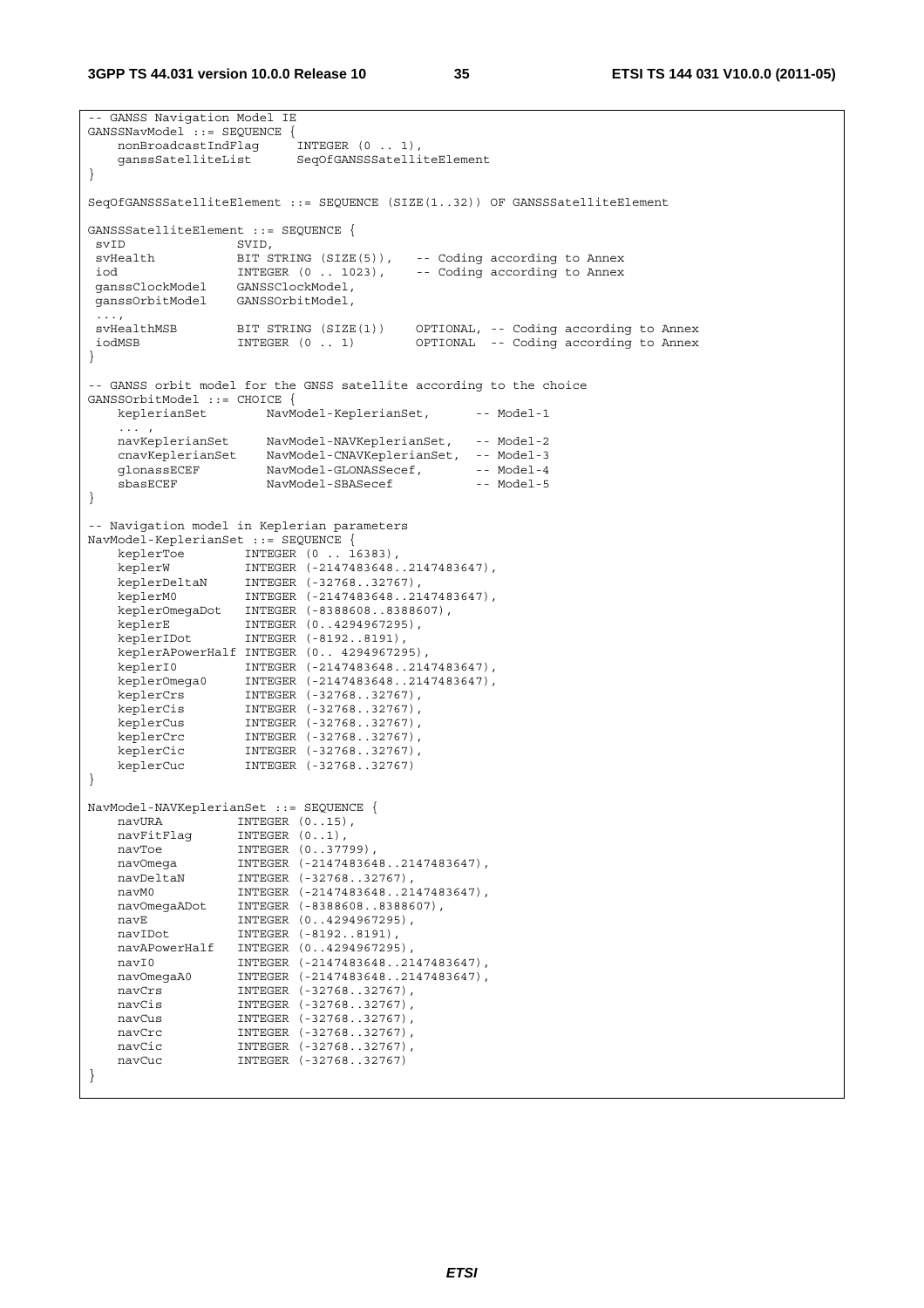```
-- GANSS Navigation Model IE
GANSSNavModel ::= SEQUENCE {
    nonBroadcastIndFlag     INTEGER (0 .. 1),
    ganssSatelliteList      SeqOfGANSSSatelliteElement
}

SeqOfGANSSSatelliteElement ::= SEQUENCE (SIZE(1..32)) OF GANSSSatelliteElement

GANSSSatelliteElement ::= SEQUENCE {
 svID               SVID,
 svHealth           BIT STRING (SIZE(5)),   -- Coding according to Annex
 iod                INTEGER (0 .. 1023),    -- Coding according to Annex
 ganssClockModel    GANSSClockModel,
 ganssOrbitModel    GANSSOrbitModel,
 ...,
 svHealthMSB        BIT STRING (SIZE(1))    OPTIONAL, -- Coding according to Annex
 iodMSB             INTEGER (0 .. 1)        OPTIONAL  -- Coding according to Annex
}

-- GANSS orbit model for the GNSS satellite according to the choice
GANSSOrbitModel ::= CHOICE {
    keplerianSet        NavModel-KeplerianSet,      -- Model-1
    ... ,
    navKeplerianSet     NavModel-NAVKeplerianSet,   -- Model-2
    cnavKeplerianSet    NavModel-CNAVKeplerianSet,  -- Model-3
    glonassECEF         NavModel-GLONASSecef,       -- Model-4
    sbasECEF            NavModel-SBASecef           -- Model-5
}

-- Navigation model in Keplerian parameters
NavModel-KeplerianSet ::= SEQUENCE {
    keplerToe        INTEGER (0 .. 16383),
    keplerW          INTEGER (-2147483648..2147483647),
    keplerDeltaN     INTEGER (-32768..32767),
    keplerM0         INTEGER (-2147483648..2147483647),
    keplerOmegaDot   INTEGER (-8388608..8388607),
    keplerE          INTEGER (0..4294967295),
    keplerIDot       INTEGER (-8192..8191),
    keplerAPowerHalf INTEGER (0.. 4294967295),
    keplerI0         INTEGER (-2147483648..2147483647),
    keplerOmega0     INTEGER (-2147483648..2147483647),
    keplerCrs        INTEGER (-32768..32767),
    keplerCis        INTEGER (-32768..32767),
    keplerCus        INTEGER (-32768..32767),
    keplerCrc        INTEGER (-32768..32767),
    keplerCic        INTEGER (-32768..32767),
    keplerCuc        INTEGER (-32768..32767)
}

NavModel-NAVKeplerianSet ::= SEQUENCE {
    navURA          INTEGER (0..15),
    navFitFlag      INTEGER (0..1),
    navToe          INTEGER (0..37799),
    navOmega        INTEGER (-2147483648..2147483647),
    navDeltaN       INTEGER (-32768..32767),
    navM0           INTEGER (-2147483648..2147483647),
    navOmegaADot    INTEGER (-8388608..8388607),
    navE            INTEGER (0..4294967295),
    navIDot         INTEGER (-8192..8191),
    navAPowerHalf   INTEGER (0..4294967295),
    navI0           INTEGER (-2147483648..2147483647),
    navOmegaA0      INTEGER (-2147483648..2147483647),
    navCrs          INTEGER (-32768..32767),
    navCis          INTEGER (-32768..32767),
    navCus          INTEGER (-32768..32767),
    navCrc          INTEGER (-32768..32767),
    navCic          INTEGER (-32768..32767),
    navCuc          INTEGER (-32768..32767)
}
```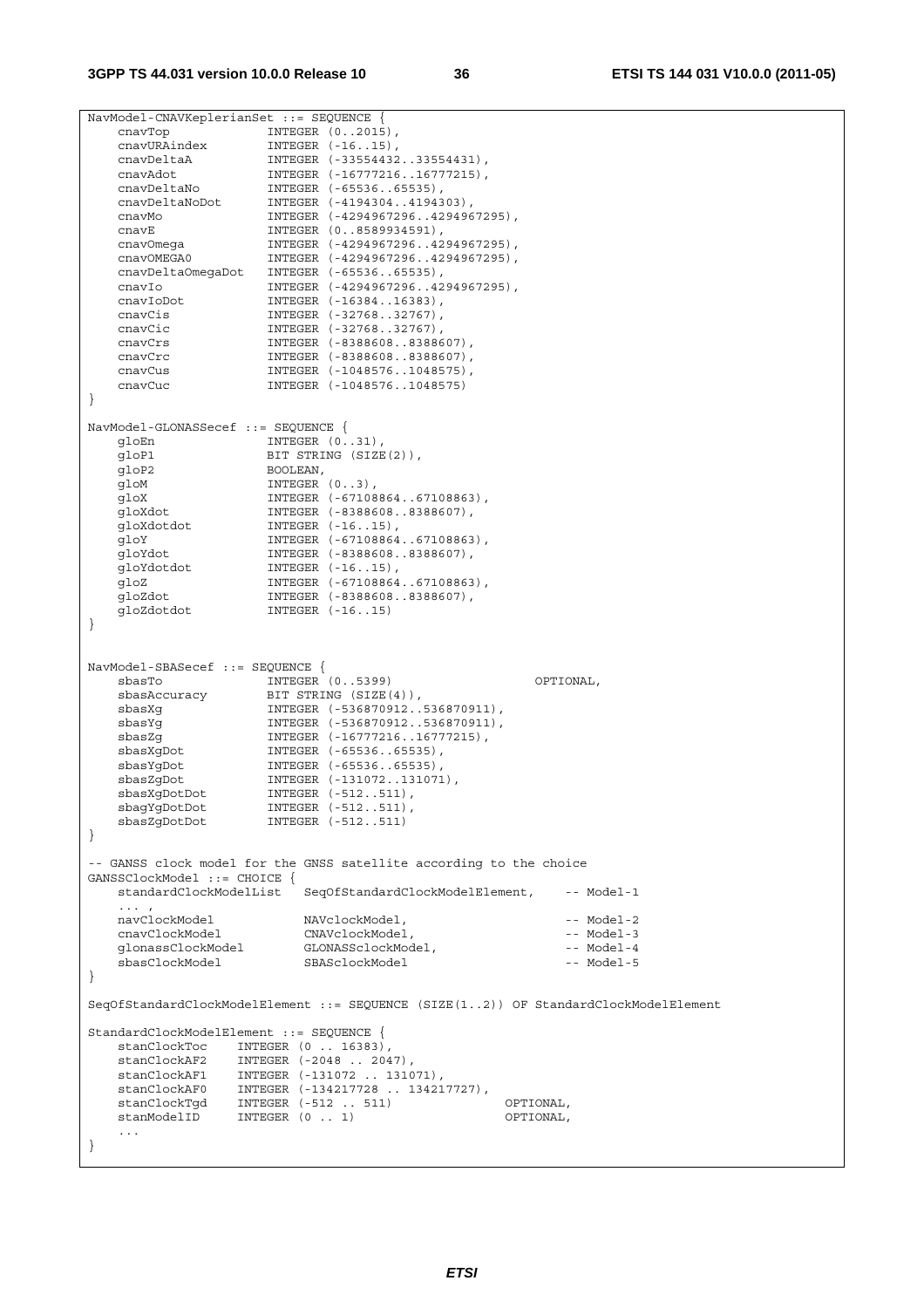```
NavModel-CNAVKeplerianSet ::= SEQUENCE {
    cnavTop             INTEGER (0..2015),
    cnavURAindex        INTEGER (-16..15),
    cnavDeltaA          INTEGER (-33554432..33554431),
    cnavAdot            INTEGER (-16777216..16777215),
    cnavDeltaNo         INTEGER (-65536..65535),
    cnavDeltaNoDot      INTEGER (-4194304..4194303),
    cnavMo              INTEGER (-4294967296..4294967295),
    cnavE               INTEGER (0..8589934591),
    cnavOmega           INTEGER (-4294967296..4294967295),
    cnavOMEGA0          INTEGER (-4294967296..4294967295),
    cnavDeltaOmegaDot   INTEGER (-65536..65535),
    cnavIo              INTEGER (-4294967296..4294967295),
    cnavIoDot           INTEGER (-16384..16383),
    cnavCis             INTEGER (-32768..32767),
    cnavCic             INTEGER (-32768..32767),
    cnavCrs             INTEGER (-8388608..8388607),
    cnavCrc             INTEGER (-8388608..8388607),
    cnavCus             INTEGER (-1048576..1048575),
    cnavCuc             INTEGER (-1048576..1048575)
}

NavModel-GLONASSecef ::= SEQUENCE {
    gloEn               INTEGER (0..31),
    gloP1               BIT STRING (SIZE(2)),
    gloP2               BOOLEAN,
    gloM                INTEGER (0..3),
    gloX                INTEGER (-67108864..67108863),
    gloXdot             INTEGER (-8388608..8388607),
    gloXdotdot          INTEGER (-16..15),
    gloY                INTEGER (-67108864..67108863),
    gloYdot             INTEGER (-8388608..8388607),
    gloYdotdot          INTEGER (-16..15),
    gloZ                INTEGER (-67108864..67108863),
    gloZdot             INTEGER (-8388608..8388607),
    gloZdotdot          INTEGER (-16..15)
}


NavModel-SBASecef ::= SEQUENCE {
    sbasTo              INTEGER (0..5399)                   OPTIONAL,
    sbasAccuracy        BIT STRING (SIZE(4)),
    sbasXg              INTEGER (-536870912..536870911),
    sbasYg              INTEGER (-536870912..536870911),
    sbasZg              INTEGER (-16777216..16777215),
    sbasXgDot           INTEGER (-65536..65535),
    sbasYgDot           INTEGER (-65536..65535),
    sbasZgDot           INTEGER (-131072..131071),
    sbasXgDotDot        INTEGER (-512..511),
    sbagYgDotDot        INTEGER (-512..511),
    sbasZgDotDot        INTEGER (-512..511)
}

-- GANSS clock model for the GNSS satellite according to the choice
GANSSClockModel ::= CHOICE {
    standardClockModelList   SeqOfStandardClockModelElement,    -- Model-1
    ... ,
    navClockModel           NAVclockModel,                      -- Model-2
    cnavClockModel          CNAVclockModel,                     -- Model-3
    glonassClockModel       GLONASSclockModel,                  -- Model-4
    sbasClockModel          SBASclockModel                      -- Model-5
}

SeqOfStandardClockModelElement ::= SEQUENCE (SIZE(1..2)) OF StandardClockModelElement

StandardClockModelElement ::= SEQUENCE {
    stanClockToc    INTEGER (0 .. 16383),
    stanClockAF2    INTEGER (-2048 .. 2047),
    stanClockAF1    INTEGER (-131072 .. 131071),
    stanClockAF0    INTEGER (-134217728 .. 134217727),
    stanClockTgd    INTEGER (-512 .. 511)               OPTIONAL,
    stanModelID     INTEGER (0 .. 1)                    OPTIONAL,
    ...
}
```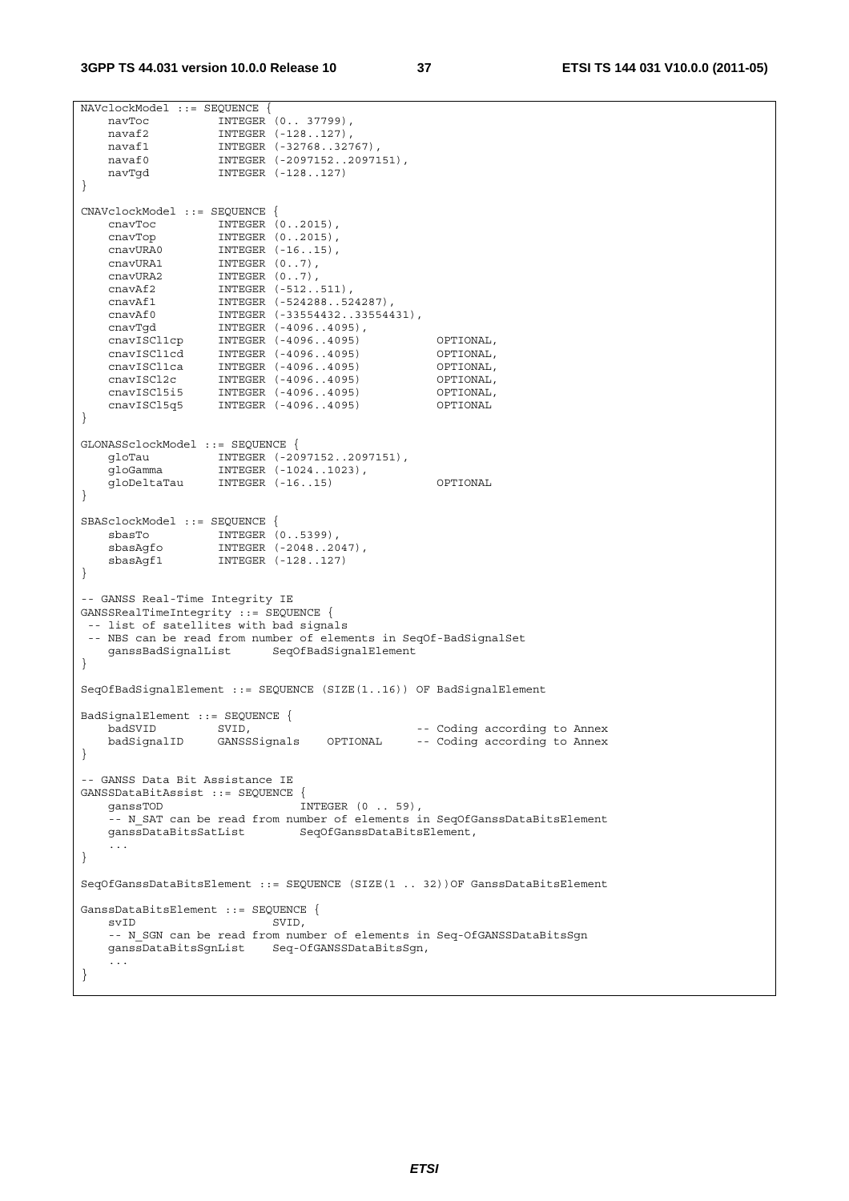```
NAVclockModel ::= SEQUENCE {
    navToc          INTEGER (0.. 37799),
    navaf2          INTEGER (-128..127),
    navaf1          INTEGER (-32768..32767),
    navaf0          INTEGER (-2097152..2097151),
    navTgd          INTEGER (-128..127)
}

CNAVclockModel ::= SEQUENCE {
    cnavToc         INTEGER (0..2015),
    cnavTop         INTEGER (0..2015),
    cnavURA0        INTEGER (-16..15),
    cnavURA1        INTEGER (0..7),
    cnavURA2        INTEGER (0..7),
    cnavAf2         INTEGER (-512..511),
    cnavAf1         INTEGER (-524288..524287),
    cnavAf0         INTEGER (-33554432..33554431),
    cnavTgd         INTEGER (-4096..4095),
    cnavISCl1cp     INTEGER (-4096..4095)           OPTIONAL,
    cnavISCl1cd     INTEGER (-4096..4095)           OPTIONAL,
    cnavISCl1ca     INTEGER (-4096..4095)           OPTIONAL,
    cnavISCl2c      INTEGER (-4096..4095)           OPTIONAL,
    cnavISCl5i5     INTEGER (-4096..4095)           OPTIONAL,
    cnavISCl5q5     INTEGER (-4096..4095)           OPTIONAL
}

GLONASSclockModel ::= SEQUENCE {
    gloTau          INTEGER (-2097152..2097151),
    gloGamma        INTEGER (-1024..1023),
    gloDeltaTau     INTEGER (-16..15)               OPTIONAL
}

SBASclockModel ::= SEQUENCE {
    sbasTo          INTEGER (0..5399),
    sbasAgfo        INTEGER (-2048..2047),
    sbasAgf1        INTEGER (-128..127)
}

-- GANSS Real-Time Integrity IE
GANSSRealTimeIntegrity ::= SEQUENCE {
 -- list of satellites with bad signals
 -- NBS can be read from number of elements in SeqOf-BadSignalSet
    ganssBadSignalList      SeqOfBadSignalElement
}

SeqOfBadSignalElement ::= SEQUENCE (SIZE(1..16)) OF BadSignalElement

BadSignalElement ::= SEQUENCE {
    badSVID         SVID,                           -- Coding according to Annex
    badSignalID     GANSSSignals    OPTIONAL        -- Coding according to Annex
}

-- GANSS Data Bit Assistance IE
GANSSDataBitAssist ::= SEQUENCE {
    ganssTOD                    INTEGER (0 .. 59),
    -- N_SAT can be read from number of elements in SeqOfGanssDataBitsElement
    ganssDataBitsSatList        SeqOfGanssDataBitsElement,
    ...
}

SeqOfGanssDataBitsElement ::= SEQUENCE (SIZE(1 .. 32))OF GanssDataBitsElement

GanssDataBitsElement ::= SEQUENCE {
    svID                    SVID,
    -- N_SGN can be read from number of elements in Seq-OfGANSSDataBitsSgn
    ganssDataBitsSgnList    Seq-OfGANSSDataBitsSgn,
    ...
}
```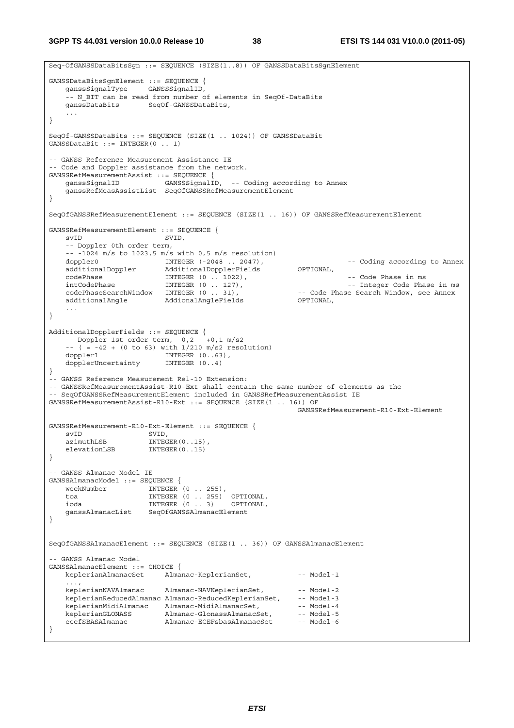```
Seq-OfGANSSDataBitsSgn ::= SEQUENCE (SIZE(1..8)) OF GANSSDataBitsSgnElement

GANSSDataBitsSgnElement ::= SEQUENCE {
    ganssSignalType      GANSSSignalID,
    -- N_BIT can be read from number of elements in SeqOf-DataBits
    ganssDataBits        SeqOf-GANSSDataBits,
    ...
}

SeqOf-GANSSDataBits ::= SEQUENCE (SIZE(1 .. 1024)) OF GANSSDataBit
GANSSDataBit ::= INTEGER(0 .. 1)

-- GANSS Reference Measurement Assistance IE
-- Code and Doppler assistance from the network.
GANSSRefMeasurementAssist ::= SEQUENCE {
    ganssSignalID            GANSSSignalID,  -- Coding according to Annex
    ganssRefMeasAssistList   SeqOfGANSSRefMeasurementElement
}

SeqOfGANSSRefMeasurementElement ::= SEQUENCE (SIZE(1 .. 16)) OF GANSSRefMeasurementElement

GANSSRefMeasurementElement ::= SEQUENCE {
    svID                    SVID,
    -- Doppler 0th order term,
    -- -1024 m/s to 1023,5 m/s with 0,5 m/s resolution)
    doppler0                INTEGER (-2048 .. 2047),                 -- Coding according to Annex
    additionalDoppler       AdditionalDopplerFields         OPTIONAL,
    codePhase               INTEGER (0 .. 1022),                     -- Code Phase in ms
    intCodePhase            INTEGER (0 .. 127),                      -- Integer Code Phase in ms
    codePhaseSearchWindow   INTEGER (0 .. 31),              -- Code Phase Search Window, see Annex
    additionalAngle         AddionalAngleFields             OPTIONAL,
    ...
}

AdditionalDopplerFields ::= SEQUENCE {
    -- Doppler 1st order term, -0,2 - +0,1 m/s2
    -- ( = -42 + (0 to 63) with 1/210 m/s2 resolution)
    doppler1                INTEGER (0..63),
    dopplerUncertainty      INTEGER (0..4)
}
-- GANSS Reference Measurement Rel-10 Extension:
-- GANSSRefMeasurementAssist-R10-Ext shall contain the same number of elements as the
-- SeqOfGANSSRefMeasurementElement included in GANSSRefMeasurementAssist IE
GANSSRefMeasurementAssist-R10-Ext ::= SEQUENCE (SIZE(1 .. 16)) OF
                                                              GANSSRefMeasurement-R10-Ext-Element

GANSSRefMeasurement-R10-Ext-Element ::= SEQUENCE {
    svID                SVID,
    azimuthLSB          INTEGER(0..15),
    elevationLSB        INTEGER(0..15)
}

-- GANSS Almanac Model IE
GANSSAlmanacModel ::= SEQUENCE {
    weekNumber          INTEGER (0 .. 255),
    toa                 INTEGER (0 .. 255)  OPTIONAL,
    ioda                INTEGER (0 .. 3)    OPTIONAL,
    ganssAlmanacList    SeqOfGANSSAlmanacElement
}


SeqOfGANSSAlmanacElement ::= SEQUENCE (SIZE(1 .. 36)) OF GANSSAlmanacElement

-- GANSS Almanac Model
GANSSAlmanacElement ::= CHOICE {
    keplerianAlmanacSet     Almanac-KeplerianSet,           -- Model-1
    ...,
    keplerianNAVAlmanac     Almanac-NAVKeplerianSet,        -- Model-2
    keplerianReducedAlmanac Almanac-ReducedKeplerianSet,    -- Model-3
    keplerianMidiAlmanac    Almanac-MidiAlmanacSet,         -- Model-4
    keplerianGLONASS        Almanac-GlonassAlmanacSet,      -- Model-5
    ecefSBASAlmanac         Almanac-ECEFsbasAlmanacSet      -- Model-6
}
```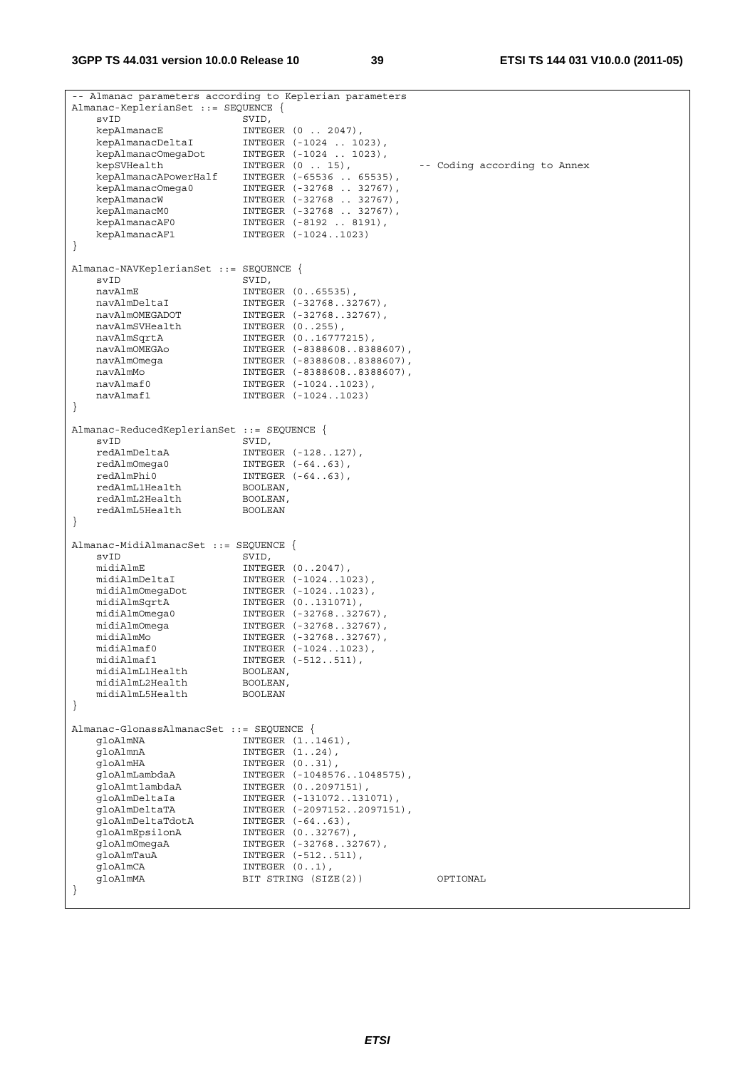```
-- Almanac parameters according to Keplerian parameters
Almanac-KeplerianSet ::= SEQUENCE {
    svID                    SVID,
    kepAlmanacE             INTEGER (0 .. 2047),
    kepAlmanacDeltaI        INTEGER (-1024 .. 1023),
    kepAlmanacOmegaDot      INTEGER (-1024 .. 1023),
    kepSVHealth             INTEGER (0 .. 15),          -- Coding according to Annex
    kepAlmanacAPowerHalf    INTEGER (-65536 .. 65535),
    kepAlmanacOmega0        INTEGER (-32768 .. 32767),
    kepAlmanacW             INTEGER (-32768 .. 32767),
    kepAlmanacM0            INTEGER (-32768 .. 32767),
    kepAlmanacAF0           INTEGER (-8192 .. 8191),
    kepAlmanacAF1           INTEGER (-1024..1023)
}

Almanac-NAVKeplerianSet ::= SEQUENCE {
    svID                    SVID,
    navAlmE                 INTEGER (0..65535),
    navAlmDeltaI            INTEGER (-32768..32767),
    navAlmOMEGADOT          INTEGER (-32768..32767),
    navAlmSVHealth          INTEGER (0..255),
    navAlmSqrtA             INTEGER (0..16777215),
    navAlmOMEGAo            INTEGER (-8388608..8388607),
    navAlmOmega             INTEGER (-8388608..8388607),
    navAlmMo                INTEGER (-8388608..8388607),
    navAlmaf0               INTEGER (-1024..1023),
    navAlmaf1               INTEGER (-1024..1023)
}

Almanac-ReducedKeplerianSet ::= SEQUENCE {
    svID                    SVID,
    redAlmDeltaA            INTEGER (-128..127),
    redAlmOmega0            INTEGER (-64..63),
    redAlmPhi0              INTEGER (-64..63),
    redAlmL1Health          BOOLEAN,
    redAlmL2Health          BOOLEAN,
    redAlmL5Health          BOOLEAN
}

Almanac-MidiAlmanacSet ::= SEQUENCE {
    svID                    SVID,
    midiAlmE                INTEGER (0..2047),
    midiAlmDeltaI           INTEGER (-1024..1023),
    midiAlmOmegaDot         INTEGER (-1024..1023),
    midiAlmSqrtA            INTEGER (0..131071),
    midiAlmOmega0           INTEGER (-32768..32767),
    midiAlmOmega            INTEGER (-32768..32767),
    midiAlmMo               INTEGER (-32768..32767),
    midiAlmaf0              INTEGER (-1024..1023),
    midiAlmaf1              INTEGER (-512..511),
    midiAlmL1Health         BOOLEAN,
    midiAlmL2Health         BOOLEAN,
    midiAlmL5Health         BOOLEAN
}

Almanac-GlonassAlmanacSet ::= SEQUENCE {
    gloAlmNA                INTEGER (1..1461),
    gloAlmnA                INTEGER (1..24),
    gloAlmHA                INTEGER (0..31),
    gloAlmLambdaA           INTEGER (-1048576..1048575),
    gloAlmtlambdaA          INTEGER (0..2097151),
    gloAlmDeltaIa           INTEGER (-131072..131071),
    gloAlmDeltaTA           INTEGER (-2097152..2097151),
    gloAlmDeltaTdotA        INTEGER (-64..63),
    gloAlmEpsilonA          INTEGER (0..32767),
    gloAlmOmegaA            INTEGER (-32768..32767),
    gloAlmTauA              INTEGER (-512..511),
    gloAlmCA                INTEGER (0..1),
    gloAlmMA                BIT STRING (SIZE(2))            OPTIONAL
}
```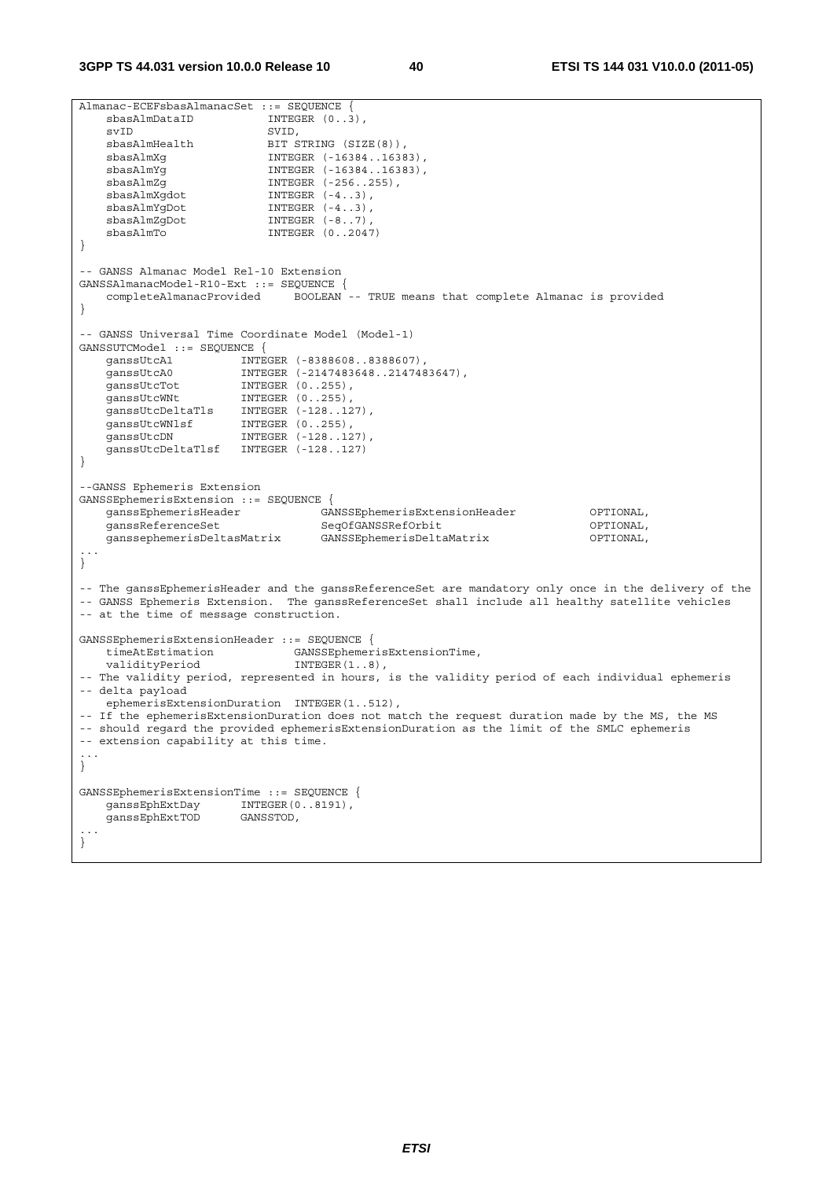```
Almanac-ECEFsbasAlmanacSet ::= SEQUENCE {
    sbasAlmDataID           INTEGER (0..3),
    svID                    SVID,
    sbasAlmHealth           BIT STRING (SIZE(8)),
    sbasAlmXg               INTEGER (-16384..16383),
    sbasAlmYg               INTEGER (-16384..16383),
    sbasAlmZg               INTEGER (-256..255),
    sbasAlmXgdot            INTEGER (-4..3),
    sbasAlmYgDot            INTEGER (-4..3),
    sbasAlmZgDot            INTEGER (-8..7),
    sbasAlmTo               INTEGER (0..2047)
}

-- GANSS Almanac Model Rel-10 Extension
GANSSAlmanacModel-R10-Ext ::= SEQUENCE {
    completeAlmanacProvided     BOOLEAN -- TRUE means that complete Almanac is provided
}

-- GANSS Universal Time Coordinate Model (Model-1)
GANSSUTCModel ::= SEQUENCE {
    ganssUtcA1          INTEGER (-8388608..8388607),
    ganssUtcA0          INTEGER (-2147483648..2147483647),
    ganssUtcTot         INTEGER (0..255),
    ganssUtcWNt         INTEGER (0..255),
    ganssUtcDeltaTls    INTEGER (-128..127),
    ganssUtcWNlsf       INTEGER (0..255),
    ganssUtcDN          INTEGER (-128..127),
    ganssUtcDeltaTlsf   INTEGER (-128..127)
}

--GANSS Ephemeris Extension
GANSSEphemerisExtension ::= SEQUENCE {
    ganssEphemerisHeader            GANSSEphemerisExtensionHeader           OPTIONAL,
    ganssReferenceSet               SeqOfGANSSRefOrbit                      OPTIONAL,
    ganssephemerisDeltasMatrix      GANSSEphemerisDeltaMatrix               OPTIONAL,
...
}

-- The ganssEphemerisHeader and the ganssReferenceSet are mandatory only once in the delivery of the
-- GANSS Ephemeris Extension.  The ganssReferenceSet shall include all healthy satellite vehicles
-- at the time of message construction.

GANSSEphemerisExtensionHeader ::= SEQUENCE {
    timeAtEstimation            GANSSEphemerisExtensionTime,
    validityPeriod              INTEGER(1..8),
-- The validity period, represented in hours, is the validity period of each individual ephemeris
-- delta payload
    ephemerisExtensionDuration  INTEGER(1..512),
-- If the ephemerisExtensionDuration does not match the request duration made by the MS, the MS
-- should regard the provided ephemerisExtensionDuration as the limit of the SMLC ephemeris
-- extension capability at this time.
...
}

GANSSEphemerisExtensionTime ::= SEQUENCE {
    ganssEphExtDay      INTEGER(0..8191),
    ganssEphExtTOD      GANSSTOD,
...
}
```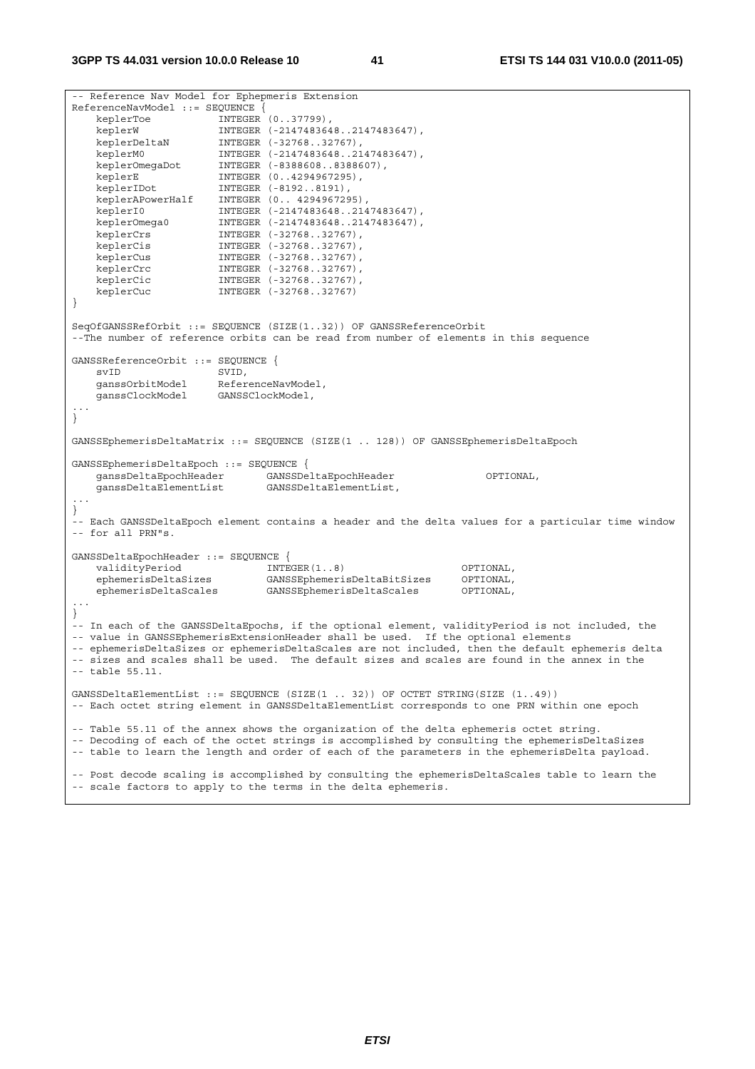```
-- Reference Nav Model for Ephepmeris Extension
ReferenceNavModel ::= SEQUENCE {
    keplerToe           INTEGER (0..37799),
    keplerW             INTEGER (-2147483648..2147483647),
    keplerDeltaN        INTEGER (-32768..32767),
    keplerM0            INTEGER (-2147483648..2147483647),
    keplerOmegaDot      INTEGER (-8388608..8388607),
    keplerE             INTEGER (0..4294967295),
    keplerIDot          INTEGER (-8192..8191),
    keplerAPowerHalf    INTEGER (0.. 4294967295),
    keplerI0            INTEGER (-2147483648..2147483647),
    keplerOmega0        INTEGER (-2147483648..2147483647),
    keplerCrs           INTEGER (-32768..32767),
    keplerCis           INTEGER (-32768..32767),
    keplerCus           INTEGER (-32768..32767),
    keplerCrc           INTEGER (-32768..32767),
    keplerCic           INTEGER (-32768..32767),
    keplerCuc           INTEGER (-32768..32767)
}

SeqOfGANSSRefOrbit ::= SEQUENCE (SIZE(1..32)) OF GANSSReferenceOrbit
--The number of reference orbits can be read from number of elements in this sequence

GANSSReferenceOrbit ::= SEQUENCE {
    svID                SVID,
    ganssOrbitModel     ReferenceNavModel,
    ganssClockModel     GANSSClockModel,
...
}

GANSSEphemerisDeltaMatrix ::= SEQUENCE (SIZE(1 .. 128)) OF GANSSEphemerisDeltaEpoch

GANSSEphemerisDeltaEpoch ::= SEQUENCE {
    ganssDeltaEpochHeader       GANSSDeltaEpochHeader               OPTIONAL,
    ganssDeltaElementList       GANSSDeltaElementList,
...
}
-- Each GANSSDeltaEpoch element contains a header and the delta values for a particular time window
-- for all PRN"s.

GANSSDeltaEpochHeader ::= SEQUENCE {
    validityPeriod              INTEGER(1..8)                   OPTIONAL,
    ephemerisDeltaSizes         GANSSEphemerisDeltaBitSizes     OPTIONAL,
    ephemerisDeltaScales        GANSSEphemerisDeltaScales       OPTIONAL,
...
}
-- In each of the GANSSDeltaEpochs, if the optional element, validityPeriod is not included, the
-- value in GANSSEphemerisExtensionHeader shall be used.  If the optional elements
-- ephemerisDeltaSizes or ephemerisDeltaScales are not included, then the default ephemeris delta
-- sizes and scales shall be used.  The default sizes and scales are found in the annex in the
-- table 55.11.

GANSSDeltaElementList ::= SEQUENCE (SIZE(1 .. 32)) OF OCTET STRING(SIZE (1..49))
-- Each octet string element in GANSSDeltaElementList corresponds to one PRN within one epoch

-- Table 55.11 of the annex shows the organization of the delta ephemeris octet string.
-- Decoding of each of the octet strings is accomplished by consulting the ephemerisDeltaSizes
-- table to learn the length and order of each of the parameters in the ephemerisDelta payload.

-- Post decode scaling is accomplished by consulting the ephemerisDeltaScales table to learn the
-- scale factors to apply to the terms in the delta ephemeris.
```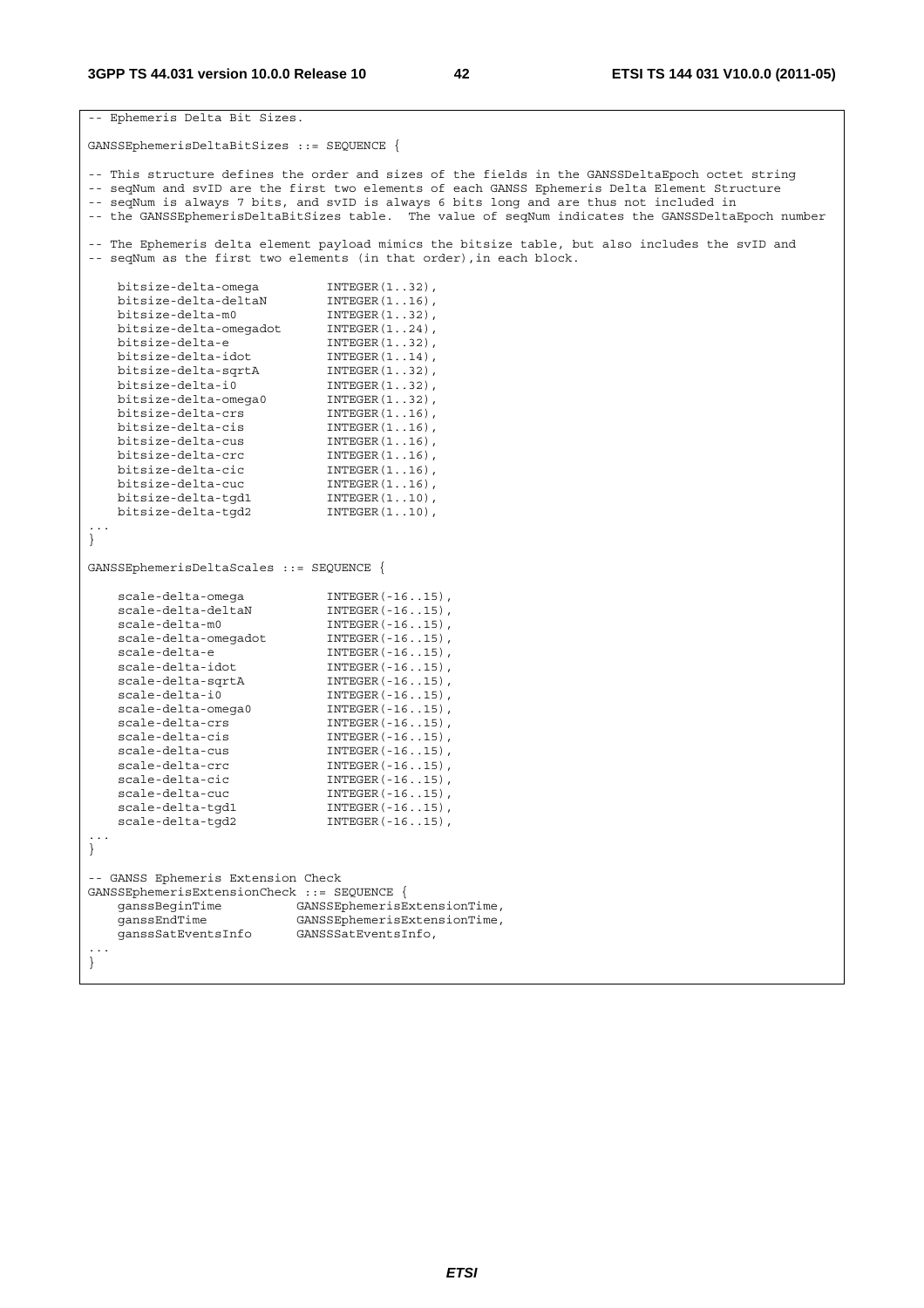```
-- Ephemeris Delta Bit Sizes.

GANSSEphemerisDeltaBitSizes ::= SEQUENCE {

-- This structure defines the order and sizes of the fields in the GANSSDeltaEpoch octet string
-- seqNum and svID are the first two elements of each GANSS Ephemeris Delta Element Structure
-- seqNum is always 7 bits, and svID is always 6 bits long and are thus not included in
-- the GANSSEphemerisDeltaBitSizes table.  The value of seqNum indicates the GANSSDeltaEpoch number

-- The Ephemeris delta element payload mimics the bitsize table, but also includes the svID and
-- seqNum as the first two elements (in that order),in each block.

    bitsize-delta-omega         INTEGER(1..32),
    bitsize-delta-deltaN        INTEGER(1..16),
    bitsize-delta-m0            INTEGER(1..32),
    bitsize-delta-omegadot      INTEGER(1..24),
    bitsize-delta-e             INTEGER(1..32),
    bitsize-delta-idot          INTEGER(1..14),
    bitsize-delta-sqrtA         INTEGER(1..32),
    bitsize-delta-i0            INTEGER(1..32),
    bitsize-delta-omega0        INTEGER(1..32),
    bitsize-delta-crs           INTEGER(1..16),
    bitsize-delta-cis           INTEGER(1..16),
    bitsize-delta-cus           INTEGER(1..16),
    bitsize-delta-crc           INTEGER(1..16),
    bitsize-delta-cic           INTEGER(1..16),
    bitsize-delta-cuc           INTEGER(1..16),
    bitsize-delta-tgd1          INTEGER(1..10),
    bitsize-delta-tgd2          INTEGER(1..10),
...
}

GANSSEphemerisDeltaScales ::= SEQUENCE {

    scale-delta-omega           INTEGER(-16..15),
    scale-delta-deltaN          INTEGER(-16..15),
    scale-delta-m0              INTEGER(-16..15),
    scale-delta-omegadot        INTEGER(-16..15),
    scale-delta-e               INTEGER(-16..15),
    scale-delta-idot            INTEGER(-16..15),
    scale-delta-sqrtA           INTEGER(-16..15),
    scale-delta-i0              INTEGER(-16..15),
    scale-delta-omega0          INTEGER(-16..15),
    scale-delta-crs             INTEGER(-16..15),
    scale-delta-cis             INTEGER(-16..15),
    scale-delta-cus             INTEGER(-16..15),
    scale-delta-crc             INTEGER(-16..15),
    scale-delta-cic             INTEGER(-16..15),
    scale-delta-cuc             INTEGER(-16..15),
    scale-delta-tgd1            INTEGER(-16..15),
    scale-delta-tgd2            INTEGER(-16..15),
...
}

-- GANSS Ephemeris Extension Check
GANSSEphemerisExtensionCheck ::= SEQUENCE {
    ganssBeginTime          GANSSEphemerisExtensionTime,
    ganssEndTime            GANSSEphemerisExtensionTime,
    ganssSatEventsInfo      GANSSSatEventsInfo,
...
}
```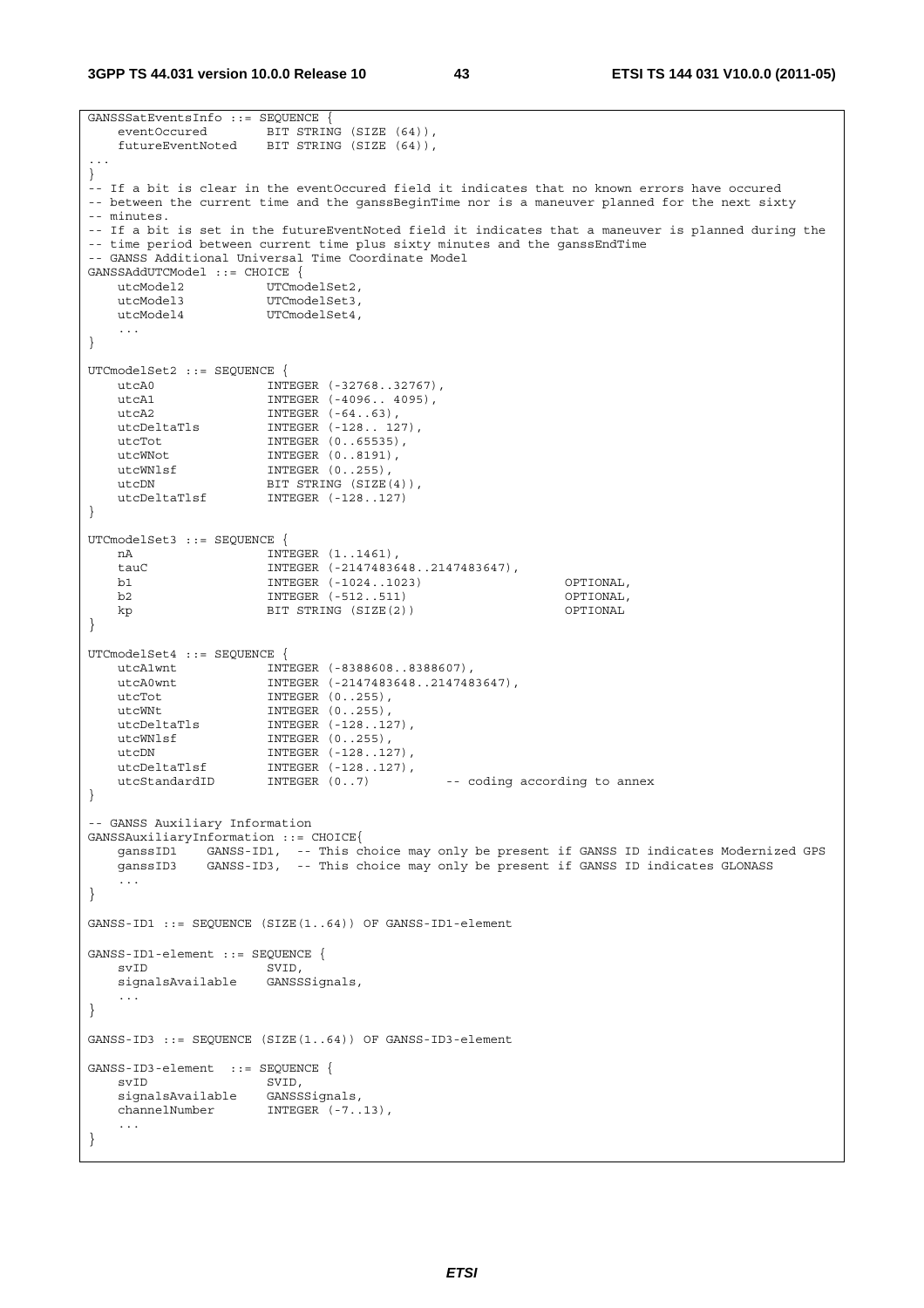```
GANSSSatEventsInfo ::= SEQUENCE {
    eventOccured        BIT STRING (SIZE (64)),
    futureEventNoted    BIT STRING (SIZE (64)),
...
}
-- If a bit is clear in the eventOccured field it indicates that no known errors have occured
-- between the current time and the ganssBeginTime nor is a maneuver planned for the next sixty
-- minutes.
-- If a bit is set in the futureEventNoted field it indicates that a maneuver is planned during the
-- time period between current time plus sixty minutes and the ganssEndTime
-- GANSS Additional Universal Time Coordinate Model
GANSSAddUTCModel ::= CHOICE {
    utcModel2           UTCmodelSet2,
    utcModel3           UTCmodelSet3,
    utcModel4           UTCmodelSet4,
    ...
}

UTCmodelSet2 ::= SEQUENCE {
    utcA0               INTEGER (-32768..32767),
    utcA1               INTEGER (-4096.. 4095),
    utcA2               INTEGER (-64..63),
    utcDeltaTls         INTEGER (-128.. 127),
    utcTot              INTEGER (0..65535),
    utcWNot             INTEGER (0..8191),
    utcWNlsf            INTEGER (0..255),
    utcDN               BIT STRING (SIZE(4)),
    utcDeltaTlsf        INTEGER (-128..127)
}

UTCmodelSet3 ::= SEQUENCE {
    nA                  INTEGER (1..1461),
    tauC                INTEGER (-2147483648..2147483647),
    b1                  INTEGER (-1024..1023)                   OPTIONAL,
    b2                  INTEGER (-512..511)                     OPTIONAL,
    kp                  BIT STRING (SIZE(2))                    OPTIONAL
}

UTCmodelSet4 ::= SEQUENCE {
    utcA1wnt            INTEGER (-8388608..8388607),
    utcA0wnt            INTEGER (-2147483648..2147483647),
    utcTot              INTEGER (0..255),
    utcWNt              INTEGER (0..255),
    utcDeltaTls         INTEGER (-128..127),
    utcWNlsf            INTEGER (0..255),
    utcDN               INTEGER (-128..127),
    utcDeltaTlsf        INTEGER (-128..127),
    utcStandardID       INTEGER (0..7)          -- coding according to annex
}

-- GANSS Auxiliary Information
GANSSAuxiliaryInformation ::= CHOICE{
    ganssID1    GANSS-ID1,  -- This choice may only be present if GANSS ID indicates Modernized GPS
    ganssID3    GANSS-ID3,  -- This choice may only be present if GANSS ID indicates GLONASS
    ...
}

GANSS-ID1 ::= SEQUENCE (SIZE(1..64)) OF GANSS-ID1-element

GANSS-ID1-element ::= SEQUENCE {
    svID                SVID,
    signalsAvailable    GANSSSignals,
    ...
}

GANSS-ID3 ::= SEQUENCE (SIZE(1..64)) OF GANSS-ID3-element

GANSS-ID3-element  ::= SEQUENCE {
    svID                SVID,
    signalsAvailable    GANSSSignals,
    channelNumber       INTEGER (-7..13),
    ...
}
```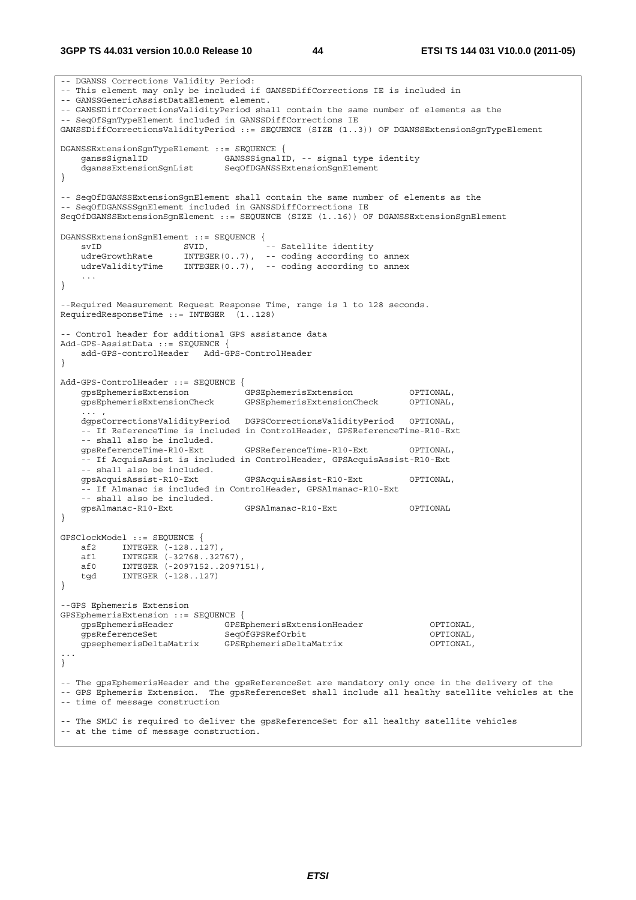```
-- DGANSS Corrections Validity Period:
-- This element may only be included if GANSSDiffCorrections IE is included in
-- GANSSGenericAssistDataElement element.
-- GANSSDiffCorrectionsValidityPeriod shall contain the same number of elements as the
-- SeqOfSgnTypeElement included in GANSSDiffCorrections IE
GANSSDiffCorrectionsValidityPeriod ::= SEQUENCE (SIZE (1..3)) OF DGANSSExtensionSgnTypeElement

DGANSSExtensionSgnTypeElement ::= SEQUENCE {
    ganssSignalID               GANSSSignalID, -- signal type identity
    dganssExtensionSgnList      SeqOfDGANSSExtensionSgnElement
}

-- SeqOfDGANSSExtensionSgnElement shall contain the same number of elements as the
-- SeqOfDGANSSSgnElement included in GANSSDiffCorrections IE
SeqOfDGANSSExtensionSgnElement ::= SEQUENCE (SIZE (1..16)) OF DGANSSExtensionSgnElement

DGANSSExtensionSgnElement ::= SEQUENCE {
    svID                SVID,           -- Satellite identity
    udreGrowthRate      INTEGER(0..7),  -- coding according to annex
    udreValidityTime    INTEGER(0..7),  -- coding according to annex
    ...
}

--Required Measurement Request Response Time, range is 1 to 128 seconds.
RequiredResponseTime ::= INTEGER  (1..128)

-- Control header for additional GPS assistance data
Add-GPS-AssistData ::= SEQUENCE {
    add-GPS-controlHeader   Add-GPS-ControlHeader
}

Add-GPS-ControlHeader ::= SEQUENCE {
    gpsEphemerisExtension           GPSEphemerisExtension           OPTIONAL,
    gpsEphemerisExtensionCheck      GPSEphemerisExtensionCheck      OPTIONAL,
    ... ,
    dgpsCorrectionsValidityPeriod   DGPSCorrectionsValidityPeriod   OPTIONAL,
    -- If ReferenceTime is included in ControlHeader, GPSReferenceTime-R10-Ext
    -- shall also be included.
    gpsReferenceTime-R10-Ext        GPSReferenceTime-R10-Ext        OPTIONAL,
    -- If AcquisAssist is included in ControlHeader, GPSAcquisAssist-R10-Ext
    -- shall also be included.
    gpsAcquisAssist-R10-Ext         GPSAcquisAssist-R10-Ext         OPTIONAL,
    -- If Almanac is included in ControlHeader, GPSAlmanac-R10-Ext
    -- shall also be included.
    gpsAlmanac-R10-Ext              GPSAlmanac-R10-Ext              OPTIONAL
}

GPSClockModel ::= SEQUENCE {
    af2     INTEGER (-128..127),
    af1     INTEGER (-32768..32767),
    af0     INTEGER (-2097152..2097151),
    tgd     INTEGER (-128..127)
}

--GPS Ephemeris Extension
GPSEphemerisExtension ::= SEQUENCE {
    gpsEphemerisHeader          GPSEphemerisExtensionHeader             OPTIONAL,
    gpsReferenceSet             SeqOfGPSRefOrbit                        OPTIONAL,
    gpsephemerisDeltaMatrix     GPSEphemerisDeltaMatrix                 OPTIONAL,
...
}

-- The gpsEphemerisHeader and the gpsReferenceSet are mandatory only once in the delivery of the
-- GPS Ephemeris Extension.  The gpsReferenceSet shall include all healthy satellite vehicles at the
-- time of message construction

-- The SMLC is required to deliver the gpsReferenceSet for all healthy satellite vehicles
-- at the time of message construction.
```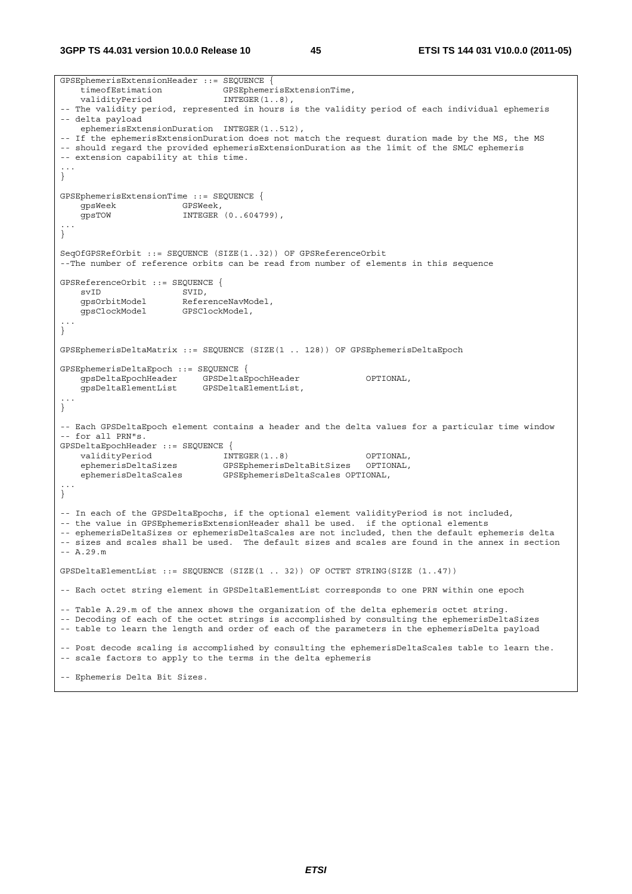```
GPSEphemerisExtensionHeader ::= SEQUENCE {
    timeofEstimation            GPSEphemerisExtensionTime,
    validityPeriod              INTEGER(1..8),
-- The validity period, represented in hours is the validity period of each individual ephemeris
-- delta payload
    ephemerisExtensionDuration  INTEGER(1..512),
-- If the ephemerisExtensionDuration does not match the request duration made by the MS, the MS
-- should regard the provided ephemerisExtensionDuration as the limit of the SMLC ephemeris
-- extension capability at this time.
...
}

GPSEphemerisExtensionTime ::= SEQUENCE {
    gpsWeek             GPSWeek,
    gpsTOW              INTEGER (0..604799),
...
}

SeqOfGPSRefOrbit ::= SEQUENCE (SIZE(1..32)) OF GPSReferenceOrbit
--The number of reference orbits can be read from number of elements in this sequence

GPSReferenceOrbit ::= SEQUENCE {
    svID                SVID,
    gpsOrbitModel       ReferenceNavModel,
    gpsClockModel       GPSClockModel,
...
}

GPSEphemerisDeltaMatrix ::= SEQUENCE (SIZE(1 .. 128)) OF GPSEphemerisDeltaEpoch

GPSEphemerisDeltaEpoch ::= SEQUENCE {
    gpsDeltaEpochHeader     GPSDeltaEpochHeader             OPTIONAL,
    gpsDeltaElementList     GPSDeltaElementList,
...
}

-- Each GPSDeltaEpoch element contains a header and the delta values for a particular time window
-- for all PRN"s.
GPSDeltaEpochHeader ::= SEQUENCE {
    validityPeriod              INTEGER(1..8)               OPTIONAL,
    ephemerisDeltaSizes         GPSEphemerisDeltaBitSizes   OPTIONAL,
    ephemerisDeltaScales        GPSEphemerisDeltaScales OPTIONAL,
...
}

-- In each of the GPSDeltaEpochs, if the optional element validityPeriod is not included,
-- the value in GPSEphemerisExtensionHeader shall be used.  if the optional elements
-- ephemerisDeltaSizes or ephemerisDeltaScales are not included, then the default ephemeris delta
-- sizes and scales shall be used.  The default sizes and scales are found in the annex in section
-- A.29.m

GPSDeltaElementList ::= SEQUENCE (SIZE(1 .. 32)) OF OCTET STRING(SIZE (1..47))

-- Each octet string element in GPSDeltaElementList corresponds to one PRN within one epoch

-- Table A.29.m of the annex shows the organization of the delta ephemeris octet string.
-- Decoding of each of the octet strings is accomplished by consulting the ephemerisDeltaSizes
-- table to learn the length and order of each of the parameters in the ephemerisDelta payload

-- Post decode scaling is accomplished by consulting the ephemerisDeltaScales table to learn the.
-- scale factors to apply to the terms in the delta ephemeris

-- Ephemeris Delta Bit Sizes.
```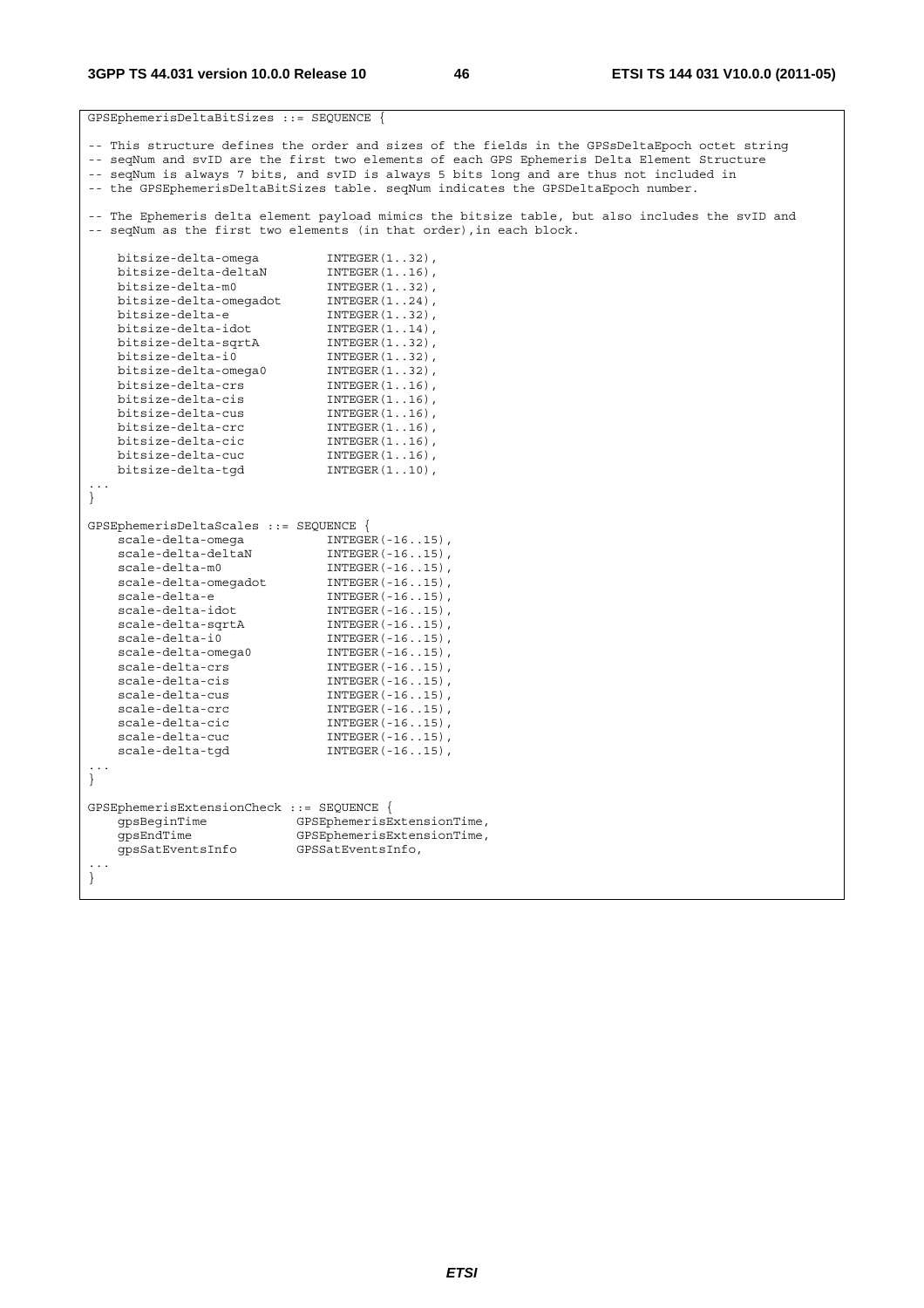```
GPSEphemerisDeltaBitSizes ::= SEQUENCE {

-- This structure defines the order and sizes of the fields in the GPSsDeltaEpoch octet string
-- seqNum and svID are the first two elements of each GPS Ephemeris Delta Element Structure
-- seqNum is always 7 bits, and svID is always 5 bits long and are thus not included in
-- the GPSEphemerisDeltaBitSizes table. seqNum indicates the GPSDeltaEpoch number.

-- The Ephemeris delta element payload mimics the bitsize table, but also includes the svID and
-- seqNum as the first two elements (in that order),in each block.

    bitsize-delta-omega         INTEGER(1..32),
    bitsize-delta-deltaN        INTEGER(1..16),
    bitsize-delta-m0            INTEGER(1..32),
    bitsize-delta-omegadot      INTEGER(1..24),
    bitsize-delta-e             INTEGER(1..32),
    bitsize-delta-idot          INTEGER(1..14),
    bitsize-delta-sqrtA         INTEGER(1..32),
    bitsize-delta-i0            INTEGER(1..32),
    bitsize-delta-omega0        INTEGER(1..32),
    bitsize-delta-crs           INTEGER(1..16),
    bitsize-delta-cis           INTEGER(1..16),
    bitsize-delta-cus           INTEGER(1..16),
    bitsize-delta-crc           INTEGER(1..16),
    bitsize-delta-cic           INTEGER(1..16),
    bitsize-delta-cuc           INTEGER(1..16),
    bitsize-delta-tgd           INTEGER(1..10),
...
}

GPSEphemerisDeltaScales ::= SEQUENCE {
    scale-delta-omega           INTEGER(-16..15),
    scale-delta-deltaN          INTEGER(-16..15),
    scale-delta-m0              INTEGER(-16..15),
    scale-delta-omegadot        INTEGER(-16..15),
    scale-delta-e               INTEGER(-16..15),
    scale-delta-idot            INTEGER(-16..15),
    scale-delta-sqrtA           INTEGER(-16..15),
    scale-delta-i0              INTEGER(-16..15),
    scale-delta-omega0          INTEGER(-16..15),
    scale-delta-crs             INTEGER(-16..15),
    scale-delta-cis             INTEGER(-16..15),
    scale-delta-cus             INTEGER(-16..15),
    scale-delta-crc             INTEGER(-16..15),
    scale-delta-cic             INTEGER(-16..15),
    scale-delta-cuc             INTEGER(-16..15),
    scale-delta-tgd             INTEGER(-16..15),
...
}

GPSEphemerisExtensionCheck ::= SEQUENCE {
    gpsBeginTime            GPSEphemerisExtensionTime,
    gpsEndTime              GPSEphemerisExtensionTime,
    gpsSatEventsInfo        GPSSatEventsInfo,
...
}
```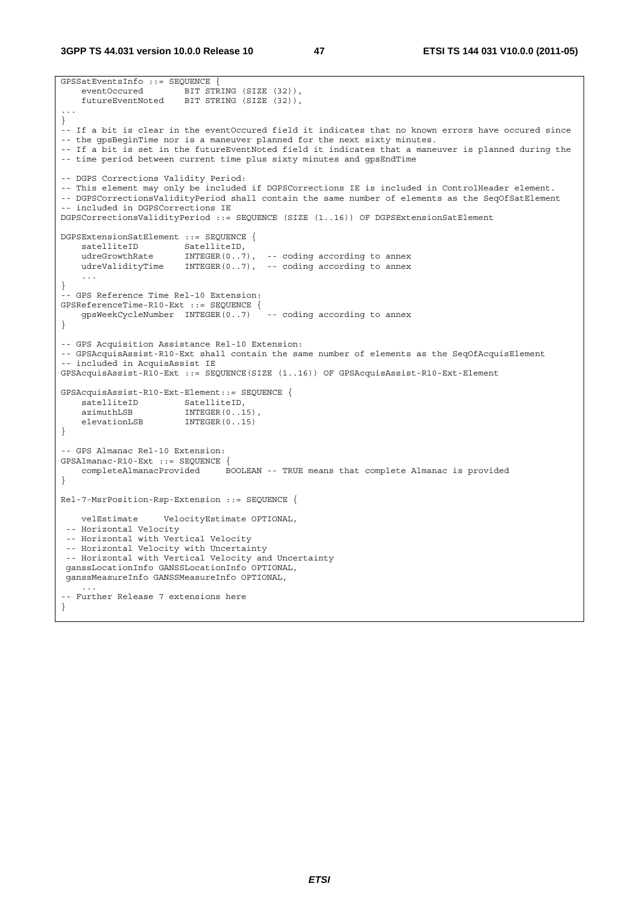```
GPSSatEventsInfo ::= SEQUENCE {
    eventOccured        BIT STRING (SIZE (32)),
    futureEventNoted    BIT STRING (SIZE (32)),
...
}
-- If a bit is clear in the eventOccured field it indicates that no known errors have occured since
-- the gpsBeginTime nor is a maneuver planned for the next sixty minutes.
-- If a bit is set in the futureEventNoted field it indicates that a maneuver is planned during the
-- time period between current time plus sixty minutes and gpsEndTime

-- DGPS Corrections Validity Period:
-- This element may only be included if DGPSCorrections IE is included in ControlHeader element.
-- DGPSCorrectionsValidityPeriod shall contain the same number of elements as the SeqOfSatElement
-- included in DGPSCorrections IE
DGPSCorrectionsValidityPeriod ::= SEQUENCE (SIZE (1..16)) OF DGPSExtensionSatElement

DGPSExtensionSatElement ::= SEQUENCE {
    satelliteID         SatelliteID,
    udreGrowthRate      INTEGER(0..7),  -- coding according to annex
    udreValidityTime    INTEGER(0..7),  -- coding according to annex
    ...
}
-- GPS Reference Time Rel-10 Extension:
GPSReferenceTime-R10-Ext ::= SEQUENCE {
    gpsWeekCycleNumber  INTEGER(0..7)   -- coding according to annex
}

-- GPS Acquisition Assistance Rel-10 Extension:
-- GPSAcquisAssist-R10-Ext shall contain the same number of elements as the SeqOfAcquisElement
-- included in AcquisAssist IE
GPSAcquisAssist-R10-Ext ::= SEQUENCE(SIZE (1..16)) OF GPSAcquisAssist-R10-Ext-Element

GPSAcquisAssist-R10-Ext-Element::= SEQUENCE {
    satelliteID         SatelliteID,
    azimuthLSB          INTEGER(0..15),
    elevationLSB        INTEGER(0..15)
}

-- GPS Almanac Rel-10 Extension:
GPSAlmanac-R10-Ext ::= SEQUENCE {
    completeAlmanacProvided     BOOLEAN -- TRUE means that complete Almanac is provided
}

Rel-7-MsrPosition-Rsp-Extension ::= SEQUENCE {

    velEstimate     VelocityEstimate OPTIONAL,
 -- Horizontal Velocity
 -- Horizontal with Vertical Velocity
 -- Horizontal Velocity with Uncertainty
 -- Horizontal with Vertical Velocity and Uncertainty
 ganssLocationInfo GANSSLocationInfo OPTIONAL,
 ganssMeasureInfo GANSSMeasureInfo OPTIONAL,
    ...
-- Further Release 7 extensions here
}
```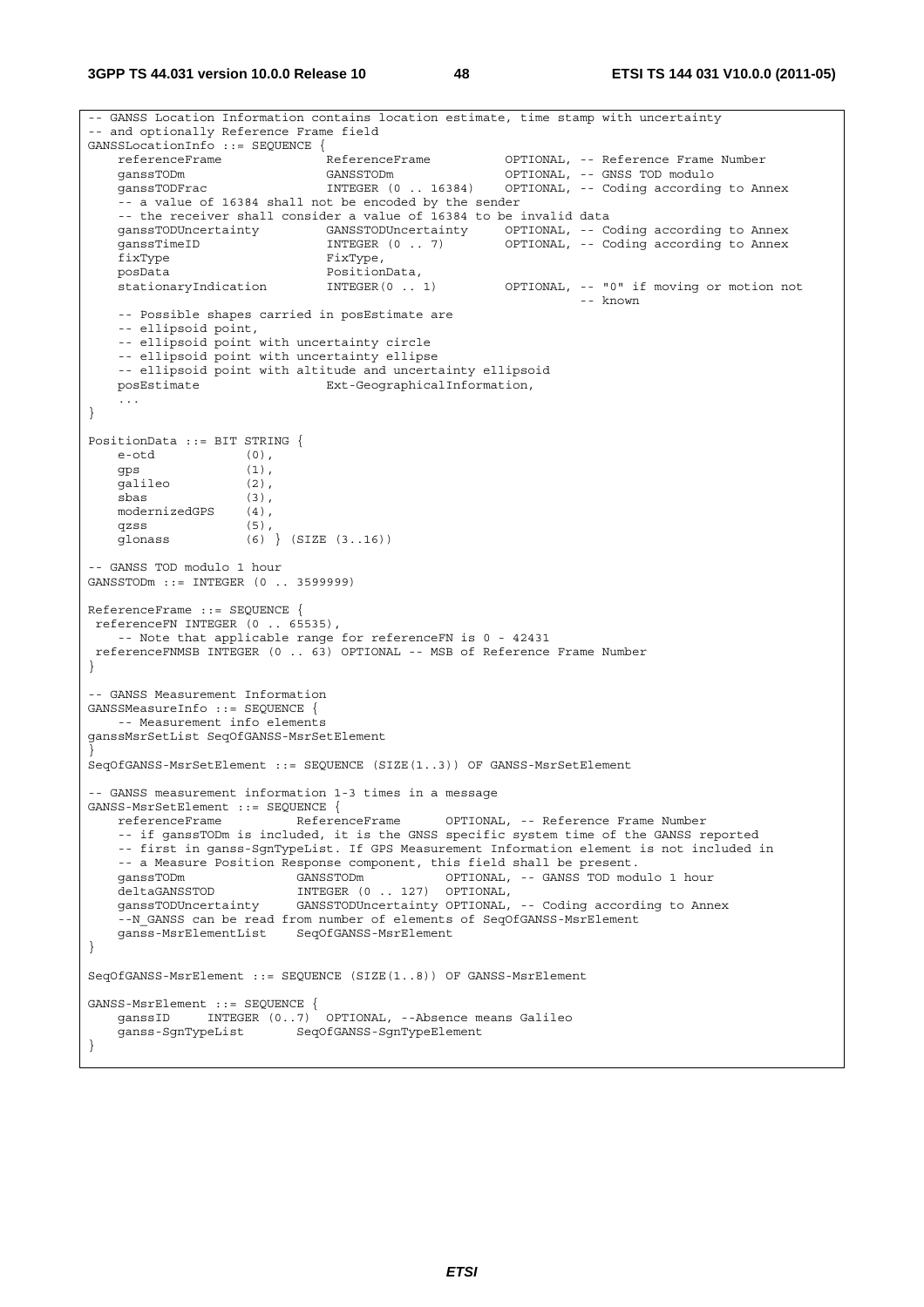```
-- GANSS Location Information contains location estimate, time stamp with uncertainty
-- and optionally Reference Frame field
GANSSLocationInfo ::= SEQUENCE {
    referenceFrame              ReferenceFrame          OPTIONAL, -- Reference Frame Number
    ganssTODm                   GANSSTODm               OPTIONAL, -- GNSS TOD modulo
    ganssTODFrac                INTEGER (0 .. 16384)    OPTIONAL, -- Coding according to Annex
    -- a value of 16384 shall not be encoded by the sender
    -- the receiver shall consider a value of 16384 to be invalid data
    ganssTODUncertainty         GANSSTODUncertainty     OPTIONAL, -- Coding according to Annex
    ganssTimeID                 INTEGER (0 .. 7)        OPTIONAL, -- Coding according to Annex
    fixType                     FixType,
    posData                     PositionData,
    stationaryIndication        INTEGER(0 .. 1)         OPTIONAL, -- "0" if moving or motion not
                                                                  -- known
    -- Possible shapes carried in posEstimate are
    -- ellipsoid point,
    -- ellipsoid point with uncertainty circle
    -- ellipsoid point with uncertainty ellipse
    -- ellipsoid point with altitude and uncertainty ellipsoid
    posEstimate                 Ext-GeographicalInformation,
    ...
}

PositionData ::= BIT STRING {
    e-otd           (0),
    gps             (1),
    galileo         (2),
    sbas            (3),
    modernizedGPS   (4),
    qzss            (5),
    glonass         (6) } (SIZE (3..16))

-- GANSS TOD modulo 1 hour
GANSSTODm ::= INTEGER (0 .. 3599999)

ReferenceFrame ::= SEQUENCE {
 referenceFN INTEGER (0 .. 65535),
    -- Note that applicable range for referenceFN is 0 - 42431
 referenceFNMSB INTEGER (0 .. 63) OPTIONAL -- MSB of Reference Frame Number
}

-- GANSS Measurement Information
GANSSMeasureInfo ::= SEQUENCE {
    -- Measurement info elements
ganssMsrSetList SeqOfGANSS-MsrSetElement
}
SeqOfGANSS-MsrSetElement ::= SEQUENCE (SIZE(1..3)) OF GANSS-MsrSetElement

-- GANSS measurement information 1-3 times in a message
GANSS-MsrSetElement ::= SEQUENCE {
    referenceFrame          ReferenceFrame      OPTIONAL, -- Reference Frame Number
    -- if ganssTODm is included, it is the GNSS specific system time of the GANSS reported
    -- first in ganss-SgnTypeList. If GPS Measurement Information element is not included in
    -- a Measure Position Response component, this field shall be present.
    ganssTODm               GANSSTODm           OPTIONAL, -- GANSS TOD modulo 1 hour
    deltaGANSSTOD           INTEGER (0 .. 127)  OPTIONAL,
    ganssTODUncertainty     GANSSTODUncertainty OPTIONAL, -- Coding according to Annex
    --N_GANSS can be read from number of elements of SeqOfGANSS-MsrElement
    ganss-MsrElementList    SeqOfGANSS-MsrElement
}

SeqOfGANSS-MsrElement ::= SEQUENCE (SIZE(1..8)) OF GANSS-MsrElement

GANSS-MsrElement ::= SEQUENCE {
    ganssID     INTEGER (0..7)  OPTIONAL, --Absence means Galileo
    ganss-SgnTypeList       SeqOfGANSS-SgnTypeElement
}
```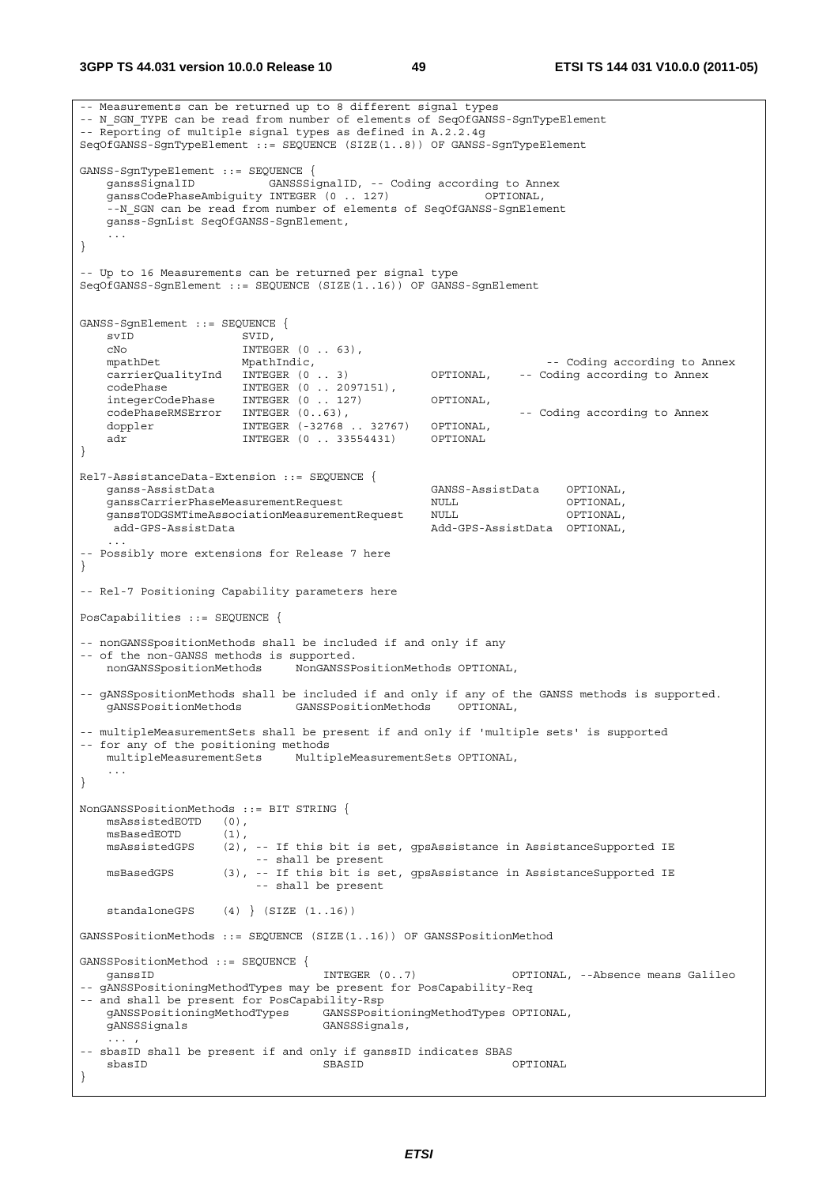```
-- Measurements can be returned up to 8 different signal types
-- N_SGN_TYPE can be read from number of elements of SeqOfGANSS-SgnTypeElement
-- Reporting of multiple signal types as defined in A.2.2.4g
SeqOfGANSS-SgnTypeElement ::= SEQUENCE (SIZE(1..8)) OF GANSS-SgnTypeElement

GANSS-SgnTypeElement ::= SEQUENCE {
    ganssSignalID           GANSSSignalID, -- Coding according to Annex
    ganssCodePhaseAmbiguity INTEGER (0 .. 127)              OPTIONAL,
    --N_SGN can be read from number of elements of SeqOfGANSS-SgnElement
    ganss-SgnList SeqOfGANSS-SgnElement,
    ...
}

-- Up to 16 Measurements can be returned per signal type
SeqOfGANSS-SgnElement ::= SEQUENCE (SIZE(1..16)) OF GANSS-SgnElement


GANSS-SgnElement ::= SEQUENCE {
    svID                SVID,
    cNo                 INTEGER (0 .. 63),
    mpathDet            MpathIndic,                                 -- Coding according to Annex
    carrierQualityInd   INTEGER (0 .. 3)            OPTIONAL,    -- Coding according to Annex
    codePhase           INTEGER (0 .. 2097151),
    integerCodePhase    INTEGER (0 .. 127)          OPTIONAL,
    codePhaseRMSError   INTEGER (0..63),                            -- Coding according to Annex
    doppler             INTEGER (-32768 .. 32767)   OPTIONAL,
    adr                 INTEGER (0 .. 33554431)     OPTIONAL
}

Rel7-AssistanceData-Extension ::= SEQUENCE {
    ganss-AssistData                                GANSS-AssistData    OPTIONAL,
    ganssCarrierPhaseMeasurementRequest             NULL                OPTIONAL,
    ganssTODGSMTimeAssociationMeasurementRequest    NULL                OPTIONAL,
     add-GPS-AssistData                             Add-GPS-AssistData  OPTIONAL,
    ...
-- Possibly more extensions for Release 7 here
}

-- Rel-7 Positioning Capability parameters here

PosCapabilities ::= SEQUENCE {

-- nonGANSSpositionMethods shall be included if and only if any
-- of the non-GANSS methods is supported.
    nonGANSSpositionMethods     NonGANSSPositionMethods OPTIONAL,

-- gANSSPositionMethods shall be included if and only if any of the GANSS methods is supported.
    gANSSPositionMethods        GANSSPositionMethods    OPTIONAL,

-- multipleMeasurementSets shall be present if and only if 'multiple sets' is supported
-- for any of the positioning methods
    multipleMeasurementSets     MultipleMeasurementSets OPTIONAL,
    ...
}

NonGANSSPositionMethods ::= BIT STRING {
    msAssistedEOTD   (0),
    msBasedEOTD      (1),
    msAssistedGPS    (2), -- If this bit is set, gpsAssistance in AssistanceSupported IE
                        -- shall be present
    msBasedGPS       (3), -- If this bit is set, gpsAssistance in AssistanceSupported IE
                        -- shall be present

    standaloneGPS    (4) } (SIZE (1..16))

GANSSPositionMethods ::= SEQUENCE (SIZE(1..16)) OF GANSSPositionMethod

GANSSPositionMethod ::= SEQUENCE {
    ganssID                         INTEGER (0..7)              OPTIONAL, --Absence means Galileo
-- gANSSPositioningMethodTypes may be present for PosCapability-Req
-- and shall be present for PosCapability-Rsp
    gANSSPositioningMethodTypes     GANSSPositioningMethodTypes OPTIONAL,
    gANSSSignals                    GANSSSignals,
    ... ,
-- sbasID shall be present if and only if ganssID indicates SBAS
    sbasID                          SBASID                      OPTIONAL
}
```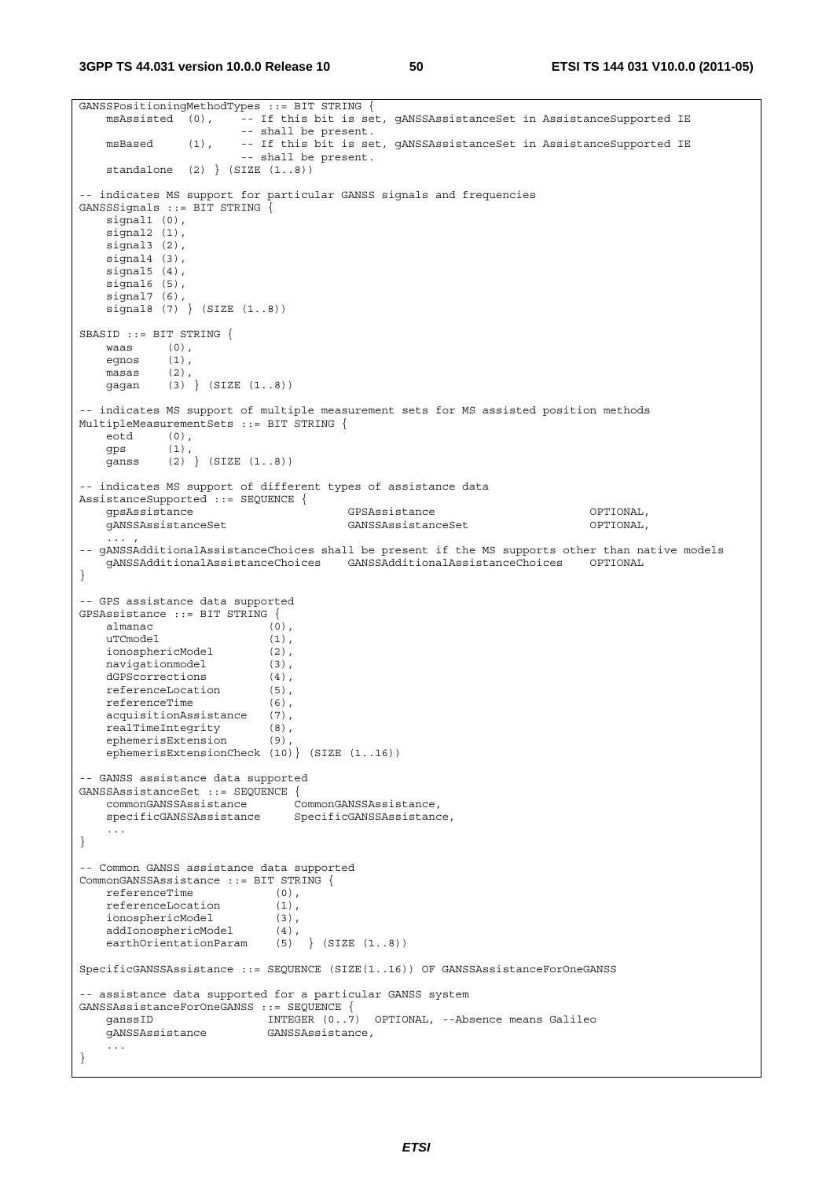```
GANSSPositioningMethodTypes ::= BIT STRING {
    msAssisted  (0),     -- If this bit is set, gANSSAssistanceSet in AssistanceSupported IE
                         -- shall be present.
    msBased     (1),     -- If this bit is set, gANSSAssistanceSet in AssistanceSupported IE
                         -- shall be present.
    standalone  (2) } (SIZE (1..8))

-- indicates MS support for particular GANSS signals and frequencies
GANSSSignals ::= BIT STRING {
    signal1 (0),
    signal2 (1),
    signal3 (2),
    signal4 (3),
    signal5 (4),
    signal6 (5),
    signal7 (6),
    signal8 (7) } (SIZE (1..8))

SBASID ::= BIT STRING {
    waas     (0),
    egnos    (1),
    masas    (2),
    gagan    (3) } (SIZE (1..8))

-- indicates MS support of multiple measurement sets for MS assisted position methods
MultipleMeasurementSets ::= BIT STRING {
    eotd     (0),
    gps      (1),
    ganss    (2) } (SIZE (1..8))

-- indicates MS support of different types of assistance data
AssistanceSupported ::= SEQUENCE {
    gpsAssistance                      GPSAssistance                        OPTIONAL,
    gANSSAssistanceSet                 GANSSAssistanceSet                   OPTIONAL,
    ... ,
-- gANSSAdditionalAssistanceChoices shall be present if the MS supports other than native models
    gANSSAdditionalAssistanceChoices    GANSSAdditionalAssistanceChoices    OPTIONAL
}

-- GPS assistance data supported
GPSAssistance ::= BIT STRING {
    almanac                  (0),
    uTCmodel                 (1),
    ionosphericModel         (2),
    navigationmodel          (3),
    dGPScorrections          (4),
    referenceLocation        (5),
    referenceTime            (6),
    acquisitionAssistance    (7),
    realTimeIntegrity        (8),
    ephemerisExtension       (9),
    ephemerisExtensionCheck (10)} (SIZE (1..16))

-- GANSS assistance data supported
GANSSAssistanceSet ::= SEQUENCE {
    commonGANSSAssistance       CommonGANSSAssistance,
    specificGANSSAssistance     SpecificGANSSAssistance,
    ...
}

-- Common GANSS assistance data supported
CommonGANSSAssistance ::= BIT STRING {
    referenceTime            (0),
    referenceLocation        (1),
    ionosphericModel         (3),
    addIonosphericModel      (4),
    earthOrientationParam    (5)  } (SIZE (1..8))

SpecificGANSSAssistance ::= SEQUENCE (SIZE(1..16)) OF GANSSAssistanceForOneGANSS

-- assistance data supported for a particular GANSS system
GANSSAssistanceForOneGANSS ::= SEQUENCE {
    ganssID                 INTEGER (0..7)  OPTIONAL, --Absence means Galileo
    gANSSAssistance         GANSSAssistance,
    ...
}
```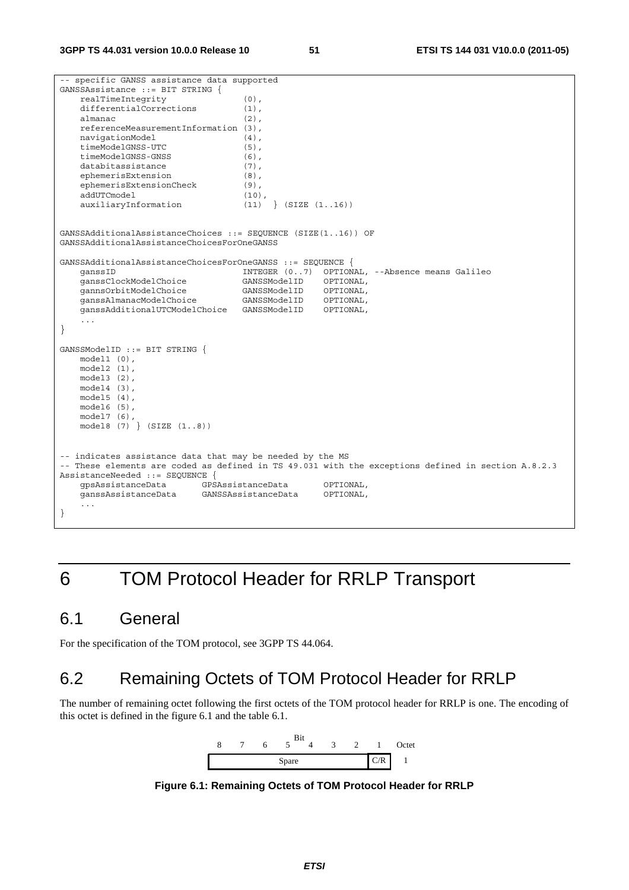```
-- specific GANSS assistance data supported
GANSSAssistance ::= BIT STRING {
    realTimeIntegrity              (0),
    differentialCorrections        (1),
    almanac                        (2),
    referenceMeasurementInformation (3),
    navigationModel                (4),
    timeModelGNSS-UTC              (5),
    timeModelGNSS-GNSS             (6),
    databitassistance              (7),
    ephemerisExtension             (8),
    ephemerisExtensionCheck        (9),
    addUTCmodel                    (10),
    auxiliaryInformation           (11)  } (SIZE (1..16))


GANSSAdditionalAssistanceChoices ::= SEQUENCE (SIZE(1..16)) OF
GANSSAdditionalAssistanceChoicesForOneGANSS

GANSSAdditionalAssistanceChoicesForOneGANSS ::= SEQUENCE {
    ganssID                        INTEGER (0..7)  OPTIONAL, --Absence means Galileo
    ganssClockModelChoice          GANSSModelID    OPTIONAL,
    gannsOrbitModelChoice          GANSSModelID    OPTIONAL,
    ganssAlmanacModelChoice        GANSSModelID    OPTIONAL,
    ganssAdditionalUTCModelChoice  GANSSModelID    OPTIONAL,
    ...
}

GANSSModelID ::= BIT STRING {
    model1 (0),
    model2 (1),
    model3 (2),
    model4 (3),
    model5 (4),
    model6 (5),
    model7 (6),
    model8 (7) } (SIZE (1..8))


-- indicates assistance data that may be needed by the MS
-- These elements are coded as defined in TS 49.031 with the exceptions defined in section A.8.2.3
AssistanceNeeded ::= SEQUENCE {
    gpsAssistanceData       GPSAssistanceData       OPTIONAL,
    ganssAssistanceData     GANSSAssistanceData     OPTIONAL,
    ...
}
```

# 6 TOM Protocol Header for RRLP Transport

## 6.1 General

For the specification of the TOM protocol, see 3GPP TS 44.064.

## 6.2 Remaining Octets of TOM Protocol Header for RRLP

The number of remaining octet following the first octets of the TOM protocol header for RRLP is one. The encoding of this octet is defined in the figure 6.1 and the table 6.1.

| 8 | 7 | 6 | 5 | 4 | 3 | 2 | 1 | Octet |
|---|---|---|---|---|---|---|---|---|
| Spare | | | | | | | C/R | 1 |

**Figure 6.1: Remaining Octets of TOM Protocol Header for RRLP**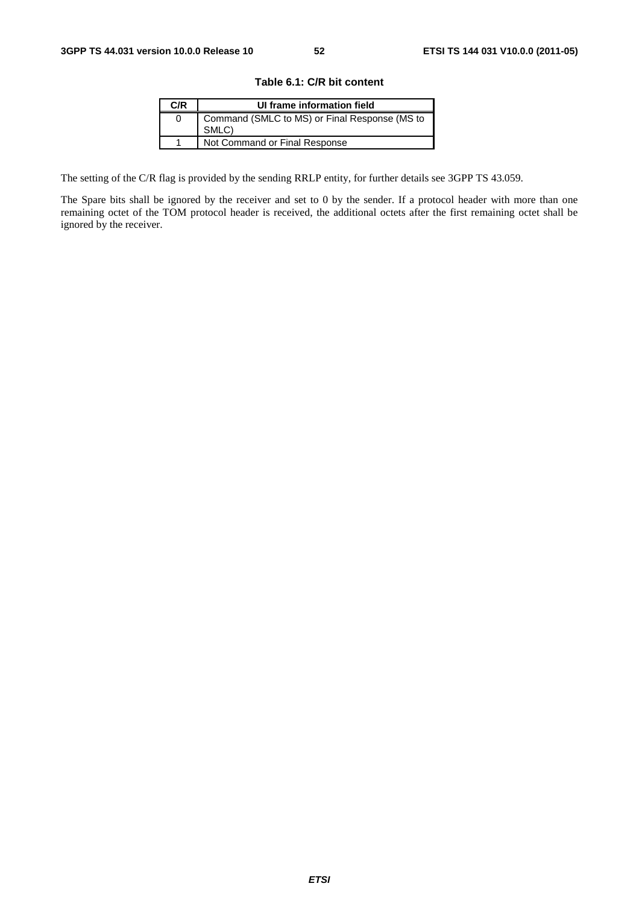**Table 6.1: C/R bit content**

| C/R | UI frame information field |
|---|---|
| 0 | Command (SMLC to MS) or Final Response (MS to SMLC) |
| 1 | Not Command or Final Response |

The setting of the C/R flag is provided by the sending RRLP entity, for further details see 3GPP TS 43.059.

The Spare bits shall be ignored by the receiver and set to 0 by the sender. If a protocol header with more than one remaining octet of the TOM protocol header is received, the additional octets after the first remaining octet shall be ignored by the receiver.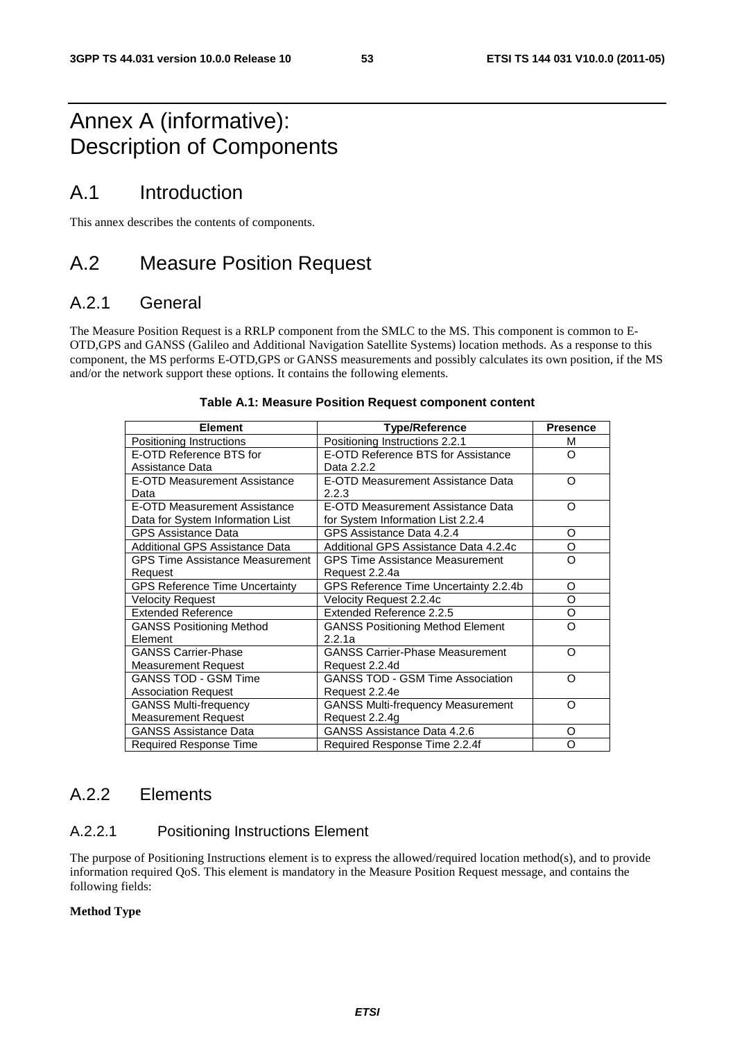# Annex A (informative): Description of Components

## A.1 Introduction

This annex describes the contents of components.

## A.2 Measure Position Request

### A.2.1 General

The Measure Position Request is a RRLP component from the SMLC to the MS. This component is common to E-OTD,GPS and GANSS (Galileo and Additional Navigation Satellite Systems) location methods. As a response to this component, the MS performs E-OTD,GPS or GANSS measurements and possibly calculates its own position, if the MS and/or the network support these options. It contains the following elements.

**Table A.1: Measure Position Request component content**

| Element | Type/Reference | Presence |
|---|---|---|
| Positioning Instructions | Positioning Instructions 2.2.1 | M |
| E-OTD Reference BTS for Assistance Data | E-OTD Reference BTS for Assistance Data 2.2.2 | O |
| E-OTD Measurement Assistance Data | E-OTD Measurement Assistance Data 2.2.3 | O |
| E-OTD Measurement Assistance Data for System Information List | E-OTD Measurement Assistance Data for System Information List 2.2.4 | O |
| GPS Assistance Data | GPS Assistance Data 4.2.4 | O |
| Additional GPS Assistance Data | Additional GPS Assistance Data 4.2.4c | O |
| GPS Time Assistance Measurement Request | GPS Time Assistance Measurement Request 2.2.4a | O |
| GPS Reference Time Uncertainty | GPS Reference Time Uncertainty 2.2.4b | O |
| Velocity Request | Velocity Request 2.2.4c | O |
| Extended Reference | Extended Reference 2.2.5 | O |
| GANSS Positioning Method Element | GANSS Positioning Method Element 2.2.1a | O |
| GANSS Carrier-Phase Measurement Request | GANSS Carrier-Phase Measurement Request 2.2.4d | O |
| GANSS TOD - GSM Time Association Request | GANSS TOD - GSM Time Association Request 2.2.4e | O |
| GANSS Multi-frequency Measurement Request | GANSS Multi-frequency Measurement Request 2.2.4g | O |
| GANSS Assistance Data | GANSS Assistance Data 4.2.6 | O |
| Required Response Time | Required Response Time 2.2.4f | O |

### A.2.2 Elements

#### A.2.2.1 Positioning Instructions Element

The purpose of Positioning Instructions element is to express the allowed/required location method(s), and to provide information required QoS. This element is mandatory in the Measure Position Request message, and contains the following fields:

**Method Type**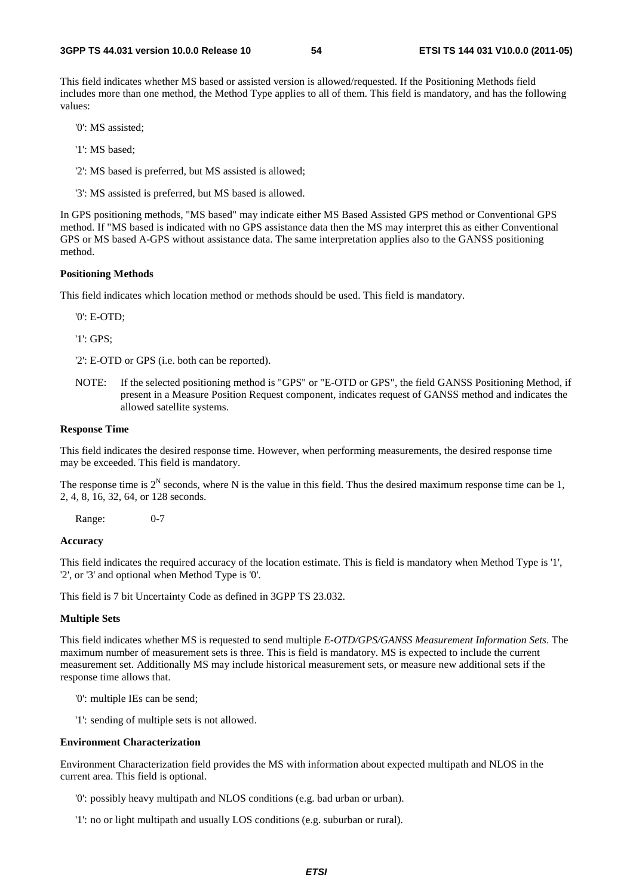This field indicates whether MS based or assisted version is allowed/requested. If the Positioning Methods field includes more than one method, the Method Type applies to all of them. This field is mandatory, and has the following values:

'0': MS assisted;

'1': MS based;

'2': MS based is preferred, but MS assisted is allowed;

'3': MS assisted is preferred, but MS based is allowed.

In GPS positioning methods, "MS based" may indicate either MS Based Assisted GPS method or Conventional GPS method. If "MS based is indicated with no GPS assistance data then the MS may interpret this as either Conventional GPS or MS based A-GPS without assistance data. The same interpretation applies also to the GANSS positioning method.

**Positioning Methods**

This field indicates which location method or methods should be used. This field is mandatory.

'0': E-OTD;

'1': GPS;

'2': E-OTD or GPS (i.e. both can be reported).

NOTE: If the selected positioning method is "GPS" or "E-OTD or GPS", the field GANSS Positioning Method, if present in a Measure Position Request component, indicates request of GANSS method and indicates the allowed satellite systems.

**Response Time**

This field indicates the desired response time. However, when performing measurements, the desired response time may be exceeded. This field is mandatory.

The response time is $2^N$ seconds, where N is the value in this field. Thus the desired maximum response time can be 1, 2, 4, 8, 16, 32, 64, or 128 seconds.

Range: 0-7

**Accuracy**

This field indicates the required accuracy of the location estimate. This is field is mandatory when Method Type is '1', '2', or '3' and optional when Method Type is '0'.

This field is 7 bit Uncertainty Code as defined in 3GPP TS 23.032.

**Multiple Sets**

This field indicates whether MS is requested to send multiple *E-OTD/GPS/GANSS Measurement Information Sets*. The maximum number of measurement sets is three. This is field is mandatory. MS is expected to include the current measurement set. Additionally MS may include historical measurement sets, or measure new additional sets if the response time allows that.

'0': multiple IEs can be send;

'1': sending of multiple sets is not allowed.

**Environment Characterization**

Environment Characterization field provides the MS with information about expected multipath and NLOS in the current area. This field is optional.

'0': possibly heavy multipath and NLOS conditions (e.g. bad urban or urban).

'1': no or light multipath and usually LOS conditions (e.g. suburban or rural).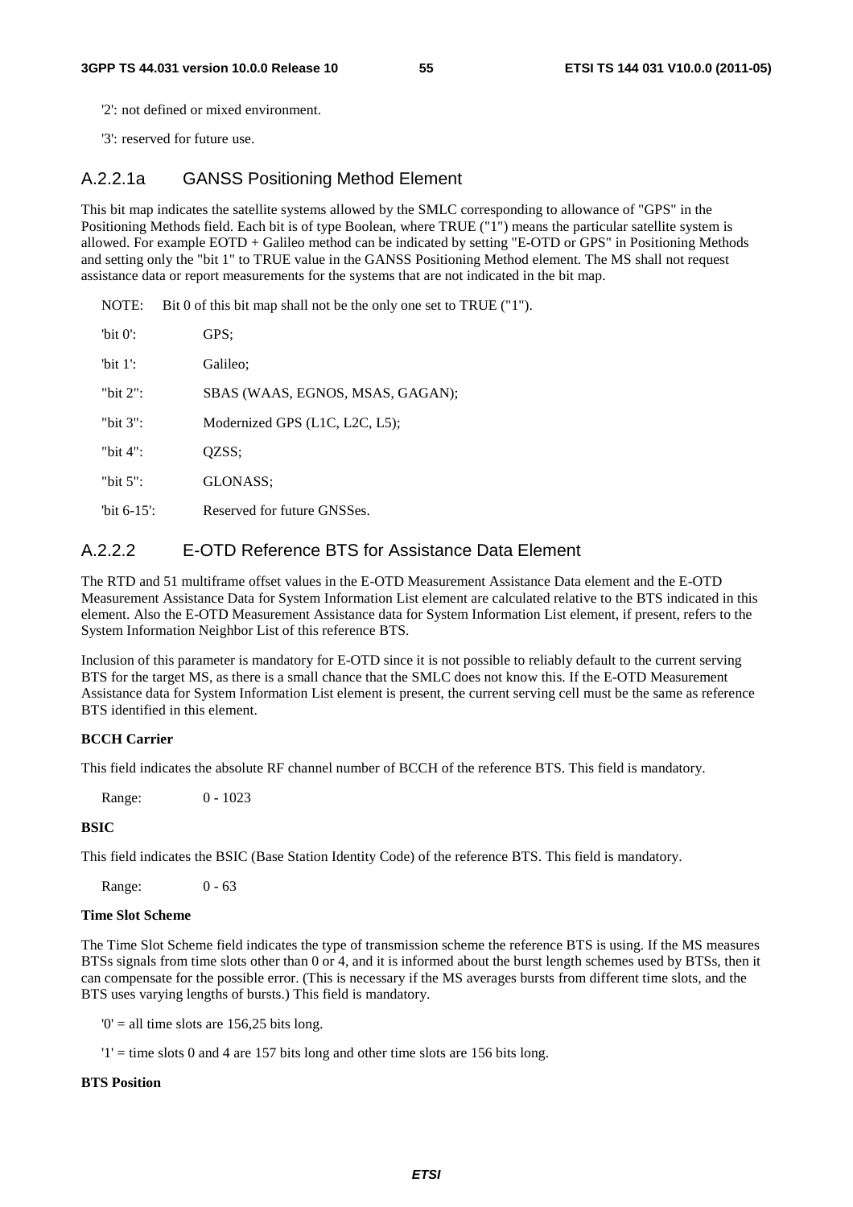'2': not defined or mixed environment.

'3': reserved for future use.

### A.2.2.1a GANSS Positioning Method Element

This bit map indicates the satellite systems allowed by the SMLC corresponding to allowance of "GPS" in the Positioning Methods field. Each bit is of type Boolean, where TRUE ("1") means the particular satellite system is allowed. For example EOTD + Galileo method can be indicated by setting "E-OTD or GPS" in Positioning Methods and setting only the "bit 1" to TRUE value in the GANSS Positioning Method element. The MS shall not request assistance data or report measurements for the systems that are not indicated in the bit map.

NOTE: Bit 0 of this bit map shall not be the only one set to TRUE ("1").

'bit 0': GPS;

'bit 1': Galileo;

"bit 2": SBAS (WAAS, EGNOS, MSAS, GAGAN);

"bit 3": Modernized GPS (L1C, L2C, L5);

"bit 4": QZSS;

"bit 5": GLONASS;

'bit 6-15': Reserved for future GNSSes.

### A.2.2.2 E-OTD Reference BTS for Assistance Data Element

The RTD and 51 multiframe offset values in the E-OTD Measurement Assistance Data element and the E-OTD Measurement Assistance Data for System Information List element are calculated relative to the BTS indicated in this element. Also the E-OTD Measurement Assistance data for System Information List element, if present, refers to the System Information Neighbor List of this reference BTS.

Inclusion of this parameter is mandatory for E-OTD since it is not possible to reliably default to the current serving BTS for the target MS, as there is a small chance that the SMLC does not know this. If the E-OTD Measurement Assistance data for System Information List element is present, the current serving cell must be the same as reference BTS identified in this element.

**BCCH Carrier**

This field indicates the absolute RF channel number of BCCH of the reference BTS. This field is mandatory.

Range: 0 - 1023

**BSIC**

This field indicates the BSIC (Base Station Identity Code) of the reference BTS. This field is mandatory.

Range: 0 - 63

**Time Slot Scheme**

The Time Slot Scheme field indicates the type of transmission scheme the reference BTS is using. If the MS measures BTSs signals from time slots other than 0 or 4, and it is informed about the burst length schemes used by BTSs, then it can compensate for the possible error. (This is necessary if the MS averages bursts from different time slots, and the BTS uses varying lengths of bursts.) This field is mandatory.

'0' = all time slots are 156,25 bits long.

'1' = time slots 0 and 4 are 157 bits long and other time slots are 156 bits long.

**BTS Position**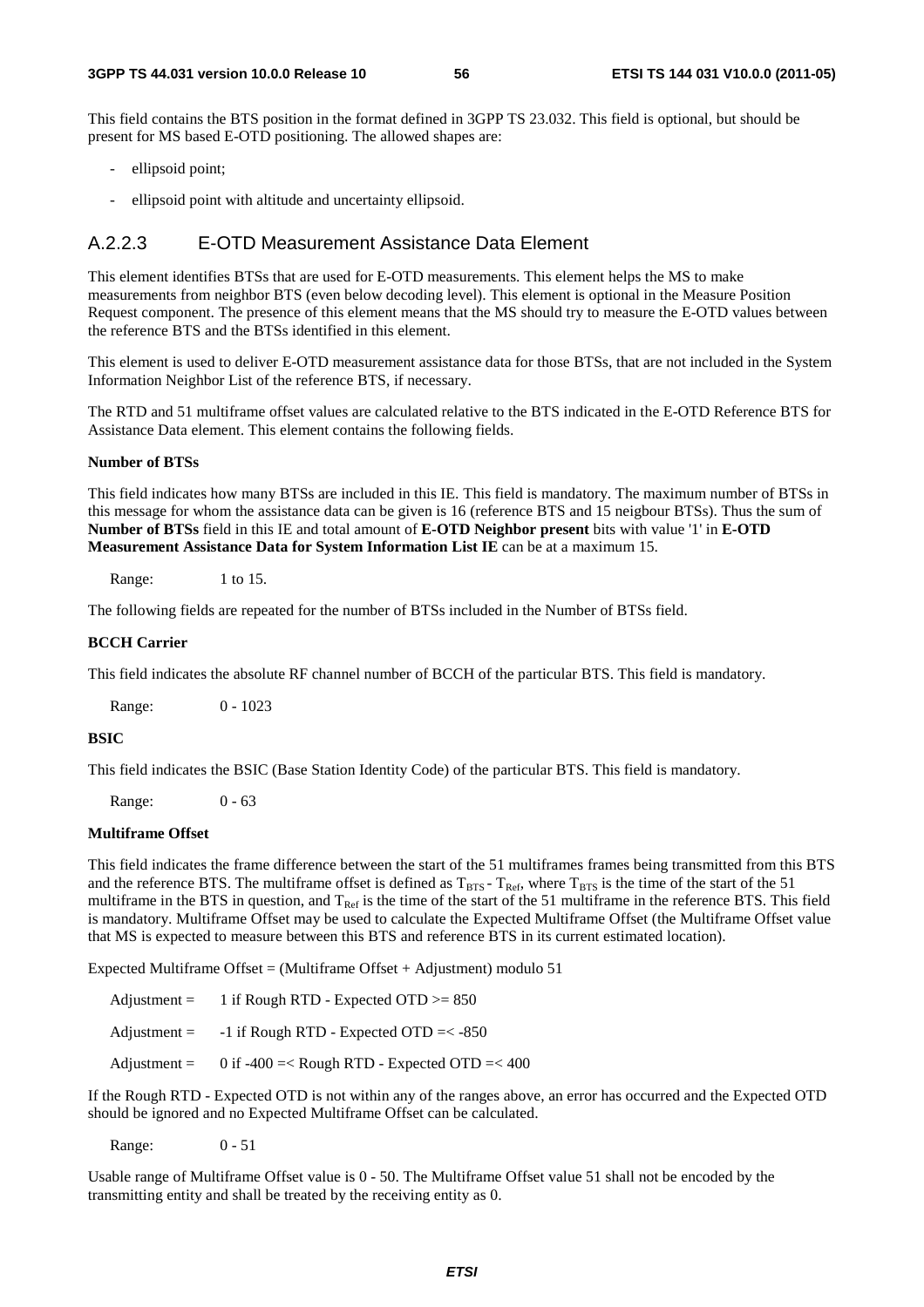This field contains the BTS position in the format defined in 3GPP TS 23.032. This field is optional, but should be present for MS based E-OTD positioning. The allowed shapes are:

- ellipsoid point;
- ellipsoid point with altitude and uncertainty ellipsoid.

### A.2.2.3 E-OTD Measurement Assistance Data Element

This element identifies BTSs that are used for E-OTD measurements. This element helps the MS to make measurements from neighbor BTS (even below decoding level). This element is optional in the Measure Position Request component. The presence of this element means that the MS should try to measure the E-OTD values between the reference BTS and the BTSs identified in this element.

This element is used to deliver E-OTD measurement assistance data for those BTSs, that are not included in the System Information Neighbor List of the reference BTS, if necessary.

The RTD and 51 multiframe offset values are calculated relative to the BTS indicated in the E-OTD Reference BTS for Assistance Data element. This element contains the following fields.

**Number of BTSs**

This field indicates how many BTSs are included in this IE. This field is mandatory. The maximum number of BTSs in this message for whom the assistance data can be given is 16 (reference BTS and 15 neigbour BTSs). Thus the sum of **Number of BTSs** field in this IE and total amount of **E-OTD Neighbor present** bits with value '1' in **E-OTD Measurement Assistance Data for System Information List IE** can be at a maximum 15.

Range: 1 to 15.

The following fields are repeated for the number of BTSs included in the Number of BTSs field.

**BCCH Carrier**

This field indicates the absolute RF channel number of BCCH of the particular BTS. This field is mandatory.

Range: 0 - 1023

**BSIC**

This field indicates the BSIC (Base Station Identity Code) of the particular BTS. This field is mandatory.

Range: 0 - 63

**Multiframe Offset**

This field indicates the frame difference between the start of the 51 multiframes frames being transmitted from this BTS and the reference BTS. The multiframe offset is defined as $T_{BTS} - T_{Ref}$, where $T_{BTS}$ is the time of the start of the 51 multiframe in the BTS in question, and $T_{Ref}$ is the time of the start of the 51 multiframe in the reference BTS. This field is mandatory. Multiframe Offset may be used to calculate the Expected Multiframe Offset (the Multiframe Offset value that MS is expected to measure between this BTS and reference BTS in its current estimated location).

Expected Multiframe Offset = (Multiframe Offset + Adjustment) modulo 51

Adjustment = 1 if Rough RTD - Expected OTD >= 850

Adjustment = -1 if Rough RTD - Expected OTD =< -850

Adjustment = 0 if -400 =< Rough RTD - Expected OTD =< 400

If the Rough RTD - Expected OTD is not within any of the ranges above, an error has occurred and the Expected OTD should be ignored and no Expected Multiframe Offset can be calculated.

Range: 0 - 51

Usable range of Multiframe Offset value is 0 - 50. The Multiframe Offset value 51 shall not be encoded by the transmitting entity and shall be treated by the receiving entity as 0.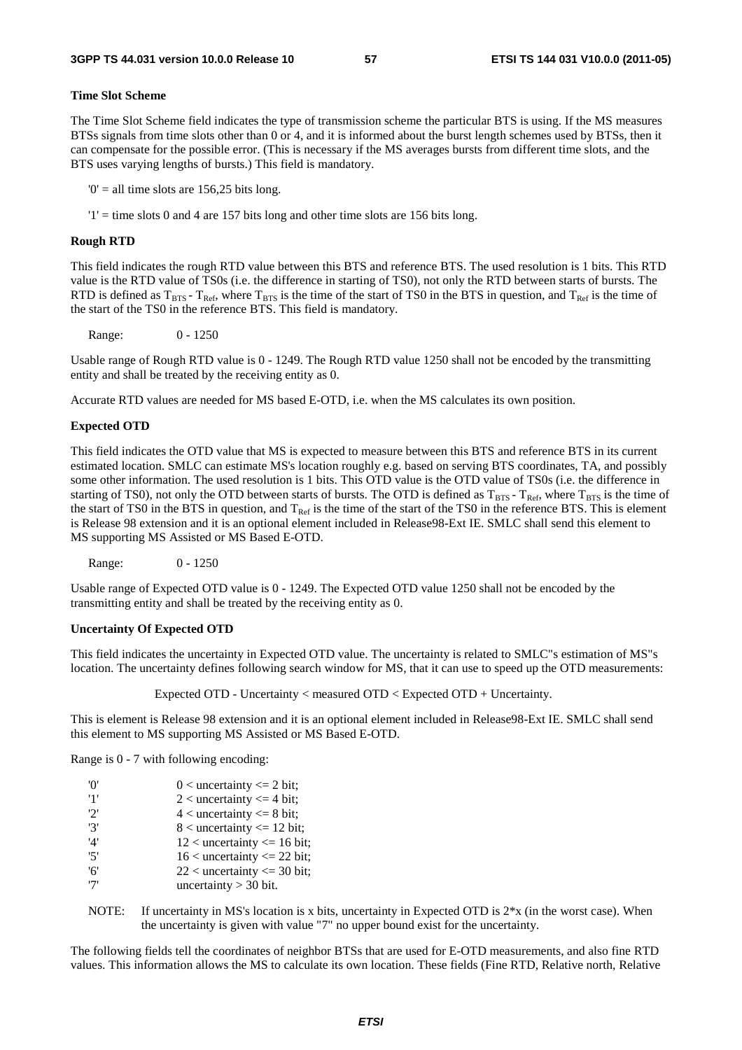**Time Slot Scheme**

The Time Slot Scheme field indicates the type of transmission scheme the particular BTS is using. If the MS measures BTSs signals from time slots other than 0 or 4, and it is informed about the burst length schemes used by BTSs, then it can compensate for the possible error. (This is necessary if the MS averages bursts from different time slots, and the BTS uses varying lengths of bursts.) This field is mandatory.

'0' = all time slots are 156,25 bits long.

'1' = time slots 0 and 4 are 157 bits long and other time slots are 156 bits long.

**Rough RTD**

This field indicates the rough RTD value between this BTS and reference BTS. The used resolution is 1 bits. This RTD value is the RTD value of TS0s (i.e. the difference in starting of TS0), not only the RTD between starts of bursts. The RTD is defined as $T_{BTS}$ - $T_{Ref}$, where $T_{BTS}$ is the time of the start of TS0 in the BTS in question, and $T_{Ref}$ is the time of the start of the TS0 in the reference BTS. This field is mandatory.

Range: 0 - 1250

Usable range of Rough RTD value is 0 - 1249. The Rough RTD value 1250 shall not be encoded by the transmitting entity and shall be treated by the receiving entity as 0.

Accurate RTD values are needed for MS based E-OTD, i.e. when the MS calculates its own position.

**Expected OTD**

This field indicates the OTD value that MS is expected to measure between this BTS and reference BTS in its current estimated location. SMLC can estimate MS's location roughly e.g. based on serving BTS coordinates, TA, and possibly some other information. The used resolution is 1 bits. This OTD value is the OTD value of TS0s (i.e. the difference in starting of TS0), not only the OTD between starts of bursts. The OTD is defined as $T_{BTS}$ - $T_{Ref}$, where $T_{BTS}$ is the time of the start of TS0 in the BTS in question, and $T_{Ref}$ is the time of the start of the TS0 in the reference BTS. This is element is Release 98 extension and it is an optional element included in Release98-Ext IE. SMLC shall send this element to MS supporting MS Assisted or MS Based E-OTD.

Range: 0 - 1250

Usable range of Expected OTD value is 0 - 1249. The Expected OTD value 1250 shall not be encoded by the transmitting entity and shall be treated by the receiving entity as 0.

**Uncertainty Of Expected OTD**

This field indicates the uncertainty in Expected OTD value. The uncertainty is related to SMLC"s estimation of MS"s location. The uncertainty defines following search window for MS, that it can use to speed up the OTD measurements:

Expected OTD - Uncertainty < measured OTD < Expected OTD + Uncertainty.

This is element is Release 98 extension and it is an optional element included in Release98-Ext IE. SMLC shall send this element to MS supporting MS Assisted or MS Based E-OTD.

Range is 0 - 7 with following encoding:

'0' 0 < uncertainty <= 2 bit;
'1' 2 < uncertainty <= 4 bit;
'2' 4 < uncertainty <= 8 bit;
'3' 8 < uncertainty <= 12 bit;
'4' 12 < uncertainty <= 16 bit;
'5' 16 < uncertainty <= 22 bit;
'6' 22 < uncertainty <= 30 bit;
'7' uncertainty > 30 bit.

NOTE: If uncertainty in MS's location is x bits, uncertainty in Expected OTD is 2*x (in the worst case). When the uncertainty is given with value "7" no upper bound exist for the uncertainty.

The following fields tell the coordinates of neighbor BTSs that are used for E-OTD measurements, and also fine RTD values. This information allows the MS to calculate its own location. These fields (Fine RTD, Relative north, Relative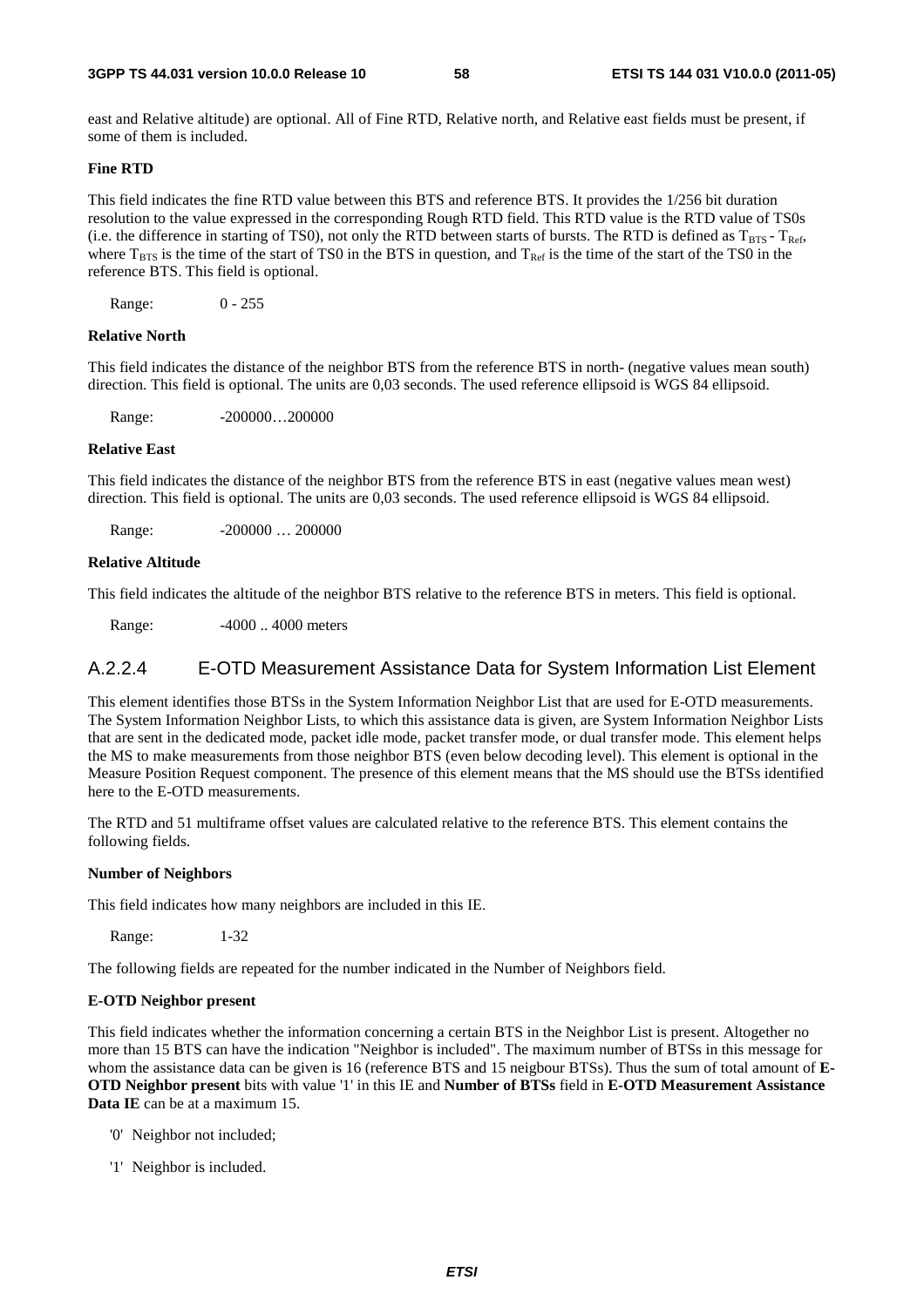east and Relative altitude) are optional. All of Fine RTD, Relative north, and Relative east fields must be present, if some of them is included.

**Fine RTD**

This field indicates the fine RTD value between this BTS and reference BTS. It provides the 1/256 bit duration resolution to the value expressed in the corresponding Rough RTD field. This RTD value is the RTD value of TS0s (i.e. the difference in starting of TS0), not only the RTD between starts of bursts. The RTD is defined as $T_{BTS}$ - $T_{Ref}$, where $T_{BTS}$ is the time of the start of TS0 in the BTS in question, and $T_{Ref}$ is the time of the start of the TS0 in the reference BTS. This field is optional.

Range: 0 - 255

**Relative North**

This field indicates the distance of the neighbor BTS from the reference BTS in north- (negative values mean south) direction. This field is optional. The units are 0,03 seconds. The used reference ellipsoid is WGS 84 ellipsoid.

Range: -200000…200000

**Relative East**

This field indicates the distance of the neighbor BTS from the reference BTS in east (negative values mean west) direction. This field is optional. The units are 0,03 seconds. The used reference ellipsoid is WGS 84 ellipsoid.

Range: -200000 … 200000

**Relative Altitude**

This field indicates the altitude of the neighbor BTS relative to the reference BTS in meters. This field is optional.

Range: -4000 .. 4000 meters

### A.2.2.4 E-OTD Measurement Assistance Data for System Information List Element

This element identifies those BTSs in the System Information Neighbor List that are used for E-OTD measurements. The System Information Neighbor Lists, to which this assistance data is given, are System Information Neighbor Lists that are sent in the dedicated mode, packet idle mode, packet transfer mode, or dual transfer mode. This element helps the MS to make measurements from those neighbor BTS (even below decoding level). This element is optional in the Measure Position Request component. The presence of this element means that the MS should use the BTSs identified here to the E-OTD measurements.

The RTD and 51 multiframe offset values are calculated relative to the reference BTS. This element contains the following fields.

**Number of Neighbors**

This field indicates how many neighbors are included in this IE.

Range: 1-32

The following fields are repeated for the number indicated in the Number of Neighbors field.

**E-OTD Neighbor present**

This field indicates whether the information concerning a certain BTS in the Neighbor List is present. Altogether no more than 15 BTS can have the indication "Neighbor is included". The maximum number of BTSs in this message for whom the assistance data can be given is 16 (reference BTS and 15 neigbour BTSs). Thus the sum of total amount of **E-OTD Neighbor present** bits with value '1' in this IE and **Number of BTSs** field in **E-OTD Measurement Assistance Data IE** can be at a maximum 15.

- '0' Neighbor not included;
- '1' Neighbor is included.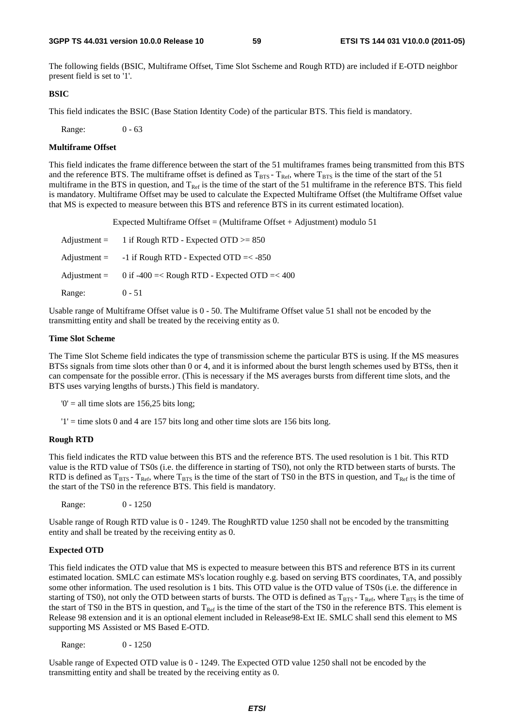The following fields (BSIC, Multiframe Offset, Time Slot Sscheme and Rough RTD) are included if E-OTD neighbor present field is set to '1'.

**BSIC**

This field indicates the BSIC (Base Station Identity Code) of the particular BTS. This field is mandatory.

Range: 0 - 63

**Multiframe Offset**

This field indicates the frame difference between the start of the 51 multiframes frames being transmitted from this BTS and the reference BTS. The multiframe offset is defined as $T_{BTS}$ - $T_{Ref}$, where $T_{BTS}$ is the time of the start of the 51 multiframe in the BTS in question, and $T_{Ref}$ is the time of the start of the 51 multiframe in the reference BTS. This field is mandatory. Multiframe Offset may be used to calculate the Expected Multiframe Offset (the Multiframe Offset value that MS is expected to measure between this BTS and reference BTS in its current estimated location).

Expected Multiframe Offset = (Multiframe Offset + Adjustment) modulo 51

Adjustment = 1 if Rough RTD - Expected OTD >= 850

Adjustment = -1 if Rough RTD - Expected OTD =< -850

Adjustment = 0 if -400 =< Rough RTD - Expected OTD =< 400

Range: 0 - 51

Usable range of Multiframe Offset value is 0 - 50. The Multiframe Offset value 51 shall not be encoded by the transmitting entity and shall be treated by the receiving entity as 0.

**Time Slot Scheme**

The Time Slot Scheme field indicates the type of transmission scheme the particular BTS is using. If the MS measures BTSs signals from time slots other than 0 or 4, and it is informed about the burst length schemes used by BTSs, then it can compensate for the possible error. (This is necessary if the MS averages bursts from different time slots, and the BTS uses varying lengths of bursts.) This field is mandatory.

'0' = all time slots are 156,25 bits long;

'1' = time slots 0 and 4 are 157 bits long and other time slots are 156 bits long.

**Rough RTD**

This field indicates the RTD value between this BTS and the reference BTS. The used resolution is 1 bit. This RTD value is the RTD value of TS0s (i.e. the difference in starting of TS0), not only the RTD between starts of bursts. The RTD is defined as $T_{BTS}$ - $T_{Ref}$, where $T_{BTS}$ is the time of the start of TS0 in the BTS in question, and $T_{Ref}$ is the time of the start of the TS0 in the reference BTS. This field is mandatory.

Range: 0 - 1250

Usable range of Rough RTD value is 0 - 1249. The RoughRTD value 1250 shall not be encoded by the transmitting entity and shall be treated by the receiving entity as 0.

**Expected OTD**

This field indicates the OTD value that MS is expected to measure between this BTS and reference BTS in its current estimated location. SMLC can estimate MS's location roughly e.g. based on serving BTS coordinates, TA, and possibly some other information. The used resolution is 1 bits. This OTD value is the OTD value of TS0s (i.e. the difference in starting of TS0), not only the OTD between starts of bursts. The OTD is defined as $T_{BTS}$ - $T_{Ref}$, where $T_{BTS}$ is the time of the start of TS0 in the BTS in question, and $T_{Ref}$ is the time of the start of the TS0 in the reference BTS. This element is Release 98 extension and it is an optional element included in Release98-Ext IE. SMLC shall send this element to MS supporting MS Assisted or MS Based E-OTD.

Range: 0 - 1250

Usable range of Expected OTD value is 0 - 1249. The Expected OTD value 1250 shall not be encoded by the transmitting entity and shall be treated by the receiving entity as 0.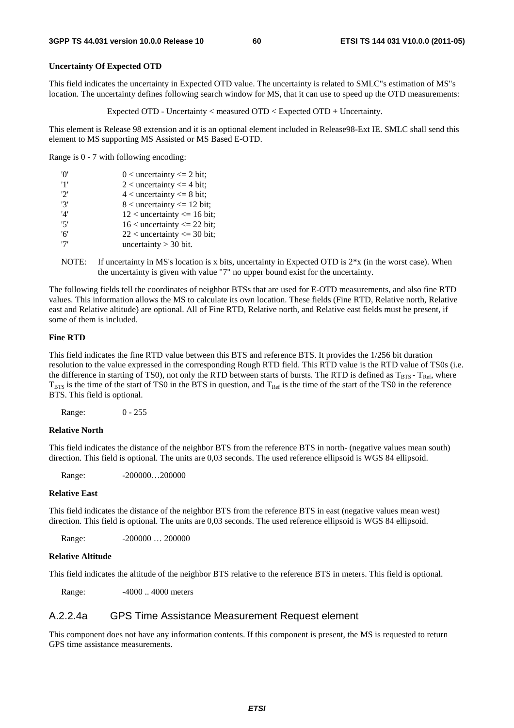**Uncertainty Of Expected OTD**

This field indicates the uncertainty in Expected OTD value. The uncertainty is related to SMLC"s estimation of MS"s location. The uncertainty defines following search window for MS, that it can use to speed up the OTD measurements:

Expected OTD - Uncertainty < measured OTD < Expected OTD + Uncertainty.

This element is Release 98 extension and it is an optional element included in Release98-Ext IE. SMLC shall send this element to MS supporting MS Assisted or MS Based E-OTD.

Range is 0 - 7 with following encoding:

'0' 0 < uncertainty <= 2 bit;
'1' 2 < uncertainty <= 4 bit;
'2' 4 < uncertainty <= 8 bit;
'3' 8 < uncertainty <= 12 bit;
'4' 12 < uncertainty <= 16 bit;
'5' 16 < uncertainty <= 22 bit;
'6' 22 < uncertainty <= 30 bit;
'7' uncertainty > 30 bit.

NOTE: If uncertainty in MS's location is x bits, uncertainty in Expected OTD is 2*x (in the worst case). When the uncertainty is given with value "7" no upper bound exist for the uncertainty.

The following fields tell the coordinates of neighbor BTSs that are used for E-OTD measurements, and also fine RTD values. This information allows the MS to calculate its own location. These fields (Fine RTD, Relative north, Relative east and Relative altitude) are optional. All of Fine RTD, Relative north, and Relative east fields must be present, if some of them is included.

**Fine RTD**

This field indicates the fine RTD value between this BTS and reference BTS. It provides the 1/256 bit duration resolution to the value expressed in the corresponding Rough RTD field. This RTD value is the RTD value of TS0s (i.e. the difference in starting of TS0), not only the RTD between starts of bursts. The RTD is defined as $T_{BTS}$ - $T_{Ref}$, where $T_{BTS}$ is the time of the start of TS0 in the BTS in question, and $T_{Ref}$ is the time of the start of the TS0 in the reference BTS. This field is optional.

Range: 0 - 255

**Relative North**

This field indicates the distance of the neighbor BTS from the reference BTS in north- (negative values mean south) direction. This field is optional. The units are 0,03 seconds. The used reference ellipsoid is WGS 84 ellipsoid.

Range: -200000…200000

**Relative East**

This field indicates the distance of the neighbor BTS from the reference BTS in east (negative values mean west) direction. This field is optional. The units are 0,03 seconds. The used reference ellipsoid is WGS 84 ellipsoid.

Range: -200000 … 200000

**Relative Altitude**

This field indicates the altitude of the neighbor BTS relative to the reference BTS in meters. This field is optional.

Range: -4000 .. 4000 meters

### A.2.2.4a GPS Time Assistance Measurement Request element

This component does not have any information contents. If this component is present, the MS is requested to return GPS time assistance measurements.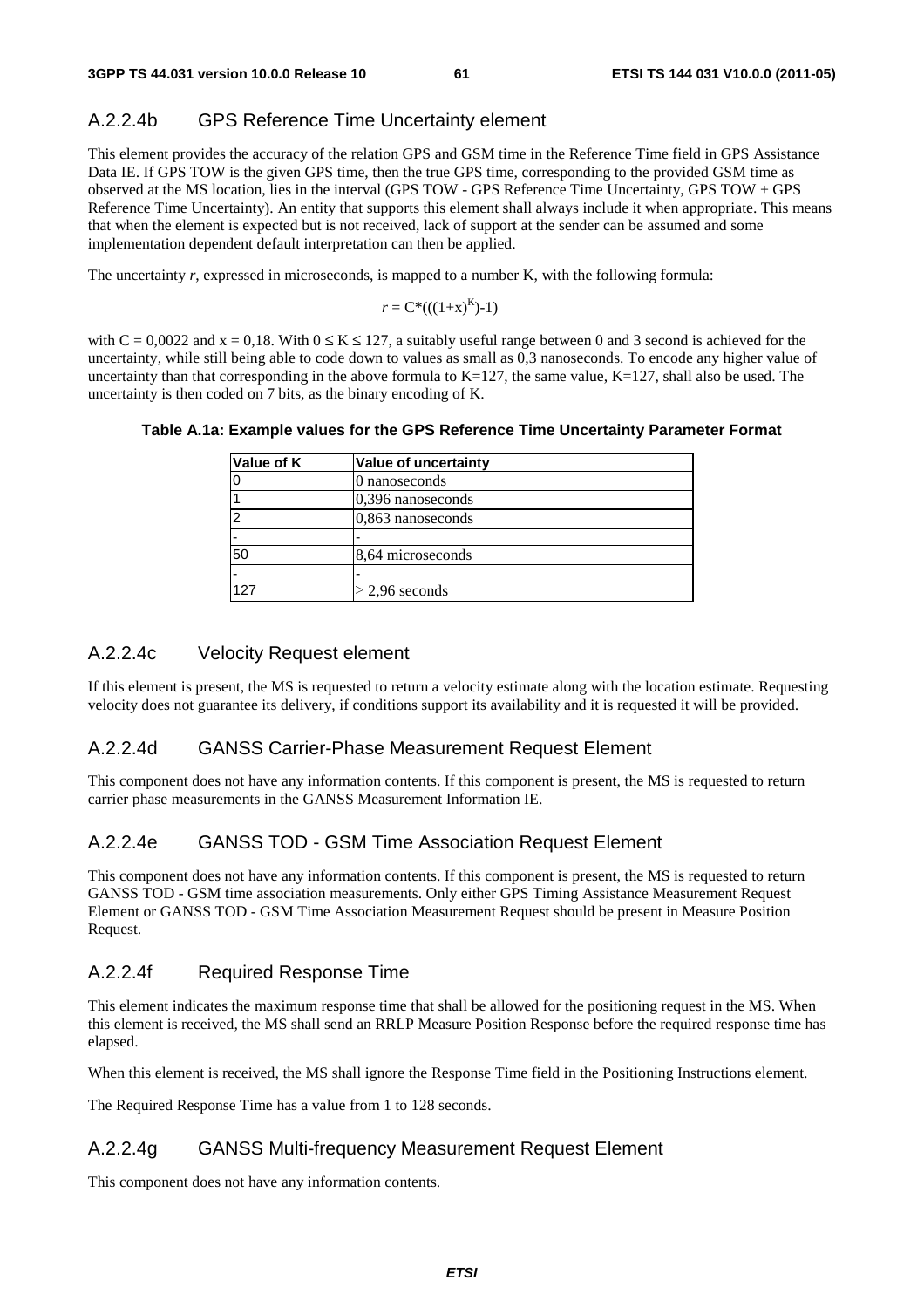### A.2.2.4b GPS Reference Time Uncertainty element

This element provides the accuracy of the relation GPS and GSM time in the Reference Time field in GPS Assistance Data IE. If GPS TOW is the given GPS time, then the true GPS time, corresponding to the provided GSM time as observed at the MS location, lies in the interval (GPS TOW - GPS Reference Time Uncertainty, GPS TOW + GPS Reference Time Uncertainty). An entity that supports this element shall always include it when appropriate. This means that when the element is expected but is not received, lack of support at the sender can be assumed and some implementation dependent default interpretation can then be applied.

The uncertainty *r*, expressed in microseconds, is mapped to a number K, with the following formula:

$$r = C*(((1+x)^K)-1)$$

with C = 0,0022 and x = 0,18. With $0 \leq K \leq 127$, a suitably useful range between 0 and 3 second is achieved for the uncertainty, while still being able to code down to values as small as 0,3 nanoseconds. To encode any higher value of uncertainty than that corresponding in the above formula to K=127, the same value, K=127, shall also be used. The uncertainty is then coded on 7 bits, as the binary encoding of K.

**Table A.1a: Example values for the GPS Reference Time Uncertainty Parameter Format**

| Value of K | Value of uncertainty |
|---|---|
| 0 | 0 nanoseconds |
| 1 | 0,396 nanoseconds |
| 2 | 0,863 nanoseconds |
| - | - |
| 50 | 8,64 microseconds |
| - | - |
| 127 | $\geq$ 2,96 seconds |

### A.2.2.4c Velocity Request element

If this element is present, the MS is requested to return a velocity estimate along with the location estimate. Requesting velocity does not guarantee its delivery, if conditions support its availability and it is requested it will be provided.

### A.2.2.4d GANSS Carrier-Phase Measurement Request Element

This component does not have any information contents. If this component is present, the MS is requested to return carrier phase measurements in the GANSS Measurement Information IE.

### A.2.2.4e GANSS TOD - GSM Time Association Request Element

This component does not have any information contents. If this component is present, the MS is requested to return GANSS TOD - GSM time association measurements. Only either GPS Timing Assistance Measurement Request Element or GANSS TOD - GSM Time Association Measurement Request should be present in Measure Position Request.

### A.2.2.4f Required Response Time

This element indicates the maximum response time that shall be allowed for the positioning request in the MS. When this element is received, the MS shall send an RRLP Measure Position Response before the required response time has elapsed.

When this element is received, the MS shall ignore the Response Time field in the Positioning Instructions element.

The Required Response Time has a value from 1 to 128 seconds.

### A.2.2.4g GANSS Multi-frequency Measurement Request Element

This component does not have any information contents.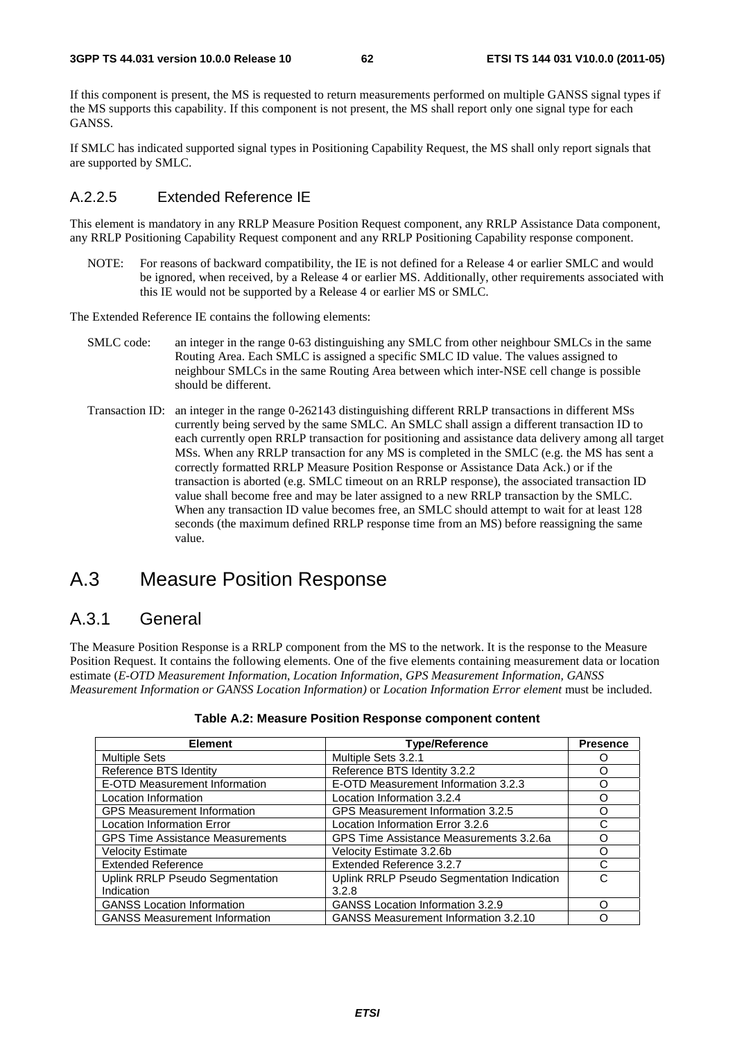If this component is present, the MS is requested to return measurements performed on multiple GANSS signal types if the MS supports this capability. If this component is not present, the MS shall report only one signal type for each GANSS.

If SMLC has indicated supported signal types in Positioning Capability Request, the MS shall only report signals that are supported by SMLC.

### A.2.2.5 Extended Reference IE

This element is mandatory in any RRLP Measure Position Request component, any RRLP Assistance Data component, any RRLP Positioning Capability Request component and any RRLP Positioning Capability response component.

NOTE: For reasons of backward compatibility, the IE is not defined for a Release 4 or earlier SMLC and would be ignored, when received, by a Release 4 or earlier MS. Additionally, other requirements associated with this IE would not be supported by a Release 4 or earlier MS or SMLC.

The Extended Reference IE contains the following elements:

SMLC code: an integer in the range 0-63 distinguishing any SMLC from other neighbour SMLCs in the same Routing Area. Each SMLC is assigned a specific SMLC ID value. The values assigned to neighbour SMLCs in the same Routing Area between which inter-NSE cell change is possible should be different.

Transaction ID: an integer in the range 0-262143 distinguishing different RRLP transactions in different MSs currently being served by the same SMLC. An SMLC shall assign a different transaction ID to each currently open RRLP transaction for positioning and assistance data delivery among all target MSs. When any RRLP transaction for any MS is completed in the SMLC (e.g. the MS has sent a correctly formatted RRLP Measure Position Response or Assistance Data Ack.) or if the transaction is aborted (e.g. SMLC timeout on an RRLP response), the associated transaction ID value shall become free and may be later assigned to a new RRLP transaction by the SMLC. When any transaction ID value becomes free, an SMLC should attempt to wait for at least 128 seconds (the maximum defined RRLP response time from an MS) before reassigning the same value.

# A.3 Measure Position Response

## A.3.1 General

The Measure Position Response is a RRLP component from the MS to the network. It is the response to the Measure Position Request. It contains the following elements. One of the five elements containing measurement data or location estimate (*E-OTD Measurement Information*, *Location Information*, *GPS Measurement Information*, *GANSS Measurement Information or GANSS Location Information)* or *Location Information Error element* must be included.

**Table A.2: Measure Position Response component content**

| Element | Type/Reference | Presence |
|---|---|---|
| Multiple Sets | Multiple Sets 3.2.1 | O |
| Reference BTS Identity | Reference BTS Identity 3.2.2 | O |
| E-OTD Measurement Information | E-OTD Measurement Information 3.2.3 | O |
| Location Information | Location Information 3.2.4 | O |
| GPS Measurement Information | GPS Measurement Information 3.2.5 | O |
| Location Information Error | Location Information Error 3.2.6 | C |
| GPS Time Assistance Measurements | GPS Time Assistance Measurements 3.2.6a | O |
| Velocity Estimate | Velocity Estimate 3.2.6b | O |
| Extended Reference | Extended Reference 3.2.7 | C |
| Uplink RRLP Pseudo Segmentation Indication | Uplink RRLP Pseudo Segmentation Indication 3.2.8 | C |
| GANSS Location Information | GANSS Location Information 3.2.9 | O |
| GANSS Measurement Information | GANSS Measurement Information 3.2.10 | O |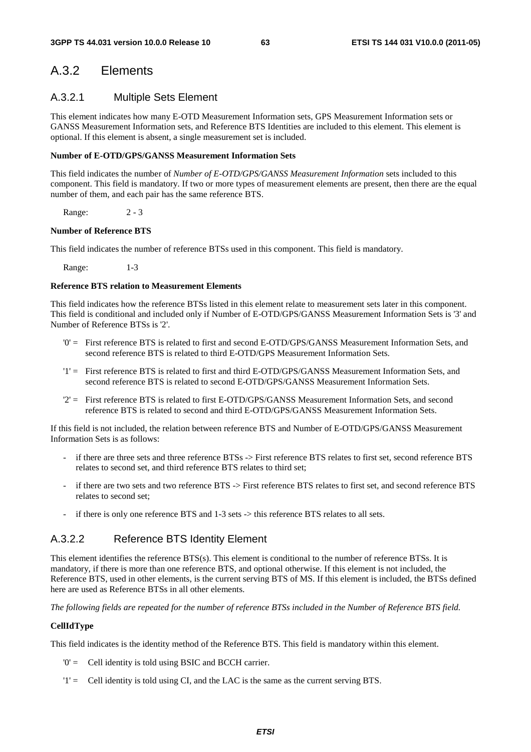## A.3.2 Elements

### A.3.2.1 Multiple Sets Element

This element indicates how many E-OTD Measurement Information sets, GPS Measurement Information sets or GANSS Measurement Information sets, and Reference BTS Identities are included to this element. This element is optional. If this element is absent, a single measurement set is included.

**Number of E-OTD/GPS/GANSS Measurement Information Sets**

This field indicates the number of *Number of E-OTD/GPS/GANSS Measurement Information* sets included to this component. This field is mandatory. If two or more types of measurement elements are present, then there are the equal number of them, and each pair has the same reference BTS.

Range: 2 - 3

**Number of Reference BTS**

This field indicates the number of reference BTSs used in this component. This field is mandatory.

Range: 1-3

**Reference BTS relation to Measurement Elements**

This field indicates how the reference BTSs listed in this element relate to measurement sets later in this component. This field is conditional and included only if Number of E-OTD/GPS/GANSS Measurement Information Sets is '3' and Number of Reference BTSs is '2'.

'0' = First reference BTS is related to first and second E-OTD/GPS/GANSS Measurement Information Sets, and second reference BTS is related to third E-OTD/GPS Measurement Information Sets.

'1' = First reference BTS is related to first and third E-OTD/GPS/GANSS Measurement Information Sets, and second reference BTS is related to second E-OTD/GPS/GANSS Measurement Information Sets.

'2' = First reference BTS is related to first E-OTD/GPS/GANSS Measurement Information Sets, and second reference BTS is related to second and third E-OTD/GPS/GANSS Measurement Information Sets.

If this field is not included, the relation between reference BTS and Number of E-OTD/GPS/GANSS Measurement Information Sets is as follows:

- if there are three sets and three reference BTSs -> First reference BTS relates to first set, second reference BTS relates to second set, and third reference BTS relates to third set;
- if there are two sets and two reference BTS -> First reference BTS relates to first set, and second reference BTS relates to second set;
- if there is only one reference BTS and 1-3 sets -> this reference BTS relates to all sets.

### A.3.2.2 Reference BTS Identity Element

This element identifies the reference BTS(s). This element is conditional to the number of reference BTSs. It is mandatory, if there is more than one reference BTS, and optional otherwise. If this element is not included, the Reference BTS, used in other elements, is the current serving BTS of MS. If this element is included, the BTSs defined here are used as Reference BTSs in all other elements.

*The following fields are repeated for the number of reference BTSs included in the Number of Reference BTS field.*

**CellIdType**

This field indicates is the identity method of the Reference BTS. This field is mandatory within this element.

'0' = Cell identity is told using BSIC and BCCH carrier.

'1' = Cell identity is told using CI, and the LAC is the same as the current serving BTS.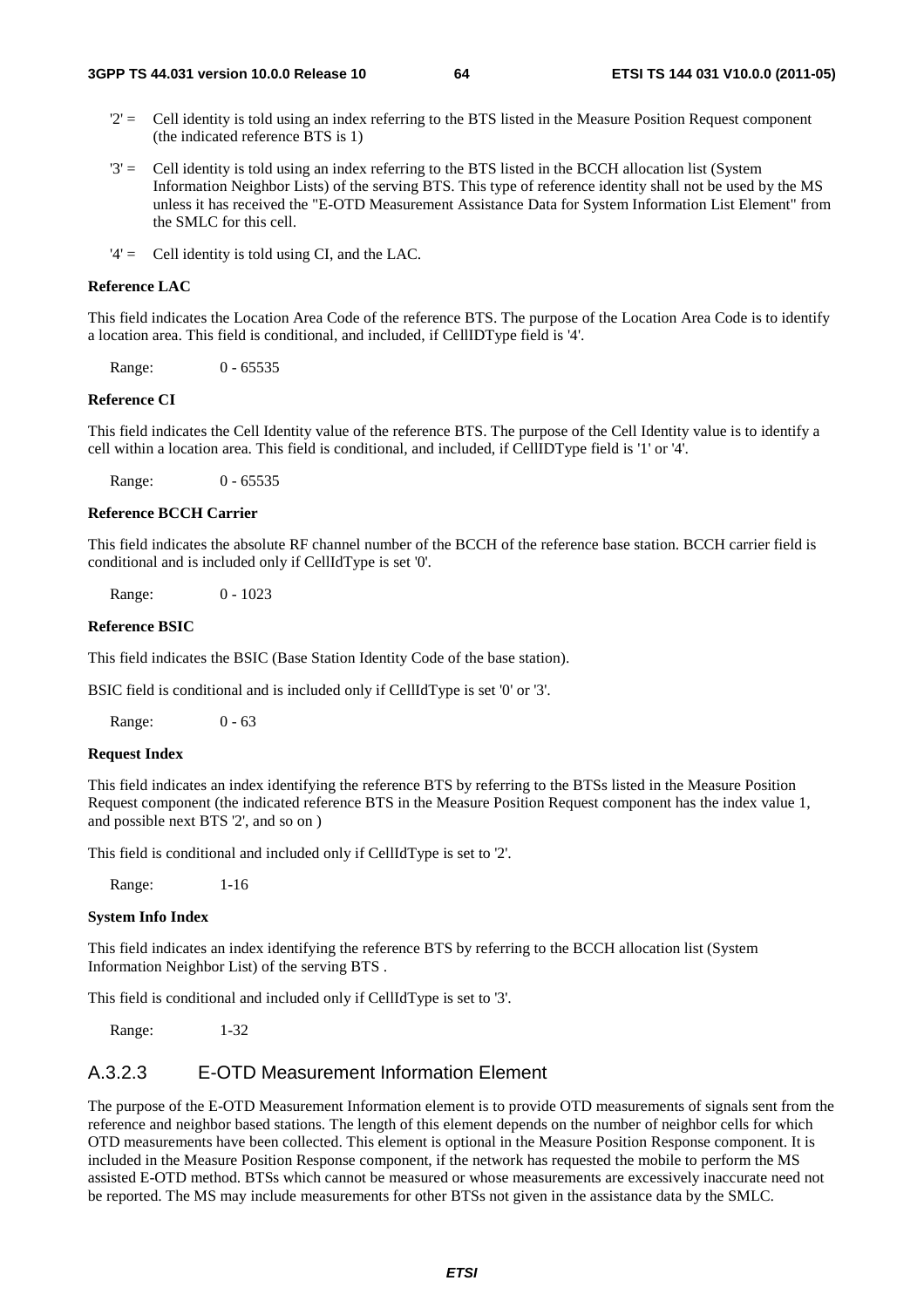'2' = Cell identity is told using an index referring to the BTS listed in the Measure Position Request component (the indicated reference BTS is 1)

'3' = Cell identity is told using an index referring to the BTS listed in the BCCH allocation list (System Information Neighbor Lists) of the serving BTS. This type of reference identity shall not be used by the MS unless it has received the "E-OTD Measurement Assistance Data for System Information List Element" from the SMLC for this cell.

'4' = Cell identity is told using CI, and the LAC.

**Reference LAC**

This field indicates the Location Area Code of the reference BTS. The purpose of the Location Area Code is to identify a location area. This field is conditional, and included, if CellIDType field is '4'.

Range: 0 - 65535

**Reference CI**

This field indicates the Cell Identity value of the reference BTS. The purpose of the Cell Identity value is to identify a cell within a location area. This field is conditional, and included, if CellIDType field is '1' or '4'.

Range: 0 - 65535

**Reference BCCH Carrier**

This field indicates the absolute RF channel number of the BCCH of the reference base station. BCCH carrier field is conditional and is included only if CellIdType is set '0'.

Range: 0 - 1023

**Reference BSIC**

This field indicates the BSIC (Base Station Identity Code of the base station).

BSIC field is conditional and is included only if CellIdType is set '0' or '3'.

Range: 0 - 63

**Request Index**

This field indicates an index identifying the reference BTS by referring to the BTSs listed in the Measure Position Request component (the indicated reference BTS in the Measure Position Request component has the index value 1, and possible next BTS '2', and so on )

This field is conditional and included only if CellIdType is set to '2'.

Range: 1-16

**System Info Index**

This field indicates an index identifying the reference BTS by referring to the BCCH allocation list (System Information Neighbor List) of the serving BTS .

This field is conditional and included only if CellIdType is set to '3'.

Range: 1-32

### A.3.2.3 E-OTD Measurement Information Element

The purpose of the E-OTD Measurement Information element is to provide OTD measurements of signals sent from the reference and neighbor based stations. The length of this element depends on the number of neighbor cells for which OTD measurements have been collected. This element is optional in the Measure Position Response component. It is included in the Measure Position Response component, if the network has requested the mobile to perform the MS assisted E-OTD method. BTSs which cannot be measured or whose measurements are excessively inaccurate need not be reported. The MS may include measurements for other BTSs not given in the assistance data by the SMLC.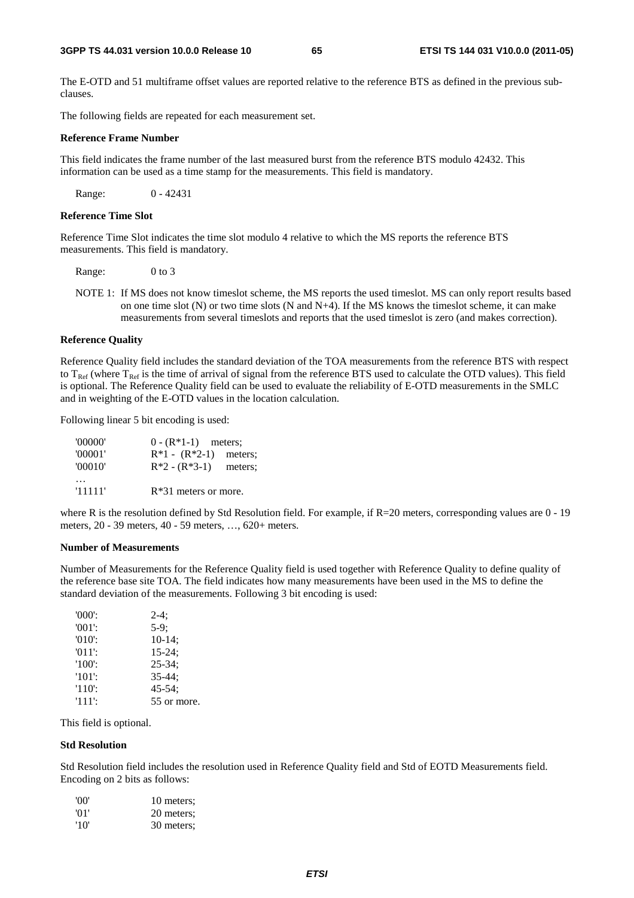The E-OTD and 51 multiframe offset values are reported relative to the reference BTS as defined in the previous sub-clauses.

The following fields are repeated for each measurement set.

**Reference Frame Number**

This field indicates the frame number of the last measured burst from the reference BTS modulo 42432. This information can be used as a time stamp for the measurements. This field is mandatory.

Range: 0 - 42431

**Reference Time Slot**

Reference Time Slot indicates the time slot modulo 4 relative to which the MS reports the reference BTS measurements. This field is mandatory.

Range: 0 to 3

NOTE 1: If MS does not know timeslot scheme, the MS reports the used timeslot. MS can only report results based on one time slot (N) or two time slots (N and N+4). If the MS knows the timeslot scheme, it can make measurements from several timeslots and reports that the used timeslot is zero (and makes correction).

**Reference Quality**

Reference Quality field includes the standard deviation of the TOA measurements from the reference BTS with respect to $T_{Ref}$ (where $T_{Ref}$ is the time of arrival of signal from the reference BTS used to calculate the OTD values). This field is optional. The Reference Quality field can be used to evaluate the reliability of E-OTD measurements in the SMLC and in weighting of the E-OTD values in the location calculation.

Following linear 5 bit encoding is used:

| | |
|---|---|
| '00000' | 0 - (R*1-1) meters; |
| '00001' | R*1 - (R*2-1) meters; |
| '00010' | R*2 - (R*3-1) meters; |
| … | |
| '11111' | R*31 meters or more. |

where R is the resolution defined by Std Resolution field. For example, if R=20 meters, corresponding values are 0 - 19 meters, 20 - 39 meters, 40 - 59 meters, …, 620+ meters.

**Number of Measurements**

Number of Measurements for the Reference Quality field is used together with Reference Quality to define quality of the reference base site TOA. The field indicates how many measurements have been used in the MS to define the standard deviation of the measurements. Following 3 bit encoding is used:

| | |
|---|---|
| '000': | 2-4; |
| '001': | 5-9; |
| '010': | 10-14; |
| '011': | 15-24; |
| '100': | 25-34; |
| '101': | 35-44; |
| '110': | 45-54; |
| '111': | 55 or more. |

This field is optional.

**Std Resolution**

Std Resolution field includes the resolution used in Reference Quality field and Std of EOTD Measurements field. Encoding on 2 bits as follows:

| | |
|---|---|
| '00' | 10 meters; |
| '01' | 20 meters; |
| '10' | 30 meters; |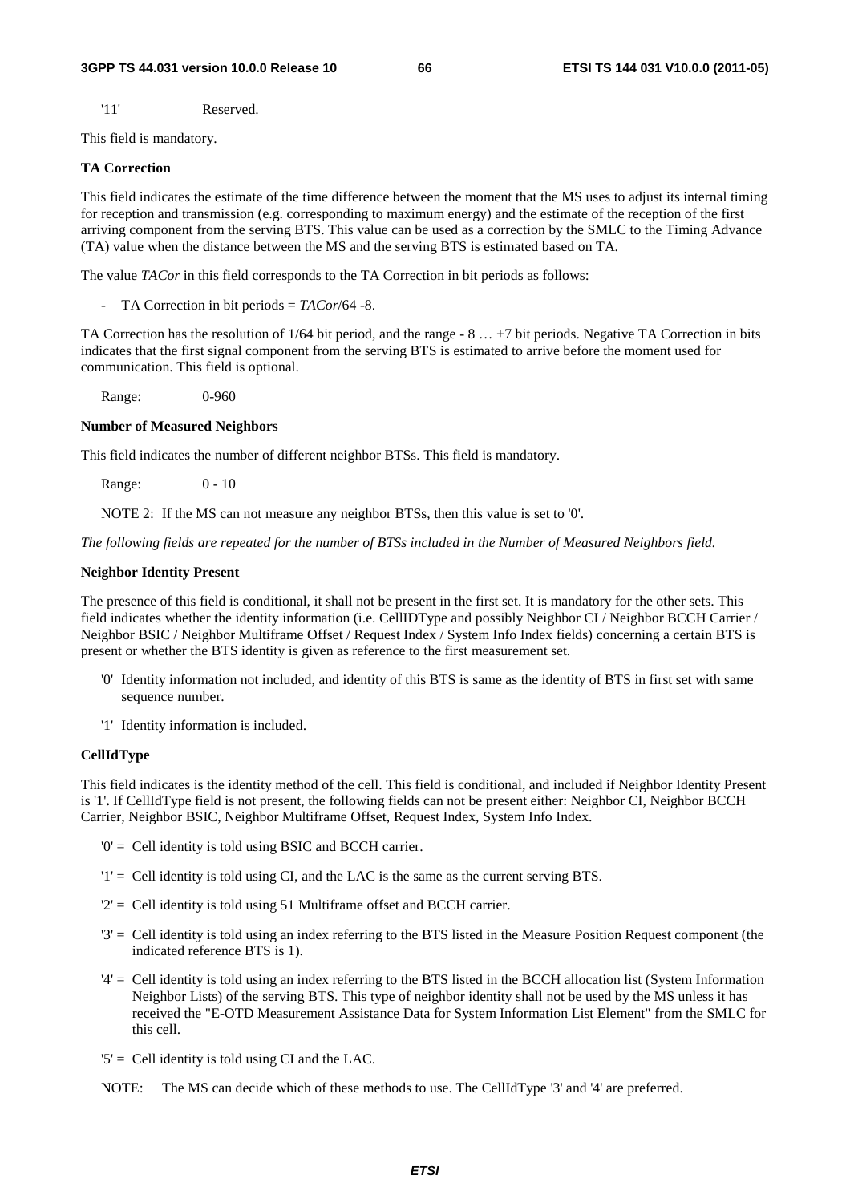'11'	Reserved.

This field is mandatory.

**TA Correction**

This field indicates the estimate of the time difference between the moment that the MS uses to adjust its internal timing for reception and transmission (e.g. corresponding to maximum energy) and the estimate of the reception of the first arriving component from the serving BTS. This value can be used as a correction by the SMLC to the Timing Advance (TA) value when the distance between the MS and the serving BTS is estimated based on TA.

The value *TACor* in this field corresponds to the TA Correction in bit periods as follows:

- TA Correction in bit periods = *TACor*/64 -8.

TA Correction has the resolution of 1/64 bit period, and the range - 8 … +7 bit periods. Negative TA Correction in bits indicates that the first signal component from the serving BTS is estimated to arrive before the moment used for communication. This field is optional.

Range:	0-960

**Number of Measured Neighbors**

This field indicates the number of different neighbor BTSs. This field is mandatory.

Range:	0 - 10

NOTE 2: If the MS can not measure any neighbor BTSs, then this value is set to '0'.

*The following fields are repeated for the number of BTSs included in the Number of Measured Neighbors field.*

**Neighbor Identity Present**

The presence of this field is conditional, it shall not be present in the first set. It is mandatory for the other sets. This field indicates whether the identity information (i.e. CellIDType and possibly Neighbor CI / Neighbor BCCH Carrier / Neighbor BSIC / Neighbor Multiframe Offset / Request Index / System Info Index fields) concerning a certain BTS is present or whether the BTS identity is given as reference to the first measurement set.

'0' Identity information not included, and identity of this BTS is same as the identity of BTS in first set with same sequence number.

'1' Identity information is included.

**CellIdType**

This field indicates is the identity method of the cell. This field is conditional, and included if Neighbor Identity Present is '1'**.** If CellIdType field is not present, the following fields can not be present either: Neighbor CI, Neighbor BCCH Carrier, Neighbor BSIC, Neighbor Multiframe Offset, Request Index, System Info Index.

'0' = Cell identity is told using BSIC and BCCH carrier.

'1' = Cell identity is told using CI, and the LAC is the same as the current serving BTS.

'2' = Cell identity is told using 51 Multiframe offset and BCCH carrier.

'3' = Cell identity is told using an index referring to the BTS listed in the Measure Position Request component (the indicated reference BTS is 1).

'4' = Cell identity is told using an index referring to the BTS listed in the BCCH allocation list (System Information Neighbor Lists) of the serving BTS. This type of neighbor identity shall not be used by the MS unless it has received the "E-OTD Measurement Assistance Data for System Information List Element" from the SMLC for this cell.

'5' = Cell identity is told using CI and the LAC.

NOTE:	The MS can decide which of these methods to use. The CellIdType '3' and '4' are preferred.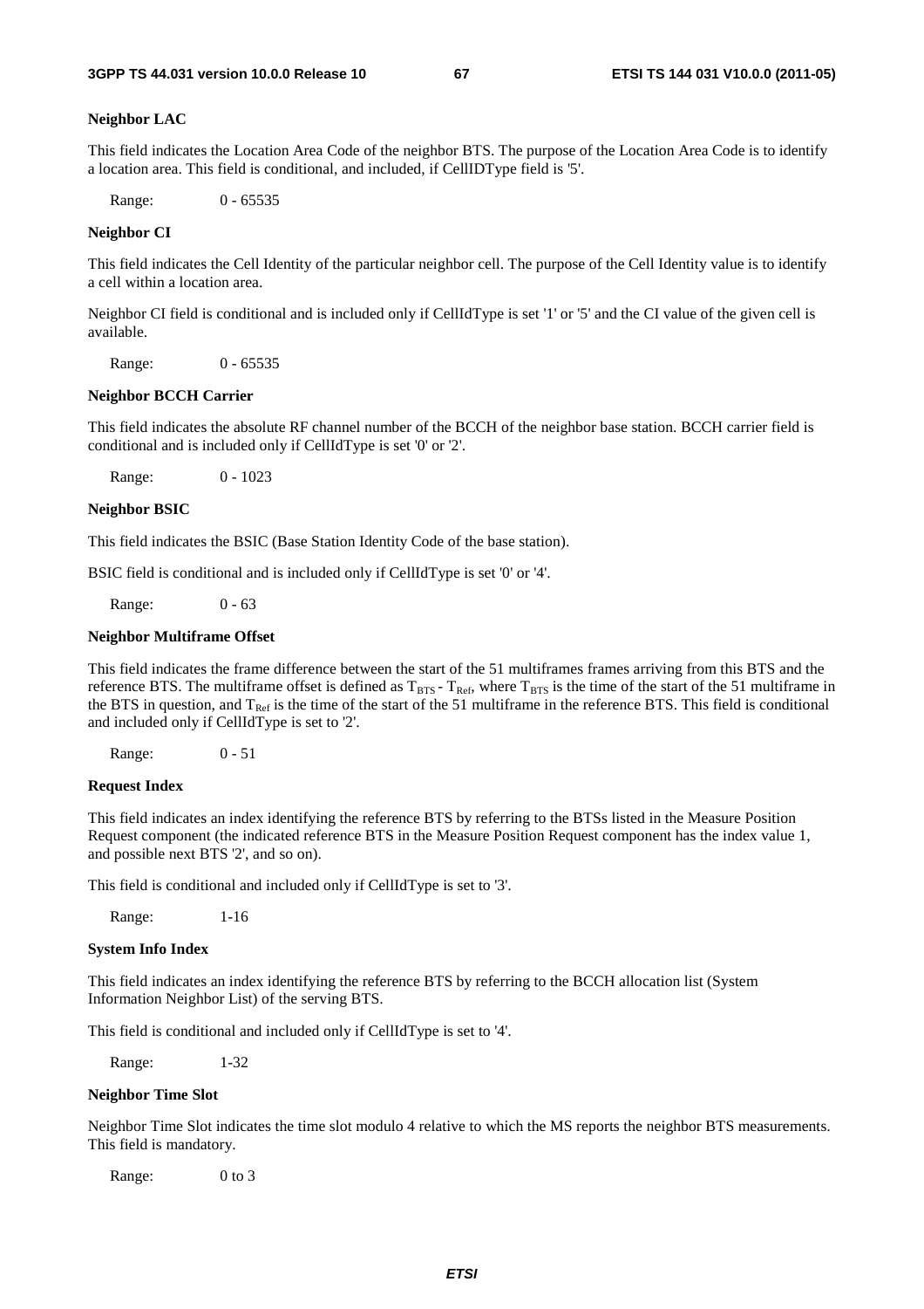**Neighbor LAC**

This field indicates the Location Area Code of the neighbor BTS. The purpose of the Location Area Code is to identify a location area. This field is conditional, and included, if CellIDType field is '5'.

Range: 0 - 65535

**Neighbor CI**

This field indicates the Cell Identity of the particular neighbor cell. The purpose of the Cell Identity value is to identify a cell within a location area.

Neighbor CI field is conditional and is included only if CellIdType is set '1' or '5' and the CI value of the given cell is available.

Range: 0 - 65535

**Neighbor BCCH Carrier**

This field indicates the absolute RF channel number of the BCCH of the neighbor base station. BCCH carrier field is conditional and is included only if CellIdType is set '0' or '2'.

Range: 0 - 1023

**Neighbor BSIC**

This field indicates the BSIC (Base Station Identity Code of the base station).

BSIC field is conditional and is included only if CellIdType is set '0' or '4'.

Range: 0 - 63

**Neighbor Multiframe Offset**

This field indicates the frame difference between the start of the 51 multiframes frames arriving from this BTS and the reference BTS. The multiframe offset is defined as $T_{BTS}$ - $T_{Ref}$, where $T_{BTS}$ is the time of the start of the 51 multiframe in the BTS in question, and $T_{Ref}$ is the time of the start of the 51 multiframe in the reference BTS. This field is conditional and included only if CellIdType is set to '2'.

Range: 0 - 51

**Request Index**

This field indicates an index identifying the reference BTS by referring to the BTSs listed in the Measure Position Request component (the indicated reference BTS in the Measure Position Request component has the index value 1, and possible next BTS '2', and so on).

This field is conditional and included only if CellIdType is set to '3'.

Range: 1-16

**System Info Index**

This field indicates an index identifying the reference BTS by referring to the BCCH allocation list (System Information Neighbor List) of the serving BTS.

This field is conditional and included only if CellIdType is set to '4'.

Range: 1-32

**Neighbor Time Slot**

Neighbor Time Slot indicates the time slot modulo 4 relative to which the MS reports the neighbor BTS measurements. This field is mandatory.

Range: 0 to 3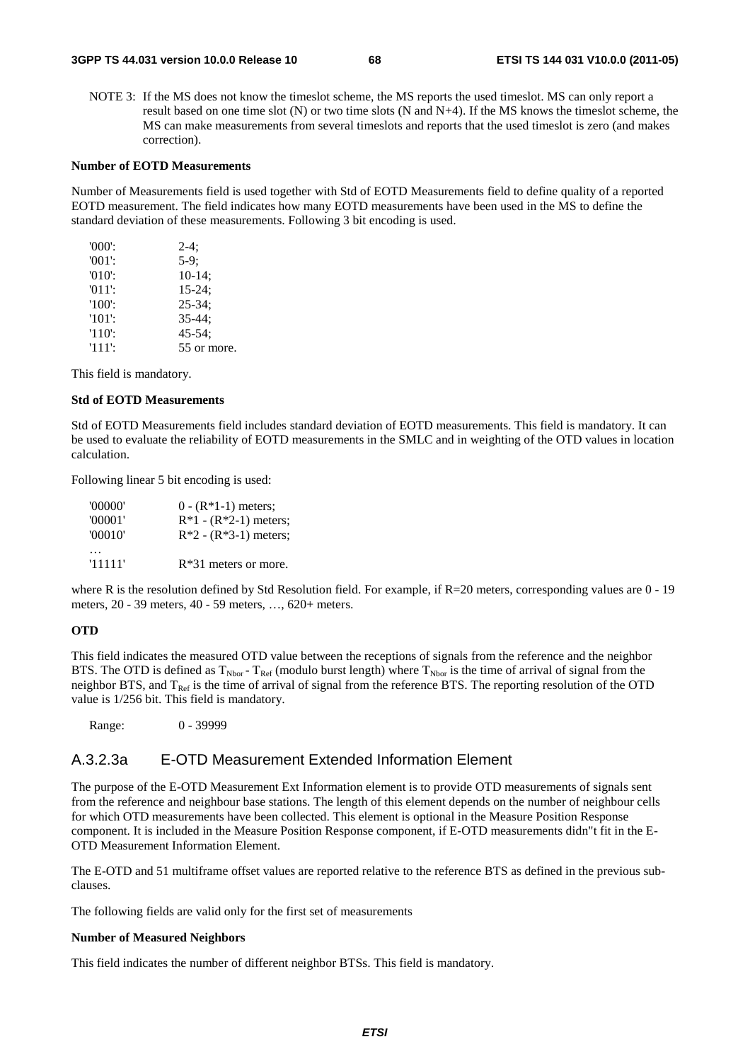NOTE 3: If the MS does not know the timeslot scheme, the MS reports the used timeslot. MS can only report a result based on one time slot (N) or two time slots (N and N+4). If the MS knows the timeslot scheme, the MS can make measurements from several timeslots and reports that the used timeslot is zero (and makes correction).

**Number of EOTD Measurements**

Number of Measurements field is used together with Std of EOTD Measurements field to define quality of a reported EOTD measurement. The field indicates how many EOTD measurements have been used in the MS to define the standard deviation of these measurements. Following 3 bit encoding is used.

| | |
|---|---|
| '000': | 2-4; |
| '001': | 5-9; |
| '010': | 10-14; |
| '011': | 15-24; |
| '100': | 25-34; |
| '101': | 35-44; |
| '110': | 45-54; |
| '111': | 55 or more. |

This field is mandatory.

**Std of EOTD Measurements**

Std of EOTD Measurements field includes standard deviation of EOTD measurements. This field is mandatory. It can be used to evaluate the reliability of EOTD measurements in the SMLC and in weighting of the OTD values in location calculation.

Following linear 5 bit encoding is used:

| | |
|---|---|
| '00000' | 0 - (R*1-1) meters; |
| '00001' | R*1 - (R*2-1) meters; |
| '00010' | R*2 - (R*3-1) meters; |
| … | |
| '11111' | R*31 meters or more. |

where R is the resolution defined by Std Resolution field. For example, if R=20 meters, corresponding values are 0 - 19 meters, 20 - 39 meters, 40 - 59 meters, …, 620+ meters.

**OTD**

This field indicates the measured OTD value between the receptions of signals from the reference and the neighbor BTS. The OTD is defined as $T_{Nbor}$ - $T_{Ref}$ (modulo burst length) where $T_{Nbor}$ is the time of arrival of signal from the neighbor BTS, and $T_{Ref}$ is the time of arrival of signal from the reference BTS. The reporting resolution of the OTD value is 1/256 bit. This field is mandatory.

Range: 0 - 39999

## A.3.2.3a E-OTD Measurement Extended Information Element

The purpose of the E-OTD Measurement Ext Information element is to provide OTD measurements of signals sent from the reference and neighbour base stations. The length of this element depends on the number of neighbour cells for which OTD measurements have been collected. This element is optional in the Measure Position Response component. It is included in the Measure Position Response component, if E-OTD measurements didn"t fit in the E-OTD Measurement Information Element.

The E-OTD and 51 multiframe offset values are reported relative to the reference BTS as defined in the previous sub-clauses.

The following fields are valid only for the first set of measurements

**Number of Measured Neighbors**

This field indicates the number of different neighbor BTSs. This field is mandatory.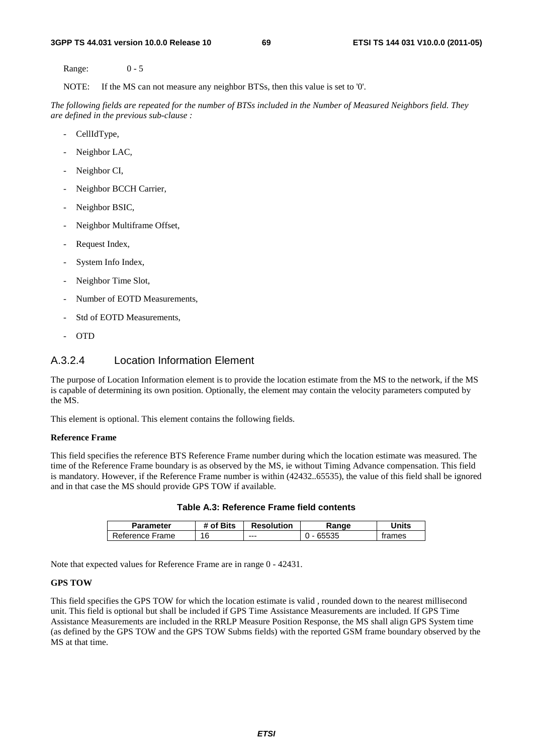Range: 0 - 5

NOTE: If the MS can not measure any neighbor BTSs, then this value is set to '0'.

*The following fields are repeated for the number of BTSs included in the Number of Measured Neighbors field. They are defined in the previous sub-clause :*

- CellIdType,
- Neighbor LAC,
- Neighbor CI,
- Neighbor BCCH Carrier,
- Neighbor BSIC,
- Neighbor Multiframe Offset,
- Request Index,
- System Info Index,
- Neighbor Time Slot,
- Number of EOTD Measurements,
- Std of EOTD Measurements,
- OTD

## A.3.2.4 Location Information Element

The purpose of Location Information element is to provide the location estimate from the MS to the network, if the MS is capable of determining its own position. Optionally, the element may contain the velocity parameters computed by the MS.

This element is optional. This element contains the following fields.

**Reference Frame**

This field specifies the reference BTS Reference Frame number during which the location estimate was measured. The time of the Reference Frame boundary is as observed by the MS, ie without Timing Advance compensation. This field is mandatory. However, if the Reference Frame number is within (42432..65535), the value of this field shall be ignored and in that case the MS should provide GPS TOW if available.

**Table A.3: Reference Frame field contents**

| Parameter | # of Bits | Resolution | Range | Units |
|---|---|---|---|---|
| Reference Frame | 16 | --- | 0 - 65535 | frames |

Note that expected values for Reference Frame are in range 0 - 42431.

**GPS TOW**

This field specifies the GPS TOW for which the location estimate is valid , rounded down to the nearest millisecond unit. This field is optional but shall be included if GPS Time Assistance Measurements are included. If GPS Time Assistance Measurements are included in the RRLP Measure Position Response, the MS shall align GPS System time (as defined by the GPS TOW and the GPS TOW Subms fields) with the reported GSM frame boundary observed by the MS at that time.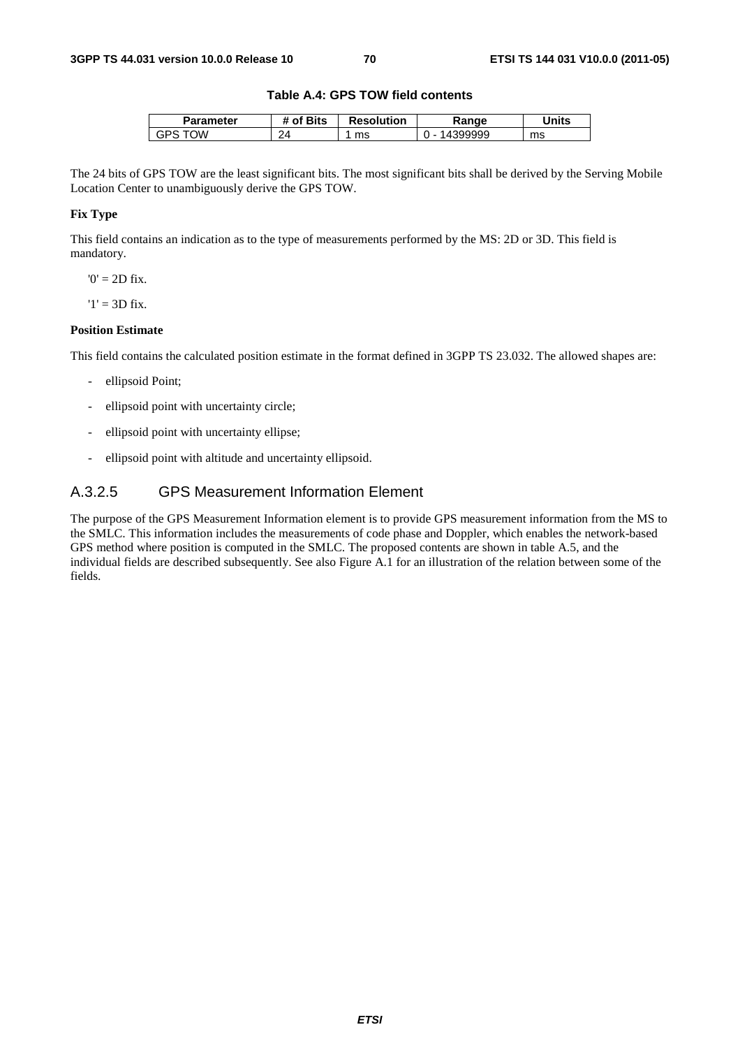**Table A.4: GPS TOW field contents**

| Parameter | # of Bits | Resolution | Range | Units |
|---|---|---|---|---|
| GPS TOW | 24 | 1 ms | 0 - 14399999 | ms |

The 24 bits of GPS TOW are the least significant bits. The most significant bits shall be derived by the Serving Mobile Location Center to unambiguously derive the GPS TOW.

**Fix Type**

This field contains an indication as to the type of measurements performed by the MS: 2D or 3D. This field is mandatory.

'0' = 2D fix.

'1' = 3D fix.

**Position Estimate**

This field contains the calculated position estimate in the format defined in 3GPP TS 23.032. The allowed shapes are:

- ellipsoid Point;
- ellipsoid point with uncertainty circle;
- ellipsoid point with uncertainty ellipse;
- ellipsoid point with altitude and uncertainty ellipsoid.

### A.3.2.5 GPS Measurement Information Element

The purpose of the GPS Measurement Information element is to provide GPS measurement information from the MS to the SMLC. This information includes the measurements of code phase and Doppler, which enables the network-based GPS method where position is computed in the SMLC. The proposed contents are shown in table A.5, and the individual fields are described subsequently. See also Figure A.1 for an illustration of the relation between some of the fields.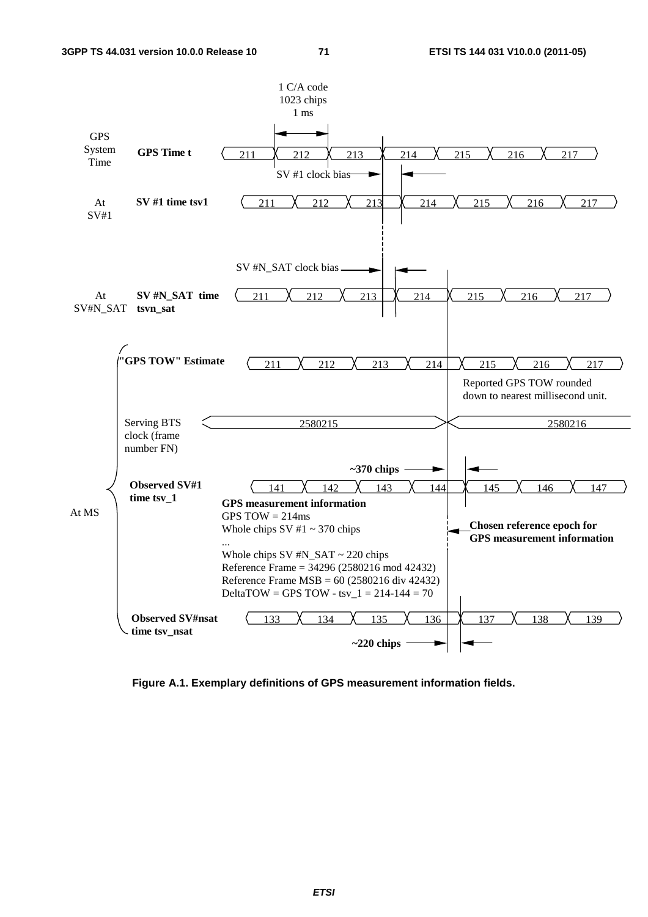1 C/A code
1023 chips
1 ms

GPS System Time — **GPS Time t**: 211 | 212 | 213 | 214 | 215 | 216 | 217

SV #1 clock bias

At SV#1 — **SV #1 time tsv1**: 211 | 212 | 213 | 214 | 215 | 216 | 217

SV #N_SAT clock bias

At SV#N_SAT — **SV #N_SAT time tsvn_sat**: 211 | 212 | 213 | 214 | 215 | 216 | 217

At MS:

**"GPS TOW" Estimate**: 211 | 212 | 213 | 214 | 215 | 216 | 217

Reported GPS TOW rounded down to nearest millisecond unit.

Serving BTS clock (frame number FN): 2580215 | 2580216

**~370 chips**

**Observed SV#1 time tsv_1**: 141 | 142 | 143 | 144 | 145 | 146 | 147

**GPS measurement information**
GPS TOW = 214ms
Whole chips SV #1 ~ 370 chips
...
Whole chips SV #N_SAT ~ 220 chips
Reference Frame = 34296 (2580216 mod 42432)
Reference Frame MSB = 60 (2580216 div 42432)
DeltaTOW = GPS TOW - tsv_1 = 214-144 = 70

**Chosen reference epoch for GPS measurement information**

**Observed SV#nsat time tsv_nsat**: 133 | 134 | 135 | 136 | 137 | 138 | 139

**~220 chips**

**Figure A.1. Exemplary definitions of GPS measurement information fields.**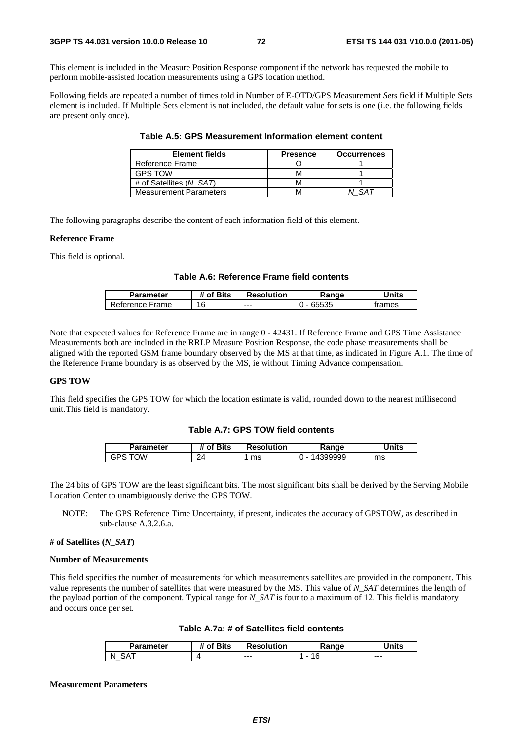This element is included in the Measure Position Response component if the network has requested the mobile to perform mobile-assisted location measurements using a GPS location method.

Following fields are repeated a number of times told in Number of E-OTD/GPS Measurement *Sets* field if Multiple Sets element is included. If Multiple Sets element is not included, the default value for sets is one (i.e. the following fields are present only once).

**Table A.5: GPS Measurement Information element content**

| Element fields | Presence | Occurrences |
|---|---|---|
| Reference Frame | O | 1 |
| GPS TOW | M | 1 |
| # of Satellites (*N_SAT*) | M | 1 |
| Measurement Parameters | M | *N_SAT* |

The following paragraphs describe the content of each information field of this element.

**Reference Frame**

This field is optional.

**Table A.6: Reference Frame field contents**

| Parameter | # of Bits | Resolution | Range | Units |
|---|---|---|---|---|
| Reference Frame | 16 | --- | 0 - 65535 | frames |

Note that expected values for Reference Frame are in range 0 - 42431. If Reference Frame and GPS Time Assistance Measurements both are included in the RRLP Measure Position Response, the code phase measurements shall be aligned with the reported GSM frame boundary observed by the MS at that time, as indicated in Figure A.1. The time of the Reference Frame boundary is as observed by the MS, ie without Timing Advance compensation.

**GPS TOW**

This field specifies the GPS TOW for which the location estimate is valid, rounded down to the nearest millisecond unit.This field is mandatory.

**Table A.7: GPS TOW field contents**

| Parameter | # of Bits | Resolution | Range | Units |
|---|---|---|---|---|
| GPS TOW | 24 | 1 ms | 0 - 14399999 | ms |

The 24 bits of GPS TOW are the least significant bits. The most significant bits shall be derived by the Serving Mobile Location Center to unambiguously derive the GPS TOW.

NOTE: The GPS Reference Time Uncertainty, if present, indicates the accuracy of GPSTOW, as described in sub-clause A.3.2.6.a.

**# of Satellites (*N_SAT*)**

**Number of Measurements**

This field specifies the number of measurements for which measurements satellites are provided in the component. This value represents the number of satellites that were measured by the MS. This value of *N_SAT* determines the length of the payload portion of the component. Typical range for *N_SAT* is four to a maximum of 12. This field is mandatory and occurs once per set.

**Table A.7a: # of Satellites field contents**

| Parameter | # of Bits | Resolution | Range | Units |
|---|---|---|---|---|
| N_SAT | 4 | --- | 1 - 16 | --- |

**Measurement Parameters**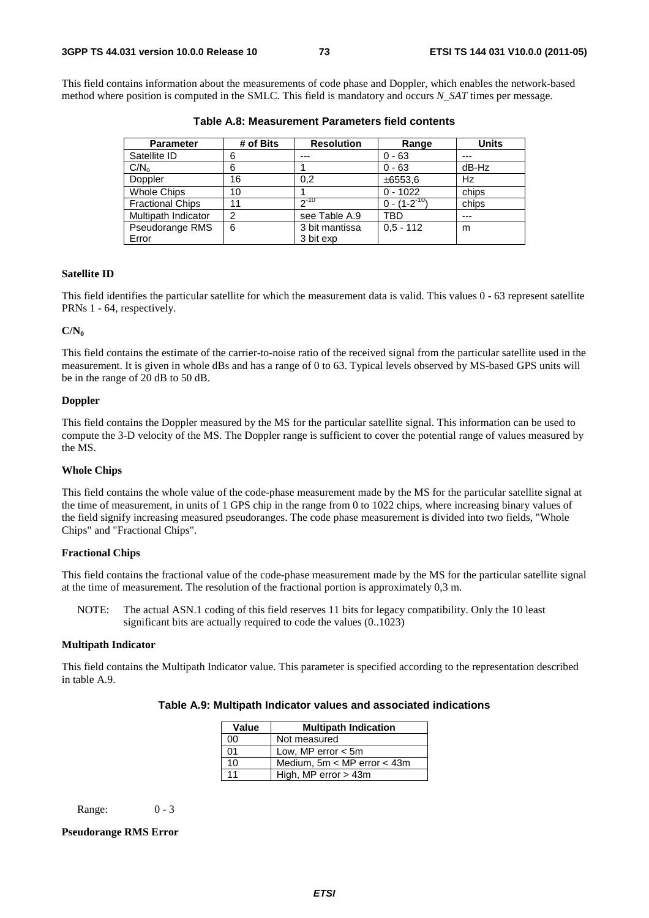This field contains information about the measurements of code phase and Doppler, which enables the network-based method where position is computed in the SMLC. This field is mandatory and occurs *N_SAT* times per message.

**Table A.8: Measurement Parameters field contents**

| Parameter | # of Bits | Resolution | Range | Units |
|---|---|---|---|---|
| Satellite ID | 6 | --- | 0 - 63 | --- |
| $C/N_o$ | 6 | 1 | 0 - 63 | dB-Hz |
| Doppler | 16 | 0,2 | ±6553,6 | Hz |
| Whole Chips | 10 | 1 | 0 - 1022 | chips |
| Fractional Chips | 11 | $2^{-10}$ | $0 - (1-2^{-10})$ | chips |
| Multipath Indicator | 2 | see Table A.9 | TBD | --- |
| Pseudorange RMS Error | 6 | 3 bit mantissa 3 bit exp | 0,5 - 112 | m |

**Satellite ID**

This field identifies the particular satellite for which the measurement data is valid. This values 0 - 63 represent satellite PRNs 1 - 64, respectively.

**$C/N_0$**

This field contains the estimate of the carrier-to-noise ratio of the received signal from the particular satellite used in the measurement. It is given in whole dBs and has a range of 0 to 63. Typical levels observed by MS-based GPS units will be in the range of 20 dB to 50 dB.

**Doppler**

This field contains the Doppler measured by the MS for the particular satellite signal. This information can be used to compute the 3-D velocity of the MS. The Doppler range is sufficient to cover the potential range of values measured by the MS.

**Whole Chips**

This field contains the whole value of the code-phase measurement made by the MS for the particular satellite signal at the time of measurement, in units of 1 GPS chip in the range from 0 to 1022 chips, where increasing binary values of the field signify increasing measured pseudoranges. The code phase measurement is divided into two fields, "Whole Chips" and "Fractional Chips".

**Fractional Chips**

This field contains the fractional value of the code-phase measurement made by the MS for the particular satellite signal at the time of measurement. The resolution of the fractional portion is approximately 0,3 m.

NOTE: The actual ASN.1 coding of this field reserves 11 bits for legacy compatibility. Only the 10 least significant bits are actually required to code the values (0..1023)

**Multipath Indicator**

This field contains the Multipath Indicator value. This parameter is specified according to the representation described in table A.9.

**Table A.9: Multipath Indicator values and associated indications**

| Value | Multipath Indication |
|---|---|
| 00 | Not measured |
| 01 | Low, MP error < 5m |
| 10 | Medium, 5m < MP error < 43m |
| 11 | High, MP error > 43m |

Range: 0 - 3

**Pseudorange RMS Error**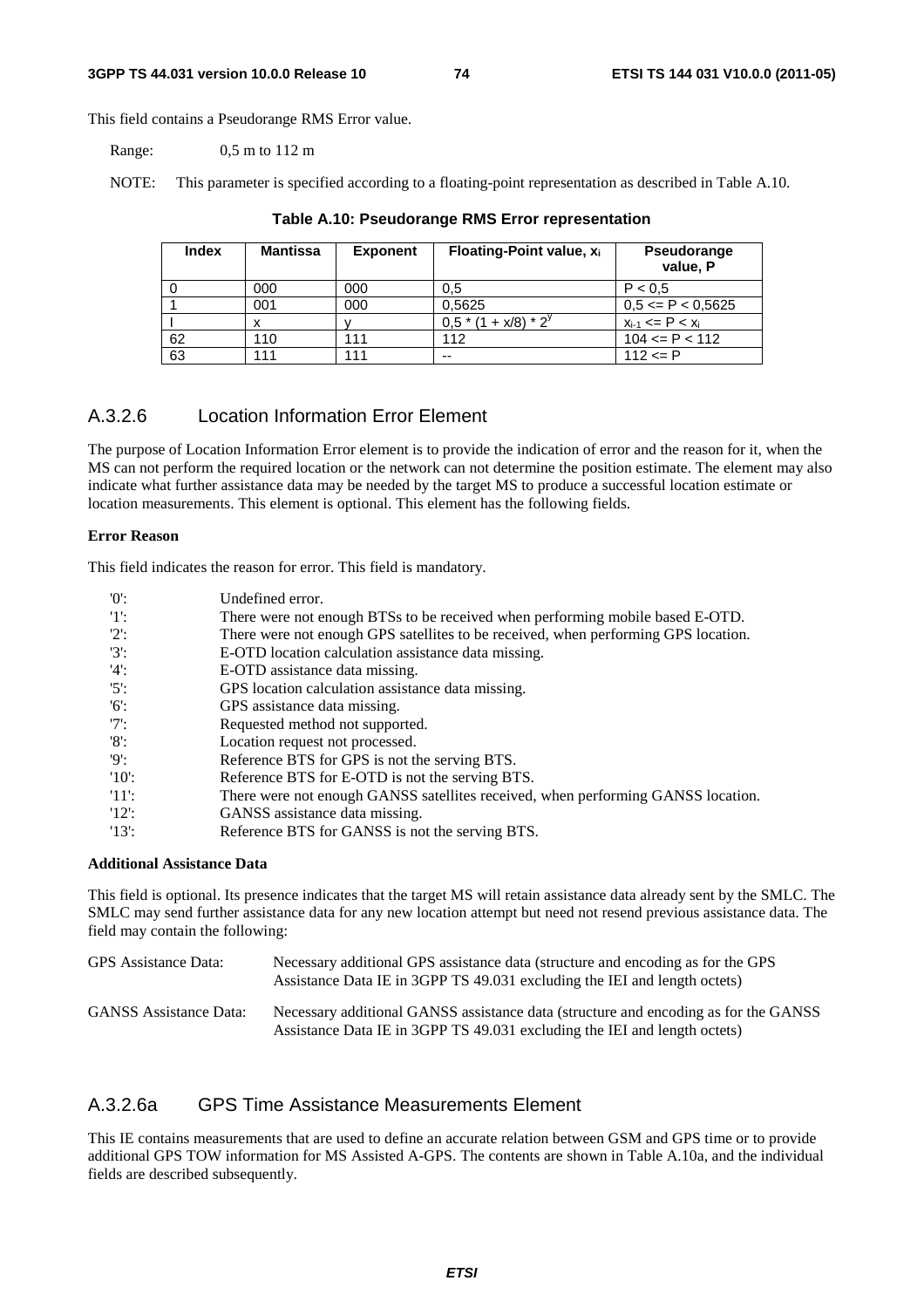This field contains a Pseudorange RMS Error value.

Range: 0,5 m to 112 m

NOTE: This parameter is specified according to a floating-point representation as described in Table A.10.

**Table A.10: Pseudorange RMS Error representation**

| Index | Mantissa | Exponent | Floating-Point value, $x_i$ | Pseudorange value, P |
|---|---|---|---|---|
| 0 | 000 | 000 | 0,5 | P < 0,5 |
| 1 | 001 | 000 | 0,5625 | 0,5 <= P < 0,5625 |
| I | x | y | $0,5 * (1 + x/8) * 2^y$ | $x_{i-1} <= P < x_i$ |
| 62 | 110 | 111 | 112 | 104 <= P < 112 |
| 63 | 111 | 111 | -- | 112 <= P |

## A.3.2.6 Location Information Error Element

The purpose of Location Information Error element is to provide the indication of error and the reason for it, when the MS can not perform the required location or the network can not determine the position estimate. The element may also indicate what further assistance data may be needed by the target MS to produce a successful location estimate or location measurements. This element is optional. This element has the following fields.

**Error Reason**

This field indicates the reason for error. This field is mandatory.

- '0': Undefined error.
- '1': There were not enough BTSs to be received when performing mobile based E-OTD.
- '2': There were not enough GPS satellites to be received, when performing GPS location.
- '3': E-OTD location calculation assistance data missing.
- '4': E-OTD assistance data missing.
- '5': GPS location calculation assistance data missing.
- '6': GPS assistance data missing.
- '7': Requested method not supported.
- '8': Location request not processed.
- '9': Reference BTS for GPS is not the serving BTS.
- '10': Reference BTS for E-OTD is not the serving BTS.
- '11': There were not enough GANSS satellites received, when performing GANSS location.
- '12': GANSS assistance data missing.
- '13': Reference BTS for GANSS is not the serving BTS.

**Additional Assistance Data**

This field is optional. Its presence indicates that the target MS will retain assistance data already sent by the SMLC. The SMLC may send further assistance data for any new location attempt but need not resend previous assistance data. The field may contain the following:

GPS Assistance Data: Necessary additional GPS assistance data (structure and encoding as for the GPS Assistance Data IE in 3GPP TS 49.031 excluding the IEI and length octets)

GANSS Assistance Data: Necessary additional GANSS assistance data (structure and encoding as for the GANSS Assistance Data IE in 3GPP TS 49.031 excluding the IEI and length octets)

## A.3.2.6a GPS Time Assistance Measurements Element

This IE contains measurements that are used to define an accurate relation between GSM and GPS time or to provide additional GPS TOW information for MS Assisted A-GPS. The contents are shown in Table A.10a, and the individual fields are described subsequently.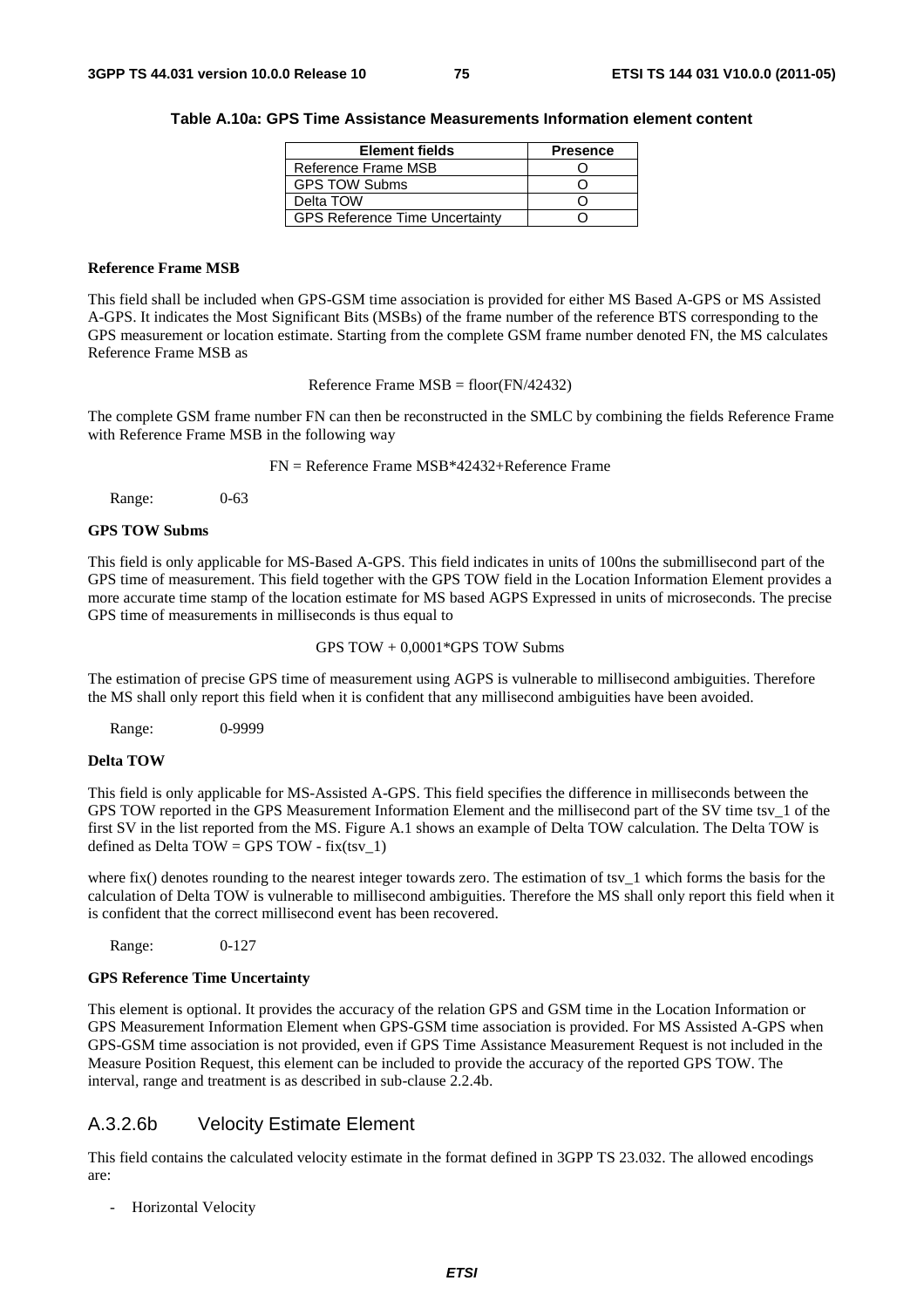**Table A.10a: GPS Time Assistance Measurements Information element content**

| Element fields | Presence |
| --- | --- |
| Reference Frame MSB | O |
| GPS TOW Subms | O |
| Delta TOW | O |
| GPS Reference Time Uncertainty | O |

**Reference Frame MSB**

This field shall be included when GPS-GSM time association is provided for either MS Based A-GPS or MS Assisted A-GPS. It indicates the Most Significant Bits (MSBs) of the frame number of the reference BTS corresponding to the GPS measurement or location estimate. Starting from the complete GSM frame number denoted FN, the MS calculates Reference Frame MSB as

Reference Frame MSB = floor(FN/42432)

The complete GSM frame number FN can then be reconstructed in the SMLC by combining the fields Reference Frame with Reference Frame MSB in the following way

FN = Reference Frame MSB*42432+Reference Frame

Range: 0-63

**GPS TOW Subms**

This field is only applicable for MS-Based A-GPS. This field indicates in units of 100ns the submillisecond part of the GPS time of measurement. This field together with the GPS TOW field in the Location Information Element provides a more accurate time stamp of the location estimate for MS based AGPS Expressed in units of microseconds. The precise GPS time of measurements in milliseconds is thus equal to

GPS TOW + 0,0001*GPS TOW Subms

The estimation of precise GPS time of measurement using AGPS is vulnerable to millisecond ambiguities. Therefore the MS shall only report this field when it is confident that any millisecond ambiguities have been avoided.

Range: 0-9999

**Delta TOW**

This field is only applicable for MS-Assisted A-GPS. This field specifies the difference in milliseconds between the GPS TOW reported in the GPS Measurement Information Element and the millisecond part of the SV time tsv_1 of the first SV in the list reported from the MS. Figure A.1 shows an example of Delta TOW calculation. The Delta TOW is defined as Delta TOW = GPS TOW - fix(tsv_1)

where fix() denotes rounding to the nearest integer towards zero. The estimation of tsv_1 which forms the basis for the calculation of Delta TOW is vulnerable to millisecond ambiguities. Therefore the MS shall only report this field when it is confident that the correct millisecond event has been recovered.

Range: 0-127

**GPS Reference Time Uncertainty**

This element is optional. It provides the accuracy of the relation GPS and GSM time in the Location Information or GPS Measurement Information Element when GPS-GSM time association is provided. For MS Assisted A-GPS when GPS-GSM time association is not provided, even if GPS Time Assistance Measurement Request is not included in the Measure Position Request, this element can be included to provide the accuracy of the reported GPS TOW. The interval, range and treatment is as described in sub-clause 2.2.4b.

## A.3.2.6b Velocity Estimate Element

This field contains the calculated velocity estimate in the format defined in 3GPP TS 23.032. The allowed encodings are:

- Horizontal Velocity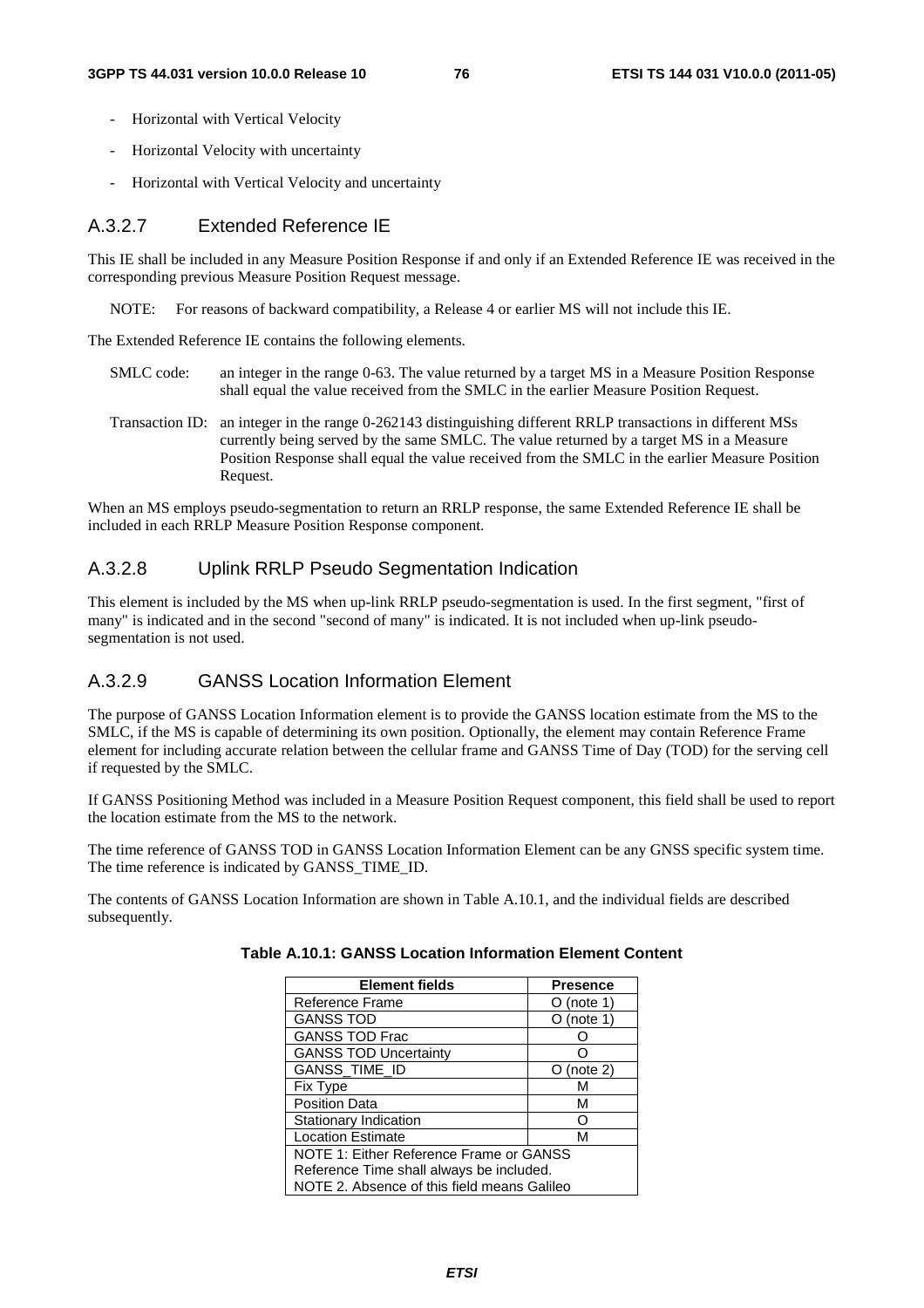- Horizontal with Vertical Velocity
- Horizontal Velocity with uncertainty
- Horizontal with Vertical Velocity and uncertainty

### A.3.2.7 Extended Reference IE

This IE shall be included in any Measure Position Response if and only if an Extended Reference IE was received in the corresponding previous Measure Position Request message.

NOTE: For reasons of backward compatibility, a Release 4 or earlier MS will not include this IE.

The Extended Reference IE contains the following elements.

SMLC code: an integer in the range 0-63. The value returned by a target MS in a Measure Position Response shall equal the value received from the SMLC in the earlier Measure Position Request.

Transaction ID: an integer in the range 0-262143 distinguishing different RRLP transactions in different MSs currently being served by the same SMLC. The value returned by a target MS in a Measure Position Response shall equal the value received from the SMLC in the earlier Measure Position Request.

When an MS employs pseudo-segmentation to return an RRLP response, the same Extended Reference IE shall be included in each RRLP Measure Position Response component.

### A.3.2.8 Uplink RRLP Pseudo Segmentation Indication

This element is included by the MS when up-link RRLP pseudo-segmentation is used. In the first segment, "first of many" is indicated and in the second "second of many" is indicated. It is not included when up-link pseudo-segmentation is not used.

### A.3.2.9 GANSS Location Information Element

The purpose of GANSS Location Information element is to provide the GANSS location estimate from the MS to the SMLC, if the MS is capable of determining its own position. Optionally, the element may contain Reference Frame element for including accurate relation between the cellular frame and GANSS Time of Day (TOD) for the serving cell if requested by the SMLC.

If GANSS Positioning Method was included in a Measure Position Request component, this field shall be used to report the location estimate from the MS to the network.

The time reference of GANSS TOD in GANSS Location Information Element can be any GNSS specific system time. The time reference is indicated by GANSS_TIME_ID.

The contents of GANSS Location Information are shown in Table A.10.1, and the individual fields are described subsequently.

**Table A.10.1: GANSS Location Information Element Content**

| Element fields | Presence |
|---|---|
| Reference Frame | O (note 1) |
| GANSS TOD | O (note 1) |
| GANSS TOD Frac | O |
| GANSS TOD Uncertainty | O |
| GANSS_TIME_ID | O (note 2) |
| Fix Type | M |
| Position Data | M |
| Stationary Indication | O |
| Location Estimate | M |
| NOTE 1: Either Reference Frame or GANSS Reference Time shall always be included. NOTE 2. Absence of this field means Galileo | |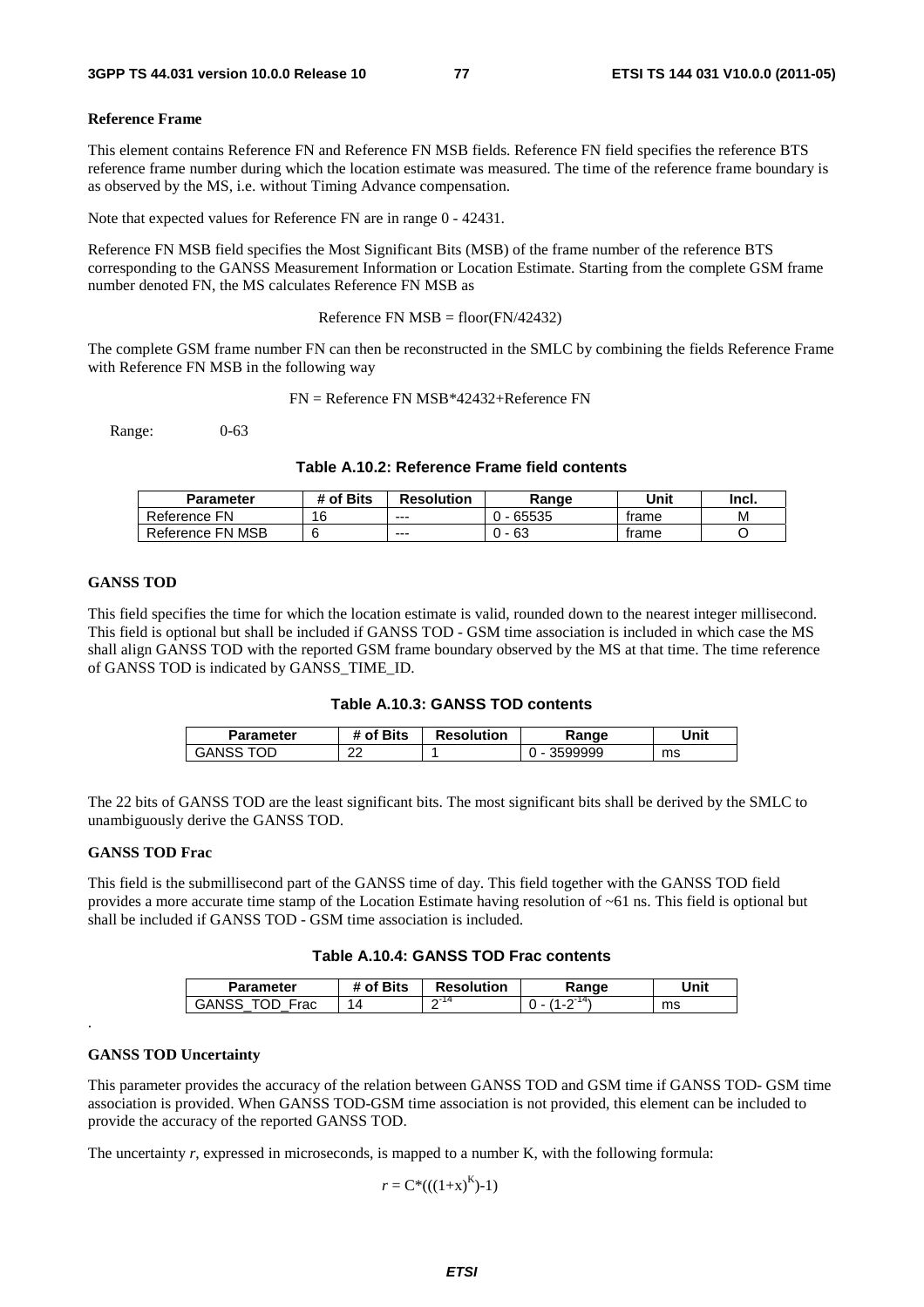**Reference Frame**

This element contains Reference FN and Reference FN MSB fields. Reference FN field specifies the reference BTS reference frame number during which the location estimate was measured. The time of the reference frame boundary is as observed by the MS, i.e. without Timing Advance compensation.

Note that expected values for Reference FN are in range 0 - 42431.

Reference FN MSB field specifies the Most Significant Bits (MSB) of the frame number of the reference BTS corresponding to the GANSS Measurement Information or Location Estimate. Starting from the complete GSM frame number denoted FN, the MS calculates Reference FN MSB as

Reference FN MSB = floor(FN/42432)

The complete GSM frame number FN can then be reconstructed in the SMLC by combining the fields Reference Frame with Reference FN MSB in the following way

FN = Reference FN MSB*42432+Reference FN

Range: 0-63

**Table A.10.2: Reference Frame field contents**

| Parameter | # of Bits | Resolution | Range | Unit | Incl. |
|---|---|---|---|---|---|
| Reference FN | 16 | --- | 0 - 65535 | frame | M |
| Reference FN MSB | 6 | --- | 0 - 63 | frame | O |

**GANSS TOD**

This field specifies the time for which the location estimate is valid, rounded down to the nearest integer millisecond. This field is optional but shall be included if GANSS TOD - GSM time association is included in which case the MS shall align GANSS TOD with the reported GSM frame boundary observed by the MS at that time. The time reference of GANSS TOD is indicated by GANSS_TIME_ID.

**Table A.10.3: GANSS TOD contents**

| Parameter | # of Bits | Resolution | Range | Unit |
|---|---|---|---|---|
| GANSS TOD | 22 | 1 | 0 - 3599999 | ms |

The 22 bits of GANSS TOD are the least significant bits. The most significant bits shall be derived by the SMLC to unambiguously derive the GANSS TOD.

**GANSS TOD Frac**

This field is the submillisecond part of the GANSS time of day. This field together with the GANSS TOD field provides a more accurate time stamp of the Location Estimate having resolution of ~61 ns. This field is optional but shall be included if GANSS TOD - GSM time association is included.

**Table A.10.4: GANSS TOD Frac contents**

| Parameter | # of Bits | Resolution | Range | Unit |
|---|---|---|---|---|
| GANSS_TOD_Frac | 14 | $2^{-14}$ | $0 - (1-2^{-14})$ | ms |

.

**GANSS TOD Uncertainty**

This parameter provides the accuracy of the relation between GANSS TOD and GSM time if GANSS TOD- GSM time association is provided. When GANSS TOD-GSM time association is not provided, this element can be included to provide the accuracy of the reported GANSS TOD.

The uncertainty *r*, expressed in microseconds, is mapped to a number K, with the following formula:

$$r = C*(((1+x)^{K})-1)$$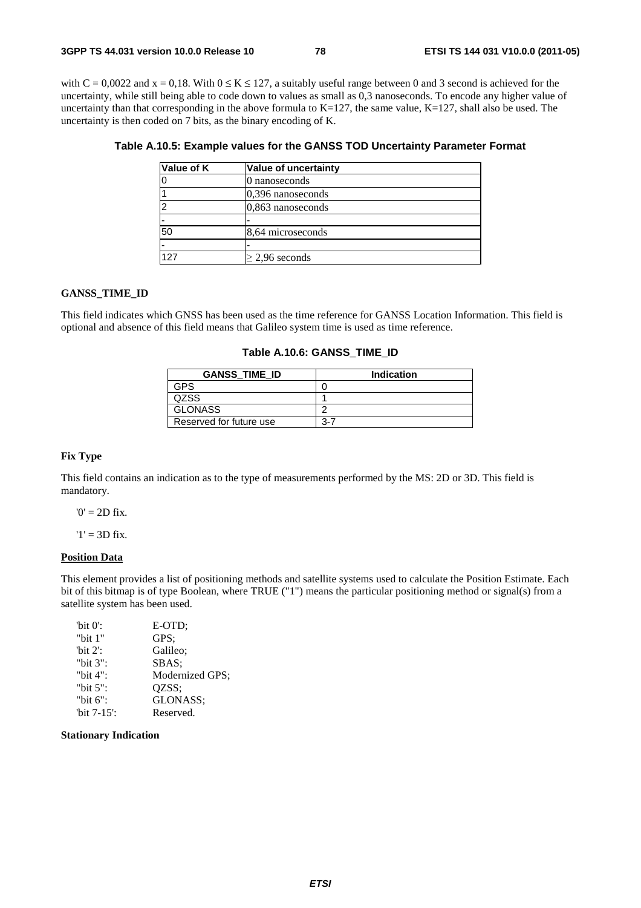with $C = 0{,}0022$ and $x = 0{,}18$. With $0 \le K \le 127$, a suitably useful range between 0 and 3 second is achieved for the uncertainty, while still being able to code down to values as small as 0,3 nanoseconds. To encode any higher value of uncertainty than that corresponding in the above formula to K=127, the same value, K=127, shall also be used. The uncertainty is then coded on 7 bits, as the binary encoding of K.

**Table A.10.5: Example values for the GANSS TOD Uncertainty Parameter Format**

| Value of K | Value of uncertainty |
|---|---|
| 0 | 0 nanoseconds |
| 1 | 0,396 nanoseconds |
| 2 | 0,863 nanoseconds |
| - | - |
| 50 | 8,64 microseconds |
| - | - |
| 127 | ≥ 2,96 seconds |

**GANSS_TIME_ID**

This field indicates which GNSS has been used as the time reference for GANSS Location Information. This field is optional and absence of this field means that Galileo system time is used as time reference.

**Table A.10.6: GANSS_TIME_ID**

| GANSS_TIME_ID | Indication |
|---|---|
| GPS | 0 |
| QZSS | 1 |
| GLONASS | 2 |
| Reserved for future use | 3-7 |

**Fix Type**

This field contains an indication as to the type of measurements performed by the MS: 2D or 3D. This field is mandatory.

'0' = 2D fix.

'1' = 3D fix.

**Position Data**

This element provides a list of positioning methods and satellite systems used to calculate the Position Estimate. Each bit of this bitmap is of type Boolean, where TRUE ("1") means the particular positioning method or signal(s) from a satellite system has been used.

| | |
|---|---|
| 'bit 0': | E-OTD; |
| "bit 1" | GPS; |
| 'bit 2': | Galileo; |
| "bit 3": | SBAS; |
| "bit 4": | Modernized GPS; |
| "bit 5": | QZSS; |
| "bit 6": | GLONASS; |
| 'bit 7-15': | Reserved. |

**Stationary Indication**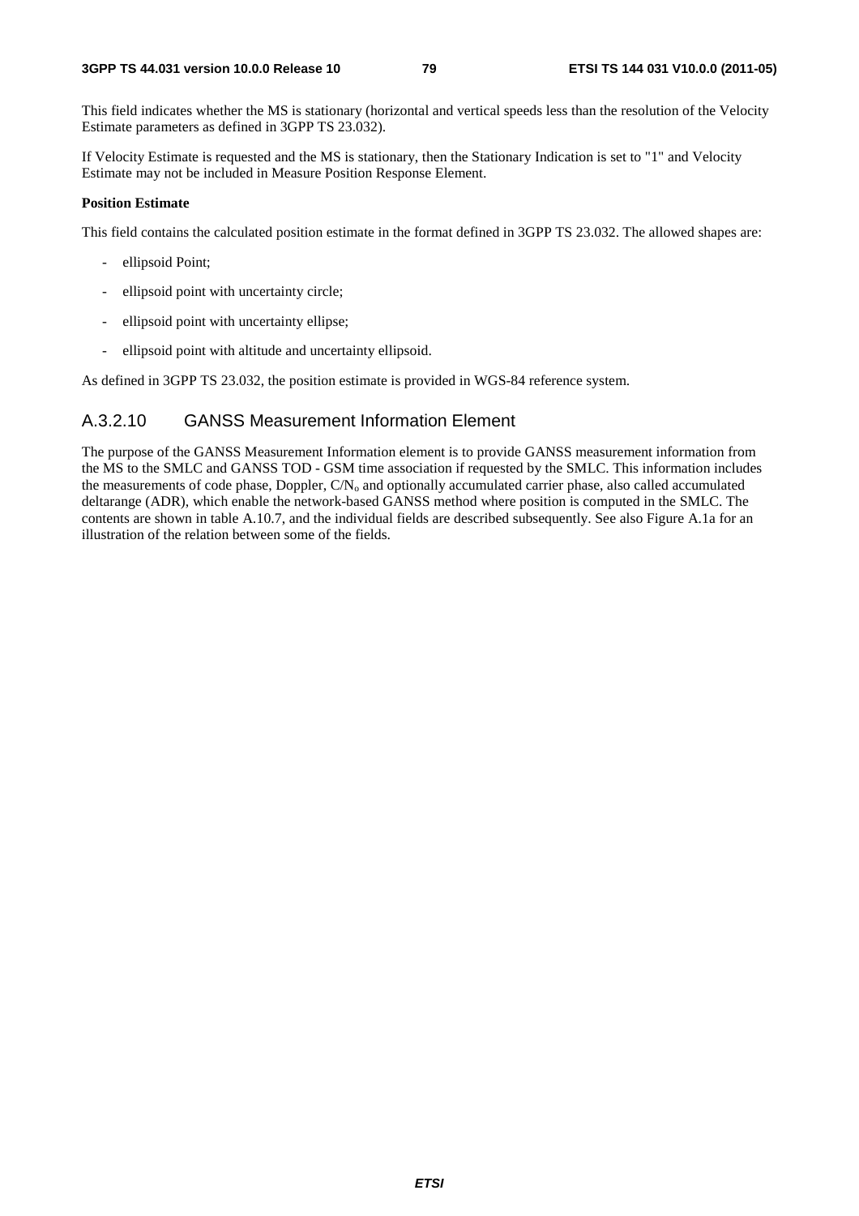This field indicates whether the MS is stationary (horizontal and vertical speeds less than the resolution of the Velocity Estimate parameters as defined in 3GPP TS 23.032).

If Velocity Estimate is requested and the MS is stationary, then the Stationary Indication is set to "1" and Velocity Estimate may not be included in Measure Position Response Element.

**Position Estimate**

This field contains the calculated position estimate in the format defined in 3GPP TS 23.032. The allowed shapes are:

- ellipsoid Point;
- ellipsoid point with uncertainty circle;
- ellipsoid point with uncertainty ellipse;
- ellipsoid point with altitude and uncertainty ellipsoid.

As defined in 3GPP TS 23.032, the position estimate is provided in WGS-84 reference system.

### A.3.2.10 GANSS Measurement Information Element

The purpose of the GANSS Measurement Information element is to provide GANSS measurement information from the MS to the SMLC and GANSS TOD - GSM time association if requested by the SMLC. This information includes the measurements of code phase, Doppler, $C/N_o$ and optionally accumulated carrier phase, also called accumulated deltarange (ADR), which enable the network-based GANSS method where position is computed in the SMLC. The contents are shown in table A.10.7, and the individual fields are described subsequently. See also Figure A.1a for an illustration of the relation between some of the fields.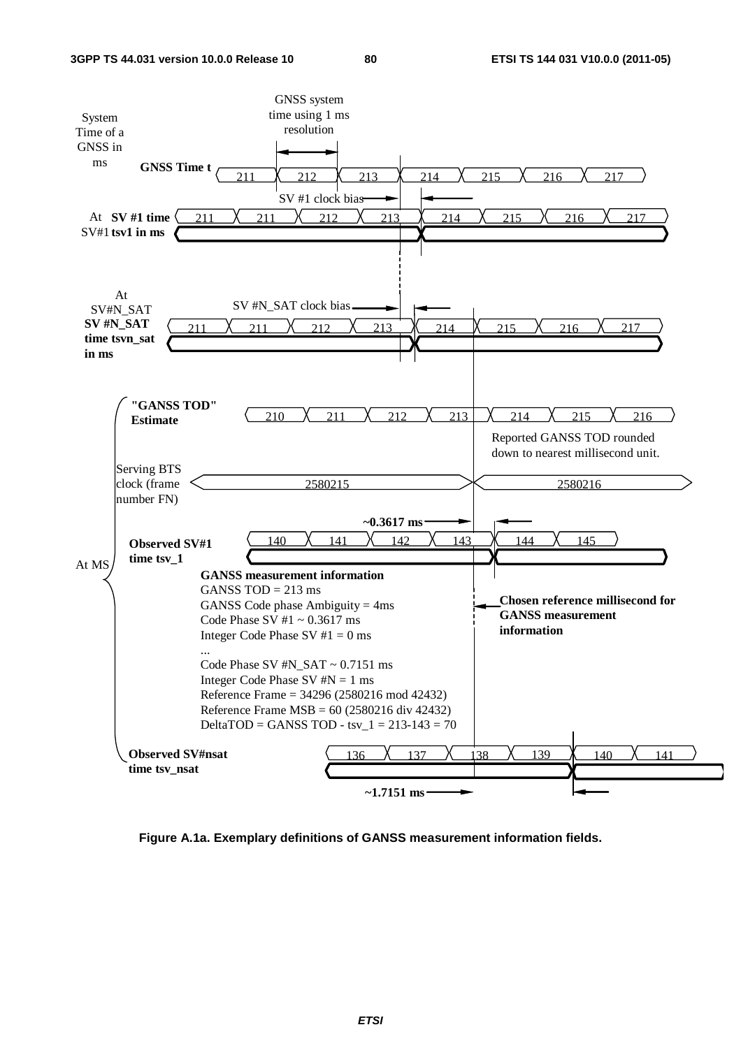GNSS system time using 1 ms resolution

System Time of a GNSS in ms — **GNSS Time t**: 211, 212, 213, 214, 215, 216, 217

SV #1 clock bias

At SV#1 **SV #1 time tsv1 in ms**: 211, 211, 212, 213, 214, 215, 216, 217

SV #N_SAT clock bias

At SV#N_SAT **SV #N_SAT time tsvn_sat in ms**: 211, 211, 212, 213, 214, 215, 216, 217

At MS

**"GANSS TOD" Estimate**: 210, 211, 212, 213, 214, 215, 216

Reported GANSS TOD rounded down to nearest millisecond unit.

Serving BTS clock (frame number FN): 2580215, 2580216

**~0.3617 ms**

**Observed SV#1 time tsv_1**: 140, 141, 142, 143, 144, 145

**GANSS measurement information**

GANSS TOD = 213 ms
GANSS Code phase Ambiguity = 4ms
Code Phase SV #1 ~ 0.3617 ms
Integer Code Phase SV #1 = 0 ms
...
Code Phase SV #N_SAT ~ 0.7151 ms
Integer Code Phase SV #N = 1 ms
Reference Frame = 34296 (2580216 mod 42432)
Reference Frame MSB = 60 (2580216 div 42432)
DeltaTOD = GANSS TOD - tsv_1 = 213-143 = 70

**Chosen reference millisecond for GANSS measurement information**

**Observed SV#nsat time tsv_nsat**: 136, 137, 138, 139, 140, 141

**~1.7151 ms**

**Figure A.1a. Exemplary definitions of GANSS measurement information fields.**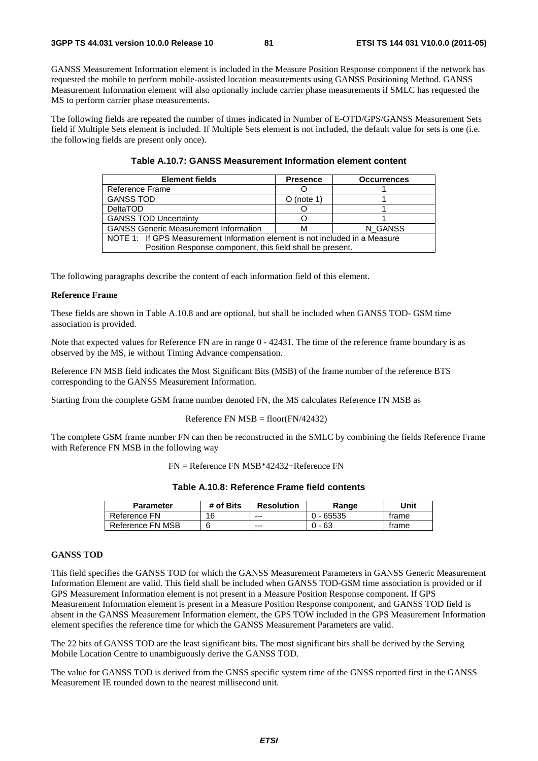GANSS Measurement Information element is included in the Measure Position Response component if the network has requested the mobile to perform mobile-assisted location measurements using GANSS Positioning Method. GANSS Measurement Information element will also optionally include carrier phase measurements if SMLC has requested the MS to perform carrier phase measurements.

The following fields are repeated the number of times indicated in Number of E-OTD/GPS/GANSS Measurement Sets field if Multiple Sets element is included. If Multiple Sets element is not included, the default value for sets is one (i.e. the following fields are present only once).

**Table A.10.7: GANSS Measurement Information element content**

| Element fields | Presence | Occurrences |
|---|---|---|
| Reference Frame | O | 1 |
| GANSS TOD | O (note 1) | 1 |
| DeltaTOD | O | 1 |
| GANSS TOD Uncertainty | O | 1 |
| GANSS Generic Measurement Information | M | N_GANSS |
| NOTE 1: If GPS Measurement Information element is not included in a Measure Position Response component, this field shall be present. | | |

The following paragraphs describe the content of each information field of this element.

**Reference Frame**

These fields are shown in Table A.10.8 and are optional, but shall be included when GANSS TOD- GSM time association is provided.

Note that expected values for Reference FN are in range 0 - 42431. The time of the reference frame boundary is as observed by the MS, ie without Timing Advance compensation.

Reference FN MSB field indicates the Most Significant Bits (MSB) of the frame number of the reference BTS corresponding to the GANSS Measurement Information.

Starting from the complete GSM frame number denoted FN, the MS calculates Reference FN MSB as

Reference FN MSB = floor(FN/42432)

The complete GSM frame number FN can then be reconstructed in the SMLC by combining the fields Reference Frame with Reference FN MSB in the following way

FN = Reference FN MSB*42432+Reference FN

**Table A.10.8: Reference Frame field contents**

| Parameter | # of Bits | Resolution | Range | Unit |
|---|---|---|---|---|
| Reference FN | 16 | --- | 0 - 65535 | frame |
| Reference FN MSB | 6 | --- | 0 - 63 | frame |

**GANSS TOD**

This field specifies the GANSS TOD for which the GANSS Measurement Parameters in GANSS Generic Measurement Information Element are valid. This field shall be included when GANSS TOD-GSM time association is provided or if GPS Measurement Information element is not present in a Measure Position Response component. If GPS Measurement Information element is present in a Measure Position Response component, and GANSS TOD field is absent in the GANSS Measurement Information element, the GPS TOW included in the GPS Measurement Information element specifies the reference time for which the GANSS Measurement Parameters are valid.

The 22 bits of GANSS TOD are the least significant bits. The most significant bits shall be derived by the Serving Mobile Location Centre to unambiguously derive the GANSS TOD.

The value for GANSS TOD is derived from the GNSS specific system time of the GNSS reported first in the GANSS Measurement IE rounded down to the nearest millisecond unit.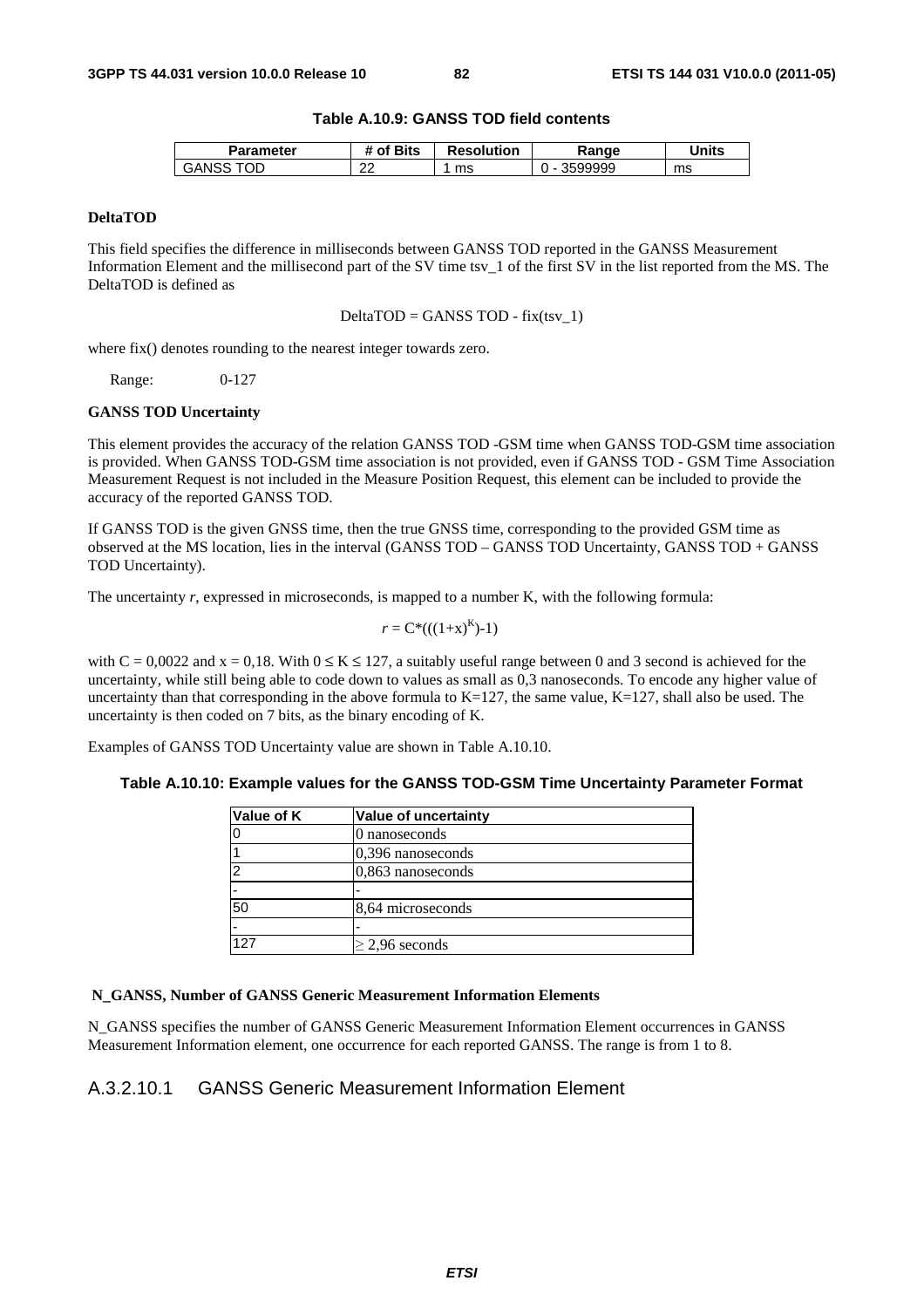**Table A.10.9: GANSS TOD field contents**

| Parameter | # of Bits | Resolution | Range | Units |
|---|---|---|---|---|
| GANSS TOD | 22 | 1 ms | 0 - 3599999 | ms |

**DeltaTOD**

This field specifies the difference in milliseconds between GANSS TOD reported in the GANSS Measurement Information Element and the millisecond part of the SV time tsv_1 of the first SV in the list reported from the MS. The DeltaTOD is defined as

DeltaTOD = GANSS TOD - fix(tsv_1)

where fix() denotes rounding to the nearest integer towards zero.

Range: 0-127

**GANSS TOD Uncertainty**

This element provides the accuracy of the relation GANSS TOD -GSM time when GANSS TOD-GSM time association is provided. When GANSS TOD-GSM time association is not provided, even if GANSS TOD - GSM Time Association Measurement Request is not included in the Measure Position Request, this element can be included to provide the accuracy of the reported GANSS TOD.

If GANSS TOD is the given GNSS time, then the true GNSS time, corresponding to the provided GSM time as observed at the MS location, lies in the interval (GANSS TOD – GANSS TOD Uncertainty, GANSS TOD + GANSS TOD Uncertainty).

The uncertainty *r*, expressed in microseconds, is mapped to a number K, with the following formula:

$$r = C*(((1+x)^{K})-1)$$

with C = 0,0022 and x = 0,18. With $0 \leq K \leq 127$, a suitably useful range between 0 and 3 second is achieved for the uncertainty, while still being able to code down to values as small as 0,3 nanoseconds. To encode any higher value of uncertainty than that corresponding in the above formula to K=127, the same value, K=127, shall also be used. The uncertainty is then coded on 7 bits, as the binary encoding of K.

Examples of GANSS TOD Uncertainty value are shown in Table A.10.10.

**Table A.10.10: Example values for the GANSS TOD-GSM Time Uncertainty Parameter Format**

| Value of K | Value of uncertainty |
|---|---|
| 0 | 0 nanoseconds |
| 1 | 0,396 nanoseconds |
| 2 | 0,863 nanoseconds |
| - | - |
| 50 | 8,64 microseconds |
| - | - |
| 127 | ≥ 2,96 seconds |

**N_GANSS, Number of GANSS Generic Measurement Information Elements**

N_GANSS specifies the number of GANSS Generic Measurement Information Element occurrences in GANSS Measurement Information element, one occurrence for each reported GANSS. The range is from 1 to 8.

### A.3.2.10.1 GANSS Generic Measurement Information Element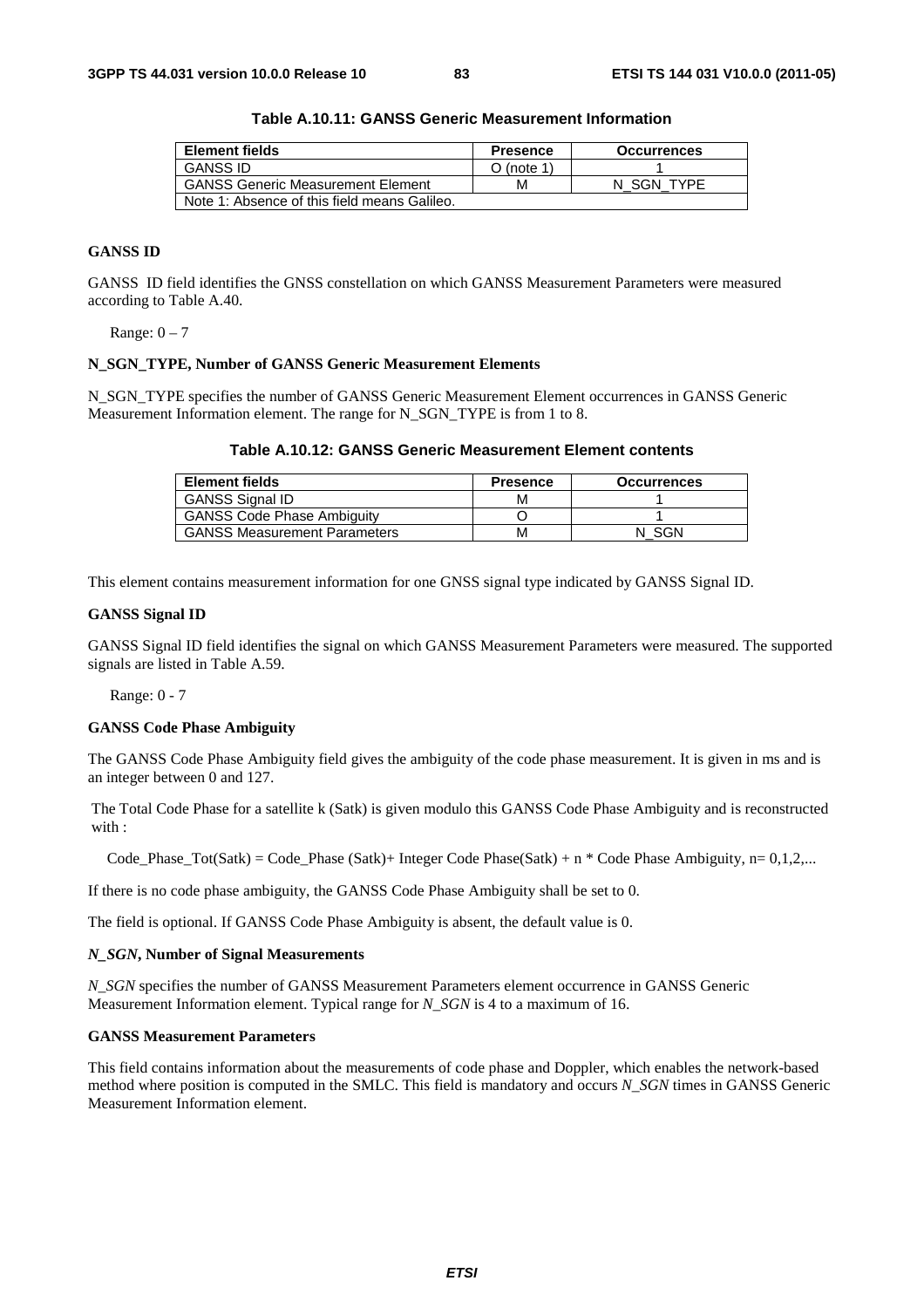**Table A.10.11: GANSS Generic Measurement Information**

| Element fields | Presence | Occurrences |
|---|---|---|
| GANSS ID | O (note 1) | 1 |
| GANSS Generic Measurement Element | M | N_SGN_TYPE |
| Note 1: Absence of this field means Galileo. | | |

**GANSS ID**

GANSS ID field identifies the GNSS constellation on which GANSS Measurement Parameters were measured according to Table A.40.

Range: 0 – 7

**N_SGN_TYPE, Number of GANSS Generic Measurement Elements**

N_SGN_TYPE specifies the number of GANSS Generic Measurement Element occurrences in GANSS Generic Measurement Information element. The range for N_SGN_TYPE is from 1 to 8.

**Table A.10.12: GANSS Generic Measurement Element contents**

| Element fields | Presence | Occurrences |
|---|---|---|
| GANSS Signal ID | M | 1 |
| GANSS Code Phase Ambiguity | O | 1 |
| GANSS Measurement Parameters | M | N_SGN |

This element contains measurement information for one GNSS signal type indicated by GANSS Signal ID.

**GANSS Signal ID**

GANSS Signal ID field identifies the signal on which GANSS Measurement Parameters were measured. The supported signals are listed in Table A.59.

Range: 0 - 7

**GANSS Code Phase Ambiguity**

The GANSS Code Phase Ambiguity field gives the ambiguity of the code phase measurement. It is given in ms and is an integer between 0 and 127.

The Total Code Phase for a satellite k (Satk) is given modulo this GANSS Code Phase Ambiguity and is reconstructed with :

Code_Phase_Tot(Satk) = Code_Phase (Satk)+ Integer Code Phase(Satk) + n * Code Phase Ambiguity, n= 0,1,2,...

If there is no code phase ambiguity, the GANSS Code Phase Ambiguity shall be set to 0.

The field is optional. If GANSS Code Phase Ambiguity is absent, the default value is 0.

***N_SGN*, Number of Signal Measurements**

*N_SGN* specifies the number of GANSS Measurement Parameters element occurrence in GANSS Generic Measurement Information element. Typical range for *N_SGN* is 4 to a maximum of 16.

**GANSS Measurement Parameters**

This field contains information about the measurements of code phase and Doppler, which enables the network-based method where position is computed in the SMLC. This field is mandatory and occurs *N_SGN* times in GANSS Generic Measurement Information element.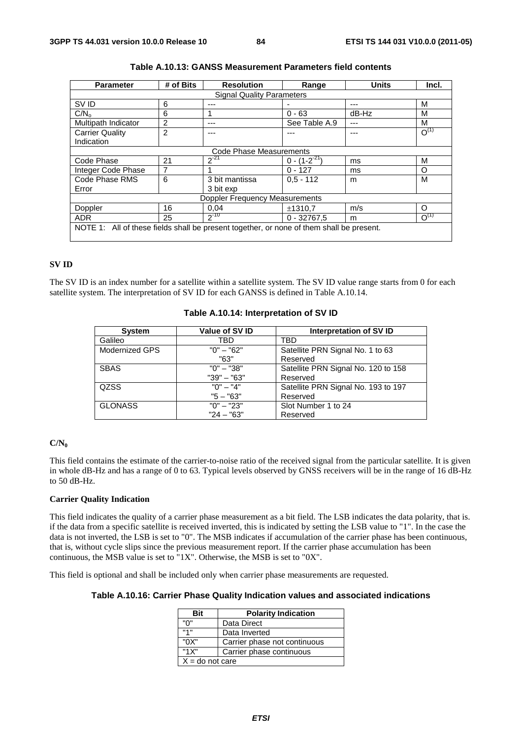**Table A.10.13: GANSS Measurement Parameters field contents**

| Parameter | # of Bits | Resolution | Range | Units | Incl. |
|---|---|---|---|---|---|
| Signal Quality Parameters | | | | | |
| SV ID | 6 | --- | - | --- | M |
| $C/N_o$ | 6 | 1 | 0 - 63 | dB-Hz | M |
| Multipath Indicator | 2 | --- | See Table A.9 | --- | M |
| Carrier Quality Indication | 2 | --- | --- | --- | O(1) |
| Code Phase Measurements | | | | | |
| Code Phase | 21 | $2^{-21}$ | 0 - $(1-2^{-21})$ | ms | M |
| Integer Code Phase | 7 | 1 | 0 - 127 | ms | O |
| Code Phase RMS Error | 6 | 3 bit mantissa 3 bit exp | 0,5 - 112 | m | M |
| Doppler Frequency Measurements | | | | | |
| Doppler | 16 | 0,04 | ±1310,7 | m/s | O |
| ADR | 25 | $2^{-10}$ | 0 - 32767,5 | m | O(1) |
| NOTE 1: All of these fields shall be present together, or none of them shall be present. | | | | | |

**SV ID**

The SV ID is an index number for a satellite within a satellite system. The SV ID value range starts from 0 for each satellite system. The interpretation of SV ID for each GANSS is defined in Table A.10.14.

**Table A.10.14: Interpretation of SV ID**

| System | Value of SV ID | Interpretation of SV ID |
|---|---|---|
| Galileo | TBD | TBD |
| Modernized GPS | "0" – "62"<br>"63" | Satellite PRN Signal No. 1 to 63<br>Reserved |
| SBAS | "0" – "38"<br>"39" – "63" | Satellite PRN Signal No. 120 to 158<br>Reserved |
| QZSS | "0" – "4"<br>"5 – "63" | Satellite PRN Signal No. 193 to 197<br>Reserved |
| GLONASS | "0" – "23"<br>"24 – "63" | Slot Number 1 to 24<br>Reserved |

**$C/N_0$**

This field contains the estimate of the carrier-to-noise ratio of the received signal from the particular satellite. It is given in whole dB-Hz and has a range of 0 to 63. Typical levels observed by GNSS receivers will be in the range of 16 dB-Hz to 50 dB-Hz.

**Carrier Quality Indication**

This field indicates the quality of a carrier phase measurement as a bit field. The LSB indicates the data polarity, that is. if the data from a specific satellite is received inverted, this is indicated by setting the LSB value to "1". In the case the data is not inverted, the LSB is set to "0". The MSB indicates if accumulation of the carrier phase has been continuous, that is, without cycle slips since the previous measurement report. If the carrier phase accumulation has been continuous, the MSB value is set to "1X". Otherwise, the MSB is set to "0X".

This field is optional and shall be included only when carrier phase measurements are requested.

**Table A.10.16: Carrier Phase Quality Indication values and associated indications**

| Bit | Polarity Indication |
|---|---|
| "0" | Data Direct |
| "1" | Data Inverted |
| "0X" | Carrier phase not continuous |
| "1X" | Carrier phase continuous |
| X = do not care | |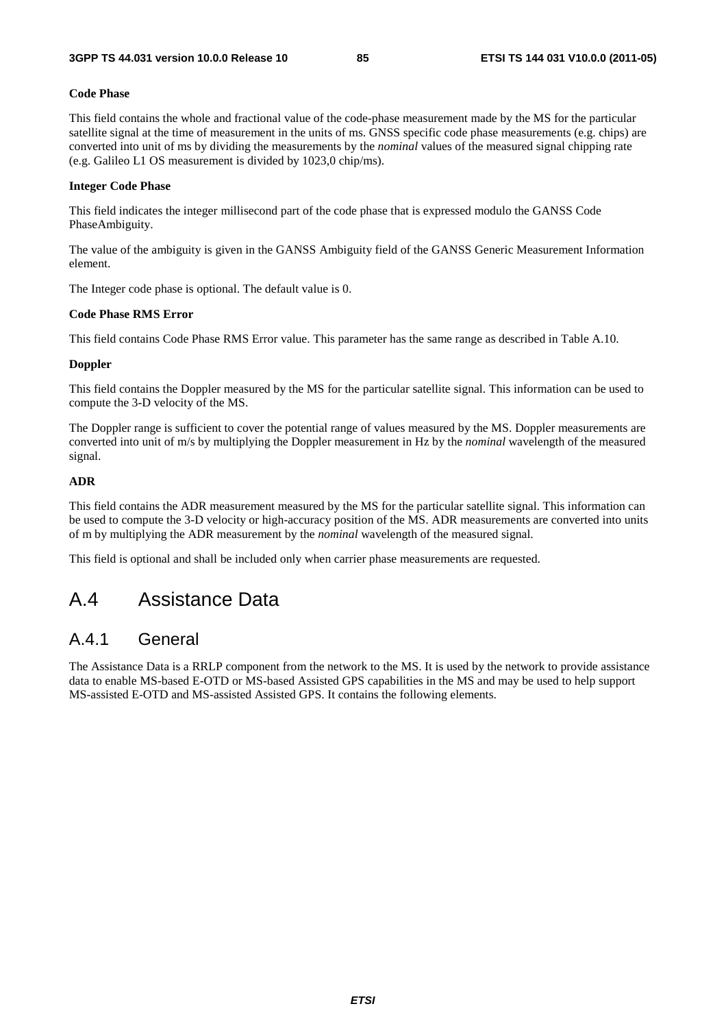**Code Phase**

This field contains the whole and fractional value of the code-phase measurement made by the MS for the particular satellite signal at the time of measurement in the units of ms. GNSS specific code phase measurements (e.g. chips) are converted into unit of ms by dividing the measurements by the *nominal* values of the measured signal chipping rate (e.g. Galileo L1 OS measurement is divided by 1023,0 chip/ms).

**Integer Code Phase**

This field indicates the integer millisecond part of the code phase that is expressed modulo the GANSS Code PhaseAmbiguity.

The value of the ambiguity is given in the GANSS Ambiguity field of the GANSS Generic Measurement Information element.

The Integer code phase is optional. The default value is 0.

**Code Phase RMS Error**

This field contains Code Phase RMS Error value. This parameter has the same range as described in Table A.10.

**Doppler**

This field contains the Doppler measured by the MS for the particular satellite signal. This information can be used to compute the 3-D velocity of the MS.

The Doppler range is sufficient to cover the potential range of values measured by the MS. Doppler measurements are converted into unit of m/s by multiplying the Doppler measurement in Hz by the *nominal* wavelength of the measured signal.

**ADR**

This field contains the ADR measurement measured by the MS for the particular satellite signal. This information can be used to compute the 3-D velocity or high-accuracy position of the MS. ADR measurements are converted into units of m by multiplying the ADR measurement by the *nominal* wavelength of the measured signal.

This field is optional and shall be included only when carrier phase measurements are requested.

# A.4 Assistance Data

## A.4.1 General

The Assistance Data is a RRLP component from the network to the MS. It is used by the network to provide assistance data to enable MS-based E-OTD or MS-based Assisted GPS capabilities in the MS and may be used to help support MS-assisted E-OTD and MS-assisted Assisted GPS. It contains the following elements.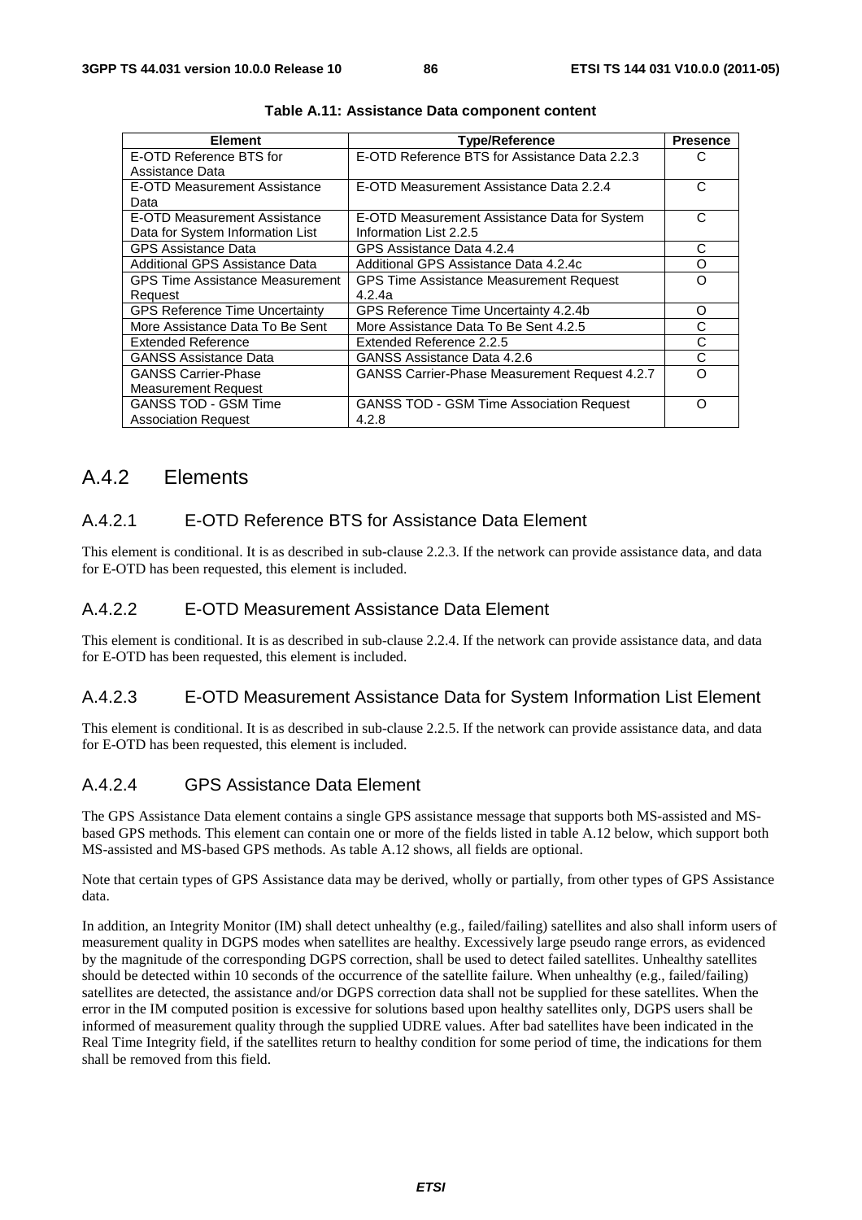**Table A.11: Assistance Data component content**

| Element | Type/Reference | Presence |
|---|---|---|
| E-OTD Reference BTS for Assistance Data | E-OTD Reference BTS for Assistance Data 2.2.3 | C |
| E-OTD Measurement Assistance Data | E-OTD Measurement Assistance Data 2.2.4 | C |
| E-OTD Measurement Assistance Data for System Information List | E-OTD Measurement Assistance Data for System Information List 2.2.5 | C |
| GPS Assistance Data | GPS Assistance Data 4.2.4 | C |
| Additional GPS Assistance Data | Additional GPS Assistance Data 4.2.4c | O |
| GPS Time Assistance Measurement Request | GPS Time Assistance Measurement Request 4.2.4a | O |
| GPS Reference Time Uncertainty | GPS Reference Time Uncertainty 4.2.4b | O |
| More Assistance Data To Be Sent | More Assistance Data To Be Sent 4.2.5 | C |
| Extended Reference | Extended Reference 2.2.5 | C |
| GANSS Assistance Data | GANSS Assistance Data 4.2.6 | C |
| GANSS Carrier-Phase Measurement Request | GANSS Carrier-Phase Measurement Request 4.2.7 | O |
| GANSS TOD - GSM Time Association Request | GANSS TOD - GSM Time Association Request 4.2.8 | O |

## A.4.2 Elements

### A.4.2.1 E-OTD Reference BTS for Assistance Data Element

This element is conditional. It is as described in sub-clause 2.2.3. If the network can provide assistance data, and data for E-OTD has been requested, this element is included.

### A.4.2.2 E-OTD Measurement Assistance Data Element

This element is conditional. It is as described in sub-clause 2.2.4. If the network can provide assistance data, and data for E-OTD has been requested, this element is included.

### A.4.2.3 E-OTD Measurement Assistance Data for System Information List Element

This element is conditional. It is as described in sub-clause 2.2.5. If the network can provide assistance data, and data for E-OTD has been requested, this element is included.

### A.4.2.4 GPS Assistance Data Element

The GPS Assistance Data element contains a single GPS assistance message that supports both MS-assisted and MS-based GPS methods. This element can contain one or more of the fields listed in table A.12 below, which support both MS-assisted and MS-based GPS methods. As table A.12 shows, all fields are optional.

Note that certain types of GPS Assistance data may be derived, wholly or partially, from other types of GPS Assistance data.

In addition, an Integrity Monitor (IM) shall detect unhealthy (e.g., failed/failing) satellites and also shall inform users of measurement quality in DGPS modes when satellites are healthy. Excessively large pseudo range errors, as evidenced by the magnitude of the corresponding DGPS correction, shall be used to detect failed satellites. Unhealthy satellites should be detected within 10 seconds of the occurrence of the satellite failure. When unhealthy (e.g., failed/failing) satellites are detected, the assistance and/or DGPS correction data shall not be supplied for these satellites. When the error in the IM computed position is excessive for solutions based upon healthy satellites only, DGPS users shall be informed of measurement quality through the supplied UDRE values. After bad satellites have been indicated in the Real Time Integrity field, if the satellites return to healthy condition for some period of time, the indications for them shall be removed from this field.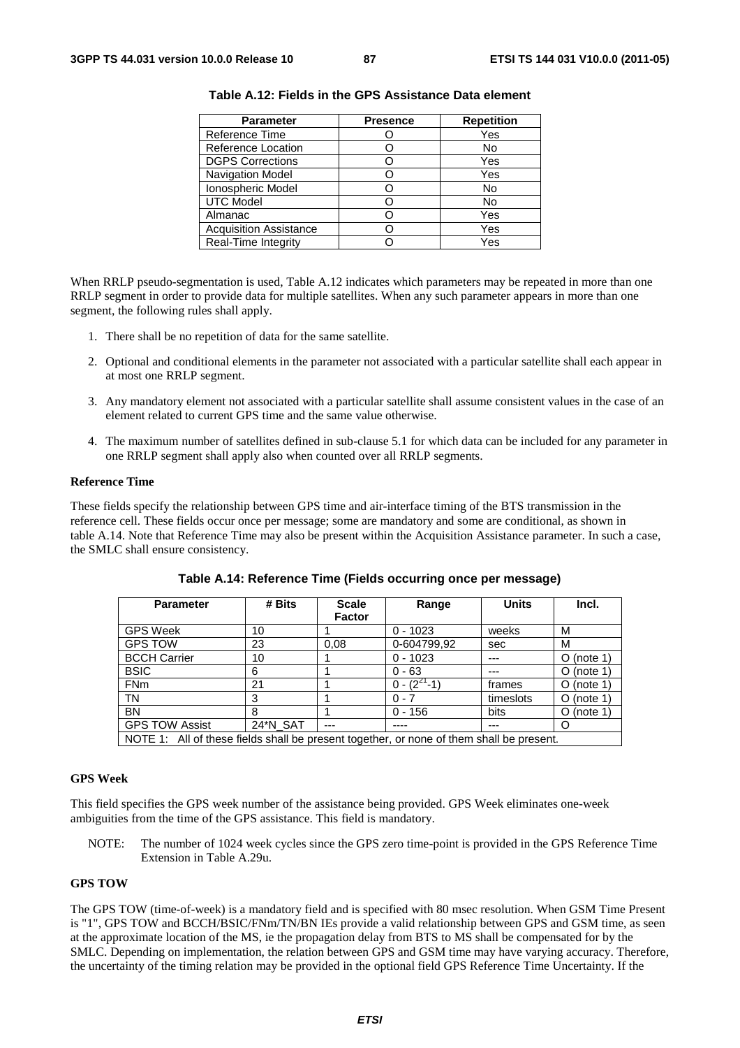**Table A.12: Fields in the GPS Assistance Data element**

| Parameter | Presence | Repetition |
|---|---|---|
| Reference Time | O | Yes |
| Reference Location | O | No |
| DGPS Corrections | O | Yes |
| Navigation Model | O | Yes |
| Ionospheric Model | O | No |
| UTC Model | O | No |
| Almanac | O | Yes |
| Acquisition Assistance | O | Yes |
| Real-Time Integrity | O | Yes |

When RRLP pseudo-segmentation is used, Table A.12 indicates which parameters may be repeated in more than one RRLP segment in order to provide data for multiple satellites. When any such parameter appears in more than one segment, the following rules shall apply.

1. There shall be no repetition of data for the same satellite.
2. Optional and conditional elements in the parameter not associated with a particular satellite shall each appear in at most one RRLP segment.
3. Any mandatory element not associated with a particular satellite shall assume consistent values in the case of an element related to current GPS time and the same value otherwise.
4. The maximum number of satellites defined in sub-clause 5.1 for which data can be included for any parameter in one RRLP segment shall apply also when counted over all RRLP segments.

**Reference Time**

These fields specify the relationship between GPS time and air-interface timing of the BTS transmission in the reference cell. These fields occur once per message; some are mandatory and some are conditional, as shown in table A.14. Note that Reference Time may also be present within the Acquisition Assistance parameter. In such a case, the SMLC shall ensure consistency.

**Table A.14: Reference Time (Fields occurring once per message)**

| Parameter | # Bits | Scale Factor | Range | Units | Incl. |
|---|---|---|---|---|---|
| GPS Week | 10 | 1 | 0 - 1023 | weeks | M |
| GPS TOW | 23 | 0,08 | 0-604799,92 | sec | M |
| BCCH Carrier | 10 | 1 | 0 - 1023 | --- | O (note 1) |
| BSIC | 6 | 1 | 0 - 63 | --- | O (note 1) |
| FNm | 21 | 1 | 0 - $(2^{21}$-1) | frames | O (note 1) |
| TN | 3 | 1 | 0 - 7 | timeslots | O (note 1) |
| BN | 8 | 1 | 0 - 156 | bits | O (note 1) |
| GPS TOW Assist | 24*N_SAT | --- | ---- | --- | O |
| NOTE 1: All of these fields shall be present together, or none of them shall be present. | | | | | |

**GPS Week**

This field specifies the GPS week number of the assistance being provided. GPS Week eliminates one-week ambiguities from the time of the GPS assistance. This field is mandatory.

NOTE: The number of 1024 week cycles since the GPS zero time-point is provided in the GPS Reference Time Extension in Table A.29u.

**GPS TOW**

The GPS TOW (time-of-week) is a mandatory field and is specified with 80 msec resolution. When GSM Time Present is "1", GPS TOW and BCCH/BSIC/FNm/TN/BN IEs provide a valid relationship between GPS and GSM time, as seen at the approximate location of the MS, ie the propagation delay from BTS to MS shall be compensated for by the SMLC. Depending on implementation, the relation between GPS and GSM time may have varying accuracy. Therefore, the uncertainty of the timing relation may be provided in the optional field GPS Reference Time Uncertainty. If the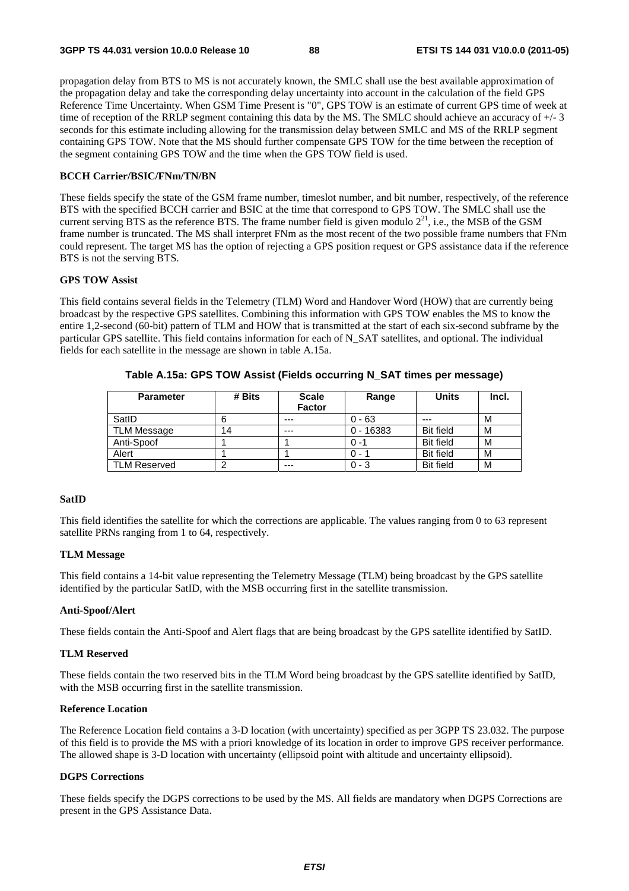propagation delay from BTS to MS is not accurately known, the SMLC shall use the best available approximation of the propagation delay and take the corresponding delay uncertainty into account in the calculation of the field GPS Reference Time Uncertainty. When GSM Time Present is "0", GPS TOW is an estimate of current GPS time of week at time of reception of the RRLP segment containing this data by the MS. The SMLC should achieve an accuracy of +/- 3 seconds for this estimate including allowing for the transmission delay between SMLC and MS of the RRLP segment containing GPS TOW. Note that the MS should further compensate GPS TOW for the time between the reception of the segment containing GPS TOW and the time when the GPS TOW field is used.

**BCCH Carrier/BSIC/FNm/TN/BN**

These fields specify the state of the GSM frame number, timeslot number, and bit number, respectively, of the reference BTS with the specified BCCH carrier and BSIC at the time that correspond to GPS TOW. The SMLC shall use the current serving BTS as the reference BTS. The frame number field is given modulo $2^{21}$, i.e., the MSB of the GSM frame number is truncated. The MS shall interpret FNm as the most recent of the two possible frame numbers that FNm could represent. The target MS has the option of rejecting a GPS position request or GPS assistance data if the reference BTS is not the serving BTS.

**GPS TOW Assist**

This field contains several fields in the Telemetry (TLM) Word and Handover Word (HOW) that are currently being broadcast by the respective GPS satellites. Combining this information with GPS TOW enables the MS to know the entire 1,2-second (60-bit) pattern of TLM and HOW that is transmitted at the start of each six-second subframe by the particular GPS satellite. This field contains information for each of N_SAT satellites, and optional. The individual fields for each satellite in the message are shown in table A.15a.

**Table A.15a: GPS TOW Assist (Fields occurring N_SAT times per message)**

| Parameter | # Bits | Scale Factor | Range | Units | Incl. |
|---|---|---|---|---|---|
| SatID | 6 | --- | 0 - 63 | --- | M |
| TLM Message | 14 | --- | 0 - 16383 | Bit field | M |
| Anti-Spoof | 1 | 1 | 0 -1 | Bit field | M |
| Alert | 1 | 1 | 0 - 1 | Bit field | M |
| TLM Reserved | 2 | --- | 0 - 3 | Bit field | M |

**SatID**

This field identifies the satellite for which the corrections are applicable. The values ranging from 0 to 63 represent satellite PRNs ranging from 1 to 64, respectively.

**TLM Message**

This field contains a 14-bit value representing the Telemetry Message (TLM) being broadcast by the GPS satellite identified by the particular SatID, with the MSB occurring first in the satellite transmission.

**Anti-Spoof/Alert**

These fields contain the Anti-Spoof and Alert flags that are being broadcast by the GPS satellite identified by SatID.

**TLM Reserved**

These fields contain the two reserved bits in the TLM Word being broadcast by the GPS satellite identified by SatID, with the MSB occurring first in the satellite transmission.

**Reference Location**

The Reference Location field contains a 3-D location (with uncertainty) specified as per 3GPP TS 23.032. The purpose of this field is to provide the MS with a priori knowledge of its location in order to improve GPS receiver performance. The allowed shape is 3-D location with uncertainty (ellipsoid point with altitude and uncertainty ellipsoid).

**DGPS Corrections**

These fields specify the DGPS corrections to be used by the MS. All fields are mandatory when DGPS Corrections are present in the GPS Assistance Data.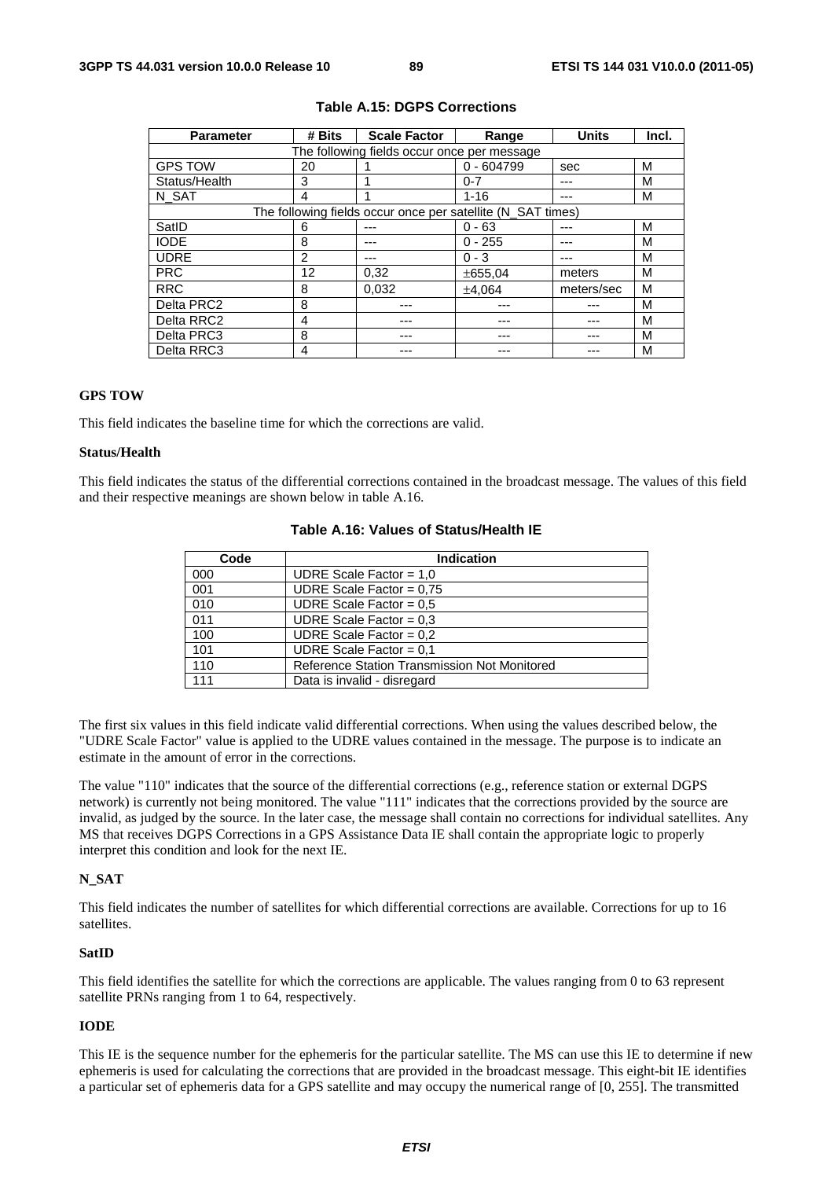**Table A.15: DGPS Corrections**

| Parameter | # Bits | Scale Factor | Range | Units | Incl. |
|---|---|---|---|---|---|
| The following fields occur once per message | | | | | |
| GPS TOW | 20 | 1 | 0 - 604799 | sec | M |
| Status/Health | 3 | 1 | 0-7 | --- | M |
| N_SAT | 4 | 1 | 1-16 | --- | M |
| The following fields occur once per satellite (N_SAT times) | | | | | |
| SatID | 6 | --- | 0 - 63 | --- | M |
| IODE | 8 | --- | 0 - 255 | --- | M |
| UDRE | 2 | --- | 0 - 3 | --- | M |
| PRC | 12 | 0,32 | ±655,04 | meters | M |
| RRC | 8 | 0,032 | ±4,064 | meters/sec | M |
| Delta PRC2 | 8 | --- | --- | --- | M |
| Delta RRC2 | 4 | --- | --- | --- | M |
| Delta PRC3 | 8 | --- | --- | --- | M |
| Delta RRC3 | 4 | --- | --- | --- | M |

**GPS TOW**

This field indicates the baseline time for which the corrections are valid.

**Status/Health**

This field indicates the status of the differential corrections contained in the broadcast message. The values of this field and their respective meanings are shown below in table A.16.

**Table A.16: Values of Status/Health IE**

| Code | Indication |
|---|---|
| 000 | UDRE Scale Factor = 1,0 |
| 001 | UDRE Scale Factor = 0,75 |
| 010 | UDRE Scale Factor = 0,5 |
| 011 | UDRE Scale Factor = 0,3 |
| 100 | UDRE Scale Factor = 0,2 |
| 101 | UDRE Scale Factor = 0,1 |
| 110 | Reference Station Transmission Not Monitored |
| 111 | Data is invalid - disregard |

The first six values in this field indicate valid differential corrections. When using the values described below, the "UDRE Scale Factor" value is applied to the UDRE values contained in the message. The purpose is to indicate an estimate in the amount of error in the corrections.

The value "110" indicates that the source of the differential corrections (e.g., reference station or external DGPS network) is currently not being monitored. The value "111" indicates that the corrections provided by the source are invalid, as judged by the source. In the later case, the message shall contain no corrections for individual satellites. Any MS that receives DGPS Corrections in a GPS Assistance Data IE shall contain the appropriate logic to properly interpret this condition and look for the next IE.

**N_SAT**

This field indicates the number of satellites for which differential corrections are available. Corrections for up to 16 satellites.

**SatID**

This field identifies the satellite for which the corrections are applicable. The values ranging from 0 to 63 represent satellite PRNs ranging from 1 to 64, respectively.

**IODE**

This IE is the sequence number for the ephemeris for the particular satellite. The MS can use this IE to determine if new ephemeris is used for calculating the corrections that are provided in the broadcast message. This eight-bit IE identifies a particular set of ephemeris data for a GPS satellite and may occupy the numerical range of [0, 255]. The transmitted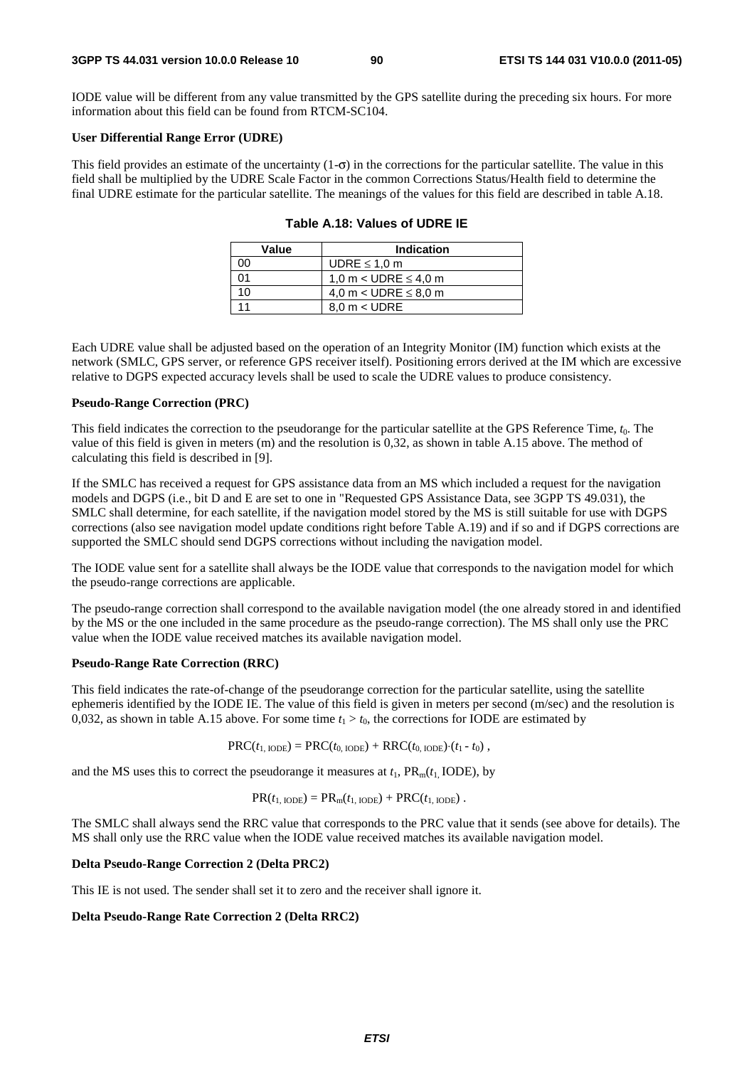IODE value will be different from any value transmitted by the GPS satellite during the preceding six hours. For more information about this field can be found from RTCM-SC104.

**User Differential Range Error (UDRE)**

This field provides an estimate of the uncertainty (1-$\sigma$) in the corrections for the particular satellite. The value in this field shall be multiplied by the UDRE Scale Factor in the common Corrections Status/Health field to determine the final UDRE estimate for the particular satellite. The meanings of the values for this field are described in table A.18.

**Table A.18: Values of UDRE IE**

| Value | Indication |
|---|---|
| 00 | UDRE ≤ 1,0 m |
| 01 | 1,0 m < UDRE ≤ 4,0 m |
| 10 | 4,0 m < UDRE ≤ 8,0 m |
| 11 | 8,0 m < UDRE |

Each UDRE value shall be adjusted based on the operation of an Integrity Monitor (IM) function which exists at the network (SMLC, GPS server, or reference GPS receiver itself). Positioning errors derived at the IM which are excessive relative to DGPS expected accuracy levels shall be used to scale the UDRE values to produce consistency.

**Pseudo-Range Correction (PRC)**

This field indicates the correction to the pseudorange for the particular satellite at the GPS Reference Time, $t_0$. The value of this field is given in meters (m) and the resolution is 0,32, as shown in table A.15 above. The method of calculating this field is described in [9].

If the SMLC has received a request for GPS assistance data from an MS which included a request for the navigation models and DGPS (i.e., bit D and E are set to one in "Requested GPS Assistance Data, see 3GPP TS 49.031), the SMLC shall determine, for each satellite, if the navigation model stored by the MS is still suitable for use with DGPS corrections (also see navigation model update conditions right before Table A.19) and if so and if DGPS corrections are supported the SMLC should send DGPS corrections without including the navigation model.

The IODE value sent for a satellite shall always be the IODE value that corresponds to the navigation model for which the pseudo-range corrections are applicable.

The pseudo-range correction shall correspond to the available navigation model (the one already stored in and identified by the MS or the one included in the same procedure as the pseudo-range correction). The MS shall only use the PRC value when the IODE value received matches its available navigation model.

**Pseudo-Range Rate Correction (RRC)**

This field indicates the rate-of-change of the pseudorange correction for the particular satellite, using the satellite ephemeris identified by the IODE IE. The value of this field is given in meters per second (m/sec) and the resolution is 0,032, as shown in table A.15 above. For some time $t_1 > t_0$, the corrections for IODE are estimated by

$$PRC(t_{1,\,IODE}) = PRC(t_{0,\,IODE}) + RRC(t_{0,\,IODE})\cdot(t_1 - t_0)\ ,$$

and the MS uses this to correct the pseudorange it measures at $t_1$, $PR_m(t_{1,}\ IODE)$, by

$$PR(t_{1,\,IODE}) = PR_m(t_{1,\,IODE}) + PRC(t_{1,\,IODE})\ .$$

The SMLC shall always send the RRC value that corresponds to the PRC value that it sends (see above for details). The MS shall only use the RRC value when the IODE value received matches its available navigation model.

**Delta Pseudo-Range Correction 2 (Delta PRC2)**

This IE is not used. The sender shall set it to zero and the receiver shall ignore it.

**Delta Pseudo-Range Rate Correction 2 (Delta RRC2)**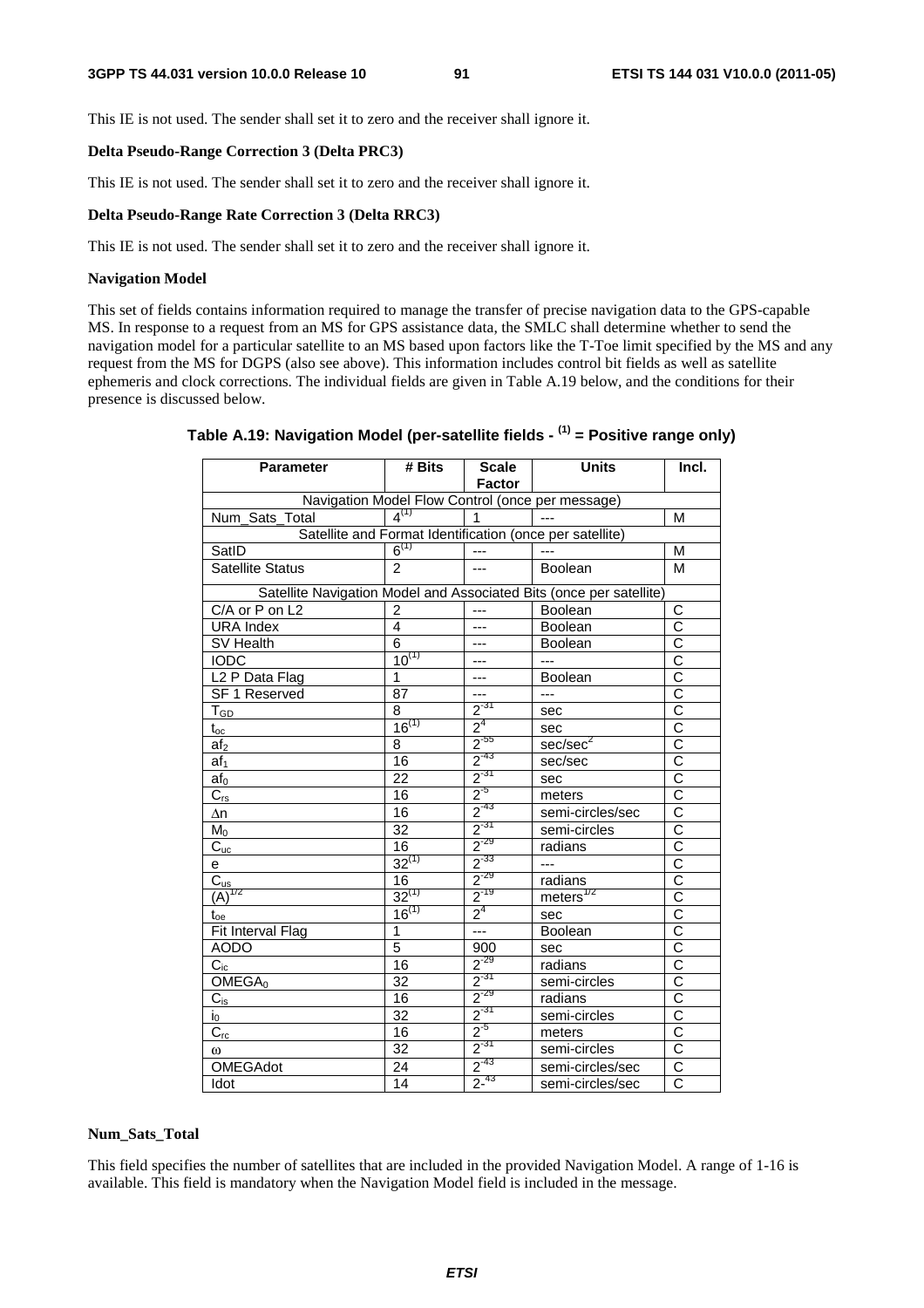This IE is not used. The sender shall set it to zero and the receiver shall ignore it.

**Delta Pseudo-Range Correction 3 (Delta PRC3)**

This IE is not used. The sender shall set it to zero and the receiver shall ignore it.

**Delta Pseudo-Range Rate Correction 3 (Delta RRC3)**

This IE is not used. The sender shall set it to zero and the receiver shall ignore it.

**Navigation Model**

This set of fields contains information required to manage the transfer of precise navigation data to the GPS-capable MS. In response to a request from an MS for GPS assistance data, the SMLC shall determine whether to send the navigation model for a particular satellite to an MS based upon factors like the T-Toe limit specified by the MS and any request from the MS for DGPS (also see above). This information includes control bit fields as well as satellite ephemeris and clock corrections. The individual fields are given in Table A.19 below, and the conditions for their presence is discussed below.

**Table A.19: Navigation Model (per-satellite fields - (1) = Positive range only)**

| Parameter | # Bits | Scale Factor | Units | Incl. |
|---|---|---|---|---|
| Navigation Model Flow Control (once per message) | | | | |
| Num_Sats_Total | 4 (1) | 1 | --- | M |
| Satellite and Format Identification (once per satellite) | | | | |
| SatID | 6 (1) | --- | --- | M |
| Satellite Status | 2 | --- | Boolean | M |
| Satellite Navigation Model and Associated Bits (once per satellite) | | | | |
| C/A or P on L2 | 2 | --- | Boolean | C |
| URA Index | 4 | --- | Boolean | C |
| SV Health | 6 | --- | Boolean | C |
| IODC | 10 (1) | --- | --- | C |
| L2 P Data Flag | 1 | --- | Boolean | C |
| SF 1 Reserved | 87 | --- | --- | C |
| $T_{GD}$ | 8 | $2^{-31}$ | sec | C |
| $t_{oc}$ | 16 (1) | $2^{4}$ | sec | C |
| $af_2$ | 8 | $2^{-55}$ | sec/sec$^2$ | C |
| $af_1$ | 16 | $2^{-43}$ | sec/sec | C |
| $af_0$ | 22 | $2^{-31}$ | sec | C |
| $C_{rs}$ | 16 | $2^{-5}$ | meters | C |
| $\Delta n$ | 16 | $2^{-43}$ | semi-circles/sec | C |
| $M_0$ | 32 | $2^{-31}$ | semi-circles | C |
| $C_{uc}$ | 16 | $2^{-29}$ | radians | C |
| e | 32 (1) | $2^{-33}$ | --- | C |
| $C_{us}$ | 16 | $2^{-29}$ | radians | C |
| $(A)^{1/2}$ | 32 (1) | $2^{-19}$ | meters$^{1/2}$ | C |
| $t_{oe}$ | 16 (1) | $2^{4}$ | sec | C |
| Fit Interval Flag | 1 | --- | Boolean | C |
| AODO | 5 | 900 | sec | C |
| $C_{ic}$ | 16 | $2^{-29}$ | radians | C |
| $OMEGA_0$ | 32 | $2^{-31}$ | semi-circles | C |
| $C_{is}$ | 16 | $2^{-29}$ | radians | C |
| $i_0$ | 32 | $2^{-31}$ | semi-circles | C |
| $C_{rc}$ | 16 | $2^{-5}$ | meters | C |
| $\omega$ | 32 | $2^{-31}$ | semi-circles | C |
| OMEGAdot | 24 | $2^{-43}$ | semi-circles/sec | C |
| Idot | 14 | $2^{-43}$ | semi-circles/sec | C |

**Num_Sats_Total**

This field specifies the number of satellites that are included in the provided Navigation Model. A range of 1-16 is available. This field is mandatory when the Navigation Model field is included in the message.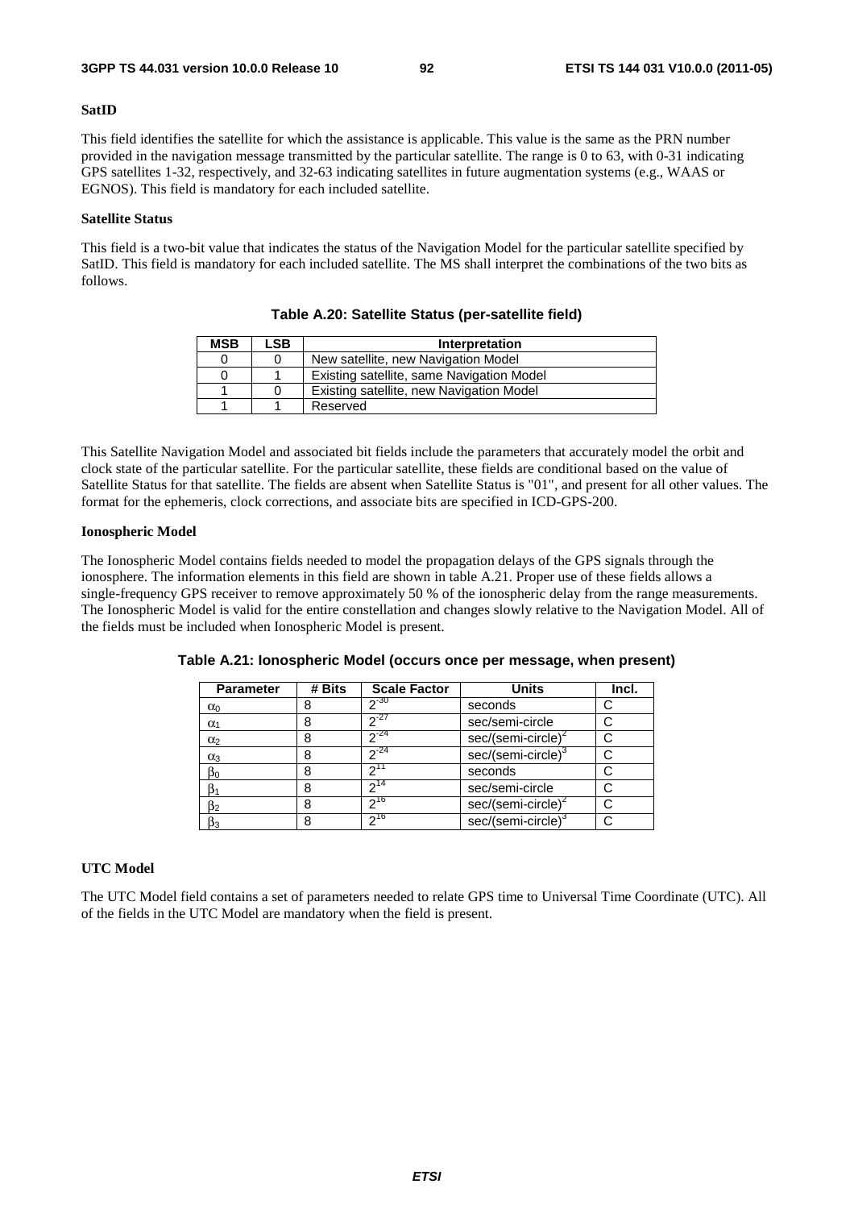**SatID**

This field identifies the satellite for which the assistance is applicable. This value is the same as the PRN number provided in the navigation message transmitted by the particular satellite. The range is 0 to 63, with 0-31 indicating GPS satellites 1-32, respectively, and 32-63 indicating satellites in future augmentation systems (e.g., WAAS or EGNOS). This field is mandatory for each included satellite.

**Satellite Status**

This field is a two-bit value that indicates the status of the Navigation Model for the particular satellite specified by SatID. This field is mandatory for each included satellite. The MS shall interpret the combinations of the two bits as follows.

**Table A.20: Satellite Status (per-satellite field)**

| MSB | LSB | Interpretation |
|---|---|---|
| 0 | 0 | New satellite, new Navigation Model |
| 0 | 1 | Existing satellite, same Navigation Model |
| 1 | 0 | Existing satellite, new Navigation Model |
| 1 | 1 | Reserved |

This Satellite Navigation Model and associated bit fields include the parameters that accurately model the orbit and clock state of the particular satellite. For the particular satellite, these fields are conditional based on the value of Satellite Status for that satellite. The fields are absent when Satellite Status is "01", and present for all other values. The format for the ephemeris, clock corrections, and associate bits are specified in ICD-GPS-200.

**Ionospheric Model**

The Ionospheric Model contains fields needed to model the propagation delays of the GPS signals through the ionosphere. The information elements in this field are shown in table A.21. Proper use of these fields allows a single-frequency GPS receiver to remove approximately 50 % of the ionospheric delay from the range measurements. The Ionospheric Model is valid for the entire constellation and changes slowly relative to the Navigation Model. All of the fields must be included when Ionospheric Model is present.

**Table A.21: Ionospheric Model (occurs once per message, when present)**

| Parameter | # Bits | Scale Factor | Units | Incl. |
|---|---|---|---|---|
| $\alpha_0$ | 8 | $2^{-30}$ | seconds | C |
| $\alpha_1$ | 8 | $2^{-27}$ | sec/semi-circle | C |
| $\alpha_2$ | 8 | $2^{-24}$ | sec/(semi-circle)$^2$ | C |
| $\alpha_3$ | 8 | $2^{-24}$ | sec/(semi-circle)$^3$ | C |
| $\beta_0$ | 8 | $2^{11}$ | seconds | C |
| $\beta_1$ | 8 | $2^{14}$ | sec/semi-circle | C |
| $\beta_2$ | 8 | $2^{16}$ | sec/(semi-circle)$^2$ | C |
| $\beta_3$ | 8 | $2^{16}$ | sec/(semi-circle)$^3$ | C |

**UTC Model**

The UTC Model field contains a set of parameters needed to relate GPS time to Universal Time Coordinate (UTC). All of the fields in the UTC Model are mandatory when the field is present.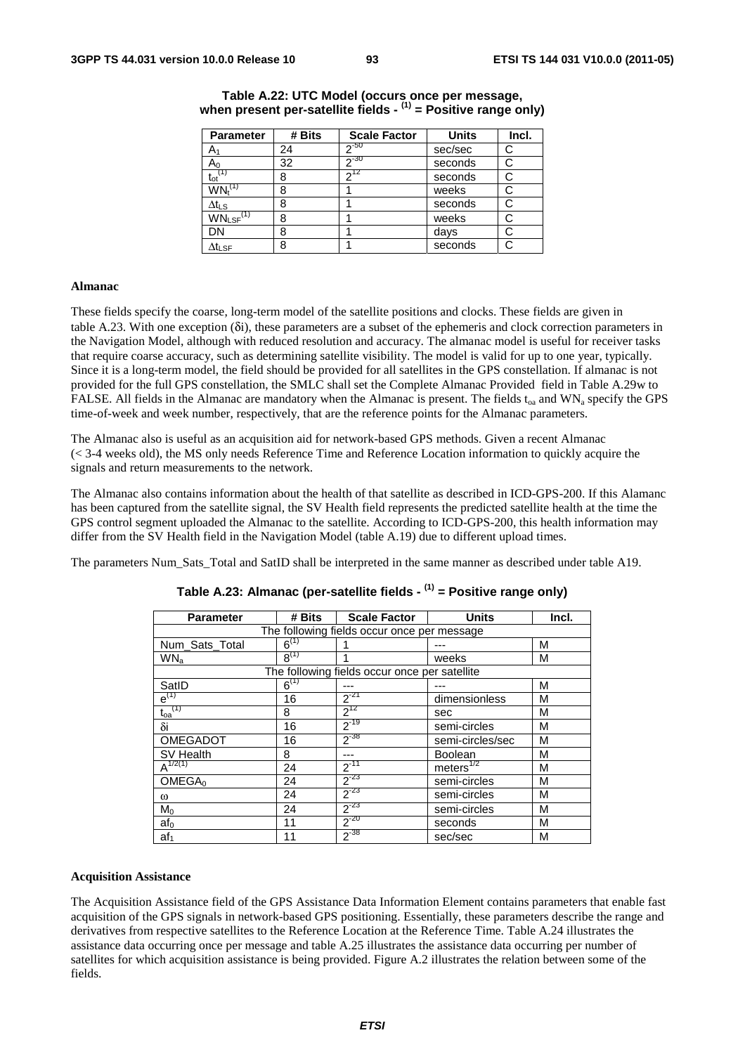**Table A.22: UTC Model (occurs once per message, when present per-satellite fields - (1) = Positive range only)**

| Parameter | # Bits | Scale Factor | Units | Incl. |
|---|---|---|---|---|
| $A_1$ | 24 | $2^{-50}$ | sec/sec | C |
| $A_0$ | 32 | $2^{-30}$ | seconds | C |
| $t_{ot}^{(1)}$ | 8 | $2^{12}$ | seconds | C |
| $WN_t^{(1)}$ | 8 | 1 | weeks | C |
| $\Delta t_{LS}$ | 8 | 1 | seconds | C |
| $WN_{LSF}^{(1)}$ | 8 | 1 | weeks | C |
| DN | 8 | 1 | days | C |
| $\Delta t_{LSF}$ | 8 | 1 | seconds | C |

**Almanac**

These fields specify the coarse, long-term model of the satellite positions and clocks. These fields are given in table A.23. With one exception (δi), these parameters are a subset of the ephemeris and clock correction parameters in the Navigation Model, although with reduced resolution and accuracy. The almanac model is useful for receiver tasks that require coarse accuracy, such as determining satellite visibility. The model is valid for up to one year, typically. Since it is a long-term model, the field should be provided for all satellites in the GPS constellation. If almanac is not provided for the full GPS constellation, the SMLC shall set the Complete Almanac Provided field in Table A.29w to FALSE. All fields in the Almanac are mandatory when the Almanac is present. The fields $t_{oa}$ and $WN_a$ specify the GPS time-of-week and week number, respectively, that are the reference points for the Almanac parameters.

The Almanac also is useful as an acquisition aid for network-based GPS methods. Given a recent Almanac (< 3-4 weeks old), the MS only needs Reference Time and Reference Location information to quickly acquire the signals and return measurements to the network.

The Almanac also contains information about the health of that satellite as described in ICD-GPS-200. If this Alamanc has been captured from the satellite signal, the SV Health field represents the predicted satellite health at the time the GPS control segment uploaded the Almanac to the satellite. According to ICD-GPS-200, this health information may differ from the SV Health field in the Navigation Model (table A.19) due to different upload times.

The parameters Num_Sats_Total and SatID shall be interpreted in the same manner as described under table A19.

**Table A.23: Almanac (per-satellite fields - (1) = Positive range only)**

| Parameter | # Bits | Scale Factor | Units | Incl. |
|---|---|---|---|---|
| The following fields occur once per message | | | | |
| Num_Sats_Total | $6^{(1)}$ | 1 | --- | M |
| $WN_a$ | $8^{(1)}$ | 1 | weeks | M |
| The following fields occur once per satellite | | | | |
| SatID | $6^{(1)}$ | --- | --- | M |
| $e^{(1)}$ | 16 | $2^{-21}$ | dimensionless | M |
| $t_{oa}^{(1)}$ | 8 | $2^{12}$ | sec | M |
| δi | 16 | $2^{-19}$ | semi-circles | M |
| OMEGADOT | 16 | $2^{-38}$ | semi-circles/sec | M |
| SV Health | 8 | --- | Boolean | M |
| $A^{1/2(1)}$ | 24 | $2^{-11}$ | $\text{meters}^{1/2}$ | M |
| $OMEGA_0$ | 24 | $2^{-23}$ | semi-circles | M |
| ω | 24 | $2^{-23}$ | semi-circles | M |
| $M_0$ | 24 | $2^{-23}$ | semi-circles | M |
| $af_0$ | 11 | $2^{-20}$ | seconds | M |
| $af_1$ | 11 | $2^{-38}$ | sec/sec | M |

**Acquisition Assistance**

The Acquisition Assistance field of the GPS Assistance Data Information Element contains parameters that enable fast acquisition of the GPS signals in network-based GPS positioning. Essentially, these parameters describe the range and derivatives from respective satellites to the Reference Location at the Reference Time. Table A.24 illustrates the assistance data occurring once per message and table A.25 illustrates the assistance data occurring per number of satellites for which acquisition assistance is being provided. Figure A.2 illustrates the relation between some of the fields.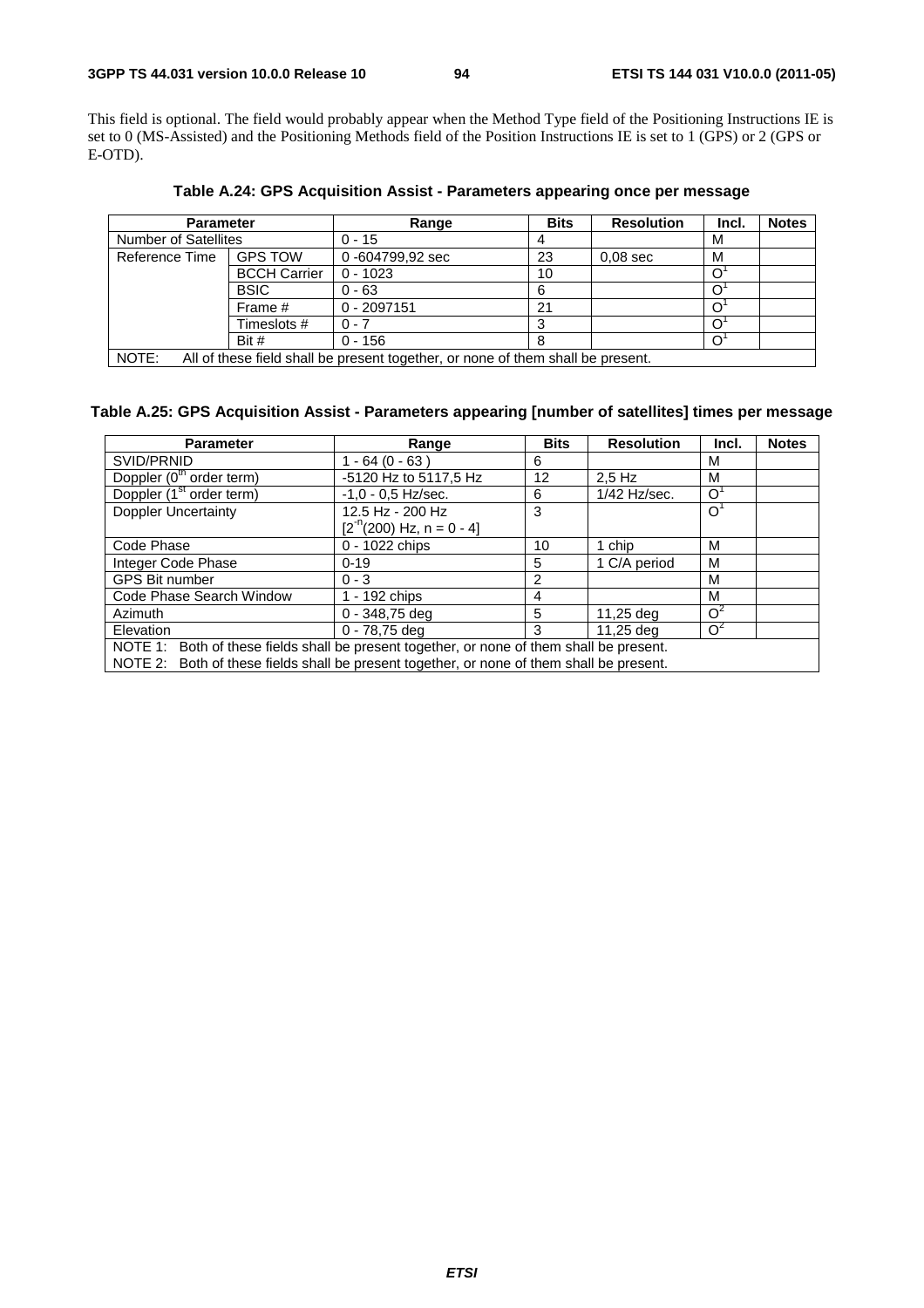This field is optional. The field would probably appear when the Method Type field of the Positioning Instructions IE is set to 0 (MS-Assisted) and the Positioning Methods field of the Position Instructions IE is set to 1 (GPS) or 2 (GPS or E-OTD).

**Table A.24: GPS Acquisition Assist - Parameters appearing once per message**

| Parameter | | Range | Bits | Resolution | Incl. | Notes |
|---|---|---|---|---|---|---|
| Number of Satellites | | 0 - 15 | 4 | | M | |
| Reference Time | GPS TOW | 0 -604799,92 sec | 23 | 0,08 sec | M | |
| | BCCH Carrier | 0 - 1023 | 10 | | O[1] | |
| | BSIC | 0 - 63 | 6 | | O[1] | |
| | Frame # | 0 - 2097151 | 21 | | O[1] | |
| | Timeslots # | 0 - 7 | 3 | | O[1] | |
| | Bit # | 0 - 156 | 8 | | O[1] | |
| NOTE: All of these field shall be present together, or none of them shall be present. | | | | | | |

**Table A.25: GPS Acquisition Assist - Parameters appearing [number of satellites] times per message**

| Parameter | Range | Bits | Resolution | Incl. | Notes |
|---|---|---|---|---|---|
| SVID/PRNID | 1 - 64 (0 - 63 ) | 6 | | M | |
| Doppler ($0^{th}$ order term) | -5120 Hz to 5117,5 Hz | 12 | 2,5 Hz | M | |
| Doppler ($1^{st}$ order term) | -1,0 - 0,5 Hz/sec. | 6 | 1/42 Hz/sec. | O[1] | |
| Doppler Uncertainty | 12.5 Hz - 200 Hz [$2^{-n}$(200) Hz, n = 0 - 4] | 3 | | O[1] | |
| Code Phase | 0 - 1022 chips | 10 | 1 chip | M | |
| Integer Code Phase | 0-19 | 5 | 1 C/A period | M | |
| GPS Bit number | 0 - 3 | 2 | | M | |
| Code Phase Search Window | 1 - 192 chips | 4 | | M | |
| Azimuth | 0 - 348,75 deg | 5 | 11,25 deg | O[2] | |
| Elevation | 0 - 78,75 deg | 3 | 11,25 deg | O[2] | |
| NOTE 1: Both of these fields shall be present together, or none of them shall be present. NOTE 2: Both of these fields shall be present together, or none of them shall be present. | | | | | |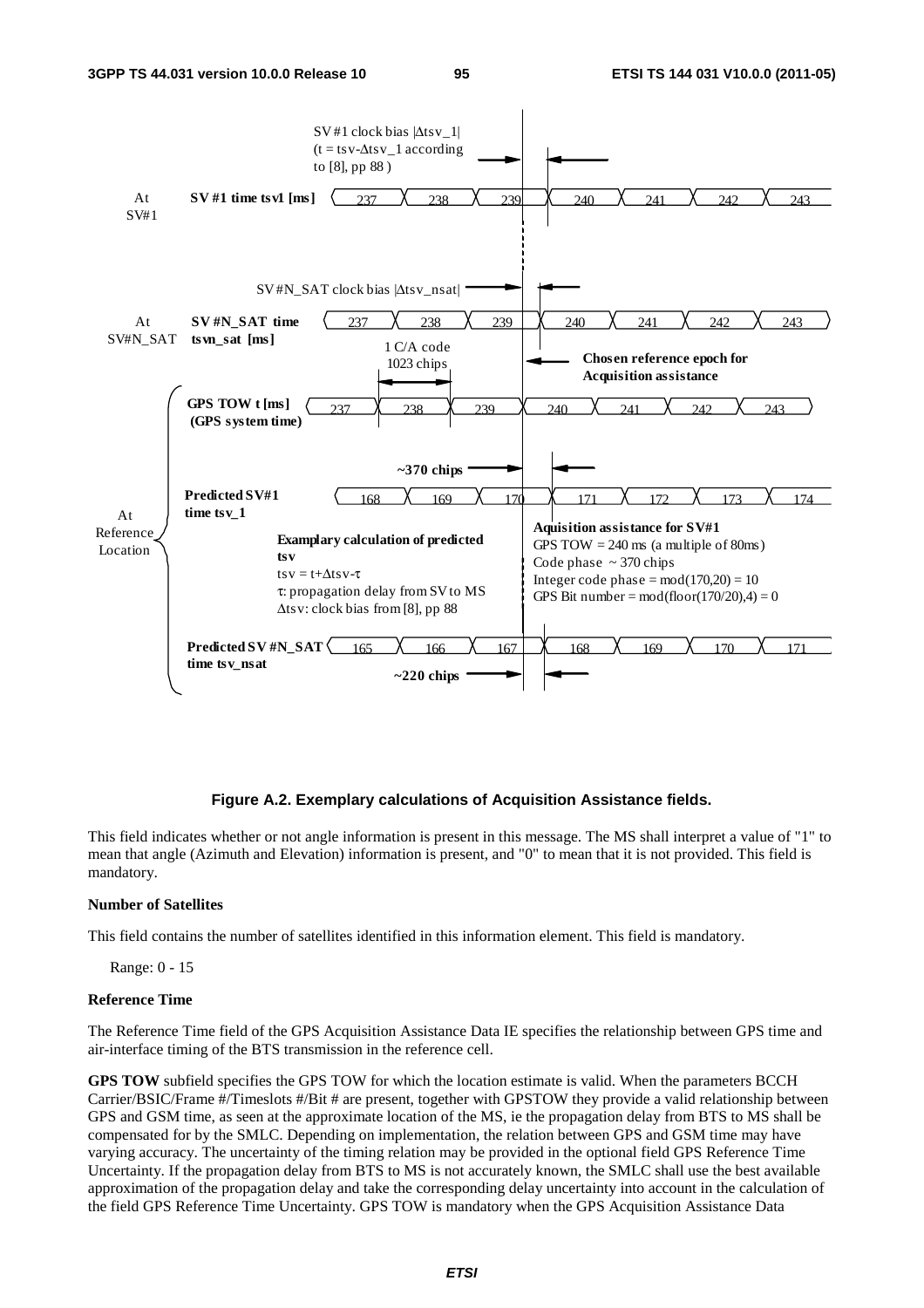**Figure A.2. Exemplary calculations of Acquisition Assistance fields.**

This field indicates whether or not angle information is present in this message. The MS shall interpret a value of "1" to mean that angle (Azimuth and Elevation) information is present, and "0" to mean that it is not provided. This field is mandatory.

**Number of Satellites**

This field contains the number of satellites identified in this information element. This field is mandatory.

Range: 0 - 15

**Reference Time**

The Reference Time field of the GPS Acquisition Assistance Data IE specifies the relationship between GPS time and air-interface timing of the BTS transmission in the reference cell.

**GPS TOW** subfield specifies the GPS TOW for which the location estimate is valid. When the parameters BCCH Carrier/BSIC/Frame #/Timeslots #/Bit # are present, together with GPSTOW they provide a valid relationship between GPS and GSM time, as seen at the approximate location of the MS, ie the propagation delay from BTS to MS shall be compensated for by the SMLC. Depending on implementation, the relation between GPS and GSM time may have varying accuracy. The uncertainty of the timing relation may be provided in the optional field GPS Reference Time Uncertainty. If the propagation delay from BTS to MS is not accurately known, the SMLC shall use the best available approximation of the propagation delay and take the corresponding delay uncertainty into account in the calculation of the field GPS Reference Time Uncertainty. GPS TOW is mandatory when the GPS Acquisition Assistance Data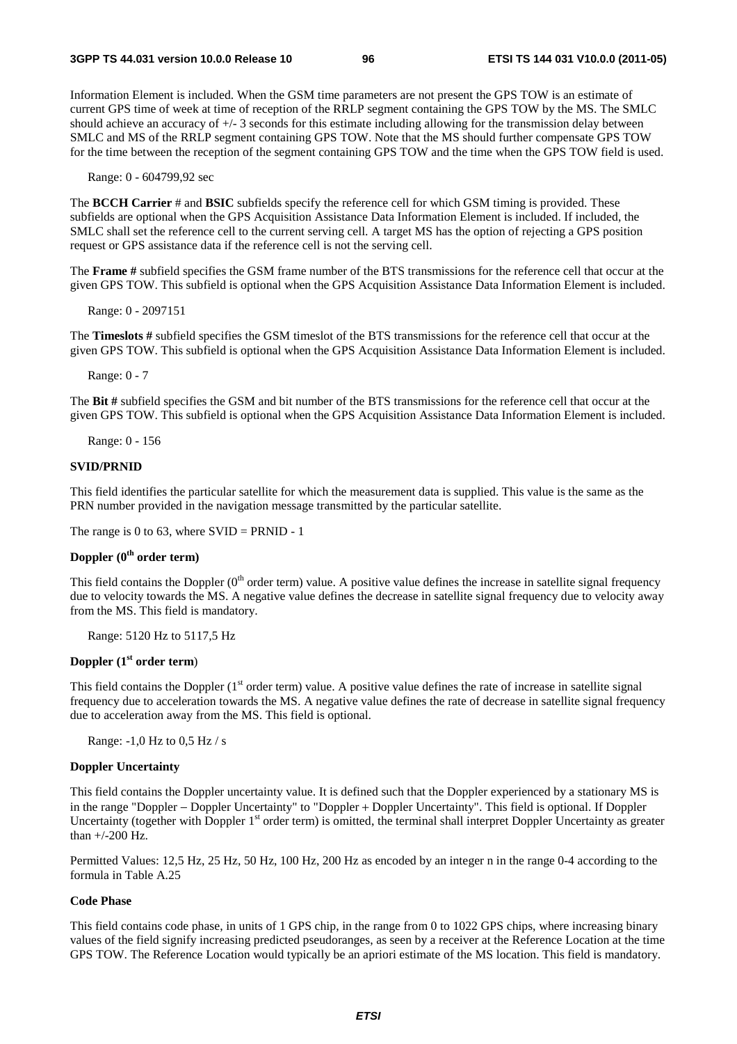Information Element is included. When the GSM time parameters are not present the GPS TOW is an estimate of current GPS time of week at time of reception of the RRLP segment containing the GPS TOW by the MS. The SMLC should achieve an accuracy of +/- 3 seconds for this estimate including allowing for the transmission delay between SMLC and MS of the RRLP segment containing GPS TOW. Note that the MS should further compensate GPS TOW for the time between the reception of the segment containing GPS TOW and the time when the GPS TOW field is used.

Range: 0 - 604799,92 sec

The **BCCH Carrier** # and **BSIC** subfields specify the reference cell for which GSM timing is provided. These subfields are optional when the GPS Acquisition Assistance Data Information Element is included. If included, the SMLC shall set the reference cell to the current serving cell. A target MS has the option of rejecting a GPS position request or GPS assistance data if the reference cell is not the serving cell.

The **Frame #** subfield specifies the GSM frame number of the BTS transmissions for the reference cell that occur at the given GPS TOW. This subfield is optional when the GPS Acquisition Assistance Data Information Element is included.

Range: 0 - 2097151

The **Timeslots #** subfield specifies the GSM timeslot of the BTS transmissions for the reference cell that occur at the given GPS TOW. This subfield is optional when the GPS Acquisition Assistance Data Information Element is included.

Range: 0 - 7

The **Bit #** subfield specifies the GSM and bit number of the BTS transmissions for the reference cell that occur at the given GPS TOW. This subfield is optional when the GPS Acquisition Assistance Data Information Element is included.

Range: 0 - 156

#### SVID/PRNID

This field identifies the particular satellite for which the measurement data is supplied. This value is the same as the PRN number provided in the navigation message transmitted by the particular satellite.

The range is 0 to 63, where SVID = PRNID - 1

#### Doppler ($0^{th}$ order term)

This field contains the Doppler ($0^{th}$ order term) value. A positive value defines the increase in satellite signal frequency due to velocity towards the MS. A negative value defines the decrease in satellite signal frequency due to velocity away from the MS. This field is mandatory.

Range: 5120 Hz to 5117,5 Hz

#### Doppler ($1^{st}$ order term)

This field contains the Doppler ($1^{st}$ order term) value. A positive value defines the rate of increase in satellite signal frequency due to acceleration towards the MS. A negative value defines the rate of decrease in satellite signal frequency due to acceleration away from the MS. This field is optional.

Range: -1,0 Hz to 0,5 Hz / s

#### Doppler Uncertainty

This field contains the Doppler uncertainty value. It is defined such that the Doppler experienced by a stationary MS is in the range "Doppler − Doppler Uncertainty" to "Doppler + Doppler Uncertainty". This field is optional. If Doppler Uncertainty (together with Doppler $1^{st}$ order term) is omitted, the terminal shall interpret Doppler Uncertainty as greater than +/-200 Hz.

Permitted Values: 12,5 Hz, 25 Hz, 50 Hz, 100 Hz, 200 Hz as encoded by an integer n in the range 0-4 according to the formula in Table A.25

#### Code Phase

This field contains code phase, in units of 1 GPS chip, in the range from 0 to 1022 GPS chips, where increasing binary values of the field signify increasing predicted pseudoranges, as seen by a receiver at the Reference Location at the time GPS TOW. The Reference Location would typically be an apriori estimate of the MS location. This field is mandatory.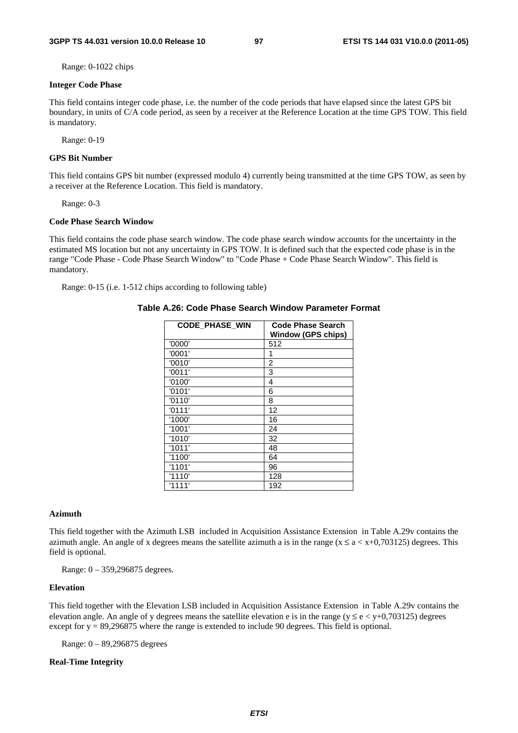Range: 0-1022 chips

**Integer Code Phase**

This field contains integer code phase, i.e. the number of the code periods that have elapsed since the latest GPS bit boundary, in units of C/A code period, as seen by a receiver at the Reference Location at the time GPS TOW. This field is mandatory.

Range: 0-19

**GPS Bit Number**

This field contains GPS bit number (expressed modulo 4) currently being transmitted at the time GPS TOW, as seen by a receiver at the Reference Location. This field is mandatory.

Range: 0-3

**Code Phase Search Window**

This field contains the code phase search window. The code phase search window accounts for the uncertainty in the estimated MS location but not any uncertainty in GPS TOW. It is defined such that the expected code phase is in the range "Code Phase - Code Phase Search Window" to "Code Phase + Code Phase Search Window". This field is mandatory.

Range: 0-15 (i.e. 1-512 chips according to following table)

**Table A.26: Code Phase Search Window Parameter Format**

| CODE_PHASE_WIN | Code Phase Search Window (GPS chips) |
|---|---|
| '0000' | 512 |
| '0001' | 1 |
| '0010' | 2 |
| '0011' | 3 |
| '0100' | 4 |
| '0101' | 6 |
| '0110' | 8 |
| '0111' | 12 |
| '1000' | 16 |
| '1001' | 24 |
| '1010' | 32 |
| '1011' | 48 |
| '1100' | 64 |
| '1101' | 96 |
| '1110' | 128 |
| '1111' | 192 |

**Azimuth**

This field together with the Azimuth LSB included in Acquisition Assistance Extension in Table A.29v contains the azimuth angle. An angle of x degrees means the satellite azimuth a is in the range ($x \leq a < x+0,703125$) degrees. This field is optional.

Range: 0 – 359,296875 degrees.

**Elevation**

This field together with the Elevation LSB included in Acquisition Assistance Extension in Table A.29v contains the elevation angle. An angle of y degrees means the satellite elevation e is in the range ($y \leq e < y+0,703125$) degrees except for $y = 89,296875$ where the range is extended to include 90 degrees. This field is optional.

Range: 0 – 89,296875 degrees

**Real-Time Integrity**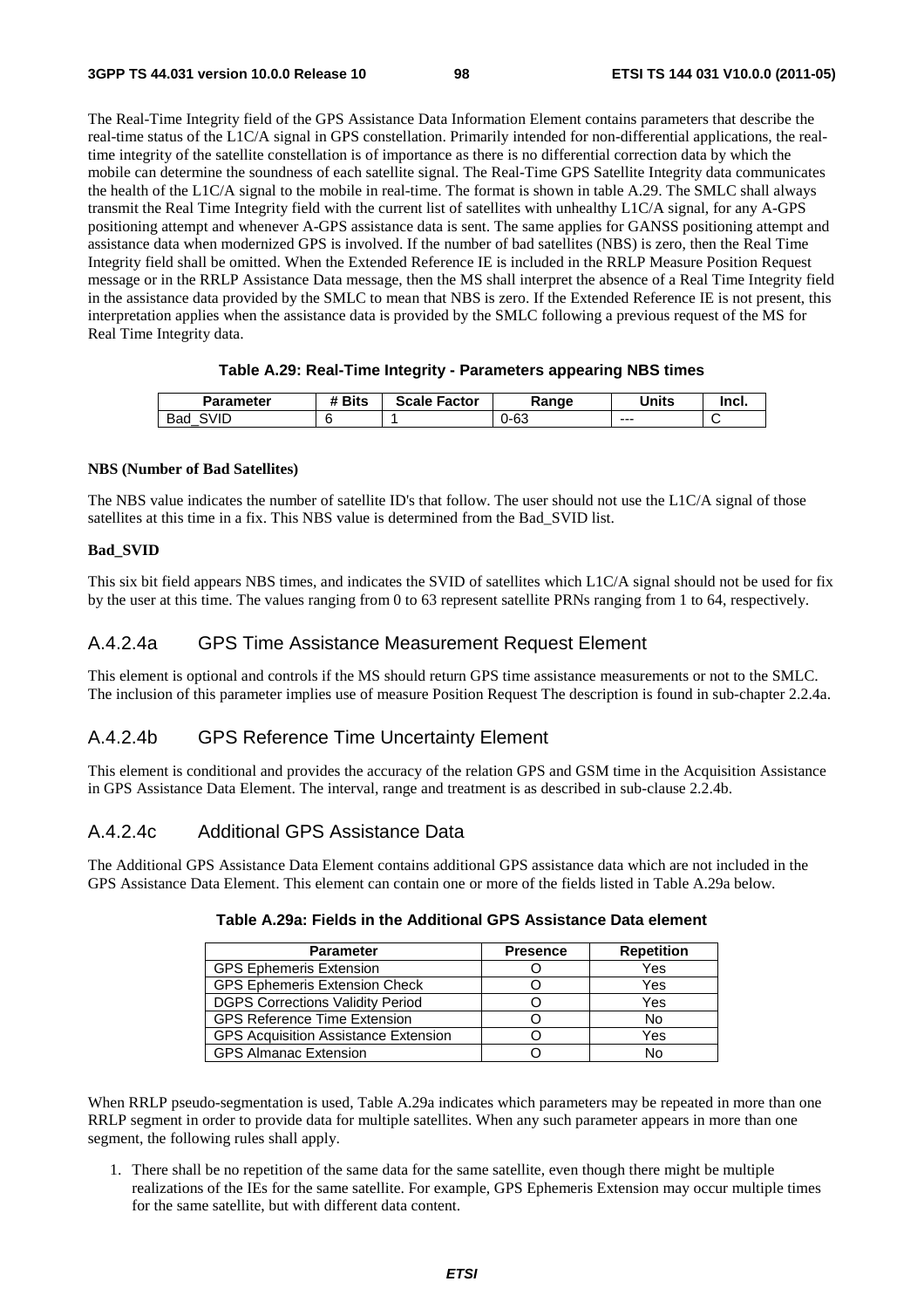The Real-Time Integrity field of the GPS Assistance Data Information Element contains parameters that describe the real-time status of the L1C/A signal in GPS constellation. Primarily intended for non-differential applications, the real-time integrity of the satellite constellation is of importance as there is no differential correction data by which the mobile can determine the soundness of each satellite signal. The Real-Time GPS Satellite Integrity data communicates the health of the L1C/A signal to the mobile in real-time. The format is shown in table A.29. The SMLC shall always transmit the Real Time Integrity field with the current list of satellites with unhealthy L1C/A signal, for any A-GPS positioning attempt and whenever A-GPS assistance data is sent. The same applies for GANSS positioning attempt and assistance data when modernized GPS is involved. If the number of bad satellites (NBS) is zero, then the Real Time Integrity field shall be omitted. When the Extended Reference IE is included in the RRLP Measure Position Request message or in the RRLP Assistance Data message, then the MS shall interpret the absence of a Real Time Integrity field in the assistance data provided by the SMLC to mean that NBS is zero. If the Extended Reference IE is not present, this interpretation applies when the assistance data is provided by the SMLC following a previous request of the MS for Real Time Integrity data.

**Table A.29: Real-Time Integrity - Parameters appearing NBS times**

| Parameter | # Bits | Scale Factor | Range | Units | Incl. |
|---|---|---|---|---|---|
| Bad_SVID | 6 | 1 | 0-63 | --- | C |

**NBS (Number of Bad Satellites)**

The NBS value indicates the number of satellite ID's that follow. The user should not use the L1C/A signal of those satellites at this time in a fix. This NBS value is determined from the Bad_SVID list.

**Bad_SVID**

This six bit field appears NBS times, and indicates the SVID of satellites which L1C/A signal should not be used for fix by the user at this time. The values ranging from 0 to 63 represent satellite PRNs ranging from 1 to 64, respectively.

## A.4.2.4a GPS Time Assistance Measurement Request Element

This element is optional and controls if the MS should return GPS time assistance measurements or not to the SMLC. The inclusion of this parameter implies use of measure Position Request The description is found in sub-chapter 2.2.4a.

## A.4.2.4b GPS Reference Time Uncertainty Element

This element is conditional and provides the accuracy of the relation GPS and GSM time in the Acquisition Assistance in GPS Assistance Data Element. The interval, range and treatment is as described in sub-clause 2.2.4b.

## A.4.2.4c Additional GPS Assistance Data

The Additional GPS Assistance Data Element contains additional GPS assistance data which are not included in the GPS Assistance Data Element. This element can contain one or more of the fields listed in Table A.29a below.

**Table A.29a: Fields in the Additional GPS Assistance Data element**

| Parameter | Presence | Repetition |
|---|---|---|
| GPS Ephemeris Extension | O | Yes |
| GPS Ephemeris Extension Check | O | Yes |
| DGPS Corrections Validity Period | O | Yes |
| GPS Reference Time Extension | O | No |
| GPS Acquisition Assistance Extension | O | Yes |
| GPS Almanac Extension | O | No |

When RRLP pseudo-segmentation is used, Table A.29a indicates which parameters may be repeated in more than one RRLP segment in order to provide data for multiple satellites. When any such parameter appears in more than one segment, the following rules shall apply.

1. There shall be no repetition of the same data for the same satellite, even though there might be multiple realizations of the IEs for the same satellite. For example, GPS Ephemeris Extension may occur multiple times for the same satellite, but with different data content.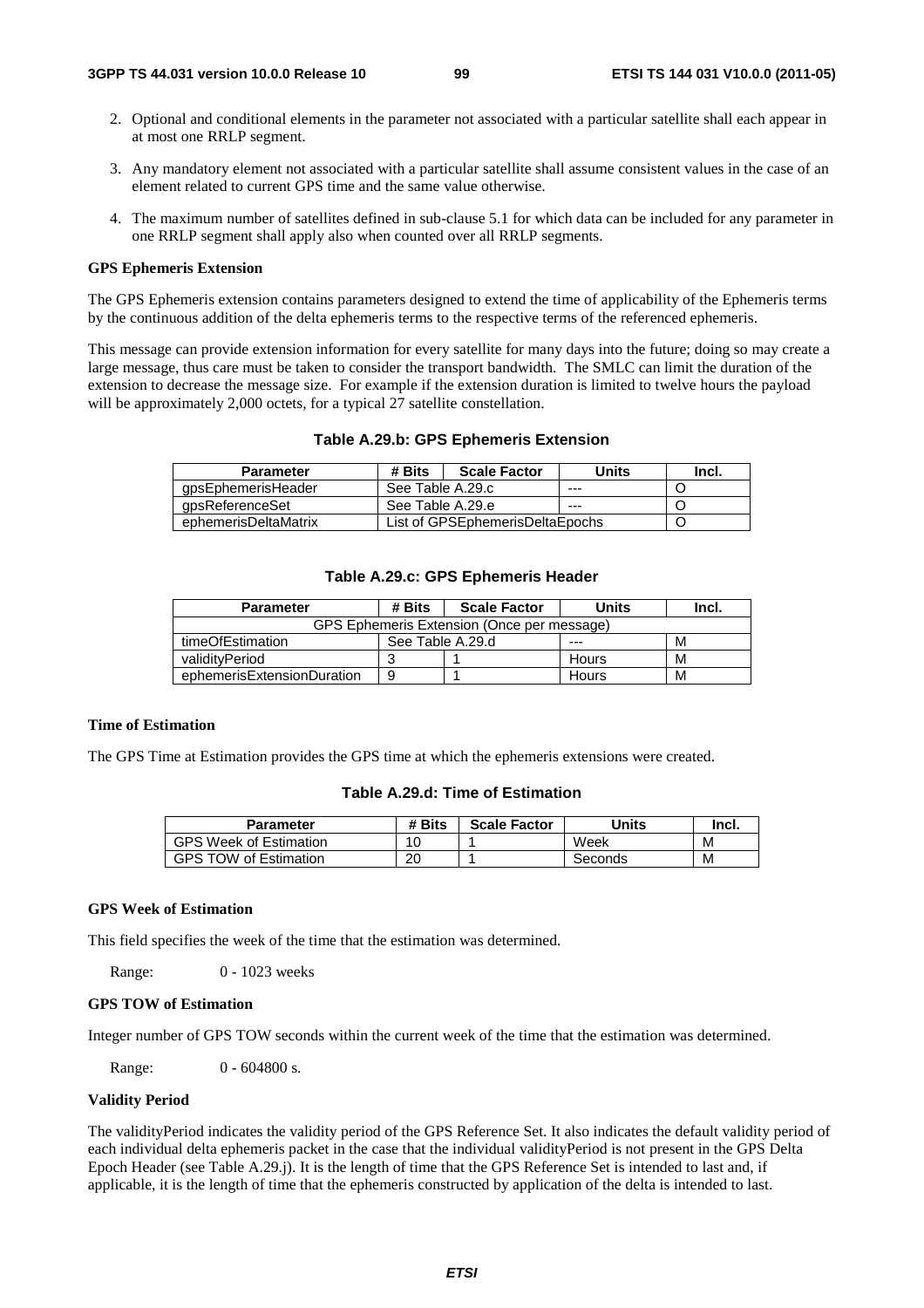2. Optional and conditional elements in the parameter not associated with a particular satellite shall each appear in at most one RRLP segment.

3. Any mandatory element not associated with a particular satellite shall assume consistent values in the case of an element related to current GPS time and the same value otherwise.

4. The maximum number of satellites defined in sub-clause 5.1 for which data can be included for any parameter in one RRLP segment shall apply also when counted over all RRLP segments.

**GPS Ephemeris Extension**

The GPS Ephemeris extension contains parameters designed to extend the time of applicability of the Ephemeris terms by the continuous addition of the delta ephemeris terms to the respective terms of the referenced ephemeris.

This message can provide extension information for every satellite for many days into the future; doing so may create a large message, thus care must be taken to consider the transport bandwidth. The SMLC can limit the duration of the extension to decrease the message size. For example if the extension duration is limited to twelve hours the payload will be approximately 2,000 octets, for a typical 27 satellite constellation.

**Table A.29.b: GPS Ephemeris Extension**

| Parameter | # Bits | Scale Factor | Units | Incl. |
|---|---|---|---|---|
| gpsEphemerisHeader | See Table A.29.c | | --- | O |
| gpsReferenceSet | See Table A.29.e | | --- | O |
| ephemerisDeltaMatrix | List of GPSEphemerisDeltaEpochs | | | O |

**Table A.29.c: GPS Ephemeris Header**

| Parameter | # Bits | Scale Factor | Units | Incl. |
|---|---|---|---|---|
| GPS Ephemeris Extension (Once per message) | | | | |
| timeOfEstimation | See Table A.29.d | | --- | M |
| validityPeriod | 3 | 1 | Hours | M |
| ephemerisExtensionDuration | 9 | 1 | Hours | M |

**Time of Estimation**

The GPS Time at Estimation provides the GPS time at which the ephemeris extensions were created.

**Table A.29.d: Time of Estimation**

| Parameter | # Bits | Scale Factor | Units | Incl. |
|---|---|---|---|---|
| GPS Week of Estimation | 10 | 1 | Week | M |
| GPS TOW of Estimation | 20 | 1 | Seconds | M |

**GPS Week of Estimation**

This field specifies the week of the time that the estimation was determined.

Range: 0 - 1023 weeks

**GPS TOW of Estimation**

Integer number of GPS TOW seconds within the current week of the time that the estimation was determined.

Range: 0 - 604800 s.

**Validity Period**

The validityPeriod indicates the validity period of the GPS Reference Set. It also indicates the default validity period of each individual delta ephemeris packet in the case that the individual validityPeriod is not present in the GPS Delta Epoch Header (see Table A.29.j). It is the length of time that the GPS Reference Set is intended to last and, if applicable, it is the length of time that the ephemeris constructed by application of the delta is intended to last.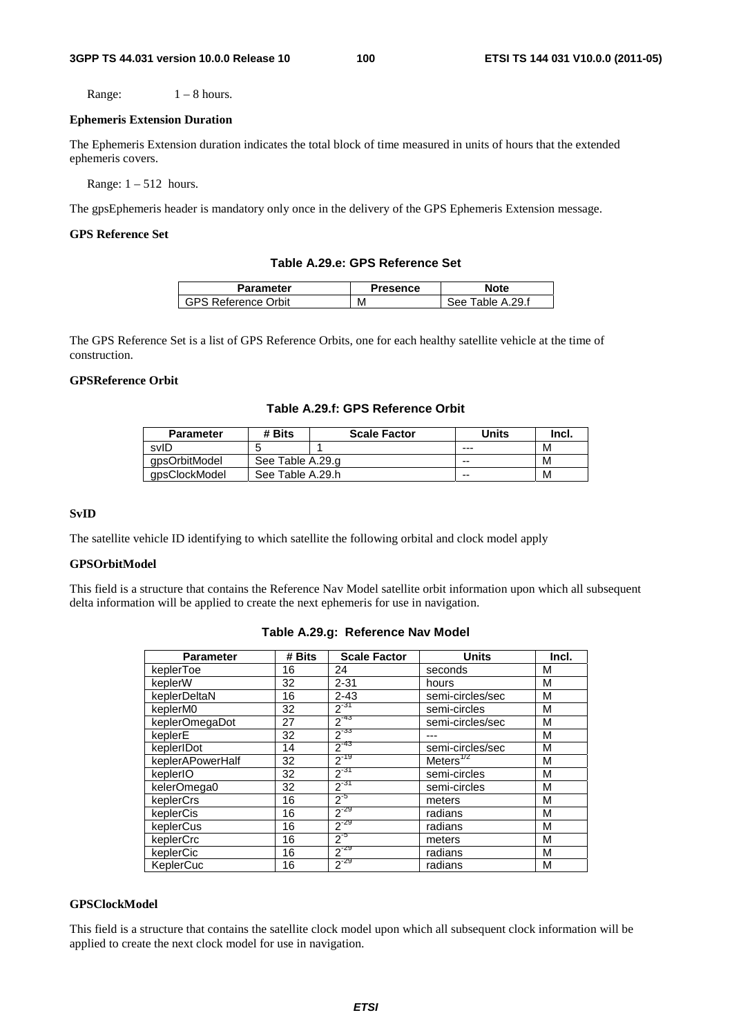Range: 1 – 8 hours.

**Ephemeris Extension Duration**

The Ephemeris Extension duration indicates the total block of time measured in units of hours that the extended ephemeris covers.

Range: 1 – 512 hours.

The gpsEphemeris header is mandatory only once in the delivery of the GPS Ephemeris Extension message.

**GPS Reference Set**

**Table A.29.e: GPS Reference Set**

| Parameter | Presence | Note |
|---|---|---|
| GPS Reference Orbit | M | See Table A.29.f |

The GPS Reference Set is a list of GPS Reference Orbits, one for each healthy satellite vehicle at the time of construction.

**GPSReference Orbit**

**Table A.29.f: GPS Reference Orbit**

| Parameter | # Bits | Scale Factor | Units | Incl. |
|---|---|---|---|---|
| svID | 5 | 1 | --- | M |
| gpsOrbitModel | See Table A.29.g | | -- | M |
| gpsClockModel | See Table A.29.h | | -- | M |

**SvID**

The satellite vehicle ID identifying to which satellite the following orbital and clock model apply

**GPSOrbitModel**

This field is a structure that contains the Reference Nav Model satellite orbit information upon which all subsequent delta information will be applied to create the next ephemeris for use in navigation.

**Table A.29.g: Reference Nav Model**

| Parameter | # Bits | Scale Factor | Units | Incl. |
|---|---|---|---|---|
| keplerToe | 16 | 24 | seconds | M |
| keplerW | 32 | 2-31 | hours | M |
| keplerDeltaN | 16 | 2-43 | semi-circles/sec | M |
| keplerM0 | 32 | $2^{-31}$ | semi-circles | M |
| keplerOmegaDot | 27 | $2^{-43}$ | semi-circles/sec | M |
| keplerE | 32 | $2^{-33}$ | --- | M |
| keplerIDot | 14 | $2^{-43}$ | semi-circles/sec | M |
| keplerAPowerHalf | 32 | $2^{-19}$ | $\text{Meters}^{1/2}$ | M |
| keplerIO | 32 | $2^{-31}$ | semi-circles | M |
| kelerOmega0 | 32 | $2^{-31}$ | semi-circles | M |
| keplerCrs | 16 | $2^{-5}$ | meters | M |
| keplerCis | 16 | $2^{-29}$ | radians | M |
| keplerCus | 16 | $2^{-29}$ | radians | M |
| keplerCrc | 16 | $2^{-5}$ | meters | M |
| keplerCic | 16 | $2^{-29}$ | radians | M |
| KeplerCuc | 16 | $2^{-29}$ | radians | M |

**GPSClockModel**

This field is a structure that contains the satellite clock model upon which all subsequent clock information will be applied to create the next clock model for use in navigation.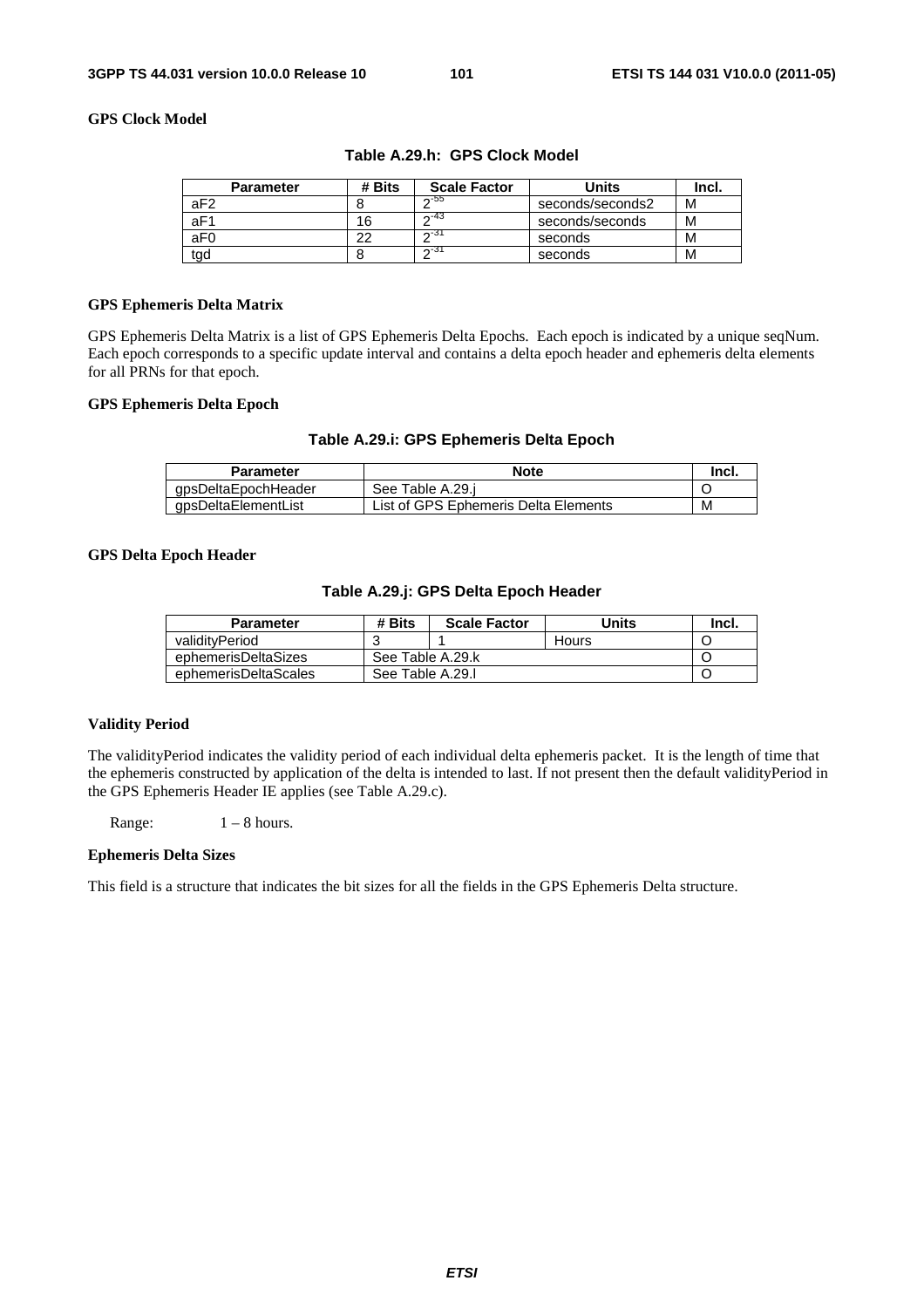### GPS Clock Model

**Table A.29.h: GPS Clock Model**

| Parameter | # Bits | Scale Factor | Units | Incl. |
|---|---|---|---|---|
| aF2 | 8 | $2^{-55}$ | seconds/seconds2 | M |
| aF1 | 16 | $2^{-43}$ | seconds/seconds | M |
| aF0 | 22 | $2^{-31}$ | seconds | M |
| tgd | 8 | $2^{-31}$ | seconds | M |

### GPS Ephemeris Delta Matrix

GPS Ephemeris Delta Matrix is a list of GPS Ephemeris Delta Epochs. Each epoch is indicated by a unique seqNum. Each epoch corresponds to a specific update interval and contains a delta epoch header and ephemeris delta elements for all PRNs for that epoch.

### GPS Ephemeris Delta Epoch

**Table A.29.i: GPS Ephemeris Delta Epoch**

| Parameter | Note | Incl. |
|---|---|---|
| gpsDeltaEpochHeader | See Table A.29.j | O |
| gpsDeltaElementList | List of GPS Ephemeris Delta Elements | M |

### GPS Delta Epoch Header

**Table A.29.j: GPS Delta Epoch Header**

| Parameter | # Bits | Scale Factor | Units | Incl. |
|---|---|---|---|---|
| validityPeriod | 3 | 1 | Hours | O |
| ephemerisDeltaSizes | See Table A.29.k | | | O |
| ephemerisDeltaScales | See Table A.29.l | | | O |

### Validity Period

The validityPeriod indicates the validity period of each individual delta ephemeris packet. It is the length of time that the ephemeris constructed by application of the delta is intended to last. If not present then the default validityPeriod in the GPS Ephemeris Header IE applies (see Table A.29.c).

Range: 1 – 8 hours.

### Ephemeris Delta Sizes

This field is a structure that indicates the bit sizes for all the fields in the GPS Ephemeris Delta structure.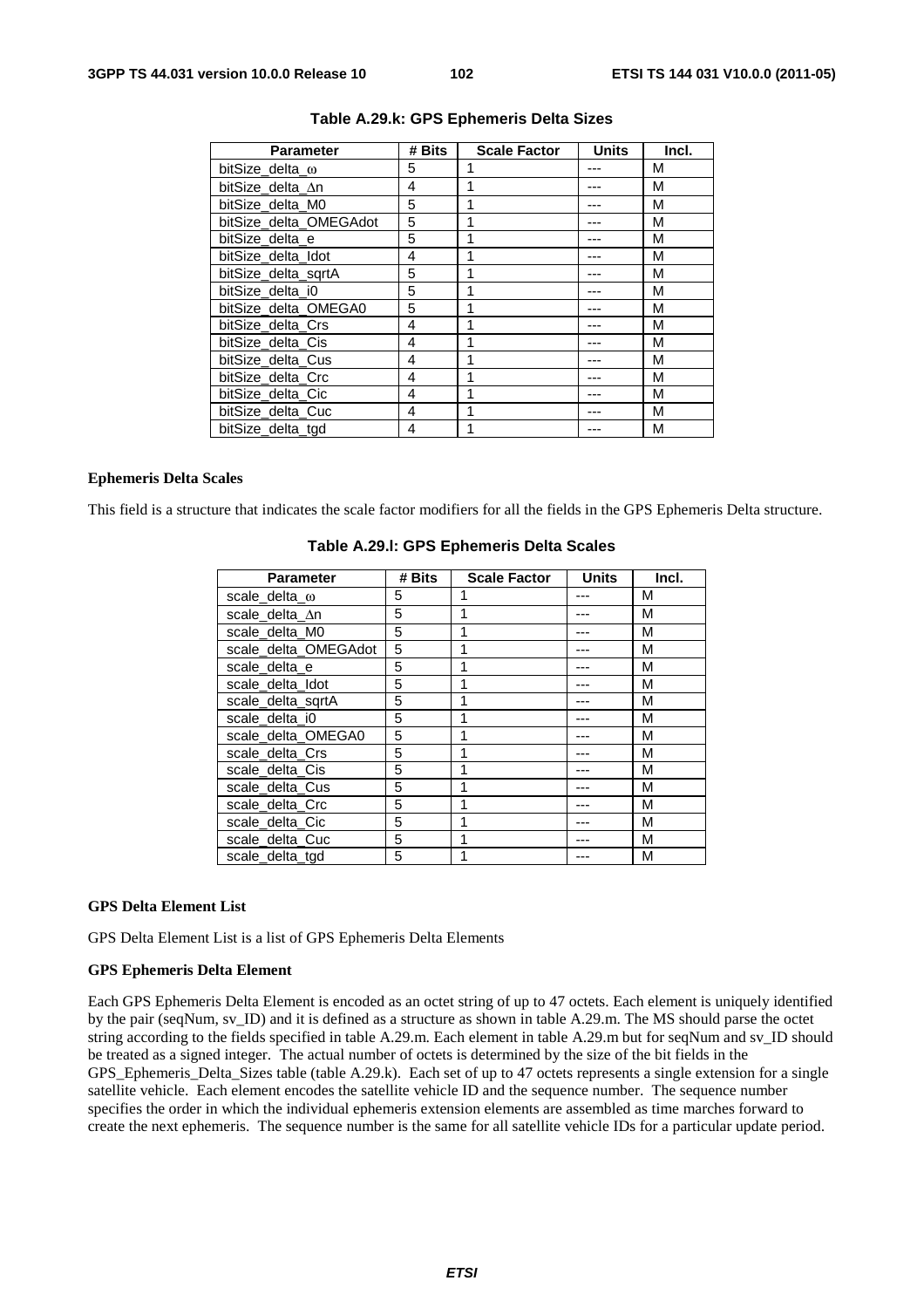**Table A.29.k: GPS Ephemeris Delta Sizes**

| Parameter | # Bits | Scale Factor | Units | Incl. |
|---|---|---|---|---|
| bitSize_delta_ω | 5 | 1 | --- | M |
| bitSize_delta_Δn | 4 | 1 | --- | M |
| bitSize_delta_M0 | 5 | 1 | --- | M |
| bitSize_delta_OMEGAdot | 5 | 1 | --- | M |
| bitSize_delta_e | 5 | 1 | --- | M |
| bitSize_delta_Idot | 4 | 1 | --- | M |
| bitSize_delta_sqrtA | 5 | 1 | --- | M |
| bitSize_delta_i0 | 5 | 1 | --- | M |
| bitSize_delta_OMEGA0 | 5 | 1 | --- | M |
| bitSize_delta_Crs | 4 | 1 | --- | M |
| bitSize_delta_Cis | 4 | 1 | --- | M |
| bitSize_delta_Cus | 4 | 1 | --- | M |
| bitSize_delta_Crc | 4 | 1 | --- | M |
| bitSize_delta_Cic | 4 | 1 | --- | M |
| bitSize_delta_Cuc | 4 | 1 | --- | M |
| bitSize_delta_tgd | 4 | 1 | --- | M |

**Ephemeris Delta Scales**

This field is a structure that indicates the scale factor modifiers for all the fields in the GPS Ephemeris Delta structure.

**Table A.29.l: GPS Ephemeris Delta Scales**

| Parameter | # Bits | Scale Factor | Units | Incl. |
|---|---|---|---|---|
| scale_delta_ω | 5 | 1 | --- | M |
| scale_delta_Δn | 5 | 1 | --- | M |
| scale_delta_M0 | 5 | 1 | --- | M |
| scale_delta_OMEGAdot | 5 | 1 | --- | M |
| scale_delta_e | 5 | 1 | --- | M |
| scale_delta_Idot | 5 | 1 | --- | M |
| scale_delta_sqrtA | 5 | 1 | --- | M |
| scale_delta_i0 | 5 | 1 | --- | M |
| scale_delta_OMEGA0 | 5 | 1 | --- | M |
| scale_delta_Crs | 5 | 1 | --- | M |
| scale_delta_Cis | 5 | 1 | --- | M |
| scale_delta_Cus | 5 | 1 | --- | M |
| scale_delta_Crc | 5 | 1 | --- | M |
| scale_delta_Cic | 5 | 1 | --- | M |
| scale_delta_Cuc | 5 | 1 | --- | M |
| scale_delta_tgd | 5 | 1 | --- | M |

**GPS Delta Element List**

GPS Delta Element List is a list of GPS Ephemeris Delta Elements

**GPS Ephemeris Delta Element**

Each GPS Ephemeris Delta Element is encoded as an octet string of up to 47 octets. Each element is uniquely identified by the pair (seqNum, sv_ID) and it is defined as a structure as shown in table A.29.m. The MS should parse the octet string according to the fields specified in table A.29.m. Each element in table A.29.m but for seqNum and sv_ID should be treated as a signed integer. The actual number of octets is determined by the size of the bit fields in the GPS_Ephemeris_Delta_Sizes table (table A.29.k). Each set of up to 47 octets represents a single extension for a single satellite vehicle. Each element encodes the satellite vehicle ID and the sequence number. The sequence number specifies the order in which the individual ephemeris extension elements are assembled as time marches forward to create the next ephemeris. The sequence number is the same for all satellite vehicle IDs for a particular update period.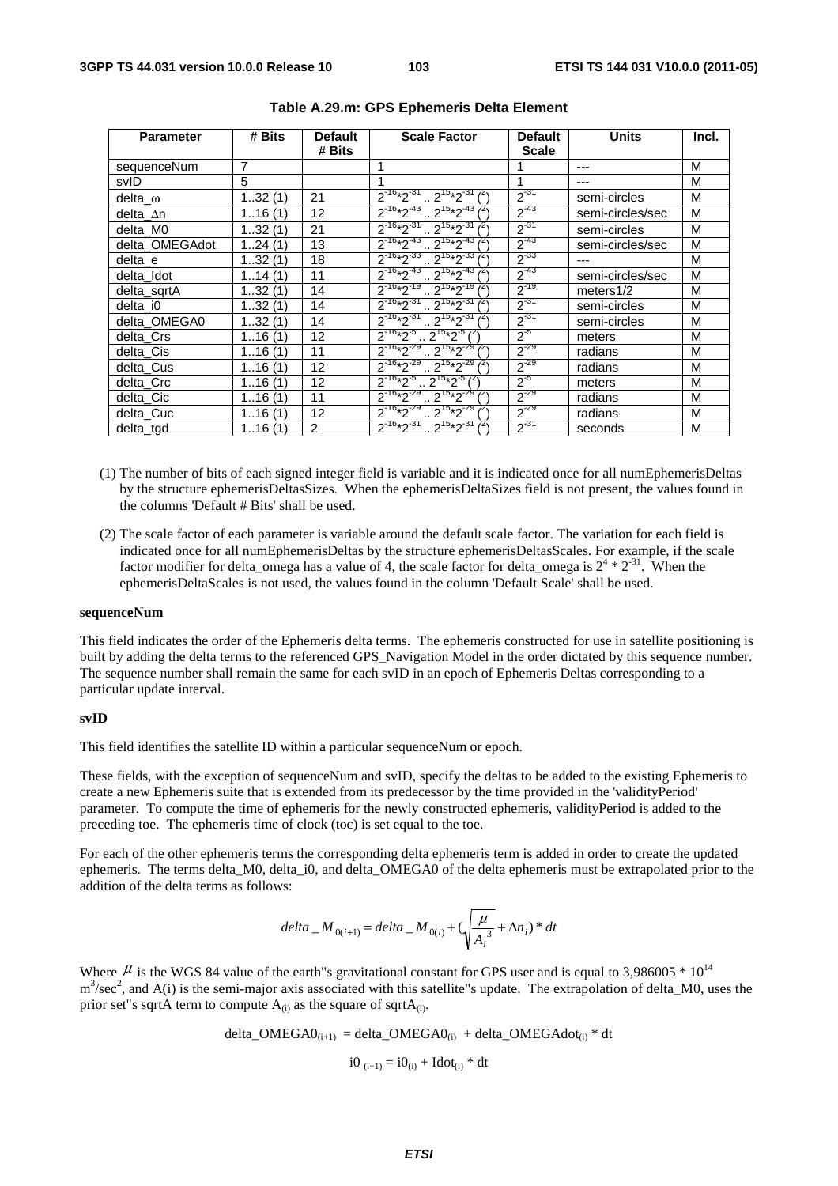**Table A.29.m: GPS Ephemeris Delta Element**

| Parameter | # Bits | Default # Bits | Scale Factor | Default Scale | Units | Incl. |
|---|---|---|---|---|---|---|
| sequenceNum | 7 | | 1 | 1 | --- | M |
| svID | 5 | | 1 | 1 | --- | M |
| delta_ω | 1..32 (1) | 21 | $2^{-16}*2^{-31}$ .. $2^{15}*2^{-31}$ (2) | $2^{-31}$ | semi-circles | M |
| delta_Δn | 1..16 (1) | 12 | $2^{-16}*2^{-43}$ .. $2^{15}*2^{-43}$ (2) | $2^{-43}$ | semi-circles/sec | M |
| delta_M0 | 1..32 (1) | 21 | $2^{-16}*2^{-31}$ .. $2^{15}*2^{-31}$ (2) | $2^{-31}$ | semi-circles | M |
| delta_OMEGAdot | 1..24 (1) | 13 | $2^{-16}*2^{-43}$ .. $2^{15}*2^{-43}$ (2) | $2^{-43}$ | semi-circles/sec | M |
| delta_e | 1..32 (1) | 18 | $2^{-16}*2^{-33}$ .. $2^{15}*2^{-33}$ (2) | $2^{-33}$ | --- | M |
| delta_Idot | 1..14 (1) | 11 | $2^{-16}*2^{-43}$ .. $2^{15}*2^{-43}$ (2) | $2^{-43}$ | semi-circles/sec | M |
| delta_sqrtA | 1..32 (1) | 14 | $2^{-16}*2^{-19}$ .. $2^{15}*2^{-19}$ (2) | $2^{-19}$ | meters1/2 | M |
| delta_i0 | 1..32 (1) | 14 | $2^{-16}*2^{-31}$ .. $2^{15}*2^{-31}$ (2) | $2^{-31}$ | semi-circles | M |
| delta_OMEGA0 | 1..32 (1) | 14 | $2^{-16}*2^{-31}$ .. $2^{15}*2^{-31}$ (2) | $2^{-31}$ | semi-circles | M |
| delta_Crs | 1..16 (1) | 12 | $2^{-16}*2^{-5}$ .. $2^{15}*2^{-5}$ (2) | $2^{-5}$ | meters | M |
| delta_Cis | 1..16 (1) | 11 | $2^{-16}*2^{-29}$ .. $2^{15}*2^{-29}$ (2) | $2^{-29}$ | radians | M |
| delta_Cus | 1..16 (1) | 12 | $2^{-16}*2^{-29}$ .. $2^{15}*2^{-29}$ (2) | $2^{-29}$ | radians | M |
| delta_Crc | 1..16 (1) | 12 | $2^{-16}*2^{-5}$ .. $2^{15}*2^{-5}$ (2) | $2^{-5}$ | meters | M |
| delta_Cic | 1..16 (1) | 11 | $2^{-16}*2^{-29}$ .. $2^{15}*2^{-29}$ (2) | $2^{-29}$ | radians | M |
| delta_Cuc | 1..16 (1) | 12 | $2^{-16}*2^{-29}$ .. $2^{15}*2^{-29}$ (2) | $2^{-29}$ | radians | M |
| delta_tgd | 1..16 (1) | 2 | $2^{-16}*2^{-31}$ .. $2^{15}*2^{-31}$ (2) | $2^{-31}$ | seconds | M |

(1) The number of bits of each signed integer field is variable and it is indicated once for all numEphemerisDeltas by the structure ephemerisDeltasSizes. When the ephemerisDeltaSizes field is not present, the values found in the columns 'Default # Bits' shall be used.

(2) The scale factor of each parameter is variable around the default scale factor. The variation for each field is indicated once for all numEphemerisDeltas by the structure ephemerisDeltasScales. For example, if the scale factor modifier for delta_omega has a value of 4, the scale factor for delta_omega is $2^4 * 2^{-31}$. When the ephemerisDeltaScales is not used, the values found in the column 'Default Scale' shall be used.

**sequenceNum**

This field indicates the order of the Ephemeris delta terms. The ephemeris constructed for use in satellite positioning is built by adding the delta terms to the referenced GPS_Navigation Model in the order dictated by this sequence number. The sequence number shall remain the same for each svID in an epoch of Ephemeris Deltas corresponding to a particular update interval.

**svID**

This field identifies the satellite ID within a particular sequenceNum or epoch.

These fields, with the exception of sequenceNum and svID, specify the deltas to be added to the existing Ephemeris to create a new Ephemeris suite that is extended from its predecessor by the time provided in the 'validityPeriod' parameter. To compute the time of ephemeris for the newly constructed ephemeris, validityPeriod is added to the preceding toe. The ephemeris time of clock (toc) is set equal to the toe.

For each of the other ephemeris terms the corresponding delta ephemeris term is added in order to create the updated ephemeris. The terms delta_M0, delta_i0, and delta_OMEGA0 of the delta ephemeris must be extrapolated prior to the addition of the delta terms as follows:

$$delta\_M_{0(i+1)} = delta\_M_{0(i)} + \left(\sqrt{\frac{\mu}{A_i^3}} + \Delta n_i\right) * dt$$

Where $\mu$ is the WGS 84 value of the earth"s gravitational constant for GPS user and is equal to 3,986005 * $10^{14}$ $m^3/sec^2$, and A(i) is the semi-major axis associated with this satellite"s update. The extrapolation of delta_M0, uses the prior set"s sqrtA term to compute $A_{(i)}$ as the square of $sqrtA_{(i)}$.

$$delta\_OMEGA0_{(i+1)} = delta\_OMEGA0_{(i)} + delta\_OMEGAdot_{(i)} * dt$$

$$i0_{(i+1)} = i0_{(i)} + Idot_{(i)} * dt$$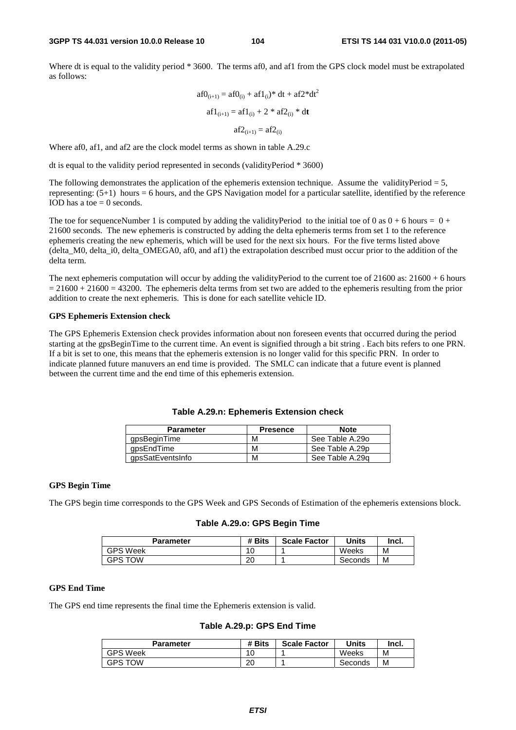Where dt is equal to the validity period * 3600. The terms af0, and af1 from the GPS clock model must be extrapolated as follows:

$$af0_{(i+1)} = af0_{(i)} + af1_{(i)} * dt + af2 * dt^2$$

$$af1_{(i+1)} = af1_{(i)} + 2 * af2_{(i)} * dt$$

$$af2_{(i+1)} = af2_{(i)}$$

Where af0, af1, and af2 are the clock model terms as shown in table A.29.c

dt is equal to the validity period represented in seconds (validityPeriod * 3600)

The following demonstrates the application of the ephemeris extension technique. Assume the validityPeriod = 5, representing: (5+1) hours = 6 hours, and the GPS Navigation model for a particular satellite, identified by the reference IOD has a toe = 0 seconds.

The toe for sequenceNumber 1 is computed by adding the validityPeriod to the initial toe of 0 as 0 + 6 hours = 0 + 21600 seconds. The new ephemeris is constructed by adding the delta ephemeris terms from set 1 to the reference ephemeris creating the new ephemeris, which will be used for the next six hours. For the five terms listed above (delta_M0, delta_i0, delta_OMEGA0, af0, and af1) the extrapolation described must occur prior to the addition of the delta term.

The next ephemeris computation will occur by adding the validityPeriod to the current toe of 21600 as: 21600 + 6 hours = 21600 + 21600 = 43200. The ephemeris delta terms from set two are added to the ephemeris resulting from the prior addition to create the next ephemeris. This is done for each satellite vehicle ID.

**GPS Ephemeris Extension check**

The GPS Ephemeris Extension check provides information about non foreseen events that occurred during the period starting at the gpsBeginTime to the current time. An event is signified through a bit string . Each bits refers to one PRN. If a bit is set to one, this means that the ephemeris extension is no longer valid for this specific PRN. In order to indicate planned future manuvers an end time is provided. The SMLC can indicate that a future event is planned between the current time and the end time of this ephemeris extension.

**Table A.29.n: Ephemeris Extension check**

| Parameter | Presence | Note |
|---|---|---|
| gpsBeginTime | M | See Table A.29o |
| gpsEndTime | M | See Table A.29p |
| gpsSatEventsInfo | M | See Table A.29q |

**GPS Begin Time**

The GPS begin time corresponds to the GPS Week and GPS Seconds of Estimation of the ephemeris extensions block.

**Table A.29.o: GPS Begin Time**

| Parameter | # Bits | Scale Factor | Units | Incl. |
|---|---|---|---|---|
| GPS Week | 10 | 1 | Weeks | M |
| GPS TOW | 20 | 1 | Seconds | M |

**GPS End Time**

The GPS end time represents the final time the Ephemeris extension is valid.

**Table A.29.p: GPS End Time**

| Parameter | # Bits | Scale Factor | Units | Incl. |
|---|---|---|---|---|
| GPS Week | 10 | 1 | Weeks | M |
| GPS TOW | 20 | 1 | Seconds | M |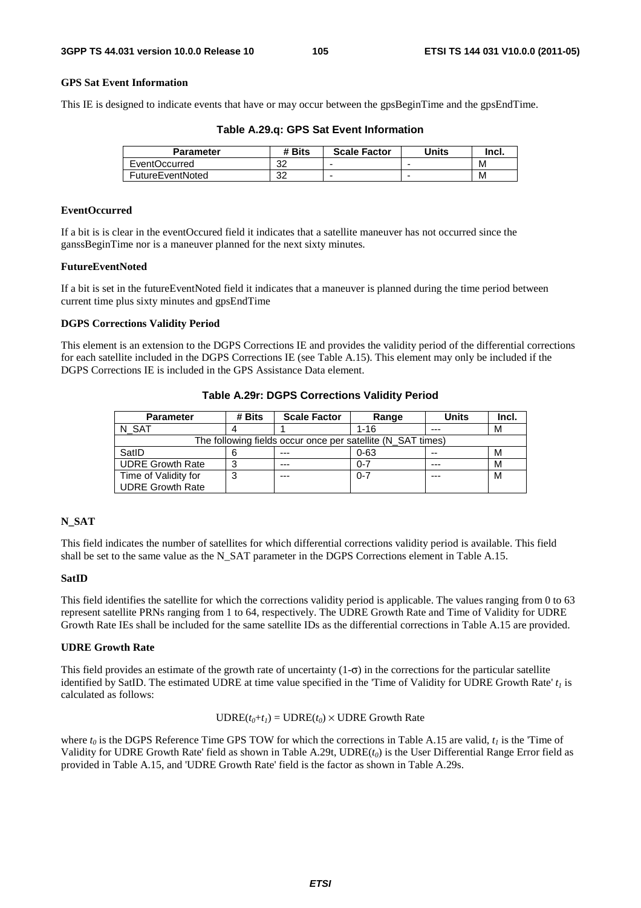#### GPS Sat Event Information

This IE is designed to indicate events that have or may occur between the gpsBeginTime and the gpsEndTime.

**Table A.29.q: GPS Sat Event Information**

| Parameter | # Bits | Scale Factor | Units | Incl. |
|---|---|---|---|---|
| EventOccurred | 32 | - | - | M |
| FutureEventNoted | 32 | - | - | M |

#### EventOccurred

If a bit is is clear in the eventOccured field it indicates that a satellite maneuver has not occurred since the ganssBeginTime nor is a maneuver planned for the next sixty minutes.

#### FutureEventNoted

If a bit is set in the futureEventNoted field it indicates that a maneuver is planned during the time period between current time plus sixty minutes and gpsEndTime

#### DGPS Corrections Validity Period

This element is an extension to the DGPS Corrections IE and provides the validity period of the differential corrections for each satellite included in the DGPS Corrections IE (see Table A.15). This element may only be included if the DGPS Corrections IE is included in the GPS Assistance Data element.

**Table A.29r: DGPS Corrections Validity Period**

| Parameter | # Bits | Scale Factor | Range | Units | Incl. |
|---|---|---|---|---|---|
| N_SAT | 4 | 1 | 1-16 | --- | M |
| The following fields occur once per satellite (N_SAT times) | | | | | |
| SatID | 6 | --- | 0-63 | -- | M |
| UDRE Growth Rate | 3 | --- | 0-7 | --- | M |
| Time of Validity for UDRE Growth Rate | 3 | --- | 0-7 | --- | M |

#### N_SAT

This field indicates the number of satellites for which differential corrections validity period is available. This field shall be set to the same value as the N_SAT parameter in the DGPS Corrections element in Table A.15.

#### SatID

This field identifies the satellite for which the corrections validity period is applicable. The values ranging from 0 to 63 represent satellite PRNs ranging from 1 to 64, respectively. The UDRE Growth Rate and Time of Validity for UDRE Growth Rate IEs shall be included for the same satellite IDs as the differential corrections in Table A.15 are provided.

#### UDRE Growth Rate

This field provides an estimate of the growth rate of uncertainty (1-$\sigma$) in the corrections for the particular satellite identified by SatID. The estimated UDRE at time value specified in the 'Time of Validity for UDRE Growth Rate' $t_1$ is calculated as follows:

$$\text{UDRE}(t_0+t_1) = \text{UDRE}(t_0) \times \text{UDRE Growth Rate}$$

where $t_0$ is the DGPS Reference Time GPS TOW for which the corrections in Table A.15 are valid, $t_1$ is the 'Time of Validity for UDRE Growth Rate' field as shown in Table A.29t, UDRE($t_0$) is the User Differential Range Error field as provided in Table A.15, and 'UDRE Growth Rate' field is the factor as shown in Table A.29s.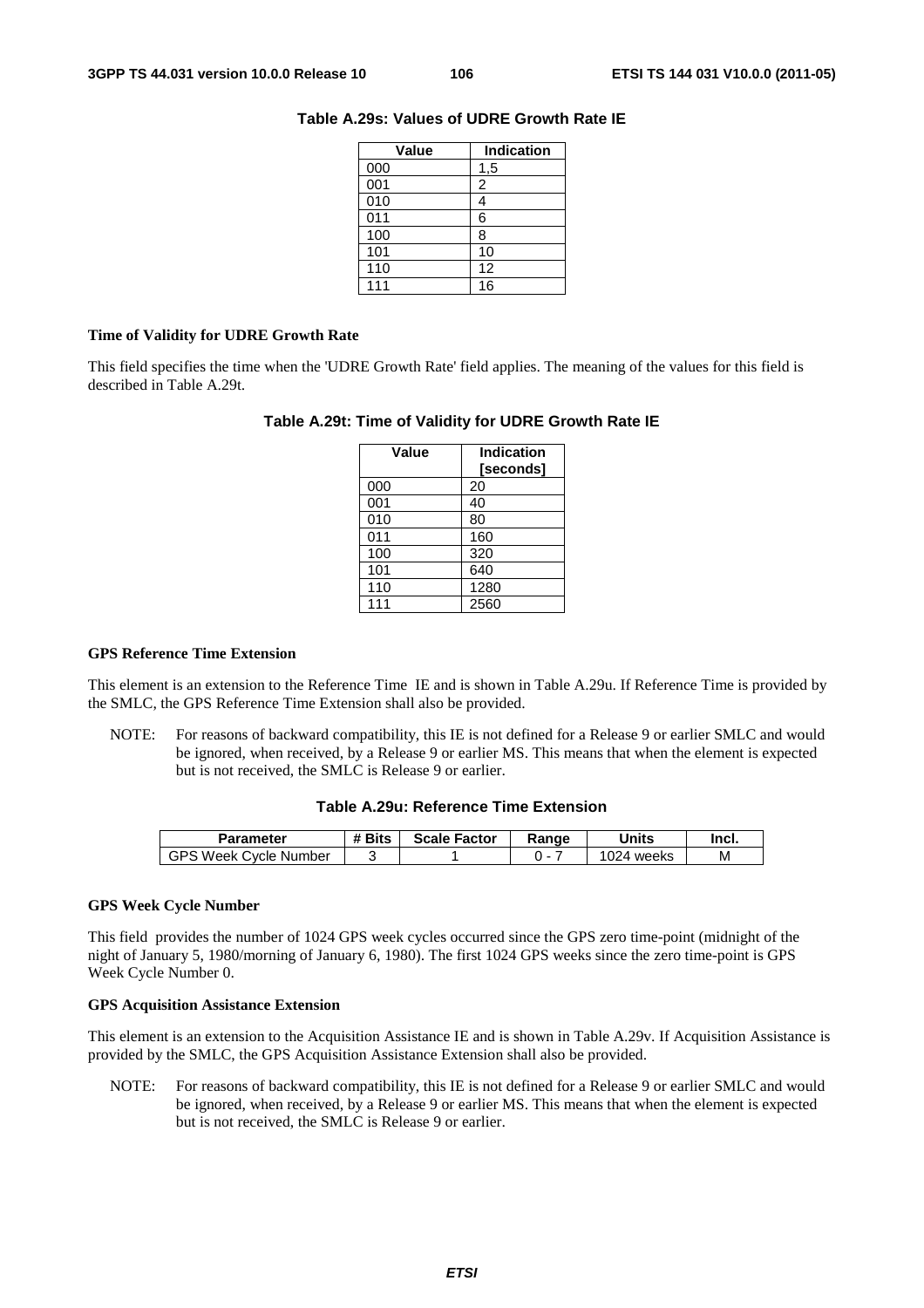**Table A.29s: Values of UDRE Growth Rate IE**

| Value | Indication |
|---|---|
| 000 | 1,5 |
| 001 | 2 |
| 010 | 4 |
| 011 | 6 |
| 100 | 8 |
| 101 | 10 |
| 110 | 12 |
| 111 | 16 |

**Time of Validity for UDRE Growth Rate**

This field specifies the time when the 'UDRE Growth Rate' field applies. The meaning of the values for this field is described in Table A.29t.

**Table A.29t: Time of Validity for UDRE Growth Rate IE**

| Value | Indication [seconds] |
|---|---|
| 000 | 20 |
| 001 | 40 |
| 010 | 80 |
| 011 | 160 |
| 100 | 320 |
| 101 | 640 |
| 110 | 1280 |
| 111 | 2560 |

**GPS Reference Time Extension**

This element is an extension to the Reference Time IE and is shown in Table A.29u. If Reference Time is provided by the SMLC, the GPS Reference Time Extension shall also be provided.

NOTE: For reasons of backward compatibility, this IE is not defined for a Release 9 or earlier SMLC and would be ignored, when received, by a Release 9 or earlier MS. This means that when the element is expected but is not received, the SMLC is Release 9 or earlier.

**Table A.29u: Reference Time Extension**

| Parameter | # Bits | Scale Factor | Range | Units | Incl. |
|---|---|---|---|---|---|
| GPS Week Cycle Number | 3 | 1 | 0 - 7 | 1024 weeks | M |

**GPS Week Cycle Number**

This field provides the number of 1024 GPS week cycles occurred since the GPS zero time-point (midnight of the night of January 5, 1980/morning of January 6, 1980). The first 1024 GPS weeks since the zero time-point is GPS Week Cycle Number 0.

**GPS Acquisition Assistance Extension**

This element is an extension to the Acquisition Assistance IE and is shown in Table A.29v. If Acquisition Assistance is provided by the SMLC, the GPS Acquisition Assistance Extension shall also be provided.

NOTE: For reasons of backward compatibility, this IE is not defined for a Release 9 or earlier SMLC and would be ignored, when received, by a Release 9 or earlier MS. This means that when the element is expected but is not received, the SMLC is Release 9 or earlier.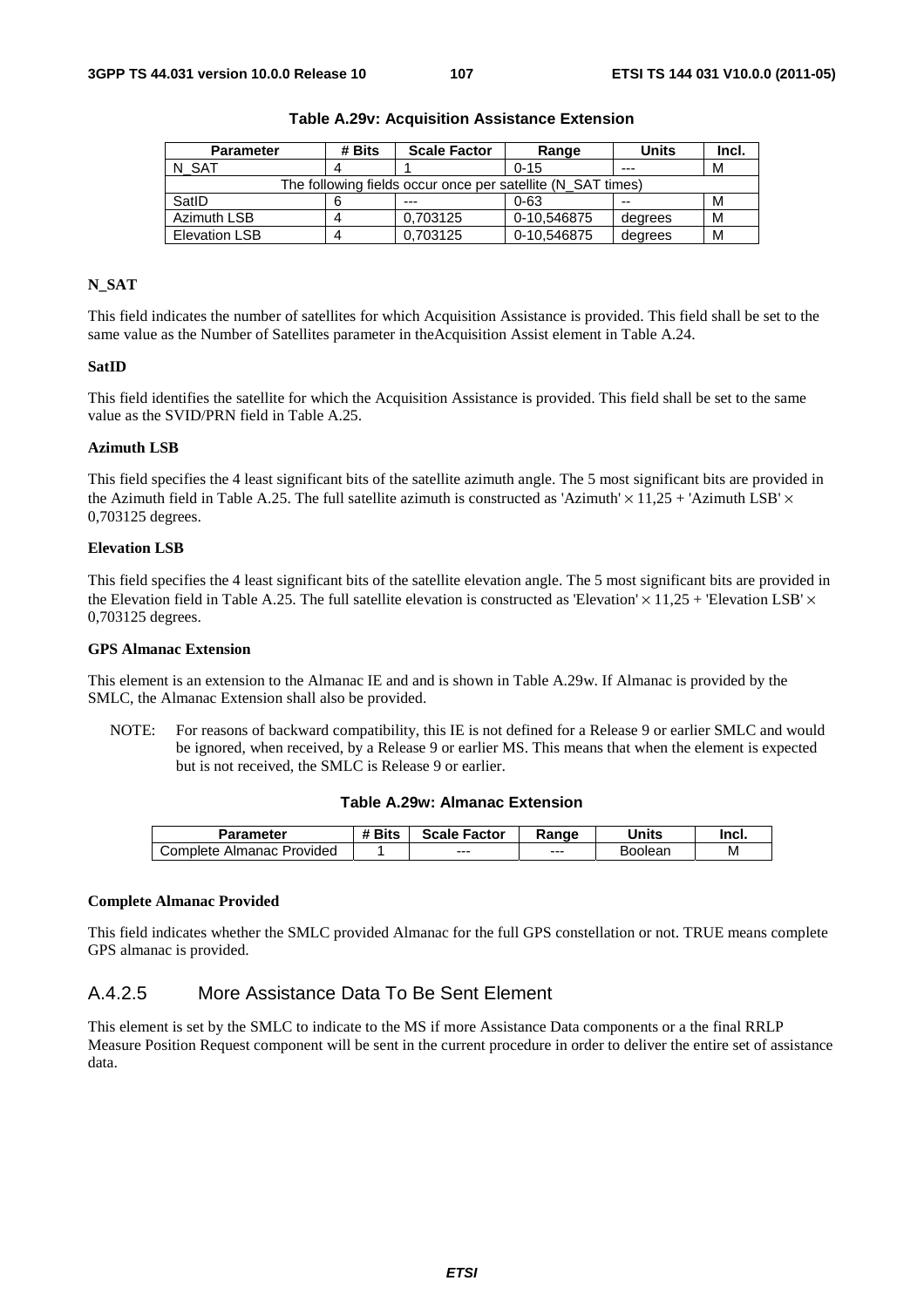**Table A.29v: Acquisition Assistance Extension**

| Parameter | # Bits | Scale Factor | Range | Units | Incl. |
|---|---|---|---|---|---|
| N_SAT | 4 | 1 | 0-15 | --- | M |
| The following fields occur once per satellite (N_SAT times) | | | | | |
| SatID | 6 | --- | 0-63 | -- | M |
| Azimuth LSB | 4 | 0,703125 | 0-10,546875 | degrees | M |
| Elevation LSB | 4 | 0,703125 | 0-10,546875 | degrees | M |

**N_SAT**

This field indicates the number of satellites for which Acquisition Assistance is provided. This field shall be set to the same value as the Number of Satellites parameter in theAcquisition Assist element in Table A.24.

**SatID**

This field identifies the satellite for which the Acquisition Assistance is provided. This field shall be set to the same value as the SVID/PRN field in Table A.25.

**Azimuth LSB**

This field specifies the 4 least significant bits of the satellite azimuth angle. The 5 most significant bits are provided in the Azimuth field in Table A.25. The full satellite azimuth is constructed as 'Azimuth' $\times$ 11,25 + 'Azimuth LSB' $\times$ 0,703125 degrees.

**Elevation LSB**

This field specifies the 4 least significant bits of the satellite elevation angle. The 5 most significant bits are provided in the Elevation field in Table A.25. The full satellite elevation is constructed as 'Elevation' $\times$ 11,25 + 'Elevation LSB' $\times$ 0,703125 degrees.

**GPS Almanac Extension**

This element is an extension to the Almanac IE and and is shown in Table A.29w. If Almanac is provided by the SMLC, the Almanac Extension shall also be provided.

NOTE: For reasons of backward compatibility, this IE is not defined for a Release 9 or earlier SMLC and would be ignored, when received, by a Release 9 or earlier MS. This means that when the element is expected but is not received, the SMLC is Release 9 or earlier.

**Table A.29w: Almanac Extension**

| Parameter | # Bits | Scale Factor | Range | Units | Incl. |
|---|---|---|---|---|---|
| Complete Almanac Provided | 1 | --- | --- | Boolean | M |

**Complete Almanac Provided**

This field indicates whether the SMLC provided Almanac for the full GPS constellation or not. TRUE means complete GPS almanac is provided.

### A.4.2.5 More Assistance Data To Be Sent Element

This element is set by the SMLC to indicate to the MS if more Assistance Data components or a the final RRLP Measure Position Request component will be sent in the current procedure in order to deliver the entire set of assistance data.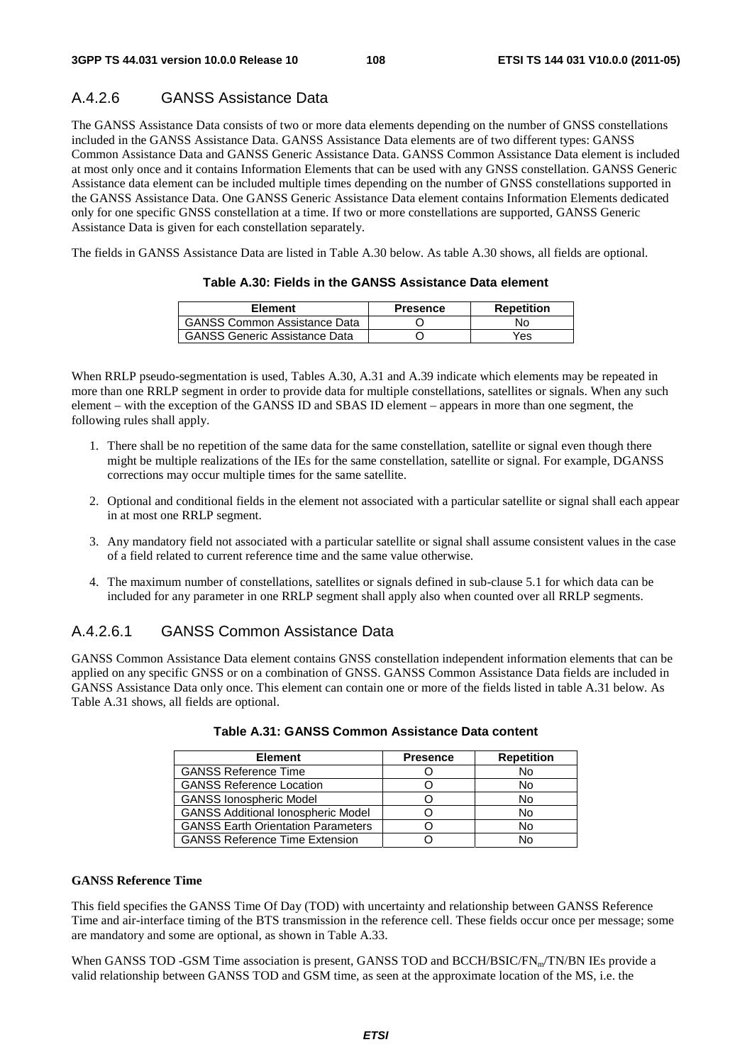## A.4.2.6 GANSS Assistance Data

The GANSS Assistance Data consists of two or more data elements depending on the number of GNSS constellations included in the GANSS Assistance Data. GANSS Assistance Data elements are of two different types: GANSS Common Assistance Data and GANSS Generic Assistance Data. GANSS Common Assistance Data element is included at most only once and it contains Information Elements that can be used with any GNSS constellation. GANSS Generic Assistance data element can be included multiple times depending on the number of GNSS constellations supported in the GANSS Assistance Data. One GANSS Generic Assistance Data element contains Information Elements dedicated only for one specific GNSS constellation at a time. If two or more constellations are supported, GANSS Generic Assistance Data is given for each constellation separately.

The fields in GANSS Assistance Data are listed in Table A.30 below. As table A.30 shows, all fields are optional.

**Table A.30: Fields in the GANSS Assistance Data element**

| Element | Presence | Repetition |
|---|---|---|
| GANSS Common Assistance Data | O | No |
| GANSS Generic Assistance Data | O | Yes |

When RRLP pseudo-segmentation is used, Tables A.30, A.31 and A.39 indicate which elements may be repeated in more than one RRLP segment in order to provide data for multiple constellations, satellites or signals. When any such element – with the exception of the GANSS ID and SBAS ID element – appears in more than one segment, the following rules shall apply.

1. There shall be no repetition of the same data for the same constellation, satellite or signal even though there might be multiple realizations of the IEs for the same constellation, satellite or signal. For example, DGANSS corrections may occur multiple times for the same satellite.

2. Optional and conditional fields in the element not associated with a particular satellite or signal shall each appear in at most one RRLP segment.

3. Any mandatory field not associated with a particular satellite or signal shall assume consistent values in the case of a field related to current reference time and the same value otherwise.

4. The maximum number of constellations, satellites or signals defined in sub-clause 5.1 for which data can be included for any parameter in one RRLP segment shall apply also when counted over all RRLP segments.

### A.4.2.6.1 GANSS Common Assistance Data

GANSS Common Assistance Data element contains GNSS constellation independent information elements that can be applied on any specific GNSS or on a combination of GNSS. GANSS Common Assistance Data fields are included in GANSS Assistance Data only once. This element can contain one or more of the fields listed in table A.31 below. As Table A.31 shows, all fields are optional.

**Table A.31: GANSS Common Assistance Data content**

| Element | Presence | Repetition |
|---|---|---|
| GANSS Reference Time | O | No |
| GANSS Reference Location | O | No |
| GANSS Ionospheric Model | O | No |
| GANSS Additional Ionospheric Model | O | No |
| GANSS Earth Orientation Parameters | O | No |
| GANSS Reference Time Extension | O | No |

**GANSS Reference Time**

This field specifies the GANSS Time Of Day (TOD) with uncertainty and relationship between GANSS Reference Time and air-interface timing of the BTS transmission in the reference cell. These fields occur once per message; some are mandatory and some are optional, as shown in Table A.33.

When GANSS TOD -GSM Time association is present, GANSS TOD and BCCH/BSIC/$FN_m$/TN/BN IEs provide a valid relationship between GANSS TOD and GSM time, as seen at the approximate location of the MS, i.e. the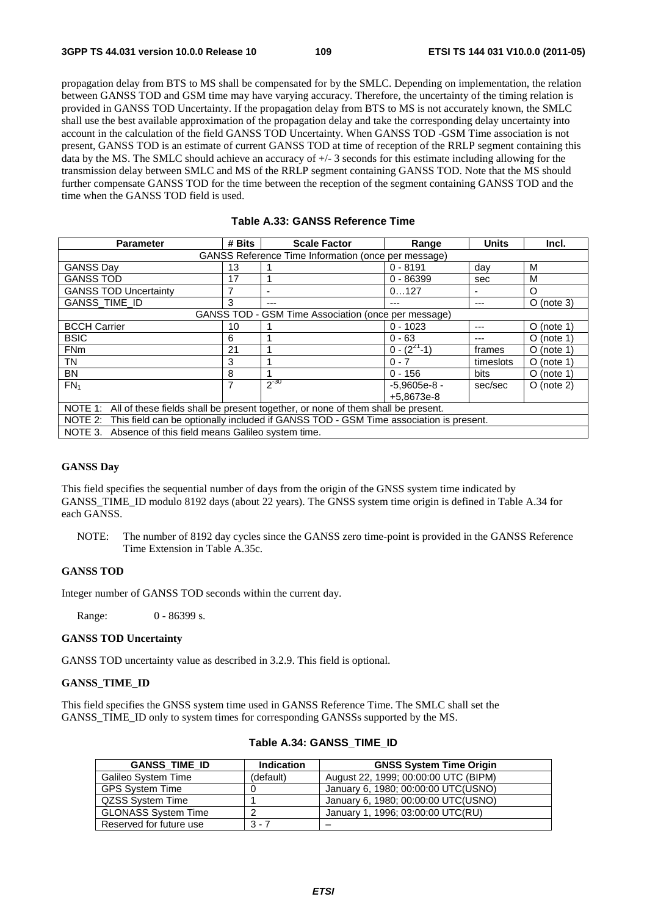propagation delay from BTS to MS shall be compensated for by the SMLC. Depending on implementation, the relation between GANSS TOD and GSM time may have varying accuracy. Therefore, the uncertainty of the timing relation is provided in GANSS TOD Uncertainty. If the propagation delay from BTS to MS is not accurately known, the SMLC shall use the best available approximation of the propagation delay and take the corresponding delay uncertainty into account in the calculation of the field GANSS TOD Uncertainty. When GANSS TOD -GSM Time association is not present, GANSS TOD is an estimate of current GANSS TOD at time of reception of the RRLP segment containing this data by the MS. The SMLC should achieve an accuracy of +/- 3 seconds for this estimate including allowing for the transmission delay between SMLC and MS of the RRLP segment containing GANSS TOD. Note that the MS should further compensate GANSS TOD for the time between the reception of the segment containing GANSS TOD and the time when the GANSS TOD field is used.

**Table A.33: GANSS Reference Time**

| Parameter | # Bits | Scale Factor | Range | Units | Incl. |
|---|---|---|---|---|---|
| GANSS Reference Time Information (once per message) | | | | | |
| GANSS Day | 13 | 1 | 0 - 8191 | day | M |
| GANSS TOD | 17 | 1 | 0 - 86399 | sec | M |
| GANSS TOD Uncertainty | 7 | - | 0…127 | - | O |
| GANSS_TIME_ID | 3 | --- | --- | --- | O (note 3) |
| GANSS TOD - GSM Time Association (once per message) | | | | | |
| BCCH Carrier | 10 | 1 | 0 - 1023 | --- | O (note 1) |
| BSIC | 6 | 1 | 0 - 63 | --- | O (note 1) |
| FNm | 21 | 1 | 0 - ($2^{21}$-1) | frames | O (note 1) |
| TN | 3 | 1 | 0 - 7 | timeslots | O (note 1) |
| BN | 8 | 1 | 0 - 156 | bits | O (note 1) |
| $FN_1$ | 7 | $2^{-30}$ | -5,9605e-8 - +5,8673e-8 | sec/sec | O (note 2) |
| NOTE 1: All of these fields shall be present together, or none of them shall be present. | | | | | |
| NOTE 2: This field can be optionally included if GANSS TOD - GSM Time association is present. | | | | | |
| NOTE 3. Absence of this field means Galileo system time. | | | | | |

**GANSS Day**

This field specifies the sequential number of days from the origin of the GNSS system time indicated by GANSS_TIME_ID modulo 8192 days (about 22 years). The GNSS system time origin is defined in Table A.34 for each GANSS.

NOTE: The number of 8192 day cycles since the GANSS zero time-point is provided in the GANSS Reference Time Extension in Table A.35c.

**GANSS TOD**

Integer number of GANSS TOD seconds within the current day.

Range: 0 - 86399 s.

**GANSS TOD Uncertainty**

GANSS TOD uncertainty value as described in 3.2.9. This field is optional.

**GANSS_TIME_ID**

This field specifies the GNSS system time used in GANSS Reference Time. The SMLC shall set the GANSS_TIME_ID only to system times for corresponding GANSSs supported by the MS.

**Table A.34: GANSS_TIME_ID**

| GANSS_TIME_ID | Indication | GNSS System Time Origin |
|---|---|---|
| Galileo System Time | (default) | August 22, 1999; 00:00:00 UTC (BIPM) |
| GPS System Time | 0 | January 6, 1980; 00:00:00 UTC(USNO) |
| QZSS System Time | 1 | January 6, 1980; 00:00:00 UTC(USNO) |
| GLONASS System Time | 2 | January 1, 1996; 03:00:00 UTC(RU) |
| Reserved for future use | 3 - 7 | – |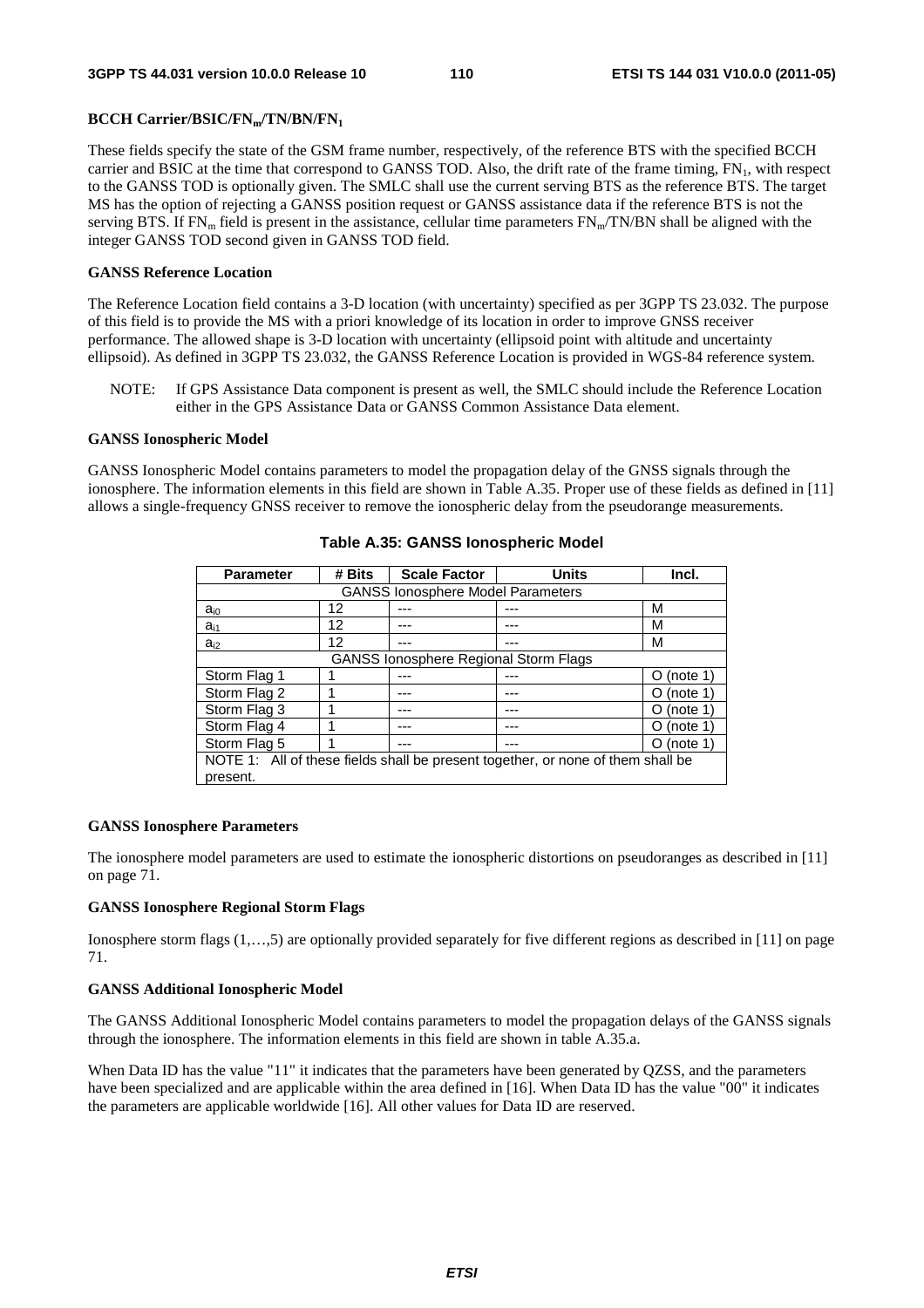**BCCH Carrier/BSIC/$FN_m$/TN/BN/$FN_1$**

These fields specify the state of the GSM frame number, respectively, of the reference BTS with the specified BCCH carrier and BSIC at the time that correspond to GANSS TOD. Also, the drift rate of the frame timing, $FN_1$, with respect to the GANSS TOD is optionally given. The SMLC shall use the current serving BTS as the reference BTS. The target MS has the option of rejecting a GANSS position request or GANSS assistance data if the reference BTS is not the serving BTS. If $FN_m$ field is present in the assistance, cellular time parameters $FN_m$/TN/BN shall be aligned with the integer GANSS TOD second given in GANSS TOD field.

**GANSS Reference Location**

The Reference Location field contains a 3-D location (with uncertainty) specified as per 3GPP TS 23.032. The purpose of this field is to provide the MS with a priori knowledge of its location in order to improve GNSS receiver performance. The allowed shape is 3-D location with uncertainty (ellipsoid point with altitude and uncertainty ellipsoid). As defined in 3GPP TS 23.032, the GANSS Reference Location is provided in WGS-84 reference system.

NOTE: If GPS Assistance Data component is present as well, the SMLC should include the Reference Location either in the GPS Assistance Data or GANSS Common Assistance Data element.

**GANSS Ionospheric Model**

GANSS Ionospheric Model contains parameters to model the propagation delay of the GNSS signals through the ionosphere. The information elements in this field are shown in Table A.35. Proper use of these fields as defined in [11] allows a single-frequency GNSS receiver to remove the ionospheric delay from the pseudorange measurements.

**Table A.35: GANSS Ionospheric Model**

| Parameter | # Bits | Scale Factor | Units | Incl. |
|---|---|---|---|---|
| GANSS Ionosphere Model Parameters | | | | |
| $a_{i0}$ | 12 | --- | --- | M |
| $a_{i1}$ | 12 | --- | --- | M |
| $a_{i2}$ | 12 | --- | --- | M |
| GANSS Ionosphere Regional Storm Flags | | | | |
| Storm Flag 1 | 1 | --- | --- | O (note 1) |
| Storm Flag 2 | 1 | --- | --- | O (note 1) |
| Storm Flag 3 | 1 | --- | --- | O (note 1) |
| Storm Flag 4 | 1 | --- | --- | O (note 1) |
| Storm Flag 5 | 1 | --- | --- | O (note 1) |
| NOTE 1: All of these fields shall be present together, or none of them shall be present. | | | | |

**GANSS Ionosphere Parameters**

The ionosphere model parameters are used to estimate the ionospheric distortions on pseudoranges as described in [11] on page 71.

**GANSS Ionosphere Regional Storm Flags**

Ionosphere storm flags (1,…,5) are optionally provided separately for five different regions as described in [11] on page 71.

**GANSS Additional Ionospheric Model**

The GANSS Additional Ionospheric Model contains parameters to model the propagation delays of the GANSS signals through the ionosphere. The information elements in this field are shown in table A.35.a.

When Data ID has the value "11" it indicates that the parameters have been generated by QZSS, and the parameters have been specialized and are applicable within the area defined in [16]. When Data ID has the value "00" it indicates the parameters are applicable worldwide [16]. All other values for Data ID are reserved.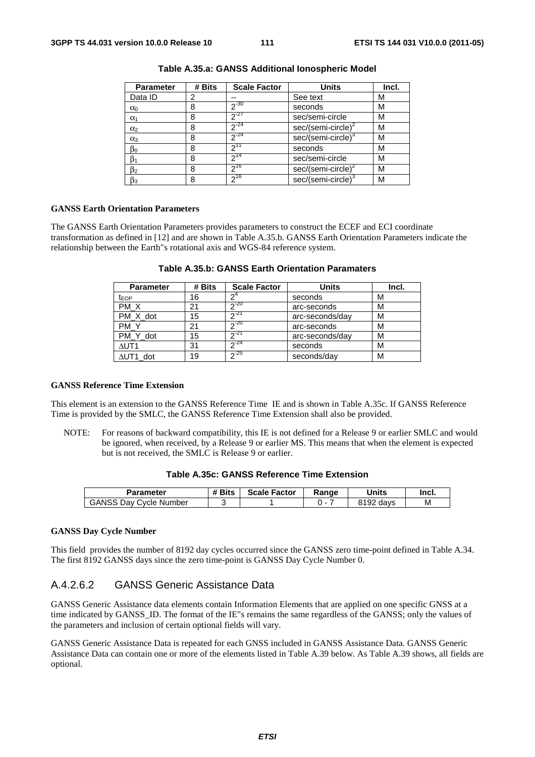**Table A.35.a: GANSS Additional Ionospheric Model**

| Parameter | # Bits | Scale Factor | Units | Incl. |
|---|---|---|---|---|
| Data ID | 2 | -- | See text | M |
| $\alpha_0$ | 8 | $2^{-30}$ | seconds | M |
| $\alpha_1$ | 8 | $2^{-27}$ | sec/semi-circle | M |
| $\alpha_2$ | 8 | $2^{-24}$ | sec/(semi-circle)$^2$ | M |
| $\alpha_3$ | 8 | $2^{-24}$ | sec/(semi-circle)$^3$ | M |
| $\beta_0$ | 8 | $2^{11}$ | seconds | M |
| $\beta_1$ | 8 | $2^{14}$ | sec/semi-circle | M |
| $\beta_2$ | 8 | $2^{16}$ | sec/(semi-circle)$^2$ | M |
| $\beta_3$ | 8 | $2^{16}$ | sec/(semi-circle)$^3$ | M |

**GANSS Earth Orientation Parameters**

The GANSS Earth Orientation Parameters provides parameters to construct the ECEF and ECI coordinate transformation as defined in [12] and are shown in Table A.35.b. GANSS Earth Orientation Parameters indicate the relationship between the Earth"s rotational axis and WGS-84 reference system.

**Table A.35.b: GANSS Earth Orientation Paramaters**

| Parameter | # Bits | Scale Factor | Units | Incl. |
|---|---|---|---|---|
| $t_{EOP}$ | 16 | $2^4$ | seconds | M |
| PM_X | 21 | $2^{-20}$ | arc-seconds | M |
| PM_X_dot | 15 | $2^{-21}$ | arc-seconds/day | M |
| PM_Y | 21 | $2^{-20}$ | arc-seconds | M |
| PM_Y_dot | 15 | $2^{-21}$ | arc-seconds/day | M |
| $\Delta$UT1 | 31 | $2^{-24}$ | seconds | M |
| $\Delta$UT1_dot | 19 | $2^{-25}$ | seconds/day | M |

**GANSS Reference Time Extension**

This element is an extension to the GANSS Reference Time IE and is shown in Table A.35c. If GANSS Reference Time is provided by the SMLC, the GANSS Reference Time Extension shall also be provided.

NOTE: For reasons of backward compatibility, this IE is not defined for a Release 9 or earlier SMLC and would be ignored, when received, by a Release 9 or earlier MS. This means that when the element is expected but is not received, the SMLC is Release 9 or earlier.

**Table A.35c: GANSS Reference Time Extension**

| Parameter | # Bits | Scale Factor | Range | Units | Incl. |
|---|---|---|---|---|---|
| GANSS Day Cycle Number | 3 | 1 | 0 - 7 | 8192 days | M |

**GANSS Day Cycle Number**

This field provides the number of 8192 day cycles occurred since the GANSS zero time-point defined in Table A.34. The first 8192 GANSS days since the zero time-point is GANSS Day Cycle Number 0.

### A.4.2.6.2 GANSS Generic Assistance Data

GANSS Generic Assistance data elements contain Information Elements that are applied on one specific GNSS at a time indicated by GANSS_ID. The format of the IE"s remains the same regardless of the GANSS; only the values of the parameters and inclusion of certain optional fields will vary.

GANSS Generic Assistance Data is repeated for each GNSS included in GANSS Assistance Data. GANSS Generic Assistance Data can contain one or more of the elements listed in Table A.39 below. As Table A.39 shows, all fields are optional.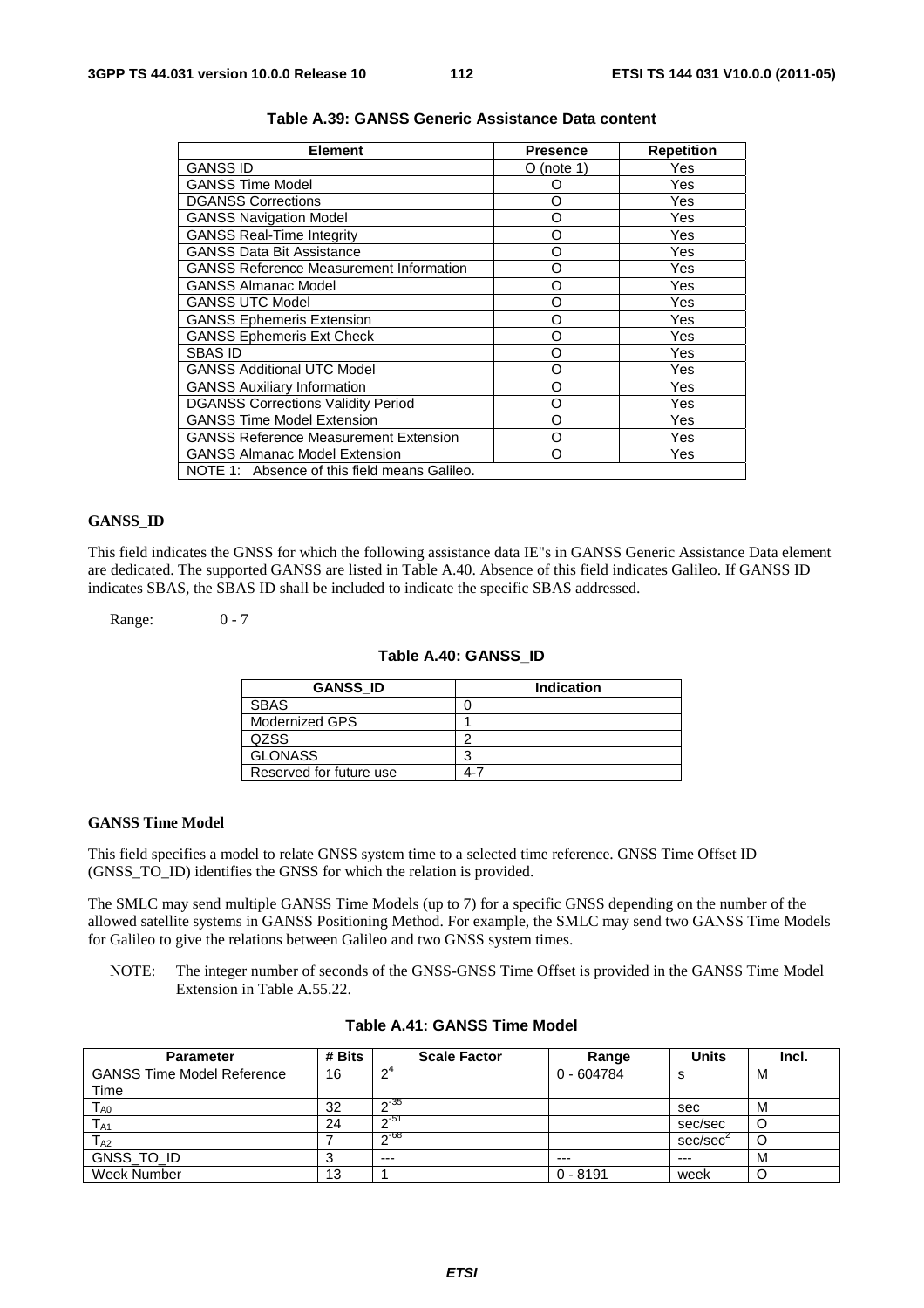**Table A.39: GANSS Generic Assistance Data content**

| Element | Presence | Repetition |
|---|---|---|
| GANSS ID | O (note 1) | Yes |
| GANSS Time Model | O | Yes |
| DGANSS Corrections | O | Yes |
| GANSS Navigation Model | O | Yes |
| GANSS Real-Time Integrity | O | Yes |
| GANSS Data Bit Assistance | O | Yes |
| GANSS Reference Measurement Information | O | Yes |
| GANSS Almanac Model | O | Yes |
| GANSS UTC Model | O | Yes |
| GANSS Ephemeris Extension | O | Yes |
| GANSS Ephemeris Ext Check | O | Yes |
| SBAS ID | O | Yes |
| GANSS Additional UTC Model | O | Yes |
| GANSS Auxiliary Information | O | Yes |
| DGANSS Corrections Validity Period | O | Yes |
| GANSS Time Model Extension | O | Yes |
| GANSS Reference Measurement Extension | O | Yes |
| GANSS Almanac Model Extension | O | Yes |
| NOTE 1: Absence of this field means Galileo. | | |

**GANSS_ID**

This field indicates the GNSS for which the following assistance data IE"s in GANSS Generic Assistance Data element are dedicated. The supported GANSS are listed in Table A.40. Absence of this field indicates Galileo. If GANSS ID indicates SBAS, the SBAS ID shall be included to indicate the specific SBAS addressed.

Range: 0 - 7

**Table A.40: GANSS_ID**

| GANSS_ID | Indication |
|---|---|
| SBAS | 0 |
| Modernized GPS | 1 |
| QZSS | 2 |
| GLONASS | 3 |
| Reserved for future use | 4-7 |

**GANSS Time Model**

This field specifies a model to relate GNSS system time to a selected time reference. GNSS Time Offset ID (GNSS_TO_ID) identifies the GNSS for which the relation is provided.

The SMLC may send multiple GANSS Time Models (up to 7) for a specific GNSS depending on the number of the allowed satellite systems in GANSS Positioning Method. For example, the SMLC may send two GANSS Time Models for Galileo to give the relations between Galileo and two GNSS system times.

NOTE: The integer number of seconds of the GNSS-GNSS Time Offset is provided in the GANSS Time Model Extension in Table A.55.22.

**Table A.41: GANSS Time Model**

| Parameter | # Bits | Scale Factor | Range | Units | Incl. |
|---|---|---|---|---|---|
| GANSS Time Model Reference Time | 16 | $2^4$ | 0 - 604784 | s | M |
| $T_{A0}$ | 32 | $2^{-35}$ | | sec | M |
| $T_{A1}$ | 24 | $2^{-51}$ | | sec/sec | O |
| $T_{A2}$ | 7 | $2^{-68}$ | | sec/sec$^2$ | O |
| GNSS_TO_ID | 3 | --- | --- | --- | M |
| Week Number | 13 | 1 | 0 - 8191 | week | O |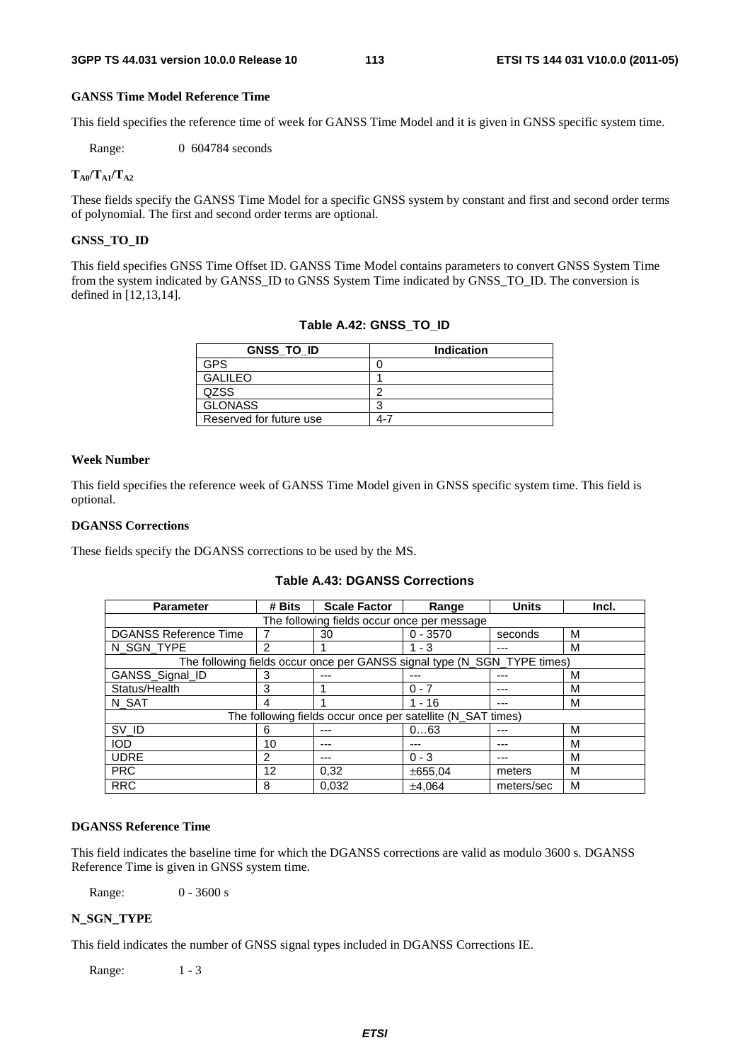#### GANSS Time Model Reference Time

This field specifies the reference time of week for GANSS Time Model and it is given in GNSS specific system time.

Range: 0 604784 seconds

#### $T_{A0}/T_{A1}/T_{A2}$

These fields specify the GANSS Time Model for a specific GNSS system by constant and first and second order terms of polynomial. The first and second order terms are optional.

#### GNSS_TO_ID

This field specifies GNSS Time Offset ID. GANSS Time Model contains parameters to convert GNSS System Time from the system indicated by GANSS_ID to GNSS System Time indicated by GNSS_TO_ID. The conversion is defined in [12,13,14].

**Table A.42: GNSS_TO_ID**

| GNSS_TO_ID | Indication |
|---|---|
| GPS | 0 |
| GALILEO | 1 |
| QZSS | 2 |
| GLONASS | 3 |
| Reserved for future use | 4-7 |

#### Week Number

This field specifies the reference week of GANSS Time Model given in GNSS specific system time. This field is optional.

#### DGANSS Corrections

These fields specify the DGANSS corrections to be used by the MS.

**Table A.43: DGANSS Corrections**

| Parameter | # Bits | Scale Factor | Range | Units | Incl. |
|---|---|---|---|---|---|
| The following fields occur once per message | | | | | |
| DGANSS Reference Time | 7 | 30 | 0 - 3570 | seconds | M |
| N_SGN_TYPE | 2 | 1 | 1 - 3 | --- | M |
| The following fields occur once per GANSS signal type (N_SGN_TYPE times) | | | | | |
| GANSS_Signal_ID | 3 | --- | --- | --- | M |
| Status/Health | 3 | 1 | 0 - 7 | --- | M |
| N_SAT | 4 | 1 | 1 - 16 | --- | M |
| The following fields occur once per satellite (N_SAT times) | | | | | |
| SV_ID | 6 | --- | 0…63 | --- | M |
| IOD | 10 | --- | --- | --- | M |
| UDRE | 2 | --- | 0 - 3 | --- | M |
| PRC | 12 | 0,32 | ±655,04 | meters | M |
| RRC | 8 | 0,032 | ±4,064 | meters/sec | M |

#### DGANSS Reference Time

This field indicates the baseline time for which the DGANSS corrections are valid as modulo 3600 s. DGANSS Reference Time is given in GNSS system time.

Range: 0 - 3600 s

#### N_SGN_TYPE

This field indicates the number of GNSS signal types included in DGANSS Corrections IE.

Range: 1 - 3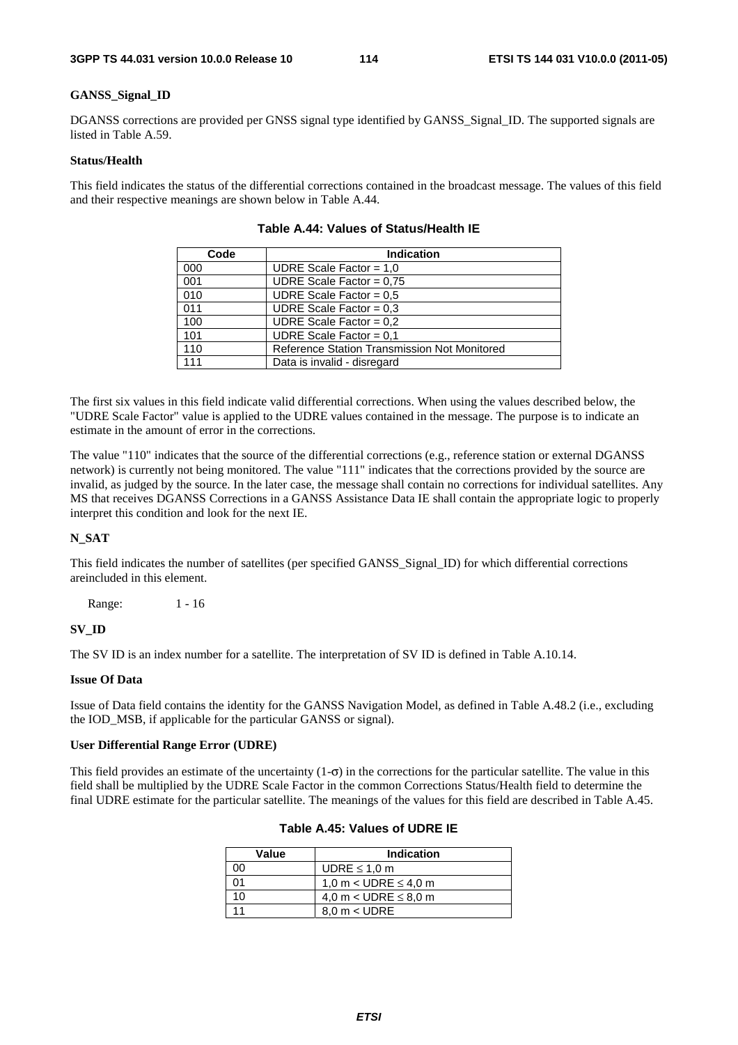**GANSS_Signal_ID**

DGANSS corrections are provided per GNSS signal type identified by GANSS_Signal_ID. The supported signals are listed in Table A.59.

**Status/Health**

This field indicates the status of the differential corrections contained in the broadcast message. The values of this field and their respective meanings are shown below in Table A.44.

**Table A.44: Values of Status/Health IE**

| Code | Indication |
|---|---|
| 000 | UDRE Scale Factor = 1,0 |
| 001 | UDRE Scale Factor = 0,75 |
| 010 | UDRE Scale Factor = 0,5 |
| 011 | UDRE Scale Factor = 0,3 |
| 100 | UDRE Scale Factor = 0,2 |
| 101 | UDRE Scale Factor = 0,1 |
| 110 | Reference Station Transmission Not Monitored |
| 111 | Data is invalid - disregard |

The first six values in this field indicate valid differential corrections. When using the values described below, the "UDRE Scale Factor" value is applied to the UDRE values contained in the message. The purpose is to indicate an estimate in the amount of error in the corrections.

The value "110" indicates that the source of the differential corrections (e.g., reference station or external DGANSS network) is currently not being monitored. The value "111" indicates that the corrections provided by the source are invalid, as judged by the source. In the later case, the message shall contain no corrections for individual satellites. Any MS that receives DGANSS Corrections in a GANSS Assistance Data IE shall contain the appropriate logic to properly interpret this condition and look for the next IE.

**N_SAT**

This field indicates the number of satellites (per specified GANSS_Signal_ID) for which differential corrections areincluded in this element.

Range: 1 - 16

**SV_ID**

The SV ID is an index number for a satellite. The interpretation of SV ID is defined in Table A.10.14.

**Issue Of Data**

Issue of Data field contains the identity for the GANSS Navigation Model, as defined in Table A.48.2 (i.e., excluding the IOD_MSB, if applicable for the particular GANSS or signal).

**User Differential Range Error (UDRE)**

This field provides an estimate of the uncertainty (1-$\sigma$) in the corrections for the particular satellite. The value in this field shall be multiplied by the UDRE Scale Factor in the common Corrections Status/Health field to determine the final UDRE estimate for the particular satellite. The meanings of the values for this field are described in Table A.45.

**Table A.45: Values of UDRE IE**

| Value | Indication |
|---|---|
| 00 | UDRE ≤ 1,0 m |
| 01 | 1,0 m < UDRE ≤ 4,0 m |
| 10 | 4,0 m < UDRE ≤ 8,0 m |
| 11 | 8,0 m < UDRE |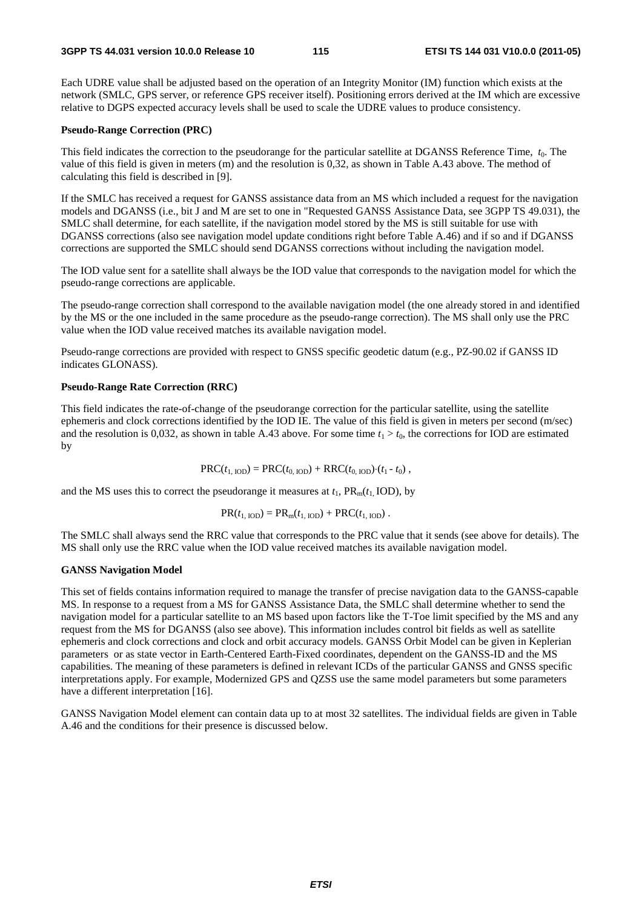Each UDRE value shall be adjusted based on the operation of an Integrity Monitor (IM) function which exists at the network (SMLC, GPS server, or reference GPS receiver itself). Positioning errors derived at the IM which are excessive relative to DGPS expected accuracy levels shall be used to scale the UDRE values to produce consistency.

**Pseudo-Range Correction (PRC)**

This field indicates the correction to the pseudorange for the particular satellite at DGANSS Reference Time, $t_0$. The value of this field is given in meters (m) and the resolution is 0,32, as shown in Table A.43 above. The method of calculating this field is described in [9].

If the SMLC has received a request for GANSS assistance data from an MS which included a request for the navigation models and DGANSS (i.e., bit J and M are set to one in "Requested GANSS Assistance Data, see 3GPP TS 49.031), the SMLC shall determine, for each satellite, if the navigation model stored by the MS is still suitable for use with DGANSS corrections (also see navigation model update conditions right before Table A.46) and if so and if DGANSS corrections are supported the SMLC should send DGANSS corrections without including the navigation model.

The IOD value sent for a satellite shall always be the IOD value that corresponds to the navigation model for which the pseudo-range corrections are applicable.

The pseudo-range correction shall correspond to the available navigation model (the one already stored in and identified by the MS or the one included in the same procedure as the pseudo-range correction). The MS shall only use the PRC value when the IOD value received matches its available navigation model.

Pseudo-range corrections are provided with respect to GNSS specific geodetic datum (e.g., PZ-90.02 if GANSS ID indicates GLONASS).

**Pseudo-Range Rate Correction (RRC)**

This field indicates the rate-of-change of the pseudorange correction for the particular satellite, using the satellite ephemeris and clock corrections identified by the IOD IE. The value of this field is given in meters per second (m/sec) and the resolution is 0,032, as shown in table A.43 above. For some time $t_1 > t_0$, the corrections for IOD are estimated by

$$PRC(t_{1,\,IOD}) = PRC(t_{0,\,IOD}) + RRC(t_{0,\,IOD}) \cdot (t_1 - t_0)\ ,$$

and the MS uses this to correct the pseudorange it measures at $t_1$, $PR_m(t_{1,}\,IOD)$, by

$$PR(t_{1,\,IOD}) = PR_m(t_{1,\,IOD}) + PRC(t_{1,\,IOD})\ .$$

The SMLC shall always send the RRC value that corresponds to the PRC value that it sends (see above for details). The MS shall only use the RRC value when the IOD value received matches its available navigation model.

**GANSS Navigation Model**

This set of fields contains information required to manage the transfer of precise navigation data to the GANSS-capable MS. In response to a request from a MS for GANSS Assistance Data, the SMLC shall determine whether to send the navigation model for a particular satellite to an MS based upon factors like the T-Toe limit specified by the MS and any request from the MS for DGANSS (also see above). This information includes control bit fields as well as satellite ephemeris and clock corrections and clock and orbit accuracy models. GANSS Orbit Model can be given in Keplerian parameters or as state vector in Earth-Centered Earth-Fixed coordinates, dependent on the GANSS-ID and the MS capabilities. The meaning of these parameters is defined in relevant ICDs of the particular GANSS and GNSS specific interpretations apply. For example, Modernized GPS and QZSS use the same model parameters but some parameters have a different interpretation [16].

GANSS Navigation Model element can contain data up to at most 32 satellites. The individual fields are given in Table A.46 and the conditions for their presence is discussed below.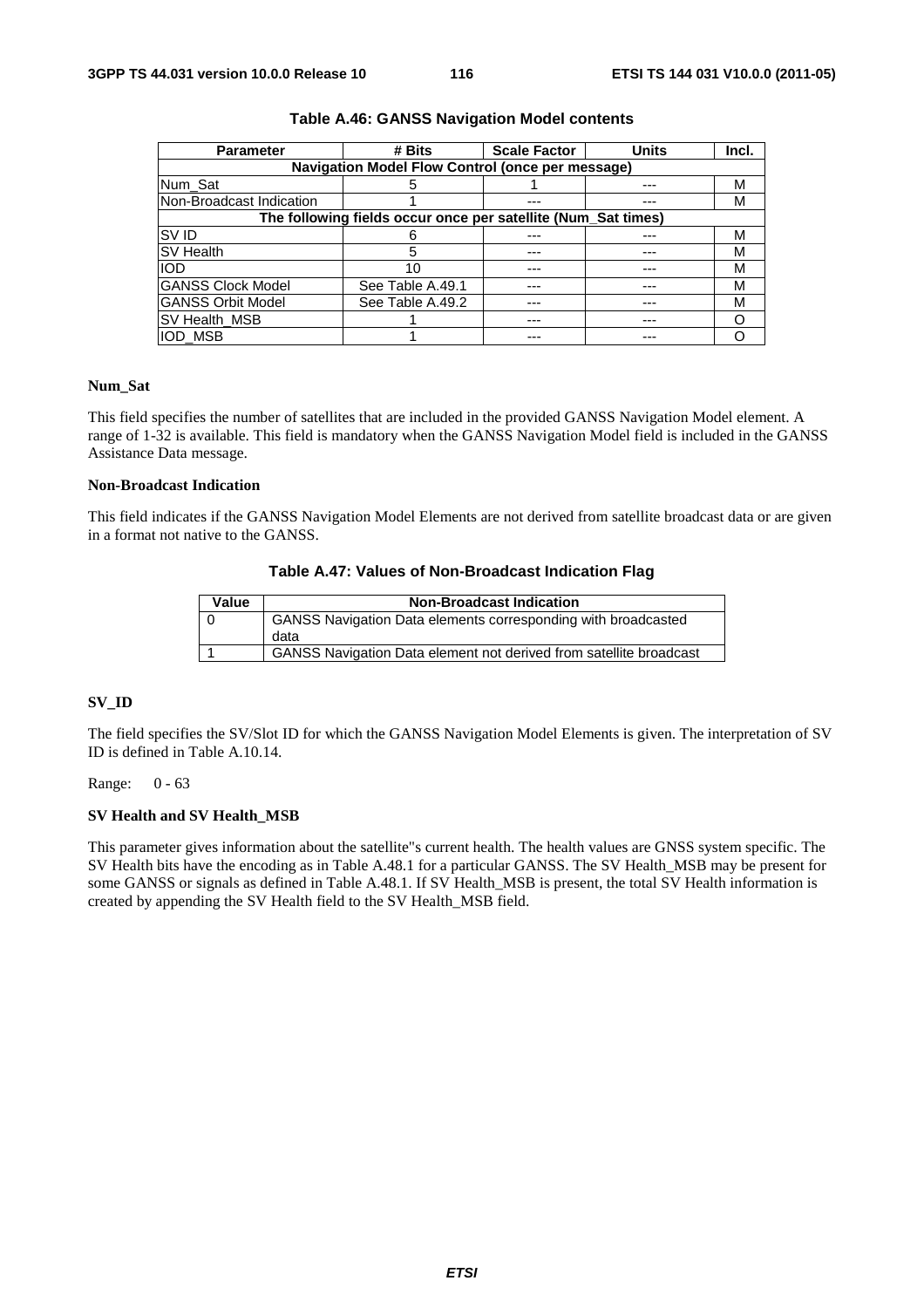**Table A.46: GANSS Navigation Model contents**

| Parameter | # Bits | Scale Factor | Units | Incl. |
|---|---|---|---|---|
| **Navigation Model Flow Control (once per message)** | | | | |
| Num_Sat | 5 | 1 | --- | M |
| Non-Broadcast Indication | 1 | --- | --- | M |
| **The following fields occur once per satellite (Num_Sat times)** | | | | |
| SV ID | 6 | --- | --- | M |
| SV Health | 5 | --- | --- | M |
| IOD | 10 | --- | --- | M |
| GANSS Clock Model | See Table A.49.1 | --- | --- | M |
| GANSS Orbit Model | See Table A.49.2 | --- | --- | M |
| SV Health_MSB | 1 | --- | --- | O |
| IOD_MSB | 1 | --- | --- | O |

**Num_Sat**

This field specifies the number of satellites that are included in the provided GANSS Navigation Model element. A range of 1-32 is available. This field is mandatory when the GANSS Navigation Model field is included in the GANSS Assistance Data message.

**Non-Broadcast Indication**

This field indicates if the GANSS Navigation Model Elements are not derived from satellite broadcast data or are given in a format not native to the GANSS.

**Table A.47: Values of Non-Broadcast Indication Flag**

| Value | Non-Broadcast Indication |
|---|---|
| 0 | GANSS Navigation Data elements corresponding with broadcasted data |
| 1 | GANSS Navigation Data element not derived from satellite broadcast |

**SV_ID**

The field specifies the SV/Slot ID for which the GANSS Navigation Model Elements is given. The interpretation of SV ID is defined in Table A.10.14.

Range: 0 - 63

**SV Health and SV Health_MSB**

This parameter gives information about the satellite"s current health. The health values are GNSS system specific. The SV Health bits have the encoding as in Table A.48.1 for a particular GANSS. The SV Health_MSB may be present for some GANSS or signals as defined in Table A.48.1. If SV Health_MSB is present, the total SV Health information is created by appending the SV Health field to the SV Health_MSB field.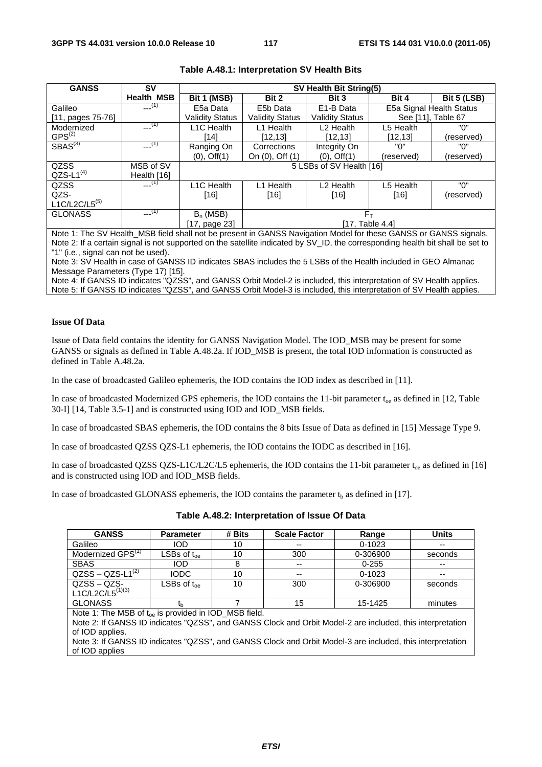**Table A.48.1: Interpretation SV Health Bits**

| GANSS | SV Health_MSB | SV Health Bit String(5) | | | | |
|---|---|---|---|---|---|---|
| | | Bit 1 (MSB) | Bit 2 | Bit 3 | Bit 4 | Bit 5 (LSB) |
| Galileo [11, pages 75-76] | ---(1) | E5a Data Validity Status | E5b Data Validity Status | E1-B Data Validity Status | E5a Signal Health Status See [11], Table 67 | |
| Modernized GPS(2) | ---(1) | L1C Health [14] | L1 Health [12,13] | L2 Health [12,13] | L5 Health [12,13] | "0" (reserved) |
| SBAS(3) | ---(1) | Ranging On (0), Off(1) | Corrections On (0), Off (1) | Integrity On (0), Off(1) | "0" (reserved) | "0" (reserved) |
| QZSS QZS-L1(4) | MSB of SV Health [16] | 5 LSBs of SV Health [16] | | | | |
| QZSS QZS-L1C/L2C/L5(5) | ---(1) | L1C Health [16] | L1 Health [16] | L2 Health [16] | L5 Health [16] | "0" (reserved) |
| GLONASS | ---(1) | $B_n$ (MSB) [17, page 23] | $F_T$ [17, Table 4.4] | | | |

Note 1: The SV Health_MSB field shall not be present in GANSS Navigation Model for these GANSS or GANSS signals.
Note 2: If a certain signal is not supported on the satellite indicated by SV_ID, the corresponding health bit shall be set to "1" (i.e., signal can not be used).
Note 3: SV Health in case of GANSS ID indicates SBAS includes the 5 LSBs of the Health included in GEO Almanac Message Parameters (Type 17) [15].
Note 4: If GANSS ID indicates "QZSS", and GANSS Orbit Model-2 is included, this interpretation of SV Health applies.
Note 5: If GANSS ID indicates "QZSS", and GANSS Orbit Model-3 is included, this interpretation of SV Health applies.

**Issue Of Data**

Issue of Data field contains the identity for GANSS Navigation Model. The IOD_MSB may be present for some GANSS or signals as defined in Table A.48.2a. If IOD_MSB is present, the total IOD information is constructed as defined in Table A.48.2a.

In the case of broadcasted Galileo ephemeris, the IOD contains the IOD index as described in [11].

In case of broadcasted Modernized GPS ephemeris, the IOD contains the 11-bit parameter $t_{oe}$ as defined in [12, Table 30-I] [14, Table 3.5-1] and is constructed using IOD and IOD_MSB fields.

In case of broadcasted SBAS ephemeris, the IOD contains the 8 bits Issue of Data as defined in [15] Message Type 9.

In case of broadcasted QZSS QZS-L1 ephemeris, the IOD contains the IODC as described in [16].

In case of broadcasted QZSS QZS-L1C/L2C/L5 ephemeris, the IOD contains the 11-bit parameter $t_{oe}$ as defined in [16] and is constructed using IOD and IOD_MSB fields.

In case of broadcasted GLONASS ephemeris, the IOD contains the parameter $t_b$ as defined in [17].

**Table A.48.2: Interpretation of Issue Of Data**

| GANSS | Parameter | # Bits | Scale Factor | Range | Units |
|---|---|---|---|---|---|
| Galileo | IOD | 10 | -- | 0-1023 | -- |
| Modernized GPS(1) | LSBs of $t_{oe}$ | 10 | 300 | 0-306900 | seconds |
| SBAS | IOD | 8 | -- | 0-255 | -- |
| QZSS – QZS-L1(2) | IODC | 10 | -- | 0-1023 | -- |
| QZSS – QZS-L1C/L2C/L5(1)(3) | LSBs of $t_{oe}$ | 10 | 300 | 0-306900 | seconds |
| GLONASS | $t_b$ | 7 | 15 | 15-1425 | minutes |

Note 1: The MSB of $t_{oe}$ is provided in IOD_MSB field.
Note 2: If GANSS ID indicates "QZSS", and GANSS Clock and Orbit Model-2 are included, this interpretation of IOD applies.
Note 3: If GANSS ID indicates "QZSS", and GANSS Clock and Orbit Model-3 are included, this interpretation of IOD applies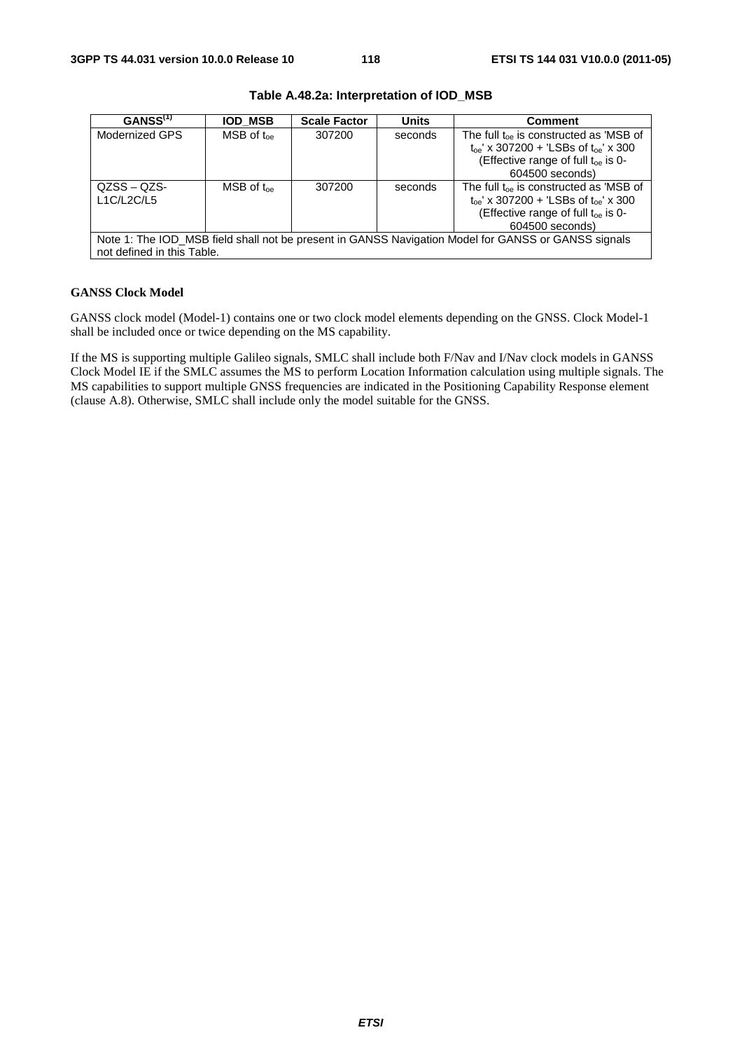**Table A.48.2a: Interpretation of IOD_MSB**

| GANSS[1] | IOD_MSB | Scale Factor | Units | Comment |
|---|---|---|---|---|
| Modernized GPS | MSB of $t_{oe}$ | 307200 | seconds | The full $t_{oe}$ is constructed as 'MSB of $t_{oe}$' x 307200 + 'LSBs of $t_{oe}$' x 300 (Effective range of full $t_{oe}$ is 0-604500 seconds) |
| QZSS – QZS-L1C/L2C/L5 | MSB of $t_{oe}$ | 307200 | seconds | The full $t_{oe}$ is constructed as 'MSB of $t_{oe}$' x 307200 + 'LSBs of $t_{oe}$' x 300 (Effective range of full $t_{oe}$ is 0-604500 seconds) |
| Note 1: The IOD_MSB field shall not be present in GANSS Navigation Model for GANSS or GANSS signals not defined in this Table. | | | | |

**GANSS Clock Model**

GANSS clock model (Model-1) contains one or two clock model elements depending on the GNSS. Clock Model-1 shall be included once or twice depending on the MS capability.

If the MS is supporting multiple Galileo signals, SMLC shall include both F/Nav and I/Nav clock models in GANSS Clock Model IE if the SMLC assumes the MS to perform Location Information calculation using multiple signals. The MS capabilities to support multiple GNSS frequencies are indicated in the Positioning Capability Response element (clause A.8). Otherwise, SMLC shall include only the model suitable for the GNSS.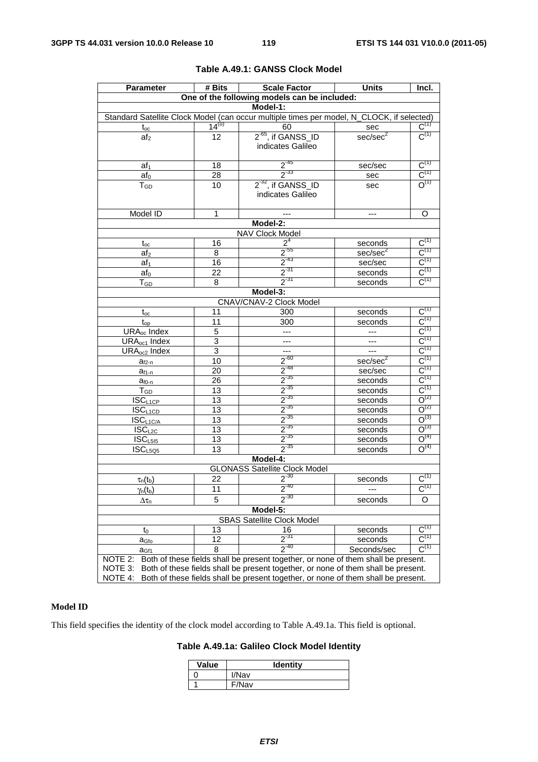**Table A.49.1: GANSS Clock Model**

| Parameter | # Bits | Scale Factor | Units | Incl. |
|---|---|---|---|---|
| One of the following models can be included: | | | | |
| Model-1: | | | | |
| Standard Satellite Clock Model (can occur multiple times per model, N_CLOCK, if selected) | | | | |
| $t_{oc}$ | 14[(u)] | 60 | sec | C[(1)] |
| $af_2$ | 12 | $2^{-65}$, if GANSS_ID indicates Galileo | sec/sec$^2$ | C[(1)] |
| $af_1$ | 18 | $2^{-45}$ | sec/sec | C[(1)] |
| $af_0$ | 28 | $2^{-33}$ | sec | C[(1)] |
| $T_{GD}$ | 10 | $2^{-32}$, if GANSS_ID indicates Galileo | sec | O[(1)] |
| Model ID | 1 | --- | --- | O |
| Model-2: | | | | |
| NAV Clock Model | | | | |
| $t_{oc}$ | 16 | $2^4$ | seconds | C[(1)] |
| $af_2$ | 8 | $2^{-55}$ | sec/sec$^2$ | C[(1)] |
| $af_1$ | 16 | $2^{-43}$ | sec/sec | C[(1)] |
| $af_0$ | 22 | $2^{-31}$ | seconds | C[(1)] |
| $T_{GD}$ | 8 | $2^{-31}$ | seconds | C[(1)] |
| Model-3: | | | | |
| CNAV/CNAV-2 Clock Model | | | | |
| $t_{oc}$ | 11 | 300 | seconds | C[(1)] |
| $t_{op}$ | 11 | 300 | seconds | C[(1)] |
| $URA_{oc}$ Index | 5 | --- | --- | C[(1)] |
| $URA_{oc1}$ Index | 3 | --- | --- | C[(1)] |
| $URA_{oc2}$ Index | 3 | --- | --- | C[(1)] |
| $a_{f2-n}$ | 10 | $2^{-60}$ | sec/sec$^2$ | C[(1)] |
| $a_{f1-n}$ | 20 | $2^{-48}$ | sec/sec | C[(1)] |
| $a_{f0-n}$ | 26 | $2^{-35}$ | seconds | C[(1)] |
| $T_{GD}$ | 13 | $2^{-35}$ | seconds | C[(1)] |
| $ISC_{L1CP}$ | 13 | $2^{-35}$ | seconds | O[(2)] |
| $ISC_{L1CD}$ | 13 | $2^{-35}$ | seconds | O[(2)] |
| $ISC_{L1C/A}$ | 13 | $2^{-35}$ | seconds | O[(3)] |
| $ISC_{L2C}$ | 13 | $2^{-35}$ | seconds | O[(3)] |
| $ISC_{L5I5}$ | 13 | $2^{-35}$ | seconds | O[(4)] |
| $ISC_{L5Q5}$ | 13 | $2^{-35}$ | seconds | O[(4)] |
| Model-4: | | | | |
| GLONASS Satellite Clock Model | | | | |
| $\tau_n(t_b)$ | 22 | $2^{-30}$ | seconds | C[(1)] |
| $\gamma_n(t_b)$ | 11 | $2^{-40}$ | --- | C[(1)] |
| $\Delta\tau_n$ | 5 | $2^{-30}$ | seconds | O |
| Model-5: | | | | |
| SBAS Satellite Clock Model | | | | |
| $t_0$ | 13 | 16 | seconds | C[(1)] |
| $a_{Gfo}$ | 12 | $2^{-31}$ | seconds | C[(1)] |
| $a_{Gf1}$ | 8 | $2^{-40}$ | Seconds/sec | C[(1)] |
| NOTE 2: Both of these fields shall be present together, or none of them shall be present.<br>NOTE 3: Both of these fields shall be present together, or none of them shall be present.<br>NOTE 4: Both of these fields shall be present together, or none of them shall be present. | | | | |

**Model ID**

This field specifies the identity of the clock model according to Table A.49.1a. This field is optional.

**Table A.49.1a: Galileo Clock Model Identity**

| Value | Identity |
|---|---|
| 0 | I/Nav |
| 1 | F/Nav |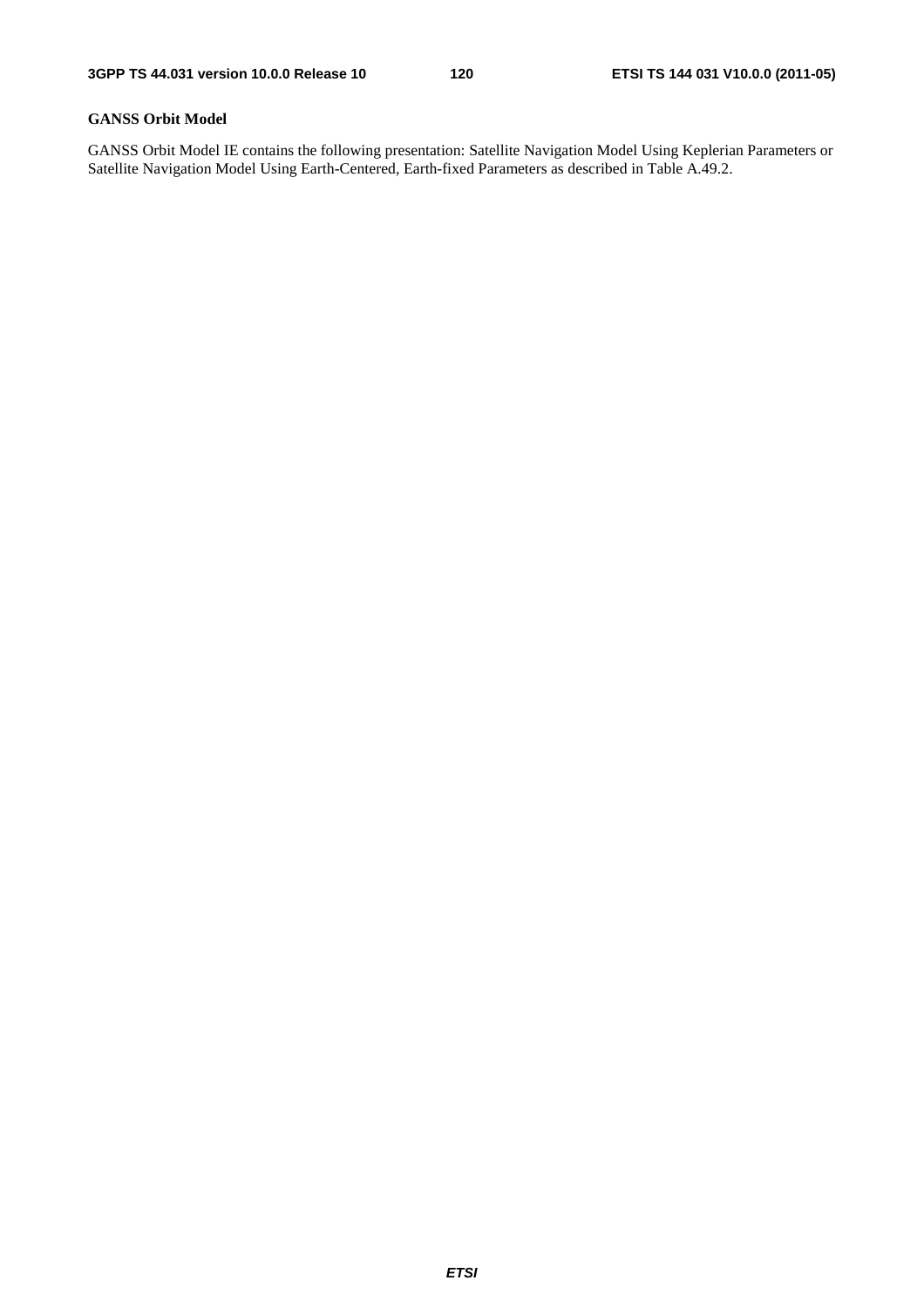**GANSS Orbit Model**

GANSS Orbit Model IE contains the following presentation: Satellite Navigation Model Using Keplerian Parameters or Satellite Navigation Model Using Earth-Centered, Earth-fixed Parameters as described in Table A.49.2.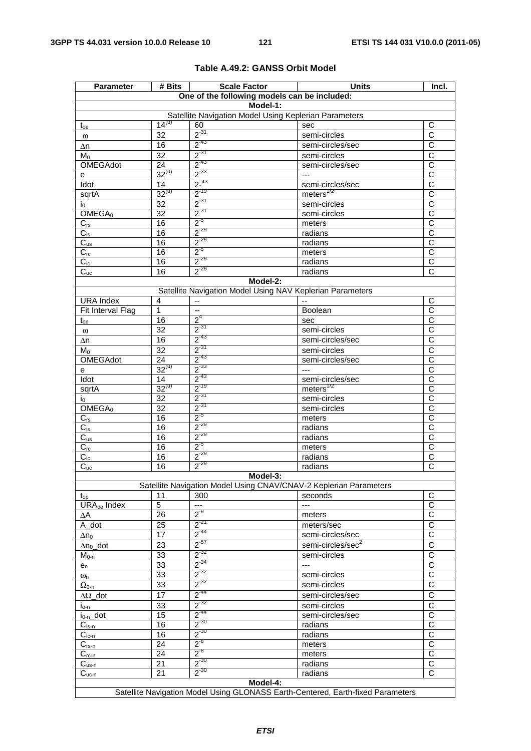**Table A.49.2: GANSS Orbit Model**

| Parameter | # Bits | Scale Factor | Units | Incl. |
|---|---|---|---|---|
| One of the following models can be included: | | | | |
| **Model-1:** | | | | |
| Satellite Navigation Model Using Keplerian Parameters | | | | |
| $t_{oe}$ | $14^{(u)}$ | 60 | sec | C |
| $\omega$ | 32 | $2^{-31}$ | semi-circles | C |
| $\Delta n$ | 16 | $2^{-43}$ | semi-circles/sec | C |
| $M_0$ | 32 | $2^{-31}$ | semi-circles | C |
| OMEGAdot | 24 | $2^{-43}$ | semi-circles/sec | C |
| e | $32^{(u)}$ | $2^{-33}$ | --- | C |
| Idot | 14 | $2^{-43}$ | semi-circles/sec | C |
| sqrtA | $32^{(u)}$ | $2^{-19}$ | meters$^{1/2}$ | C |
| $i_0$ | 32 | $2^{-31}$ | semi-circles | C |
| $OMEGA_0$ | 32 | $2^{-31}$ | semi-circles | C |
| $C_{rs}$ | 16 | $2^{-5}$ | meters | C |
| $C_{is}$ | 16 | $2^{-29}$ | radians | C |
| $C_{us}$ | 16 | $2^{-29}$ | radians | C |
| $C_{rc}$ | 16 | $2^{-5}$ | meters | C |
| $C_{ic}$ | 16 | $2^{-29}$ | radians | C |
| $C_{uc}$ | 16 | $2^{-29}$ | radians | C |
| **Model-2:** | | | | |
| Satellite Navigation Model Using NAV Keplerian Parameters | | | | |
| URA Index | 4 | -- | -- | C |
| Fit Interval Flag | 1 | -- | Boolean | C |
| $t_{oe}$ | 16 | $2^{4}$ | sec | C |
| $\omega$ | 32 | $2^{-31}$ | semi-circles | C |
| $\Delta n$ | 16 | $2^{-43}$ | semi-circles/sec | C |
| $M_0$ | 32 | $2^{-31}$ | semi-circles | C |
| OMEGAdot | 24 | $2^{-43}$ | semi-circles/sec | C |
| e | $32^{(u)}$ | $2^{-33}$ | --- | C |
| Idot | 14 | $2^{-43}$ | semi-circles/sec | C |
| sqrtA | $32^{(u)}$ | $2^{-19}$ | meters$^{1/2}$ | C |
| $i_0$ | 32 | $2^{-31}$ | semi-circles | C |
| $OMEGA_0$ | 32 | $2^{-31}$ | semi-circles | C |
| $C_{rs}$ | 16 | $2^{-5}$ | meters | C |
| $C_{is}$ | 16 | $2^{-29}$ | radians | C |
| $C_{us}$ | 16 | $2^{-29}$ | radians | C |
| $C_{rc}$ | 16 | $2^{-5}$ | meters | C |
| $C_{ic}$ | 16 | $2^{-29}$ | radians | C |
| $C_{uc}$ | 16 | $2^{-29}$ | radians | C |
| **Model-3:** | | | | |
| Satellite Navigation Model Using CNAV/CNAV-2 Keplerian Parameters | | | | |
| $t_{op}$ | 11 | 300 | seconds | C |
| $URA_{oe}$ Index | 5 | --- | --- | C |
| $\Delta A$ | 26 | $2^{-9}$ | meters | C |
| A_dot | 25 | $2^{-21}$ | meters/sec | C |
| $\Delta n_0$ | 17 | $2^{-44}$ | semi-circles/sec | C |
| $\Delta n_0$_dot | 23 | $2^{-57}$ | semi-circles/sec$^2$ | C |
| $M_{0-n}$ | 33 | $2^{-32}$ | semi-circles | C |
| $e_n$ | 33 | $2^{-34}$ | --- | C |
| $\omega_n$ | 33 | $2^{-32}$ | semi-circles | C |
| $\Omega_{0-n}$ | 33 | $2^{-32}$ | semi-circles | C |
| $\Delta\Omega$_dot | 17 | $2^{-44}$ | semi-circles/sec | C |
| $i_{o-n}$ | 33 | $2^{-32}$ | semi-circles | C |
| $i_{0-n}$_dot | 15 | $2^{-44}$ | semi-circles/sec | C |
| $C_{is-n}$ | 16 | $2^{-30}$ | radians | C |
| $C_{ic-n}$ | 16 | $2^{-30}$ | radians | C |
| $C_{rs-n}$ | 24 | $2^{-8}$ | meters | C |
| $C_{rc-n}$ | 24 | $2^{-8}$ | meters | C |
| $C_{us-n}$ | 21 | $2^{-30}$ | radians | C |
| $C_{uc-n}$ | 21 | $2^{-30}$ | radians | C |
| **Model-4:** | | | | |
| Satellite Navigation Model Using GLONASS Earth-Centered, Earth-fixed Parameters | | | | |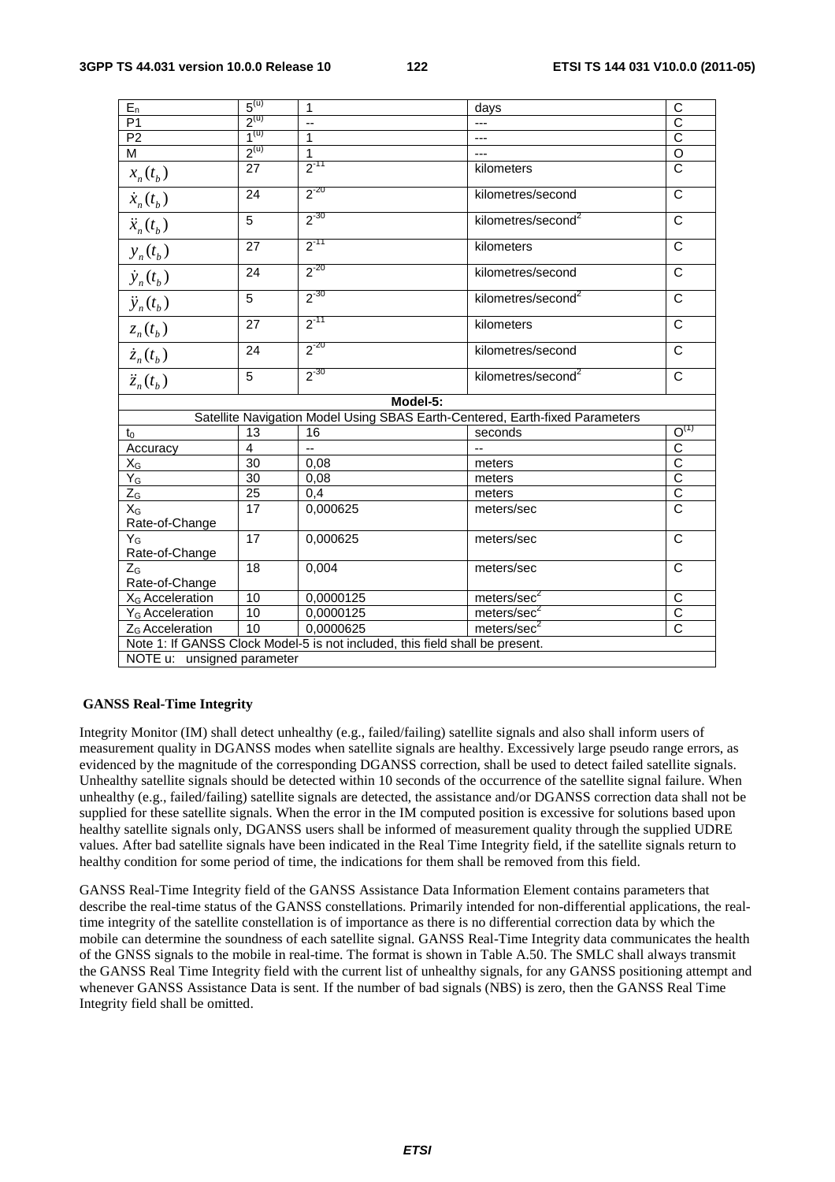| | | | | |
|---|---|---|---|---|
| $E_n$ | $5^{(u)}$ | 1 | days | C |
| P1 | $2^{(u)}$ | -- | --- | C |
| P2 | $1^{(u)}$ | 1 | --- | C |
| M | $2^{(u)}$ | 1 | --- | O |
| $x_n(t_b)$ | 27 | $2^{-11}$ | kilometers | C |
| $\dot{x}_n(t_b)$ | 24 | $2^{-20}$ | kilometres/second | C |
| $\ddot{x}_n(t_b)$ | 5 | $2^{-30}$ | kilometres/second$^2$ | C |
| $y_n(t_b)$ | 27 | $2^{-11}$ | kilometers | C |
| $\dot{y}_n(t_b)$ | 24 | $2^{-20}$ | kilometres/second | C |
| $\ddot{y}_n(t_b)$ | 5 | $2^{-30}$ | kilometres/second$^2$ | C |
| $z_n(t_b)$ | 27 | $2^{-11}$ | kilometers | C |
| $\dot{z}_n(t_b)$ | 24 | $2^{-20}$ | kilometres/second | C |
| $\ddot{z}_n(t_b)$ | 5 | $2^{-30}$ | kilometres/second$^2$ | C |
| **Model-5:** | | | | |
| Satellite Navigation Model Using SBAS Earth-Centered, Earth-fixed Parameters | | | | |
| $t_0$ | 13 | 16 | seconds | $O^{(1)}$ |
| Accuracy | 4 | -- | -- | C |
| $X_G$ | 30 | 0,08 | meters | C |
| $Y_G$ | 30 | 0,08 | meters | C |
| $Z_G$ | 25 | 0,4 | meters | C |
| $X_G$ Rate-of-Change | 17 | 0,000625 | meters/sec | C |
| $Y_G$ Rate-of-Change | 17 | 0,000625 | meters/sec | C |
| $Z_G$ Rate-of-Change | 18 | 0,004 | meters/sec | C |
| $X_G$ Acceleration | 10 | 0,0000125 | meters/sec$^2$ | C |
| $Y_G$ Acceleration | 10 | 0,0000125 | meters/sec$^2$ | C |
| $Z_G$ Acceleration | 10 | 0,0000625 | meters/sec$^2$ | C |
| Note 1: If GANSS Clock Model-5 is not included, this field shall be present. | | | | |
| NOTE u: unsigned parameter | | | | |

**GANSS Real-Time Integrity**

Integrity Monitor (IM) shall detect unhealthy (e.g., failed/failing) satellite signals and also shall inform users of measurement quality in DGANSS modes when satellite signals are healthy. Excessively large pseudo range errors, as evidenced by the magnitude of the corresponding DGANSS correction, shall be used to detect failed satellite signals. Unhealthy satellite signals should be detected within 10 seconds of the occurrence of the satellite signal failure. When unhealthy (e.g., failed/failing) satellite signals are detected, the assistance and/or DGANSS correction data shall not be supplied for these satellite signals. When the error in the IM computed position is excessive for solutions based upon healthy satellite signals only, DGANSS users shall be informed of measurement quality through the supplied UDRE values. After bad satellite signals have been indicated in the Real Time Integrity field, if the satellite signals return to healthy condition for some period of time, the indications for them shall be removed from this field.

GANSS Real-Time Integrity field of the GANSS Assistance Data Information Element contains parameters that describe the real-time status of the GANSS constellations. Primarily intended for non-differential applications, the real-time integrity of the satellite constellation is of importance as there is no differential correction data by which the mobile can determine the soundness of each satellite signal. GANSS Real-Time Integrity data communicates the health of the GNSS signals to the mobile in real-time. The format is shown in Table A.50. The SMLC shall always transmit the GANSS Real Time Integrity field with the current list of unhealthy signals, for any GANSS positioning attempt and whenever GANSS Assistance Data is sent. If the number of bad signals (NBS) is zero, then the GANSS Real Time Integrity field shall be omitted.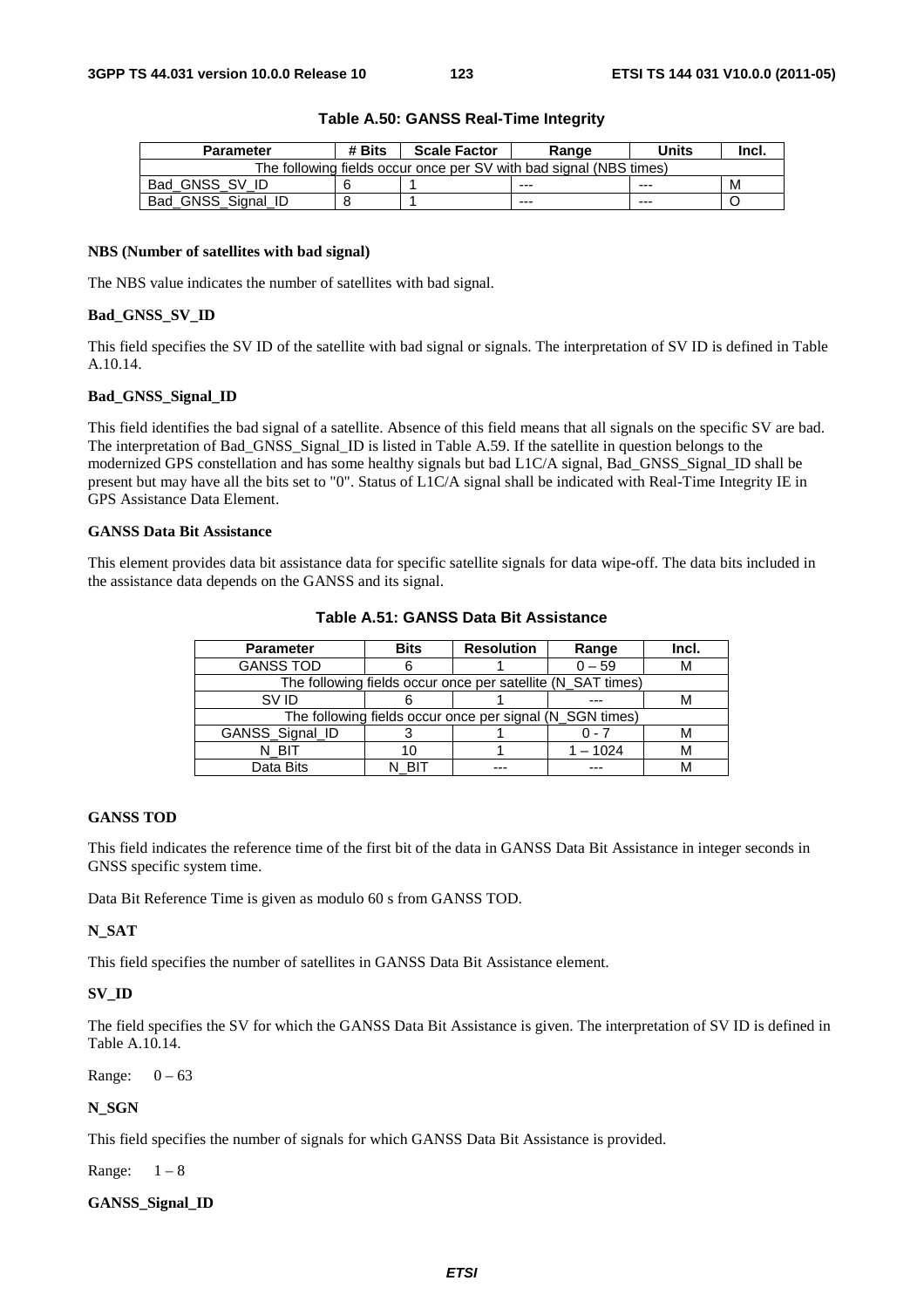**Table A.50: GANSS Real-Time Integrity**

| Parameter | # Bits | Scale Factor | Range | Units | Incl. |
|---|---|---|---|---|---|
| The following fields occur once per SV with bad signal (NBS times) | | | | | |
| Bad_GNSS_SV_ID | 6 | 1 | --- | --- | M |
| Bad_GNSS_Signal_ID | 8 | 1 | --- | --- | O |

**NBS (Number of satellites with bad signal)**

The NBS value indicates the number of satellites with bad signal.

**Bad_GNSS_SV_ID**

This field specifies the SV ID of the satellite with bad signal or signals. The interpretation of SV ID is defined in Table A.10.14.

**Bad_GNSS_Signal_ID**

This field identifies the bad signal of a satellite. Absence of this field means that all signals on the specific SV are bad. The interpretation of Bad_GNSS_Signal_ID is listed in Table A.59. If the satellite in question belongs to the modernized GPS constellation and has some healthy signals but bad L1C/A signal, Bad_GNSS_Signal_ID shall be present but may have all the bits set to "0". Status of L1C/A signal shall be indicated with Real-Time Integrity IE in GPS Assistance Data Element.

**GANSS Data Bit Assistance**

This element provides data bit assistance data for specific satellite signals for data wipe-off. The data bits included in the assistance data depends on the GANSS and its signal.

**Table A.51: GANSS Data Bit Assistance**

| Parameter | Bits | Resolution | Range | Incl. |
|---|---|---|---|---|
| GANSS TOD | 6 | 1 | 0 – 59 | M |
| The following fields occur once per satellite (N_SAT times) | | | | |
| SV ID | 6 | 1 | --- | M |
| The following fields occur once per signal (N_SGN times) | | | | |
| GANSS_Signal_ID | 3 | 1 | 0 - 7 | M |
| N_BIT | 10 | 1 | 1 – 1024 | M |
| Data Bits | N_BIT | --- | --- | M |

**GANSS TOD**

This field indicates the reference time of the first bit of the data in GANSS Data Bit Assistance in integer seconds in GNSS specific system time.

Data Bit Reference Time is given as modulo 60 s from GANSS TOD.

**N_SAT**

This field specifies the number of satellites in GANSS Data Bit Assistance element.

**SV_ID**

The field specifies the SV for which the GANSS Data Bit Assistance is given. The interpretation of SV ID is defined in Table A.10.14.

Range: 0 – 63

**N_SGN**

This field specifies the number of signals for which GANSS Data Bit Assistance is provided.

Range: 1 – 8

**GANSS_Signal_ID**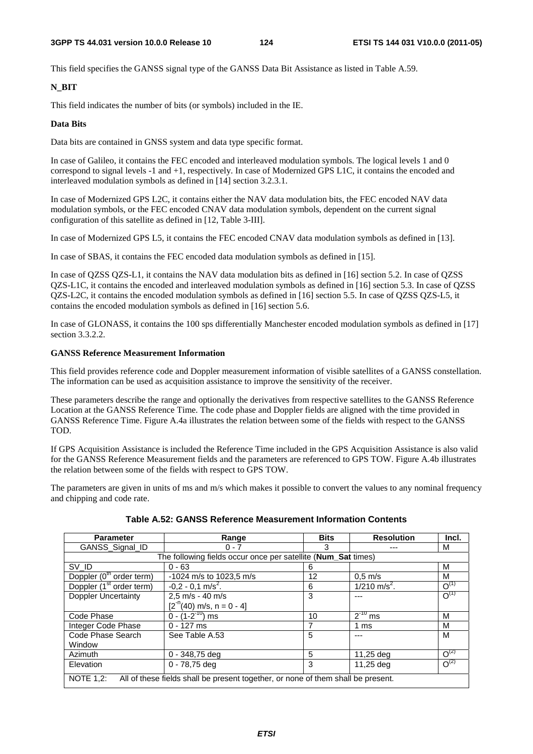This field specifies the GANSS signal type of the GANSS Data Bit Assistance as listed in Table A.59.

**N_BIT**

This field indicates the number of bits (or symbols) included in the IE.

**Data Bits**

Data bits are contained in GNSS system and data type specific format.

In case of Galileo, it contains the FEC encoded and interleaved modulation symbols. The logical levels 1 and 0 correspond to signal levels -1 and +1, respectively. In case of Modernized GPS L1C, it contains the encoded and interleaved modulation symbols as defined in [14] section 3.2.3.1.

In case of Modernized GPS L2C, it contains either the NAV data modulation bits, the FEC encoded NAV data modulation symbols, or the FEC encoded CNAV data modulation symbols, dependent on the current signal configuration of this satellite as defined in [12, Table 3-III].

In case of Modernized GPS L5, it contains the FEC encoded CNAV data modulation symbols as defined in [13].

In case of SBAS, it contains the FEC encoded data modulation symbols as defined in [15].

In case of QZSS QZS-L1, it contains the NAV data modulation bits as defined in [16] section 5.2. In case of QZSS QZS-L1C, it contains the encoded and interleaved modulation symbols as defined in [16] section 5.3. In case of QZSS QZS-L2C, it contains the encoded modulation symbols as defined in [16] section 5.5. In case of QZSS QZS-L5, it contains the encoded modulation symbols as defined in [16] section 5.6.

In case of GLONASS, it contains the 100 sps differentially Manchester encoded modulation symbols as defined in [17] section 3.3.2.2.

**GANSS Reference Measurement Information**

This field provides reference code and Doppler measurement information of visible satellites of a GANSS constellation. The information can be used as acquisition assistance to improve the sensitivity of the receiver.

These parameters describe the range and optionally the derivatives from respective satellites to the GANSS Reference Location at the GANSS Reference Time. The code phase and Doppler fields are aligned with the time provided in GANSS Reference Time. Figure A.4a illustrates the relation between some of the fields with respect to the GANSS TOD.

If GPS Acquisition Assistance is included the Reference Time included in the GPS Acquisition Assistance is also valid for the GANSS Reference Measurement fields and the parameters are referenced to GPS TOW. Figure A.4b illustrates the relation between some of the fields with respect to GPS TOW.

The parameters are given in units of ms and m/s which makes it possible to convert the values to any nominal frequency and chipping and code rate.

**Table A.52: GANSS Reference Measurement Information Contents**

| Parameter | Range | Bits | Resolution | Incl. |
|---|---|---|---|---|
| GANSS_Signal_ID | 0 - 7 | 3 | --- | M |
| The following fields occur once per satellite (**Num_Sat** times) | | | | |
| SV_ID | 0 - 63 | 6 | | M |
| Doppler ($0^{th}$ order term) | -1024 m/s to 1023,5 m/s | 12 | 0,5 m/s | M |
| Doppler ($1^{st}$ order term) | -0,2 - 0,1 m/s$^2$. | 6 | 1/210 m/s$^2$. | O(1) |
| Doppler Uncertainty | 2,5 m/s - 40 m/s<br>[$2^{-n}$(40) m/s, n = 0 - 4] | 3 | --- | O(1) |
| Code Phase | 0 - ($1-2^{-10}$) ms | 10 | $2^{-10}$ ms | M |
| Integer Code Phase | 0 - 127 ms | 7 | 1 ms | M |
| Code Phase Search Window | See Table A.53 | 5 | --- | M |
| Azimuth | 0 - 348,75 deg | 5 | 11,25 deg | O(2) |
| Elevation | 0 - 78,75 deg | 3 | 11,25 deg | O(2) |
| NOTE 1,2: All of these fields shall be present together, or none of them shall be present. | | | | |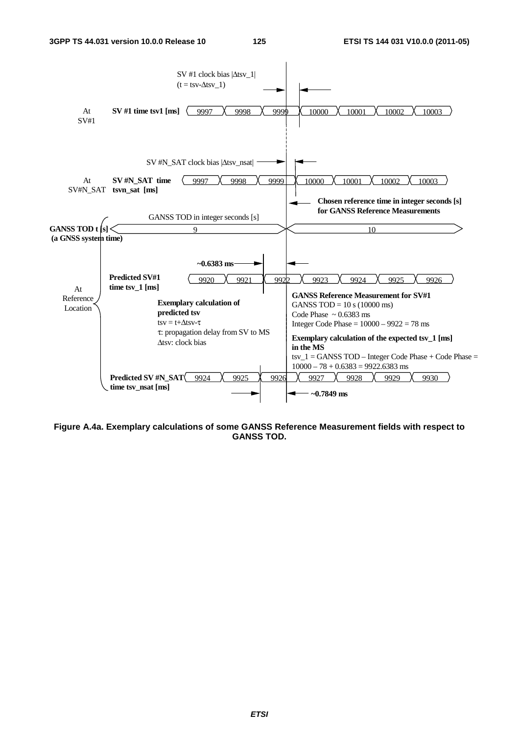SV #1 clock bias |Δtsv_1|
(t = tsv-Δtsv_1)

At SV#1 — **SV #1 time tsv1 [ms]**: 9997, 9998, 9999, 10000, 10001, 10002, 10003

SV #N_SAT clock bias |Δtsv_nsat|

At SV#N_SAT — **SV #N_SAT time tsvn_sat [ms]**: 9997, 9998, 9999, 10000, 10001, 10002, 10003

**Chosen reference time in integer seconds [s] for GANSS Reference Measurements**

GANSS TOD in integer seconds [s]

**GANSS TOD t [s] (a GNSS system time)**: 9, 10

At Reference Location

**~0.6383 ms**

**Predicted SV#1 time tsv_1 [ms]**: 9920, 9921, 9922, 9923, 9924, 9925, 9926

**Exemplary calculation of predicted tsv**
tsv = t+Δtsv-τ
τ: propagation delay from SV to MS
Δtsv: clock bias

**GANSS Reference Measurement for SV#1**
GANSS TOD = 10 s (10000 ms)
Code Phase ~ 0.6383 ms
Integer Code Phase = 10000 – 9922 = 78 ms

**Exemplary calculation of the expected tsv_1 [ms] in the MS**
tsv_1 = GANSS TOD – Integer Code Phase + Code Phase =
10000 – 78 + 0.6383 = 9922.6383 ms

**Predicted SV #N_SAT time tsv_nsat [ms]**: 9924, 9925, 9926, 9927, 9928, 9929, 9930

**~0.7849 ms**

**Figure A.4a. Exemplary calculations of some GANSS Reference Measurement fields with respect to GANSS TOD.**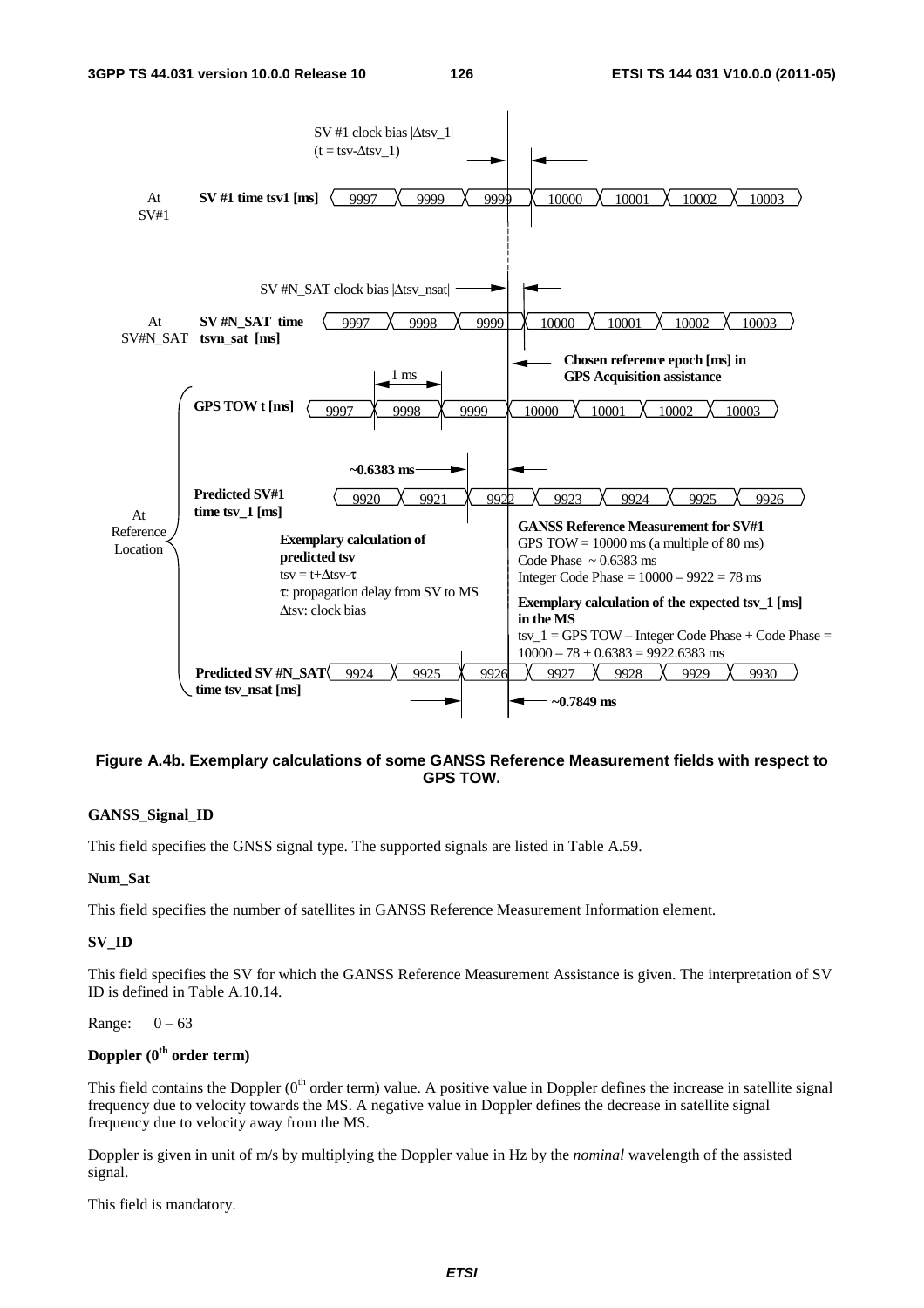Figure A.4b. Exemplary calculations of some GANSS Reference Measurement fields with respect to GPS TOW.

**GANSS_Signal_ID**

This field specifies the GNSS signal type. The supported signals are listed in Table A.59.

**Num_Sat**

This field specifies the number of satellites in GANSS Reference Measurement Information element.

**SV_ID**

This field specifies the SV for which the GANSS Reference Measurement Assistance is given. The interpretation of SV ID is defined in Table A.10.14.

Range: 0 – 63

**Doppler ($0^{th}$ order term)**

This field contains the Doppler ($0^{th}$ order term) value. A positive value in Doppler defines the increase in satellite signal frequency due to velocity towards the MS. A negative value in Doppler defines the decrease in satellite signal frequency due to velocity away from the MS.

Doppler is given in unit of m/s by multiplying the Doppler value in Hz by the *nominal* wavelength of the assisted signal.

This field is mandatory.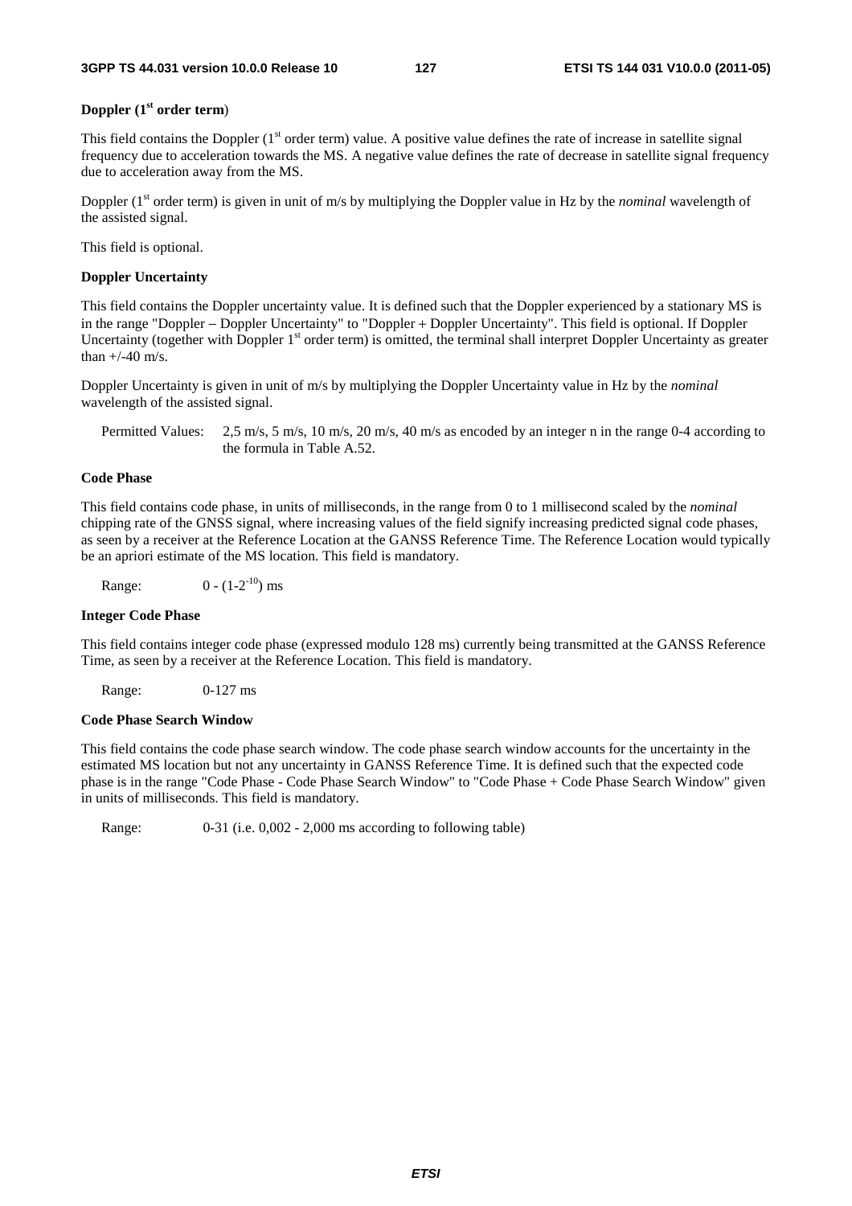**Doppler (1st order term)**

This field contains the Doppler (1st order term) value. A positive value defines the rate of increase in satellite signal frequency due to acceleration towards the MS. A negative value defines the rate of decrease in satellite signal frequency due to acceleration away from the MS.

Doppler (1st order term) is given in unit of m/s by multiplying the Doppler value in Hz by the *nominal* wavelength of the assisted signal.

This field is optional.

**Doppler Uncertainty**

This field contains the Doppler uncertainty value. It is defined such that the Doppler experienced by a stationary MS is in the range "Doppler − Doppler Uncertainty" to "Doppler + Doppler Uncertainty". This field is optional. If Doppler Uncertainty (together with Doppler 1st order term) is omitted, the terminal shall interpret Doppler Uncertainty as greater than +/-40 m/s.

Doppler Uncertainty is given in unit of m/s by multiplying the Doppler Uncertainty value in Hz by the *nominal* wavelength of the assisted signal.

Permitted Values: 2,5 m/s, 5 m/s, 10 m/s, 20 m/s, 40 m/s as encoded by an integer n in the range 0-4 according to the formula in Table A.52.

**Code Phase**

This field contains code phase, in units of milliseconds, in the range from 0 to 1 millisecond scaled by the *nominal* chipping rate of the GNSS signal, where increasing values of the field signify increasing predicted signal code phases, as seen by a receiver at the Reference Location at the GANSS Reference Time. The Reference Location would typically be an apriori estimate of the MS location. This field is mandatory.

Range: $0 - (1-2^{-10})$ ms

**Integer Code Phase**

This field contains integer code phase (expressed modulo 128 ms) currently being transmitted at the GANSS Reference Time, as seen by a receiver at the Reference Location. This field is mandatory.

Range: 0-127 ms

**Code Phase Search Window**

This field contains the code phase search window. The code phase search window accounts for the uncertainty in the estimated MS location but not any uncertainty in GANSS Reference Time. It is defined such that the expected code phase is in the range "Code Phase - Code Phase Search Window" to "Code Phase + Code Phase Search Window" given in units of milliseconds. This field is mandatory.

Range: 0-31 (i.e. 0,002 - 2,000 ms according to following table)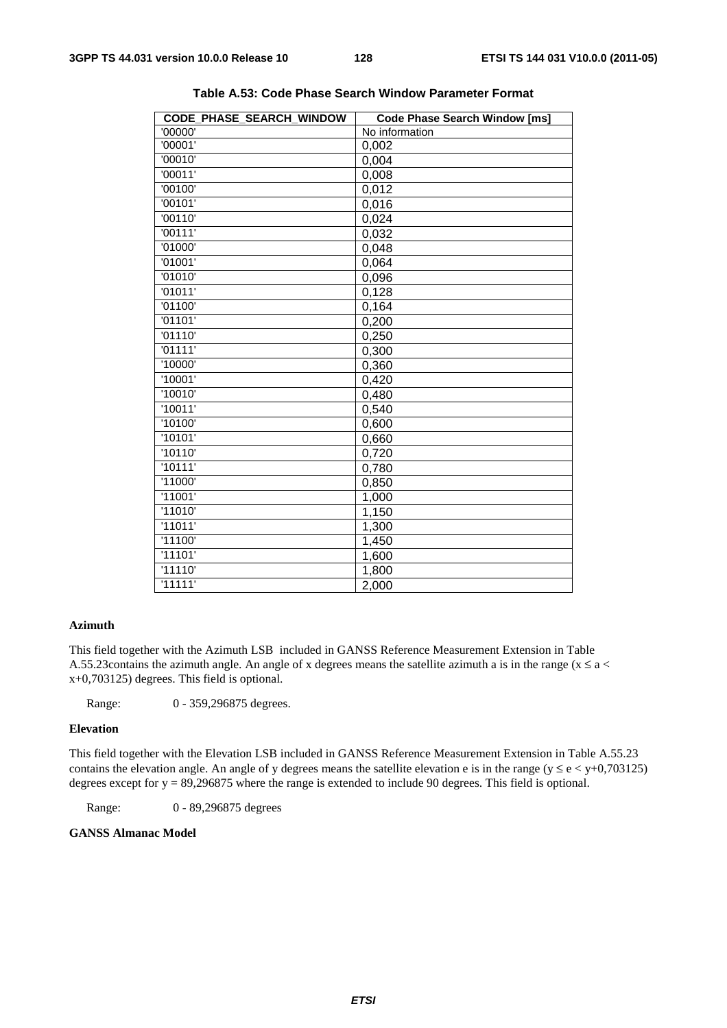**Table A.53: Code Phase Search Window Parameter Format**

| CODE_PHASE_SEARCH_WINDOW | Code Phase Search Window [ms] |
|---|---|
| '00000' | No information |
| '00001' | 0,002 |
| '00010' | 0,004 |
| '00011' | 0,008 |
| '00100' | 0,012 |
| '00101' | 0,016 |
| '00110' | 0,024 |
| '00111' | 0,032 |
| '01000' | 0,048 |
| '01001' | 0,064 |
| '01010' | 0,096 |
| '01011' | 0,128 |
| '01100' | 0,164 |
| '01101' | 0,200 |
| '01110' | 0,250 |
| '01111' | 0,300 |
| '10000' | 0,360 |
| '10001' | 0,420 |
| '10010' | 0,480 |
| '10011' | 0,540 |
| '10100' | 0,600 |
| '10101' | 0,660 |
| '10110' | 0,720 |
| '10111' | 0,780 |
| '11000' | 0,850 |
| '11001' | 1,000 |
| '11010' | 1,150 |
| '11011' | 1,300 |
| '11100' | 1,450 |
| '11101' | 1,600 |
| '11110' | 1,800 |
| '11111' | 2,000 |

**Azimuth**

This field together with the Azimuth LSB included in GANSS Reference Measurement Extension in Table A.55.23contains the azimuth angle. An angle of x degrees means the satellite azimuth a is in the range ($x \leq a < x+0,703125$) degrees. This field is optional.

Range: 0 - 359,296875 degrees.

**Elevation**

This field together with the Elevation LSB included in GANSS Reference Measurement Extension in Table A.55.23 contains the elevation angle. An angle of y degrees means the satellite elevation e is in the range ($y \leq e < y+0,703125$) degrees except for $y = 89,296875$ where the range is extended to include 90 degrees. This field is optional.

Range: 0 - 89,296875 degrees

**GANSS Almanac Model**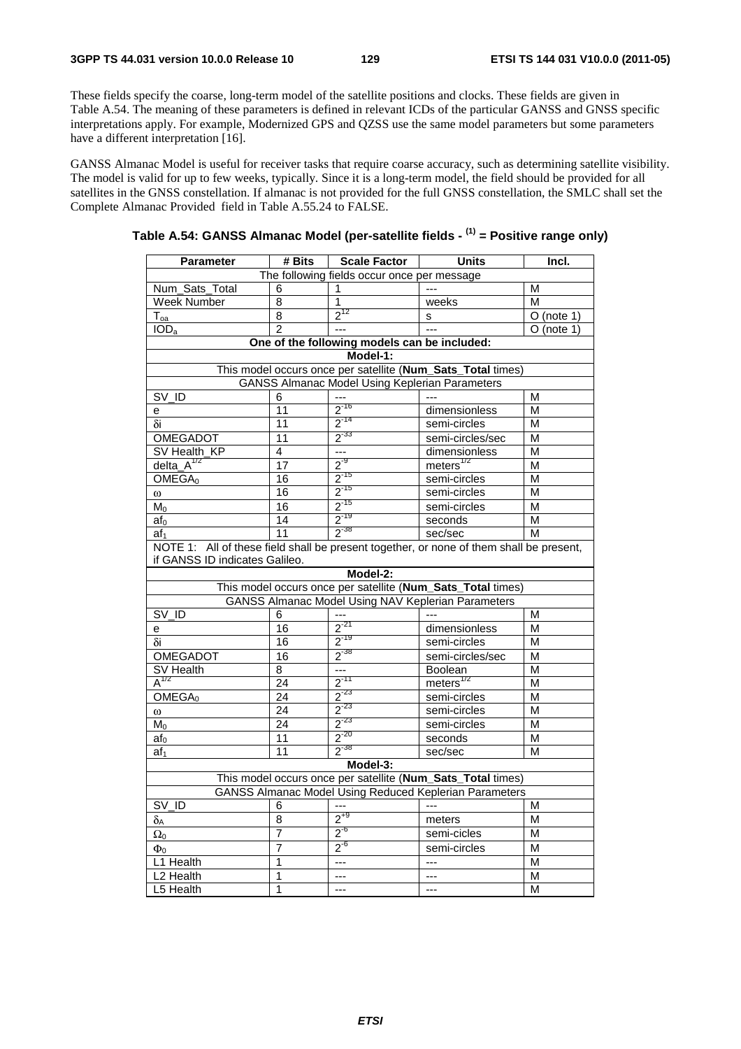These fields specify the coarse, long-term model of the satellite positions and clocks. These fields are given in Table A.54. The meaning of these parameters is defined in relevant ICDs of the particular GANSS and GNSS specific interpretations apply. For example, Modernized GPS and QZSS use the same model parameters but some parameters have a different interpretation [16].

GANSS Almanac Model is useful for receiver tasks that require coarse accuracy, such as determining satellite visibility. The model is valid for up to few weeks, typically. Since it is a long-term model, the field should be provided for all satellites in the GNSS constellation. If almanac is not provided for the full GNSS constellation, the SMLC shall set the Complete Almanac Provided field in Table A.55.24 to FALSE.

**Table A.54: GANSS Almanac Model (per-satellite fields - (1) = Positive range only)**

| Parameter | # Bits | Scale Factor | Units | Incl. |
|---|---|---|---|---|
| The following fields occur once per message | | | | |
| Num_Sats_Total | 6 | 1 | --- | M |
| Week Number | 8 | 1 | weeks | M |
| $T_{oa}$ | 8 | $2^{12}$ | s | O (note 1) |
| $IOD_a$ | 2 | --- | --- | O (note 1) |
| **One of the following models can be included:** | | | | |
| **Model-1:** | | | | |
| This model occurs once per satellite (**Num_Sats_Total** times) | | | | |
| GANSS Almanac Model Using Keplerian Parameters | | | | |
| SV_ID | 6 | --- | --- | M |
| e | 11 | $2^{-16}$ | dimensionless | M |
| $\delta i$ | 11 | $2^{-14}$ | semi-circles | M |
| OMEGADOT | 11 | $2^{-33}$ | semi-circles/sec | M |
| SV Health_KP | 4 | --- | dimensionless | M |
| delta_$A^{1/2}$ | 17 | $2^{-9}$ | $meters^{1/2}$ | M |
| $OMEGA_0$ | 16 | $2^{-15}$ | semi-circles | M |
| $\omega$ | 16 | $2^{-15}$ | semi-circles | M |
| $M_0$ | 16 | $2^{-15}$ | semi-circles | M |
| $af_0$ | 14 | $2^{-19}$ | seconds | M |
| $af_1$ | 11 | $2^{-38}$ | sec/sec | M |
| NOTE 1: All of these field shall be present together, or none of them shall be present, if GANSS ID indicates Galileo. | | | | |
| **Model-2:** | | | | |
| This model occurs once per satellite (**Num_Sats_Total** times) | | | | |
| GANSS Almanac Model Using NAV Keplerian Parameters | | | | |
| SV_ID | 6 | --- | --- | M |
| e | 16 | $2^{-21}$ | dimensionless | M |
| $\delta i$ | 16 | $2^{-19}$ | semi-circles | M |
| OMEGADOT | 16 | $2^{-38}$ | semi-circles/sec | M |
| SV Health | 8 | --- | Boolean | M |
| $A^{1/2}$ | 24 | $2^{-11}$ | $meters^{1/2}$ | M |
| $OMEGA_0$ | 24 | $2^{-23}$ | semi-circles | M |
| $\omega$ | 24 | $2^{-23}$ | semi-circles | M |
| $M_0$ | 24 | $2^{-23}$ | semi-circles | M |
| $af_0$ | 11 | $2^{-20}$ | seconds | M |
| $af_1$ | 11 | $2^{-38}$ | sec/sec | M |
| **Model-3:** | | | | |
| This model occurs once per satellite (**Num_Sats_Total** times) | | | | |
| GANSS Almanac Model Using Reduced Keplerian Parameters | | | | |
| SV_ID | 6 | --- | --- | M |
| $\delta_A$ | 8 | $2^{+9}$ | meters | M |
| $\Omega_0$ | 7 | $2^{-6}$ | semi-cicles | M |
| $\Phi_0$ | 7 | $2^{-6}$ | semi-circles | M |
| L1 Health | 1 | --- | --- | M |
| L2 Health | 1 | --- | --- | M |
| L5 Health | 1 | --- | --- | M |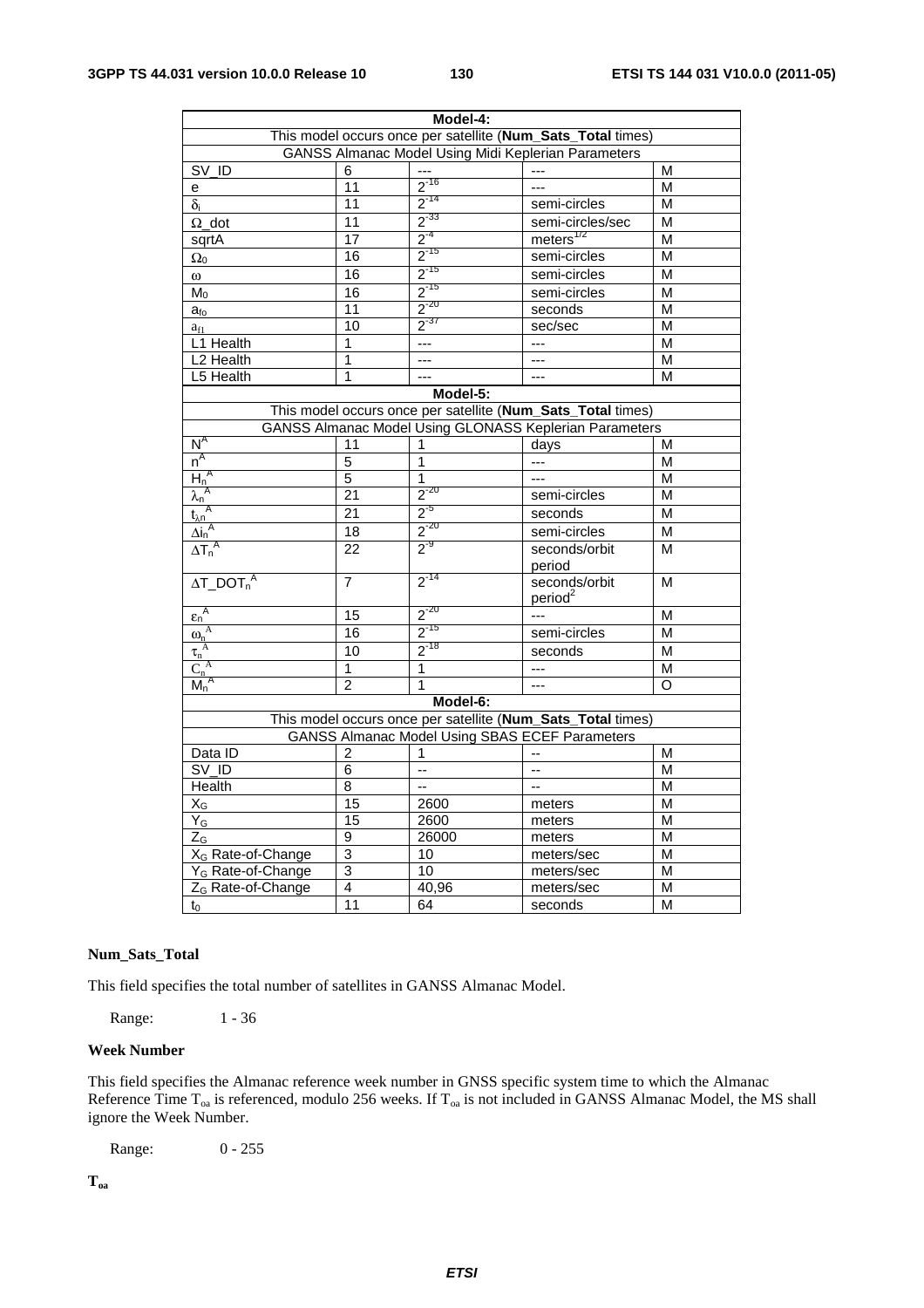| Model-4: | | | | |
|---|---|---|---|---|
| This model occurs once per satellite (**Num_Sats_Total** times) | | | | |
| GANSS Almanac Model Using Midi Keplerian Parameters | | | | |
| SV_ID | 6 | --- | --- | M |
| e | 11 | $2^{-16}$ | --- | M |
| $\delta_i$ | 11 | $2^{-14}$ | semi-circles | M |
| $\Omega$_dot | 11 | $2^{-33}$ | semi-circles/sec | M |
| sqrtA | 17 | $2^{-4}$ | meters$^{1/2}$ | M |
| $\Omega_0$ | 16 | $2^{-15}$ | semi-circles | M |
| $\omega$ | 16 | $2^{-15}$ | semi-circles | M |
| $M_0$ | 16 | $2^{-15}$ | semi-circles | M |
| $a_{f0}$ | 11 | $2^{-20}$ | seconds | M |
| $a_{f1}$ | 10 | $2^{-37}$ | sec/sec | M |
| L1 Health | 1 | --- | --- | M |
| L2 Health | 1 | --- | --- | M |
| L5 Health | 1 | --- | --- | M |
| **Model-5:** | | | | |
| This model occurs once per satellite (**Num_Sats_Total** times) | | | | |
| GANSS Almanac Model Using GLONASS Keplerian Parameters | | | | |
| $N^A$ | 11 | 1 | days | M |
| $n^A$ | 5 | 1 | --- | M |
| $H_n^A$ | 5 | 1 | --- | M |
| $\lambda_n^A$ | 21 | $2^{-20}$ | semi-circles | M |
| $t_{\lambda n}^A$ | 21 | $2^{-5}$ | seconds | M |
| $\Delta i_n^A$ | 18 | $2^{-20}$ | semi-circles | M |
| $\Delta T_n^A$ | 22 | $2^{-9}$ | seconds/orbit period | M |
| $\Delta T\_DOT_n^A$ | 7 | $2^{-14}$ | seconds/orbit period$^2$ | M |
| $\varepsilon_n^A$ | 15 | $2^{-20}$ | --- | M |
| $\omega_n^A$ | 16 | $2^{-15}$ | semi-circles | M |
| $\tau_n^A$ | 10 | $2^{-18}$ | seconds | M |
| $C_n^A$ | 1 | 1 | --- | M |
| $M_n^A$ | 2 | 1 | --- | O |
| **Model-6:** | | | | |
| This model occurs once per satellite (**Num_Sats_Total** times) | | | | |
| GANSS Almanac Model Using SBAS ECEF Parameters | | | | |
| Data ID | 2 | 1 | -- | M |
| SV_ID | 6 | -- | -- | M |
| Health | 8 | -- | -- | M |
| $X_G$ | 15 | 2600 | meters | M |
| $Y_G$ | 15 | 2600 | meters | M |
| $Z_G$ | 9 | 26000 | meters | M |
| $X_G$ Rate-of-Change | 3 | 10 | meters/sec | M |
| $Y_G$ Rate-of-Change | 3 | 10 | meters/sec | M |
| $Z_G$ Rate-of-Change | 4 | 40,96 | meters/sec | M |
| $t_0$ | 11 | 64 | seconds | M |

**Num_Sats_Total**

This field specifies the total number of satellites in GANSS Almanac Model.

Range: 1 - 36

**Week Number**

This field specifies the Almanac reference week number in GNSS specific system time to which the Almanac Reference Time $T_{oa}$ is referenced, modulo 256 weeks. If $T_{oa}$ is not included in GANSS Almanac Model, the MS shall ignore the Week Number.

Range: 0 - 255

**$T_{oa}$**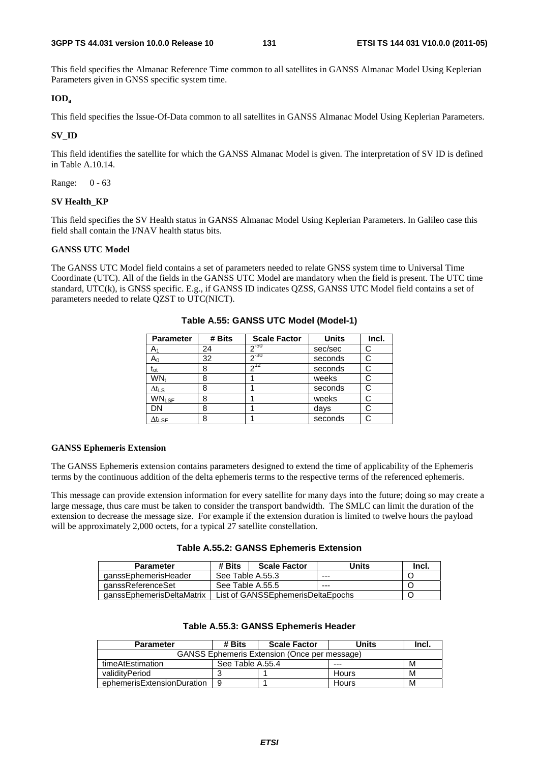This field specifies the Almanac Reference Time common to all satellites in GANSS Almanac Model Using Keplerian Parameters given in GNSS specific system time.

**$IOD_a$**

This field specifies the Issue-Of-Data common to all satellites in GANSS Almanac Model Using Keplerian Parameters.

**SV_ID**

This field identifies the satellite for which the GANSS Almanac Model is given. The interpretation of SV ID is defined in Table A.10.14.

Range: 0 - 63

**SV Health_KP**

This field specifies the SV Health status in GANSS Almanac Model Using Keplerian Parameters. In Galileo case this field shall contain the I/NAV health status bits.

**GANSS UTC Model**

The GANSS UTC Model field contains a set of parameters needed to relate GNSS system time to Universal Time Coordinate (UTC). All of the fields in the GANSS UTC Model are mandatory when the field is present. The UTC time standard, UTC(k), is GNSS specific. E.g., if GANSS ID indicates QZSS, GANSS UTC Model field contains a set of parameters needed to relate QZST to UTC(NICT).

**Table A.55: GANSS UTC Model (Model-1)**

| Parameter | # Bits | Scale Factor | Units | Incl. |
|---|---|---|---|---|
| $A_1$ | 24 | $2^{-50}$ | sec/sec | C |
| $A_0$ | 32 | $2^{-30}$ | seconds | C |
| $t_{ot}$ | 8 | $2^{12}$ | seconds | C |
| $WN_t$ | 8 | 1 | weeks | C |
| $\Delta t_{LS}$ | 8 | 1 | seconds | C |
| $WN_{LSF}$ | 8 | 1 | weeks | C |
| DN | 8 | 1 | days | C |
| $\Delta t_{LSF}$ | 8 | 1 | seconds | C |

**GANSS Ephemeris Extension**

The GANSS Ephemeris extension contains parameters designed to extend the time of applicability of the Ephemeris terms by the continuous addition of the delta ephemeris terms to the respective terms of the referenced ephemeris.

This message can provide extension information for every satellite for many days into the future; doing so may create a large message, thus care must be taken to consider the transport bandwidth. The SMLC can limit the duration of the extension to decrease the message size. For example if the extension duration is limited to twelve hours the payload will be approximately 2,000 octets, for a typical 27 satellite constellation.

**Table A.55.2: GANSS Ephemeris Extension**

| Parameter | # Bits | Scale Factor | Units | Incl. |
|---|---|---|---|---|
| ganssEphemerisHeader | See Table A.55.3 | | --- | O |
| ganssReferenceSet | See Table A.55.5 | | --- | O |
| ganssEphemerisDeltaMatrix | List of GANSSEphemerisDeltaEpochs | | | O |

**Table A.55.3: GANSS Ephemeris Header**

| Parameter | # Bits | Scale Factor | Units | Incl. |
|---|---|---|---|---|
| GANSS Ephemeris Extension (Once per message) | | | | |
| timeAtEstimation | See Table A.55.4 | | --- | M |
| validityPeriod | 3 | 1 | Hours | M |
| ephemerisExtensionDuration | 9 | 1 | Hours | M |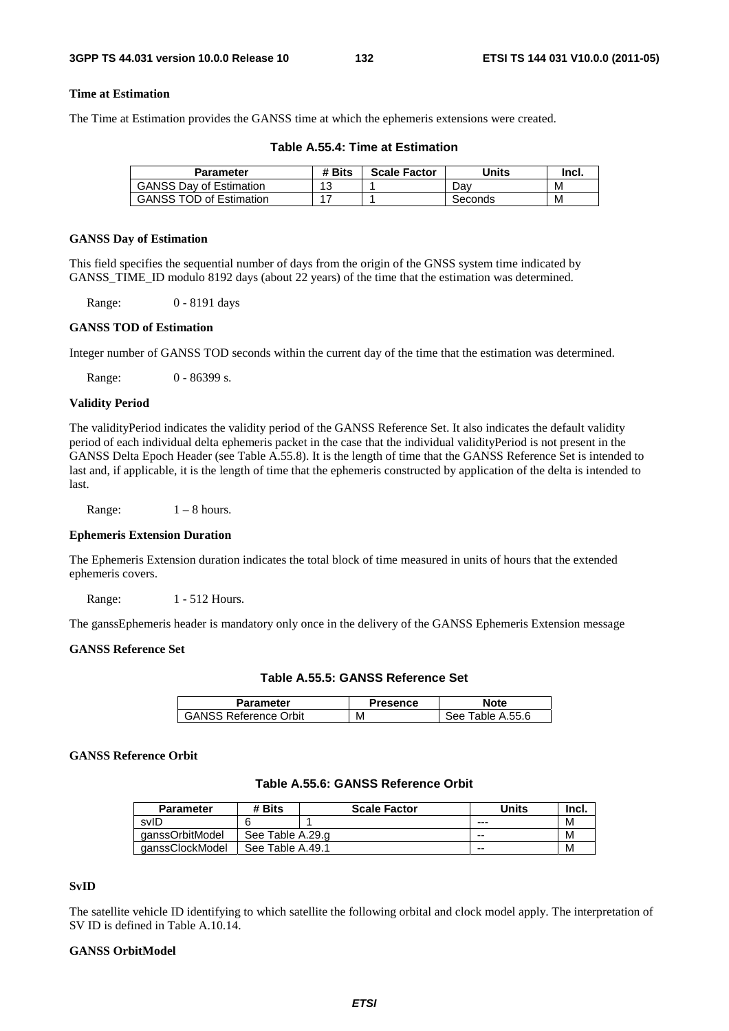**Time at Estimation**

The Time at Estimation provides the GANSS time at which the ephemeris extensions were created.

**Table A.55.4: Time at Estimation**

| Parameter | # Bits | Scale Factor | Units | Incl. |
|---|---|---|---|---|
| GANSS Day of Estimation | 13 | 1 | Day | M |
| GANSS TOD of Estimation | 17 | 1 | Seconds | M |

**GANSS Day of Estimation**

This field specifies the sequential number of days from the origin of the GNSS system time indicated by GANSS_TIME_ID modulo 8192 days (about 22 years) of the time that the estimation was determined.

Range: 0 - 8191 days

**GANSS TOD of Estimation**

Integer number of GANSS TOD seconds within the current day of the time that the estimation was determined.

Range: 0 - 86399 s.

**Validity Period**

The validityPeriod indicates the validity period of the GANSS Reference Set. It also indicates the default validity period of each individual delta ephemeris packet in the case that the individual validityPeriod is not present in the GANSS Delta Epoch Header (see Table A.55.8). It is the length of time that the GANSS Reference Set is intended to last and, if applicable, it is the length of time that the ephemeris constructed by application of the delta is intended to last.

Range: 1 – 8 hours.

**Ephemeris Extension Duration**

The Ephemeris Extension duration indicates the total block of time measured in units of hours that the extended ephemeris covers.

Range: 1 - 512 Hours.

The ganssEphemeris header is mandatory only once in the delivery of the GANSS Ephemeris Extension message

**GANSS Reference Set**

**Table A.55.5: GANSS Reference Set**

| Parameter | Presence | Note |
|---|---|---|
| GANSS Reference Orbit | M | See Table A.55.6 |

**GANSS Reference Orbit**

**Table A.55.6: GANSS Reference Orbit**

| Parameter | # Bits | Scale Factor | Units | Incl. |
|---|---|---|---|---|
| svID | 6 | 1 | --- | M |
| ganssOrbitModel | See Table A.29.g | | -- | M |
| ganssClockModel | See Table A.49.1 | | -- | M |

**SvID**

The satellite vehicle ID identifying to which satellite the following orbital and clock model apply. The interpretation of SV ID is defined in Table A.10.14.

**GANSS OrbitModel**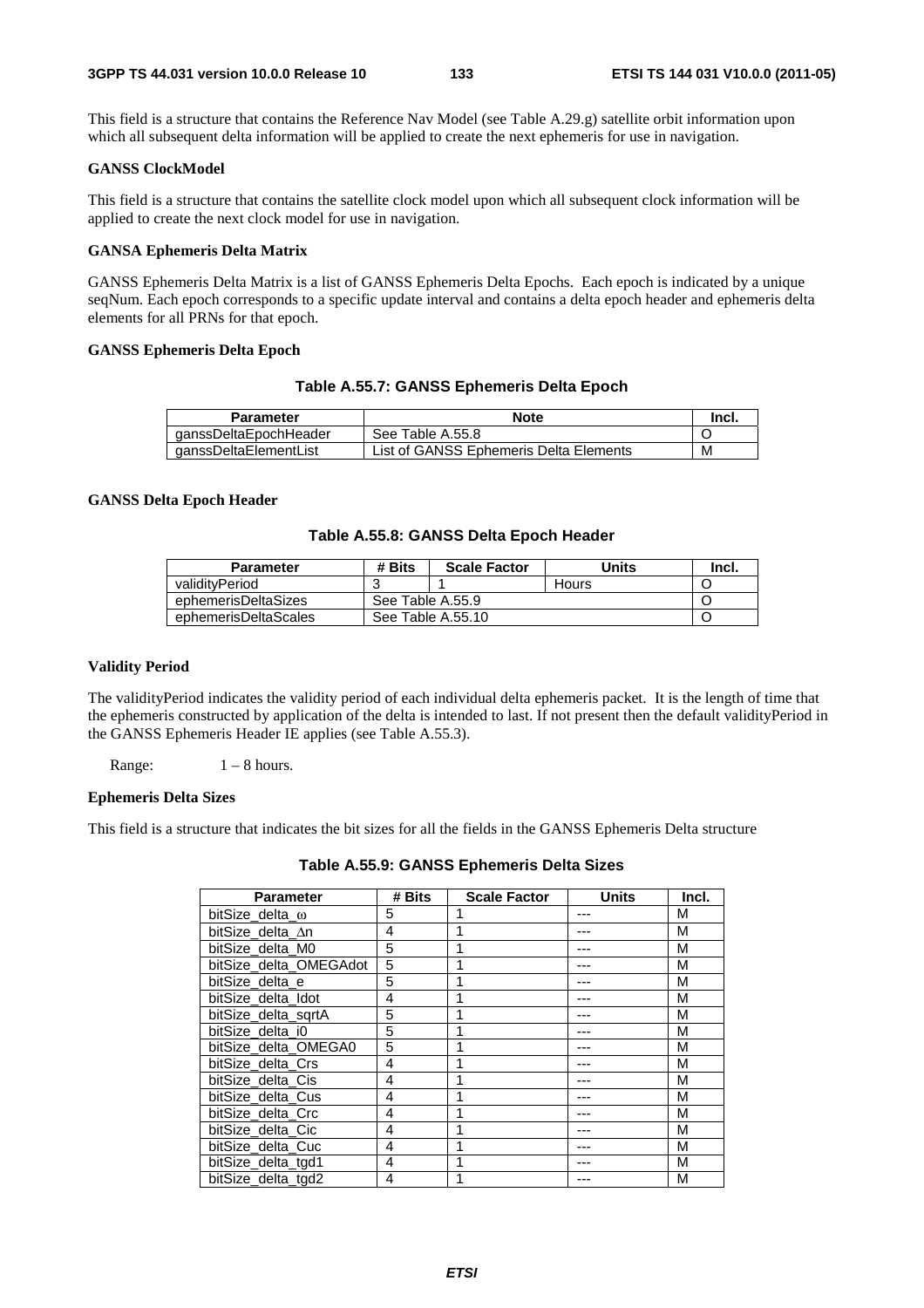This field is a structure that contains the Reference Nav Model (see Table A.29.g) satellite orbit information upon which all subsequent delta information will be applied to create the next ephemeris for use in navigation.

#### GANSS ClockModel

This field is a structure that contains the satellite clock model upon which all subsequent clock information will be applied to create the next clock model for use in navigation.

#### GANSA Ephemeris Delta Matrix

GANSS Ephemeris Delta Matrix is a list of GANSS Ephemeris Delta Epochs. Each epoch is indicated by a unique seqNum. Each epoch corresponds to a specific update interval and contains a delta epoch header and ephemeris delta elements for all PRNs for that epoch.

#### GANSS Ephemeris Delta Epoch

**Table A.55.7: GANSS Ephemeris Delta Epoch**

| Parameter | Note | Incl. |
|---|---|---|
| ganssDeltaEpochHeader | See Table A.55.8 | O |
| ganssDeltaElementList | List of GANSS Ephemeris Delta Elements | M |

#### GANSS Delta Epoch Header

**Table A.55.8: GANSS Delta Epoch Header**

| Parameter | # Bits | Scale Factor | Units | Incl. |
|---|---|---|---|---|
| validityPeriod | 3 | 1 | Hours | O |
| ephemerisDeltaSizes | See Table A.55.9 | | | O |
| ephemerisDeltaScales | See Table A.55.10 | | | O |

#### Validity Period

The validityPeriod indicates the validity period of each individual delta ephemeris packet. It is the length of time that the ephemeris constructed by application of the delta is intended to last. If not present then the default validityPeriod in the GANSS Ephemeris Header IE applies (see Table A.55.3).

Range: 1 – 8 hours.

#### Ephemeris Delta Sizes

This field is a structure that indicates the bit sizes for all the fields in the GANSS Ephemeris Delta structure

**Table A.55.9: GANSS Ephemeris Delta Sizes**

| Parameter | # Bits | Scale Factor | Units | Incl. |
|---|---|---|---|---|
| bitSize_delta_ω | 5 | 1 | --- | M |
| bitSize_delta_Δn | 4 | 1 | --- | M |
| bitSize_delta_M0 | 5 | 1 | --- | M |
| bitSize_delta_OMEGAdot | 5 | 1 | --- | M |
| bitSize_delta_e | 5 | 1 | --- | M |
| bitSize_delta_Idot | 4 | 1 | --- | M |
| bitSize_delta_sqrtA | 5 | 1 | --- | M |
| bitSize_delta_i0 | 5 | 1 | --- | M |
| bitSize_delta_OMEGA0 | 5 | 1 | --- | M |
| bitSize_delta_Crs | 4 | 1 | --- | M |
| bitSize_delta_Cis | 4 | 1 | --- | M |
| bitSize_delta_Cus | 4 | 1 | --- | M |
| bitSize_delta_Crc | 4 | 1 | --- | M |
| bitSize_delta_Cic | 4 | 1 | --- | M |
| bitSize_delta_Cuc | 4 | 1 | --- | M |
| bitSize_delta_tgd1 | 4 | 1 | --- | M |
| bitSize_delta_tgd2 | 4 | 1 | --- | M |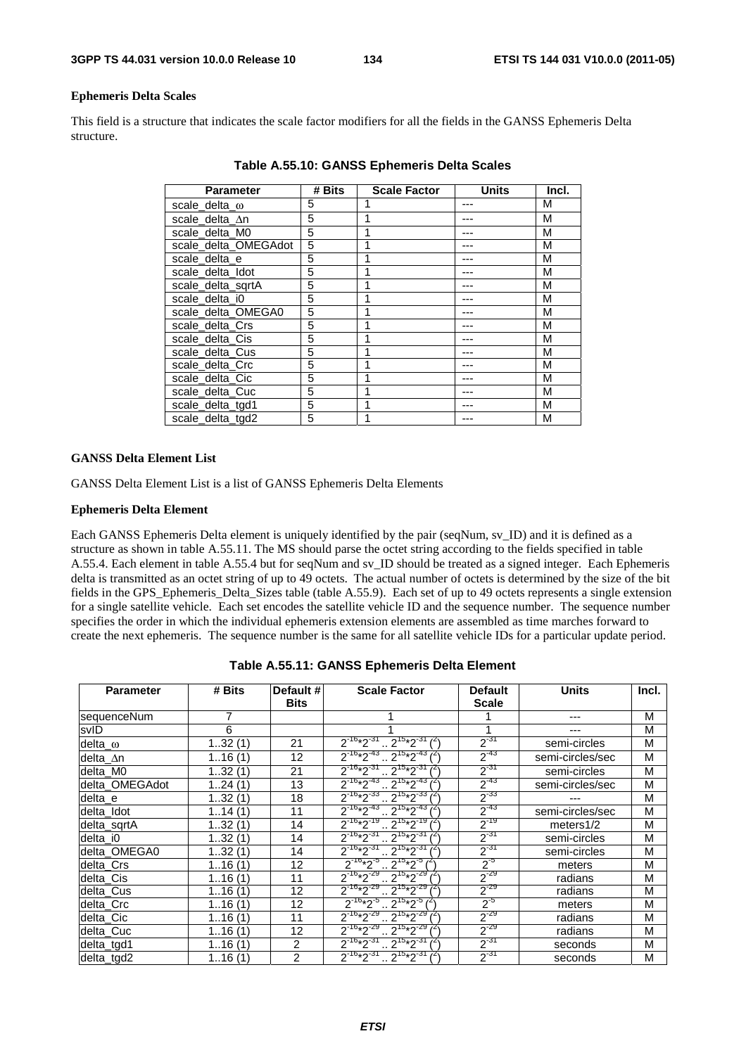**Ephemeris Delta Scales**

This field is a structure that indicates the scale factor modifiers for all the fields in the GANSS Ephemeris Delta structure.

**Table A.55.10: GANSS Ephemeris Delta Scales**

| Parameter | # Bits | Scale Factor | Units | Incl. |
|---|---|---|---|---|
| scale_delta_ω | 5 | 1 | --- | M |
| scale_delta_Δn | 5 | 1 | --- | M |
| scale_delta_M0 | 5 | 1 | --- | M |
| scale_delta_OMEGAdot | 5 | 1 | --- | M |
| scale_delta_e | 5 | 1 | --- | M |
| scale_delta_Idot | 5 | 1 | --- | M |
| scale_delta_sqrtA | 5 | 1 | --- | M |
| scale_delta_i0 | 5 | 1 | --- | M |
| scale_delta_OMEGA0 | 5 | 1 | --- | M |
| scale_delta_Crs | 5 | 1 | --- | M |
| scale_delta_Cis | 5 | 1 | --- | M |
| scale_delta_Cus | 5 | 1 | --- | M |
| scale_delta_Crc | 5 | 1 | --- | M |
| scale_delta_Cic | 5 | 1 | --- | M |
| scale_delta_Cuc | 5 | 1 | --- | M |
| scale_delta_tgd1 | 5 | 1 | --- | M |
| scale_delta_tgd2 | 5 | 1 | --- | M |

**GANSS Delta Element List**

GANSS Delta Element List is a list of GANSS Ephemeris Delta Elements

**Ephemeris Delta Element**

Each GANSS Ephemeris Delta element is uniquely identified by the pair (seqNum, sv_ID) and it is defined as a structure as shown in table A.55.11. The MS should parse the octet string according to the fields specified in table A.55.4. Each element in table A.55.4 but for seqNum and sv_ID should be treated as a signed integer. Each Ephemeris delta is transmitted as an octet string of up to 49 octets. The actual number of octets is determined by the size of the bit fields in the GPS_Ephemeris_Delta_Sizes table (table A.55.9). Each set of up to 49 octets represents a single extension for a single satellite vehicle. Each set encodes the satellite vehicle ID and the sequence number. The sequence number specifies the order in which the individual ephemeris extension elements are assembled as time marches forward to create the next ephemeris. The sequence number is the same for all satellite vehicle IDs for a particular update period.

**Table A.55.11: GANSS Ephemeris Delta Element**

| Parameter | # Bits | Default # Bits | Scale Factor | Default Scale | Units | Incl. |
|---|---|---|---|---|---|---|
| sequenceNum | 7 | | 1 | 1 | --- | M |
| svID | 6 | | 1 | 1 | --- | M |
| delta_ω | 1..32 (1) | 21 | $2^{-16}*2^{-31}$ .. $2^{15}*2^{-31}$ (2) | $2^{-31}$ | semi-circles | M |
| delta_Δn | 1..16 (1) | 12 | $2^{-16}*2^{-43}$ .. $2^{15}*2^{-43}$ (2) | $2^{-43}$ | semi-circles/sec | M |
| delta_M0 | 1..32 (1) | 21 | $2^{-16}*2^{-31}$ .. $2^{15}*2^{-31}$ (2) | $2^{-31}$ | semi-circles | M |
| delta_OMEGAdot | 1..24 (1) | 13 | $2^{-16}*2^{-43}$ .. $2^{15}*2^{-43}$ (2) | $2^{-43}$ | semi-circles/sec | M |
| delta_e | 1..32 (1) | 18 | $2^{-16}*2^{-33}$ .. $2^{15}*2^{-33}$ (2) | $2^{-33}$ | --- | M |
| delta_Idot | 1..14 (1) | 11 | $2^{-16}*2^{-43}$ .. $2^{15}*2^{-43}$ (2) | $2^{-43}$ | semi-circles/sec | M |
| delta_sqrtA | 1..32 (1) | 14 | $2^{-16}*2^{-19}$ .. $2^{15}*2^{-19}$ (2) | $2^{-19}$ | meters1/2 | M |
| delta_i0 | 1..32 (1) | 14 | $2^{-16}*2^{-31}$ .. $2^{15}*2^{-31}$ (2) | $2^{-31}$ | semi-circles | M |
| delta_OMEGA0 | 1..32 (1) | 14 | $2^{-16}*2^{-31}$ .. $2^{15}*2^{-31}$ (2) | $2^{-31}$ | semi-circles | M |
| delta_Crs | 1..16 (1) | 12 | $2^{-16}*2^{-5}$ .. $2^{15}*2^{-5}$ (2) | $2^{-5}$ | meters | M |
| delta_Cis | 1..16 (1) | 11 | $2^{-16}*2^{-29}$ .. $2^{15}*2^{-29}$ (2) | $2^{-29}$ | radians | M |
| delta_Cus | 1..16 (1) | 12 | $2^{-16}*2^{-29}$ .. $2^{15}*2^{-29}$ (2) | $2^{-29}$ | radians | M |
| delta_Crc | 1..16 (1) | 12 | $2^{-16}*2^{-5}$ .. $2^{15}*2^{-5}$ (2) | $2^{-5}$ | meters | M |
| delta_Cic | 1..16 (1) | 11 | $2^{-16}*2^{-29}$ .. $2^{15}*2^{-29}$ (2) | $2^{-29}$ | radians | M |
| delta_Cuc | 1..16 (1) | 12 | $2^{-16}*2^{-29}$ .. $2^{15}*2^{-29}$ (2) | $2^{-29}$ | radians | M |
| delta_tgd1 | 1..16 (1) | 2 | $2^{-16}*2^{-31}$ .. $2^{15}*2^{-31}$ (2) | $2^{-31}$ | seconds | M |
| delta_tgd2 | 1..16 (1) | 2 | $2^{-16}*2^{-31}$ .. $2^{15}*2^{-31}$ (2) | $2^{-31}$ | seconds | M |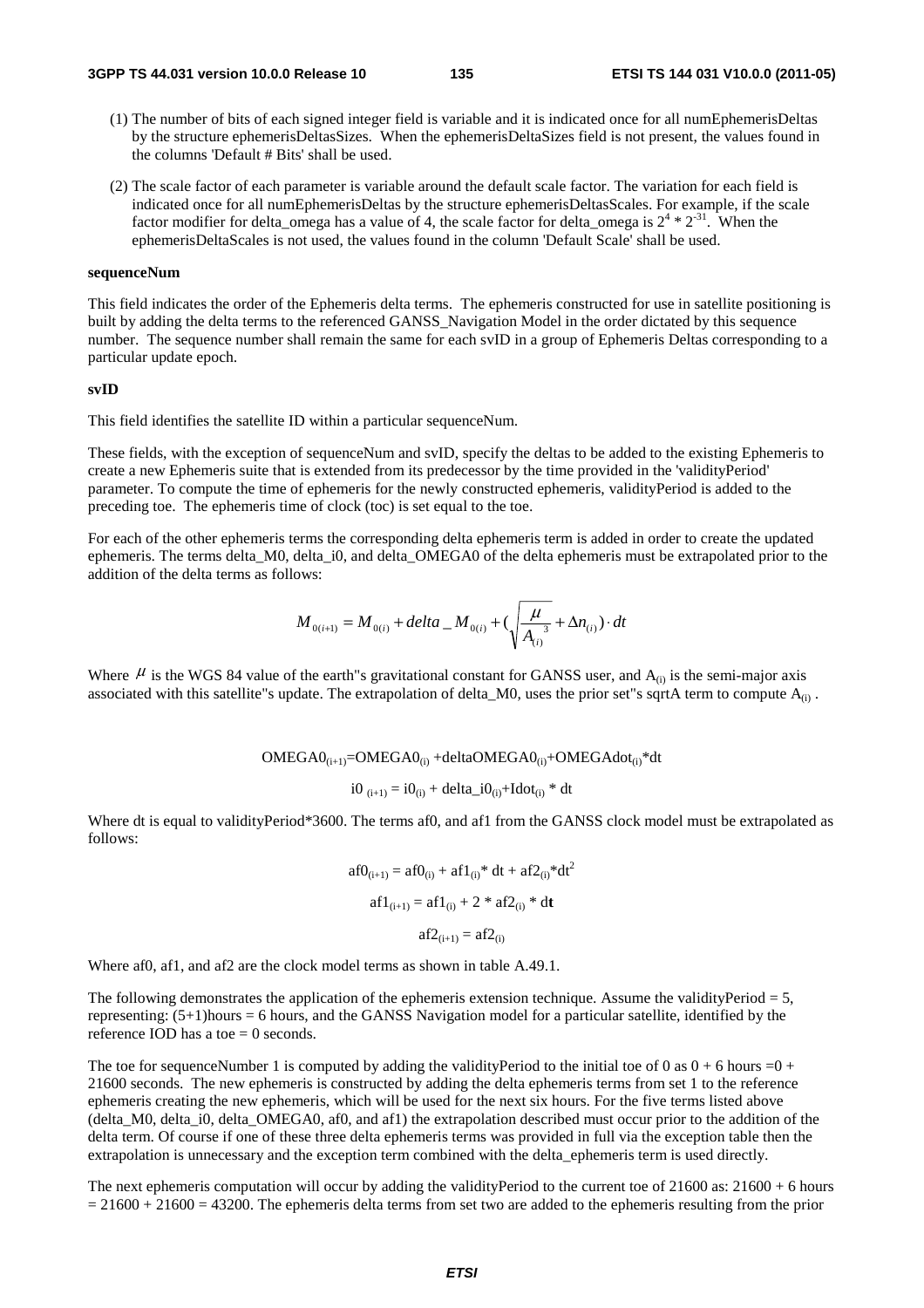(1) The number of bits of each signed integer field is variable and it is indicated once for all numEphemerisDeltas by the structure ephemerisDeltasSizes. When the ephemerisDeltaSizes field is not present, the values found in the columns 'Default # Bits' shall be used.

(2) The scale factor of each parameter is variable around the default scale factor. The variation for each field is indicated once for all numEphemerisDeltas by the structure ephemerisDeltasScales. For example, if the scale factor modifier for delta_omega has a value of 4, the scale factor for delta_omega is $2^4 * 2^{-31}$. When the ephemerisDeltaScales is not used, the values found in the column 'Default Scale' shall be used.

**sequenceNum**

This field indicates the order of the Ephemeris delta terms. The ephemeris constructed for use in satellite positioning is built by adding the delta terms to the referenced GANSS_Navigation Model in the order dictated by this sequence number. The sequence number shall remain the same for each svID in a group of Ephemeris Deltas corresponding to a particular update epoch.

**svID**

This field identifies the satellite ID within a particular sequenceNum.

These fields, with the exception of sequenceNum and svID, specify the deltas to be added to the existing Ephemeris to create a new Ephemeris suite that is extended from its predecessor by the time provided in the 'validityPeriod' parameter. To compute the time of ephemeris for the newly constructed ephemeris, validityPeriod is added to the preceding toe. The ephemeris time of clock (toc) is set equal to the toe.

For each of the other ephemeris terms the corresponding delta ephemeris term is added in order to create the updated ephemeris. The terms delta_M0, delta_i0, and delta_OMEGA0 of the delta ephemeris must be extrapolated prior to the addition of the delta terms as follows:

$$M_{0(i+1)} = M_{0(i)} + delta\_M_{0(i)} + \left(\sqrt{\frac{\mu}{A_{(i)}^{\ 3}}} + \Delta n_{(i)}\right) \cdot dt$$

Where $\mu$ is the WGS 84 value of the earth"s gravitational constant for GANSS user, and $A_{(i)}$ is the semi-major axis associated with this satellite"s update. The extrapolation of delta_M0, uses the prior set"s sqrtA term to compute $A_{(i)}$.

$$OMEGA0_{(i+1)} = OMEGA0_{(i)} + deltaOMEGA0_{(i)} + OMEGAdot_{(i)} * dt$$

$$i0_{(i+1)} = i0_{(i)} + delta\_i0_{(i)} + Idot_{(i)} * dt$$

Where dt is equal to validityPeriod*3600. The terms af0, and af1 from the GANSS clock model must be extrapolated as follows:

$$af0_{(i+1)} = af0_{(i)} + af1_{(i)} * dt + af2_{(i)} * dt^2$$

$$af1_{(i+1)} = af1_{(i)} + 2 * af2_{(i)} * dt$$

$$af2_{(i+1)} = af2_{(i)}$$

Where af0, af1, and af2 are the clock model terms as shown in table A.49.1.

The following demonstrates the application of the ephemeris extension technique. Assume the validityPeriod = 5, representing: (5+1)hours = 6 hours, and the GANSS Navigation model for a particular satellite, identified by the reference IOD has a toe = 0 seconds.

The toe for sequenceNumber 1 is computed by adding the validityPeriod to the initial toe of 0 as 0 + 6 hours =0 + 21600 seconds. The new ephemeris is constructed by adding the delta ephemeris terms from set 1 to the reference ephemeris creating the new ephemeris, which will be used for the next six hours. For the five terms listed above (delta_M0, delta_i0, delta_OMEGA0, af0, and af1) the extrapolation described must occur prior to the addition of the delta term. Of course if one of these three delta ephemeris terms was provided in full via the exception table then the extrapolation is unnecessary and the exception term combined with the delta_ephemeris term is used directly.

The next ephemeris computation will occur by adding the validityPeriod to the current toe of 21600 as: 21600 + 6 hours = 21600 + 21600 = 43200. The ephemeris delta terms from set two are added to the ephemeris resulting from the prior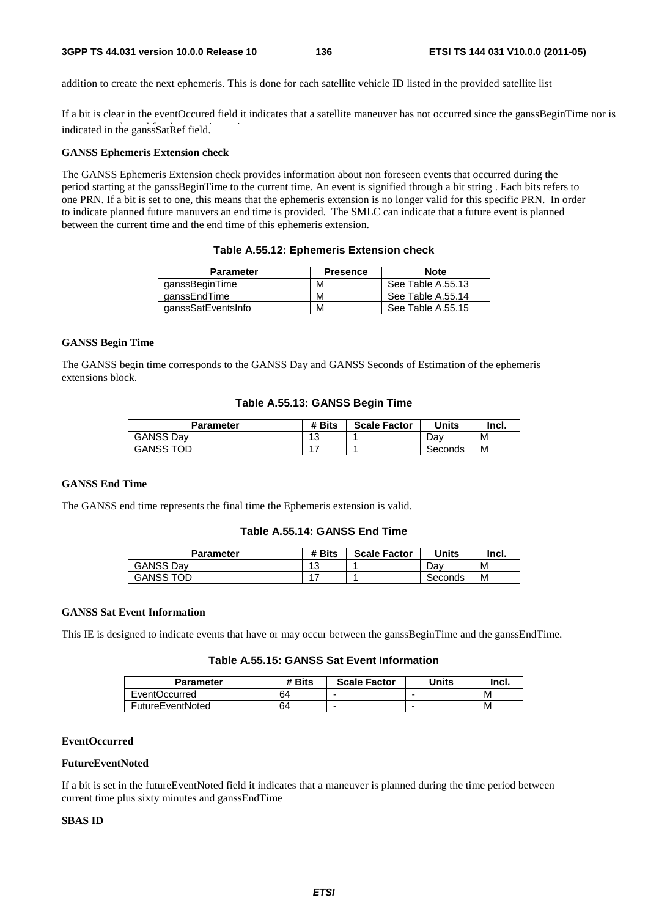addition to create the next ephemeris. This is done for each satellite vehicle ID listed in the provided satellite list

If a bit is clear in the eventOccured field it indicates that a satellite maneuver has not occurred since the ganssBeginTime nor is indicated in the ganssSatRef field.

**GANSS Ephemeris Extension check**

The GANSS Ephemeris Extension check provides information about non foreseen events that occurred during the period starting at the ganssBeginTime to the current time. An event is signified through a bit string . Each bits refers to one PRN. If a bit is set to one, this means that the ephemeris extension is no longer valid for this specific PRN. In order to indicate planned future manuvers an end time is provided. The SMLC can indicate that a future event is planned between the current time and the end time of this ephemeris extension.

**Table A.55.12: Ephemeris Extension check**

| Parameter | Presence | Note |
|---|---|---|
| ganssBeginTime | M | See Table A.55.13 |
| ganssEndTime | M | See Table A.55.14 |
| ganssSatEventsInfo | M | See Table A.55.15 |

**GANSS Begin Time**

The GANSS begin time corresponds to the GANSS Day and GANSS Seconds of Estimation of the ephemeris extensions block.

**Table A.55.13: GANSS Begin Time**

| Parameter | # Bits | Scale Factor | Units | Incl. |
|---|---|---|---|---|
| GANSS Day | 13 | 1 | Day | M |
| GANSS TOD | 17 | 1 | Seconds | M |

**GANSS End Time**

The GANSS end time represents the final time the Ephemeris extension is valid.

**Table A.55.14: GANSS End Time**

| Parameter | # Bits | Scale Factor | Units | Incl. |
|---|---|---|---|---|
| GANSS Day | 13 | 1 | Day | M |
| GANSS TOD | 17 | 1 | Seconds | M |

**GANSS Sat Event Information**

This IE is designed to indicate events that have or may occur between the ganssBeginTime and the ganssEndTime.

**Table A.55.15: GANSS Sat Event Information**

| Parameter | # Bits | Scale Factor | Units | Incl. |
|---|---|---|---|---|
| EventOccurred | 64 | - | - | M |
| FutureEventNoted | 64 | - | - | M |

**EventOccurred**

**FutureEventNoted**

If a bit is set in the futureEventNoted field it indicates that a maneuver is planned during the time period between current time plus sixty minutes and ganssEndTime

**SBAS ID**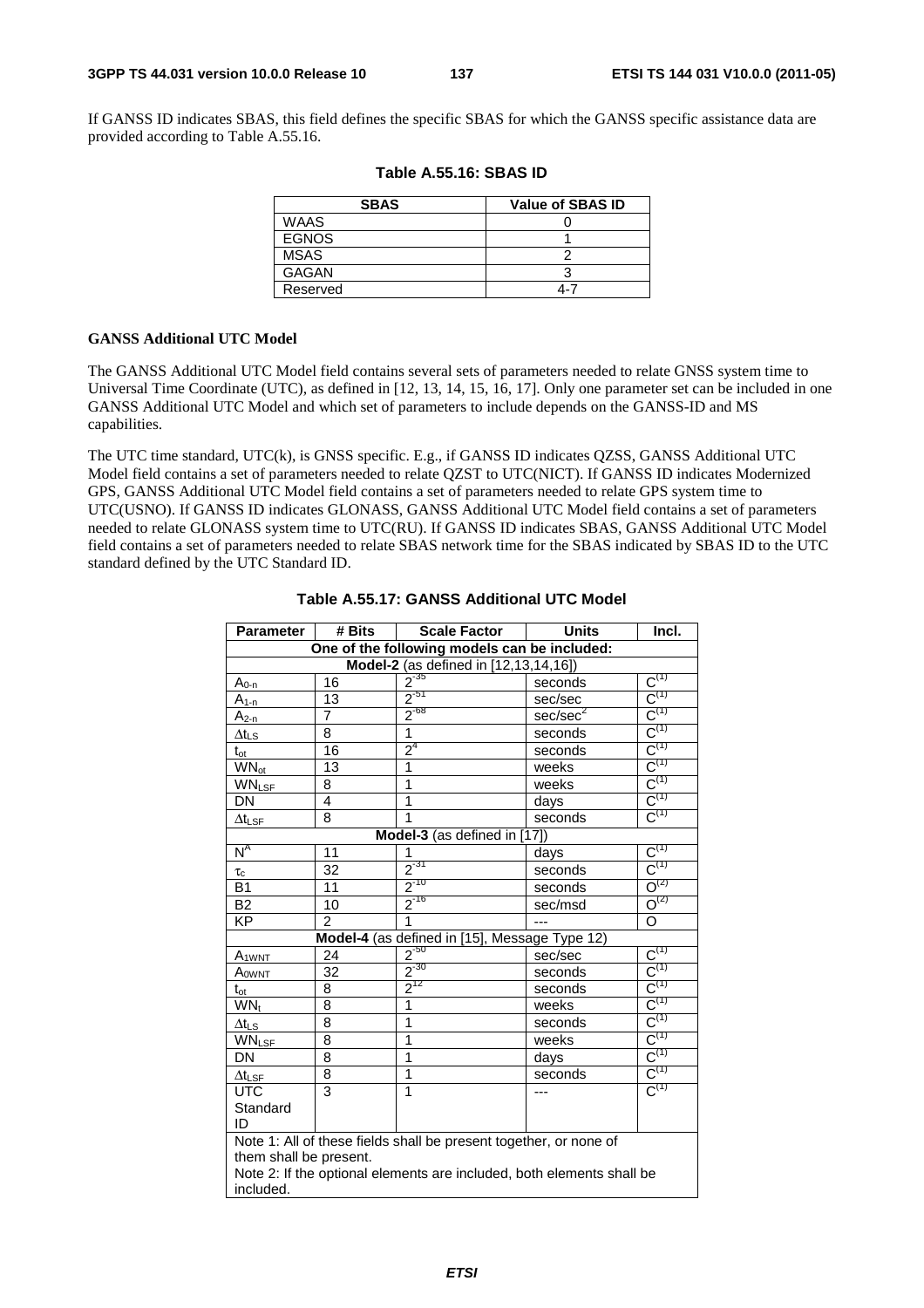If GANSS ID indicates SBAS, this field defines the specific SBAS for which the GANSS specific assistance data are provided according to Table A.55.16.

**Table A.55.16: SBAS ID**

| SBAS | Value of SBAS ID |
|---|---|
| WAAS | 0 |
| EGNOS | 1 |
| MSAS | 2 |
| GAGAN | 3 |
| Reserved | 4-7 |

**GANSS Additional UTC Model**

The GANSS Additional UTC Model field contains several sets of parameters needed to relate GNSS system time to Universal Time Coordinate (UTC), as defined in [12, 13, 14, 15, 16, 17]. Only one parameter set can be included in one GANSS Additional UTC Model and which set of parameters to include depends on the GANSS-ID and MS capabilities.

The UTC time standard, UTC(k), is GNSS specific. E.g., if GANSS ID indicates QZSS, GANSS Additional UTC Model field contains a set of parameters needed to relate QZST to UTC(NICT). If GANSS ID indicates Modernized GPS, GANSS Additional UTC Model field contains a set of parameters needed to relate GPS system time to UTC(USNO). If GANSS ID indicates GLONASS, GANSS Additional UTC Model field contains a set of parameters needed to relate GLONASS system time to UTC(RU). If GANSS ID indicates SBAS, GANSS Additional UTC Model field contains a set of parameters needed to relate SBAS network time for the SBAS indicated by SBAS ID to the UTC standard defined by the UTC Standard ID.

**Table A.55.17: GANSS Additional UTC Model**

| Parameter | # Bits | Scale Factor | Units | Incl. |
|---|---|---|---|---|
| One of the following models can be included: | | | | |
| **Model-2** (as defined in [12,13,14,16]) | | | | |
| $A_{0-n}$ | 16 | $2^{-35}$ | seconds | C(1) |
| $A_{1-n}$ | 13 | $2^{-51}$ | sec/sec | C(1) |
| $A_{2-n}$ | 7 | $2^{-68}$ | sec/sec$^2$ | C(1) |
| $\Delta t_{LS}$ | 8 | 1 | seconds | C(1) |
| $t_{ot}$ | 16 | $2^4$ | seconds | C(1) |
| $WN_{ot}$ | 13 | 1 | weeks | C(1) |
| $WN_{LSF}$ | 8 | 1 | weeks | C(1) |
| DN | 4 | 1 | days | C(1) |
| $\Delta t_{LSF}$ | 8 | 1 | seconds | C(1) |
| **Model-3** (as defined in [17]) | | | | |
| $N^A$ | 11 | 1 | days | C(1) |
| $\tau_c$ | 32 | $2^{-31}$ | seconds | C(1) |
| B1 | 11 | $2^{-10}$ | seconds | O(2) |
| B2 | 10 | $2^{-16}$ | sec/msd | O(2) |
| KP | 2 | 1 | --- | O |
| **Model-4** (as defined in [15], Message Type 12) | | | | |
| $A_{1WNT}$ | 24 | $2^{-50}$ | sec/sec | C(1) |
| $A_{0WNT}$ | 32 | $2^{-30}$ | seconds | C(1) |
| $t_{ot}$ | 8 | $2^{12}$ | seconds | C(1) |
| $WN_t$ | 8 | 1 | weeks | C(1) |
| $\Delta t_{LS}$ | 8 | 1 | seconds | C(1) |
| $WN_{LSF}$ | 8 | 1 | weeks | C(1) |
| DN | 8 | 1 | days | C(1) |
| $\Delta t_{LSF}$ | 8 | 1 | seconds | C(1) |
| UTC Standard ID | 3 | 1 | --- | C(1) |
| Note 1: All of these fields shall be present together, or none of them shall be present. Note 2: If the optional elements are included, both elements shall be included. | | | | |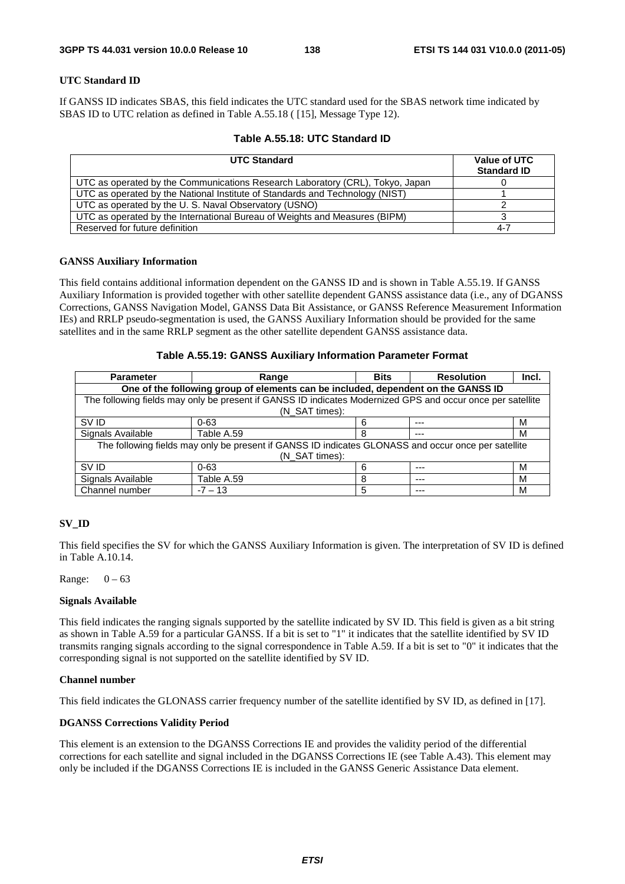**UTC Standard ID**

If GANSS ID indicates SBAS, this field indicates the UTC standard used for the SBAS network time indicated by SBAS ID to UTC relation as defined in Table A.55.18 ( [15], Message Type 12).

**Table A.55.18: UTC Standard ID**

| UTC Standard | Value of UTC Standard ID |
|---|---|
| UTC as operated by the Communications Research Laboratory (CRL), Tokyo, Japan | 0 |
| UTC as operated by the National Institute of Standards and Technology (NIST) | 1 |
| UTC as operated by the U. S. Naval Observatory (USNO) | 2 |
| UTC as operated by the International Bureau of Weights and Measures (BIPM) | 3 |
| Reserved for future definition | 4-7 |

**GANSS Auxiliary Information**

This field contains additional information dependent on the GANSS ID and is shown in Table A.55.19. If GANSS Auxiliary Information is provided together with other satellite dependent GANSS assistance data (i.e., any of DGANSS Corrections, GANSS Navigation Model, GANSS Data Bit Assistance, or GANSS Reference Measurement Information IEs) and RRLP pseudo-segmentation is used, the GANSS Auxiliary Information should be provided for the same satellites and in the same RRLP segment as the other satellite dependent GANSS assistance data.

**Table A.55.19: GANSS Auxiliary Information Parameter Format**

| Parameter | Range | Bits | Resolution | Incl. |
|---|---|---|---|---|
| **One of the following group of elements can be included, dependent on the GANSS ID** | | | | |
| The following fields may only be present if GANSS ID indicates Modernized GPS and occur once per satellite (N_SAT times): | | | | |
| SV ID | 0-63 | 6 | --- | M |
| Signals Available | Table A.59 | 8 | --- | M |
| The following fields may only be present if GANSS ID indicates GLONASS and occur once per satellite (N_SAT times): | | | | |
| SV ID | 0-63 | 6 | --- | M |
| Signals Available | Table A.59 | 8 | --- | M |
| Channel number | -7 – 13 | 5 | --- | M |

**SV_ID**

This field specifies the SV for which the GANSS Auxiliary Information is given. The interpretation of SV ID is defined in Table A.10.14.

Range: 0 – 63

**Signals Available**

This field indicates the ranging signals supported by the satellite indicated by SV ID. This field is given as a bit string as shown in Table A.59 for a particular GANSS. If a bit is set to "1" it indicates that the satellite identified by SV ID transmits ranging signals according to the signal correspondence in Table A.59. If a bit is set to "0" it indicates that the corresponding signal is not supported on the satellite identified by SV ID.

**Channel number**

This field indicates the GLONASS carrier frequency number of the satellite identified by SV ID, as defined in [17].

**DGANSS Corrections Validity Period**

This element is an extension to the DGANSS Corrections IE and provides the validity period of the differential corrections for each satellite and signal included in the DGANSS Corrections IE (see Table A.43). This element may only be included if the DGANSS Corrections IE is included in the GANSS Generic Assistance Data element.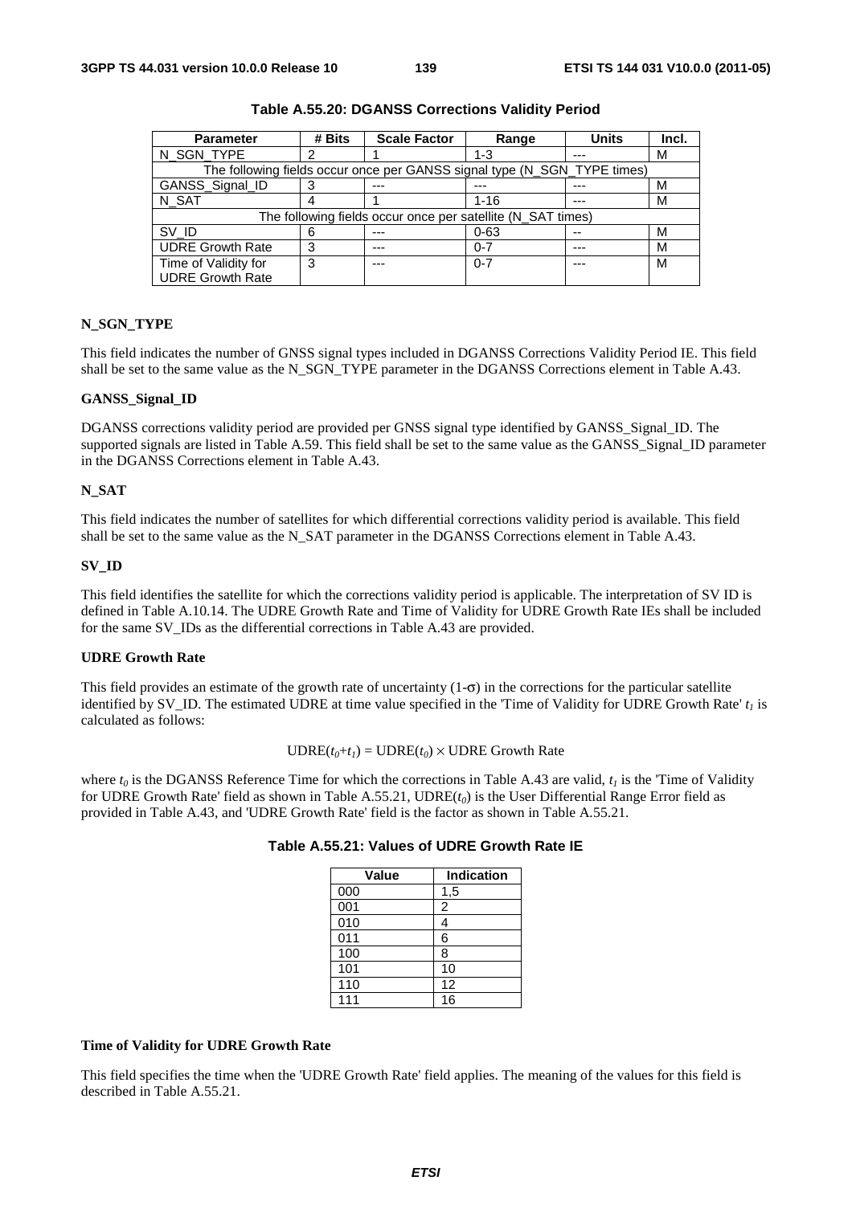**Table A.55.20: DGANSS Corrections Validity Period**

| Parameter | # Bits | Scale Factor | Range | Units | Incl. |
|---|---|---|---|---|---|
| N_SGN_TYPE | 2 | 1 | 1-3 | --- | M |
| The following fields occur once per GANSS signal type (N_SGN_TYPE times) | | | | | |
| GANSS_Signal_ID | 3 | --- | --- | --- | M |
| N_SAT | 4 | 1 | 1-16 | --- | M |
| The following fields occur once per satellite (N_SAT times) | | | | | |
| SV_ID | 6 | --- | 0-63 | -- | M |
| UDRE Growth Rate | 3 | --- | 0-7 | --- | M |
| Time of Validity for UDRE Growth Rate | 3 | --- | 0-7 | --- | M |

**N_SGN_TYPE**

This field indicates the number of GNSS signal types included in DGANSS Corrections Validity Period IE. This field shall be set to the same value as the N_SGN_TYPE parameter in the DGANSS Corrections element in Table A.43.

**GANSS_Signal_ID**

DGANSS corrections validity period are provided per GNSS signal type identified by GANSS_Signal_ID. The supported signals are listed in Table A.59. This field shall be set to the same value as the GANSS_Signal_ID parameter in the DGANSS Corrections element in Table A.43.

**N_SAT**

This field indicates the number of satellites for which differential corrections validity period is available. This field shall be set to the same value as the N_SAT parameter in the DGANSS Corrections element in Table A.43.

**SV_ID**

This field identifies the satellite for which the corrections validity period is applicable. The interpretation of SV ID is defined in Table A.10.14. The UDRE Growth Rate and Time of Validity for UDRE Growth Rate IEs shall be included for the same SV_IDs as the differential corrections in Table A.43 are provided.

**UDRE Growth Rate**

This field provides an estimate of the growth rate of uncertainty (1-σ) in the corrections for the particular satellite identified by SV_ID. The estimated UDRE at time value specified in the 'Time of Validity for UDRE Growth Rate' $t_1$ is calculated as follows:

$$\text{UDRE}(t_0+t_1) = \text{UDRE}(t_0) \times \text{UDRE Growth Rate}$$

where $t_0$ is the DGANSS Reference Time for which the corrections in Table A.43 are valid, $t_1$ is the 'Time of Validity for UDRE Growth Rate' field as shown in Table A.55.21, UDRE($t_0$) is the User Differential Range Error field as provided in Table A.43, and 'UDRE Growth Rate' field is the factor as shown in Table A.55.21.

**Table A.55.21: Values of UDRE Growth Rate IE**

| Value | Indication |
|---|---|
| 000 | 1,5 |
| 001 | 2 |
| 010 | 4 |
| 011 | 6 |
| 100 | 8 |
| 101 | 10 |
| 110 | 12 |
| 111 | 16 |

**Time of Validity for UDRE Growth Rate**

This field specifies the time when the 'UDRE Growth Rate' field applies. The meaning of the values for this field is described in Table A.55.21.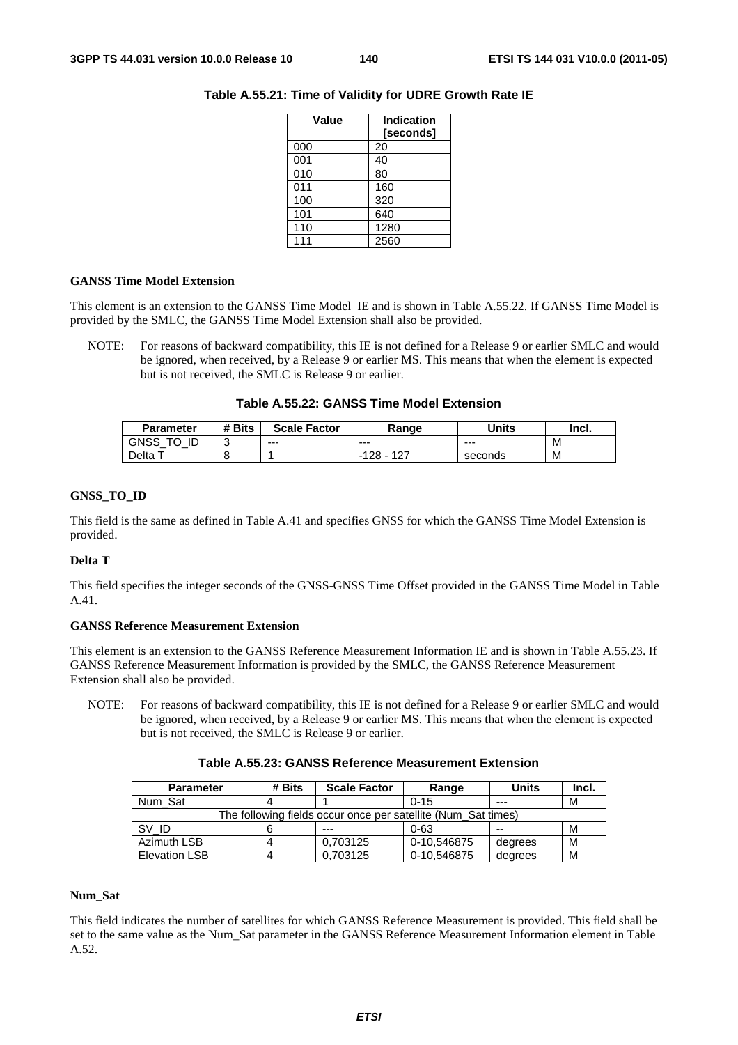**Table A.55.21: Time of Validity for UDRE Growth Rate IE**

| Value | Indication [seconds] |
|---|---|
| 000 | 20 |
| 001 | 40 |
| 010 | 80 |
| 011 | 160 |
| 100 | 320 |
| 101 | 640 |
| 110 | 1280 |
| 111 | 2560 |

**GANSS Time Model Extension**

This element is an extension to the GANSS Time Model IE and is shown in Table A.55.22. If GANSS Time Model is provided by the SMLC, the GANSS Time Model Extension shall also be provided.

NOTE: For reasons of backward compatibility, this IE is not defined for a Release 9 or earlier SMLC and would be ignored, when received, by a Release 9 or earlier MS. This means that when the element is expected but is not received, the SMLC is Release 9 or earlier.

**Table A.55.22: GANSS Time Model Extension**

| Parameter | # Bits | Scale Factor | Range | Units | Incl. |
|---|---|---|---|---|---|
| GNSS_TO_ID | 3 | --- | --- | --- | M |
| Delta T | 8 | 1 | -128 - 127 | seconds | M |

**GNSS_TO_ID**

This field is the same as defined in Table A.41 and specifies GNSS for which the GANSS Time Model Extension is provided.

**Delta T**

This field specifies the integer seconds of the GNSS-GNSS Time Offset provided in the GANSS Time Model in Table A.41.

**GANSS Reference Measurement Extension**

This element is an extension to the GANSS Reference Measurement Information IE and is shown in Table A.55.23. If GANSS Reference Measurement Information is provided by the SMLC, the GANSS Reference Measurement Extension shall also be provided.

NOTE: For reasons of backward compatibility, this IE is not defined for a Release 9 or earlier SMLC and would be ignored, when received, by a Release 9 or earlier MS. This means that when the element is expected but is not received, the SMLC is Release 9 or earlier.

**Table A.55.23: GANSS Reference Measurement Extension**

| Parameter | # Bits | Scale Factor | Range | Units | Incl. |
|---|---|---|---|---|---|
| Num_Sat | 4 | 1 | 0-15 | --- | M |
| The following fields occur once per satellite (Num_Sat times) | | | | | |
| SV_ID | 6 | --- | 0-63 | -- | M |
| Azimuth LSB | 4 | 0,703125 | 0-10,546875 | degrees | M |
| Elevation LSB | 4 | 0,703125 | 0-10,546875 | degrees | M |

**Num_Sat**

This field indicates the number of satellites for which GANSS Reference Measurement is provided. This field shall be set to the same value as the Num_Sat parameter in the GANSS Reference Measurement Information element in Table A.52.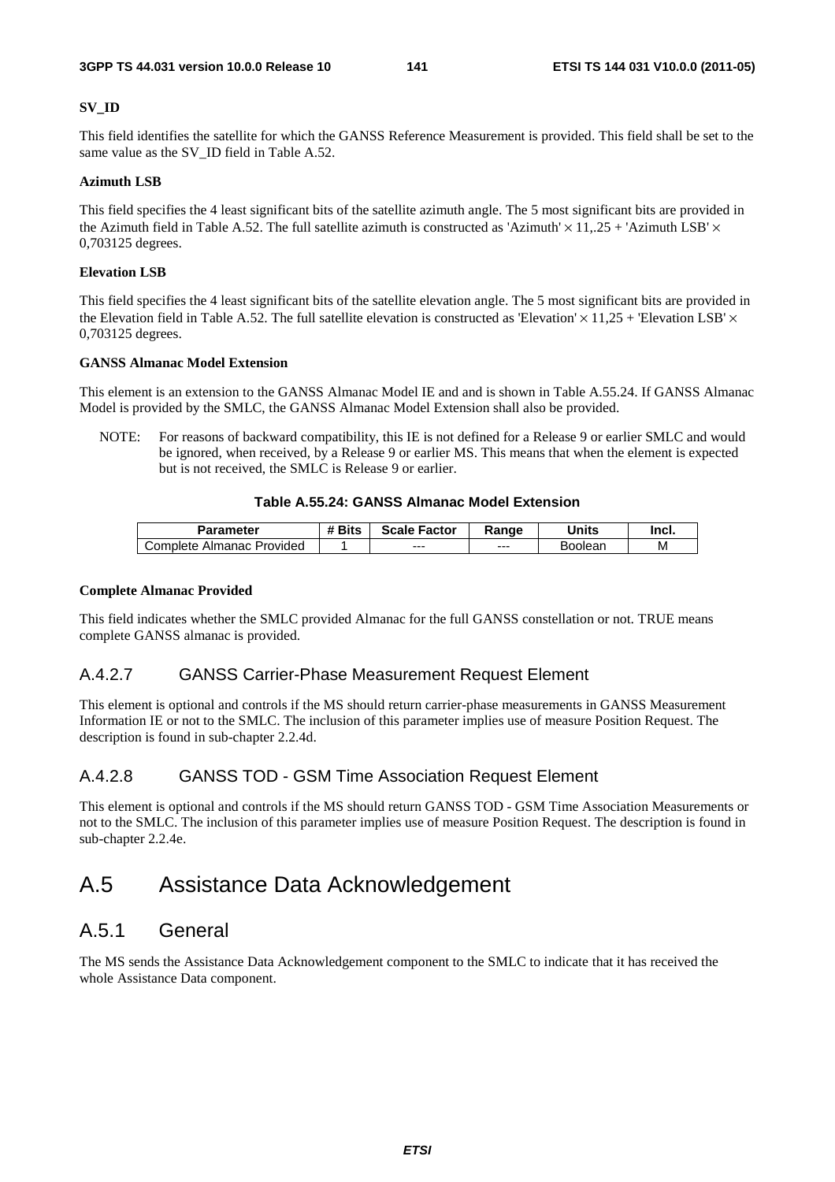**SV_ID**

This field identifies the satellite for which the GANSS Reference Measurement is provided. This field shall be set to the same value as the SV_ID field in Table A.52.

**Azimuth LSB**

This field specifies the 4 least significant bits of the satellite azimuth angle. The 5 most significant bits are provided in the Azimuth field in Table A.52. The full satellite azimuth is constructed as 'Azimuth' × 11,.25 + 'Azimuth LSB' × 0,703125 degrees.

**Elevation LSB**

This field specifies the 4 least significant bits of the satellite elevation angle. The 5 most significant bits are provided in the Elevation field in Table A.52. The full satellite elevation is constructed as 'Elevation' × 11,25 + 'Elevation LSB' × 0,703125 degrees.

**GANSS Almanac Model Extension**

This element is an extension to the GANSS Almanac Model IE and and is shown in Table A.55.24. If GANSS Almanac Model is provided by the SMLC, the GANSS Almanac Model Extension shall also be provided.

NOTE: For reasons of backward compatibility, this IE is not defined for a Release 9 or earlier SMLC and would be ignored, when received, by a Release 9 or earlier MS. This means that when the element is expected but is not received, the SMLC is Release 9 or earlier.

**Table A.55.24: GANSS Almanac Model Extension**

| Parameter | # Bits | Scale Factor | Range | Units | Incl. |
|---|---|---|---|---|---|
| Complete Almanac Provided | 1 | --- | --- | Boolean | M |

**Complete Almanac Provided**

This field indicates whether the SMLC provided Almanac for the full GANSS constellation or not. TRUE means complete GANSS almanac is provided.

### A.4.2.7 GANSS Carrier-Phase Measurement Request Element

This element is optional and controls if the MS should return carrier-phase measurements in GANSS Measurement Information IE or not to the SMLC. The inclusion of this parameter implies use of measure Position Request. The description is found in sub-chapter 2.2.4d.

### A.4.2.8 GANSS TOD - GSM Time Association Request Element

This element is optional and controls if the MS should return GANSS TOD - GSM Time Association Measurements or not to the SMLC. The inclusion of this parameter implies use of measure Position Request. The description is found in sub-chapter 2.2.4e.

# A.5 Assistance Data Acknowledgement

## A.5.1 General

The MS sends the Assistance Data Acknowledgement component to the SMLC to indicate that it has received the whole Assistance Data component.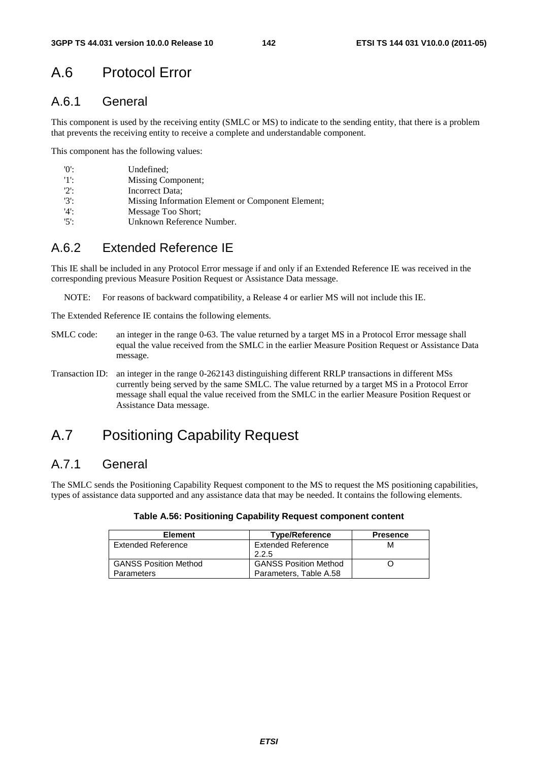# A.6 Protocol Error

## A.6.1 General

This component is used by the receiving entity (SMLC or MS) to indicate to the sending entity, that there is a problem that prevents the receiving entity to receive a complete and understandable component.

This component has the following values:

'0': Undefined;
'1': Missing Component;
'2': Incorrect Data;
'3': Missing Information Element or Component Element;
'4': Message Too Short;
'5': Unknown Reference Number.

## A.6.2 Extended Reference IE

This IE shall be included in any Protocol Error message if and only if an Extended Reference IE was received in the corresponding previous Measure Position Request or Assistance Data message.

NOTE: For reasons of backward compatibility, a Release 4 or earlier MS will not include this IE.

The Extended Reference IE contains the following elements.

SMLC code: an integer in the range 0-63. The value returned by a target MS in a Protocol Error message shall equal the value received from the SMLC in the earlier Measure Position Request or Assistance Data message.

Transaction ID: an integer in the range 0-262143 distinguishing different RRLP transactions in different MSs currently being served by the same SMLC. The value returned by a target MS in a Protocol Error message shall equal the value received from the SMLC in the earlier Measure Position Request or Assistance Data message.

# A.7 Positioning Capability Request

## A.7.1 General

The SMLC sends the Positioning Capability Request component to the MS to request the MS positioning capabilities, types of assistance data supported and any assistance data that may be needed. It contains the following elements.

**Table A.56: Positioning Capability Request component content**

| Element | Type/Reference | Presence |
|---|---|---|
| Extended Reference | Extended Reference 2.2.5 | M |
| GANSS Position Method Parameters | GANSS Position Method Parameters, Table A.58 | O |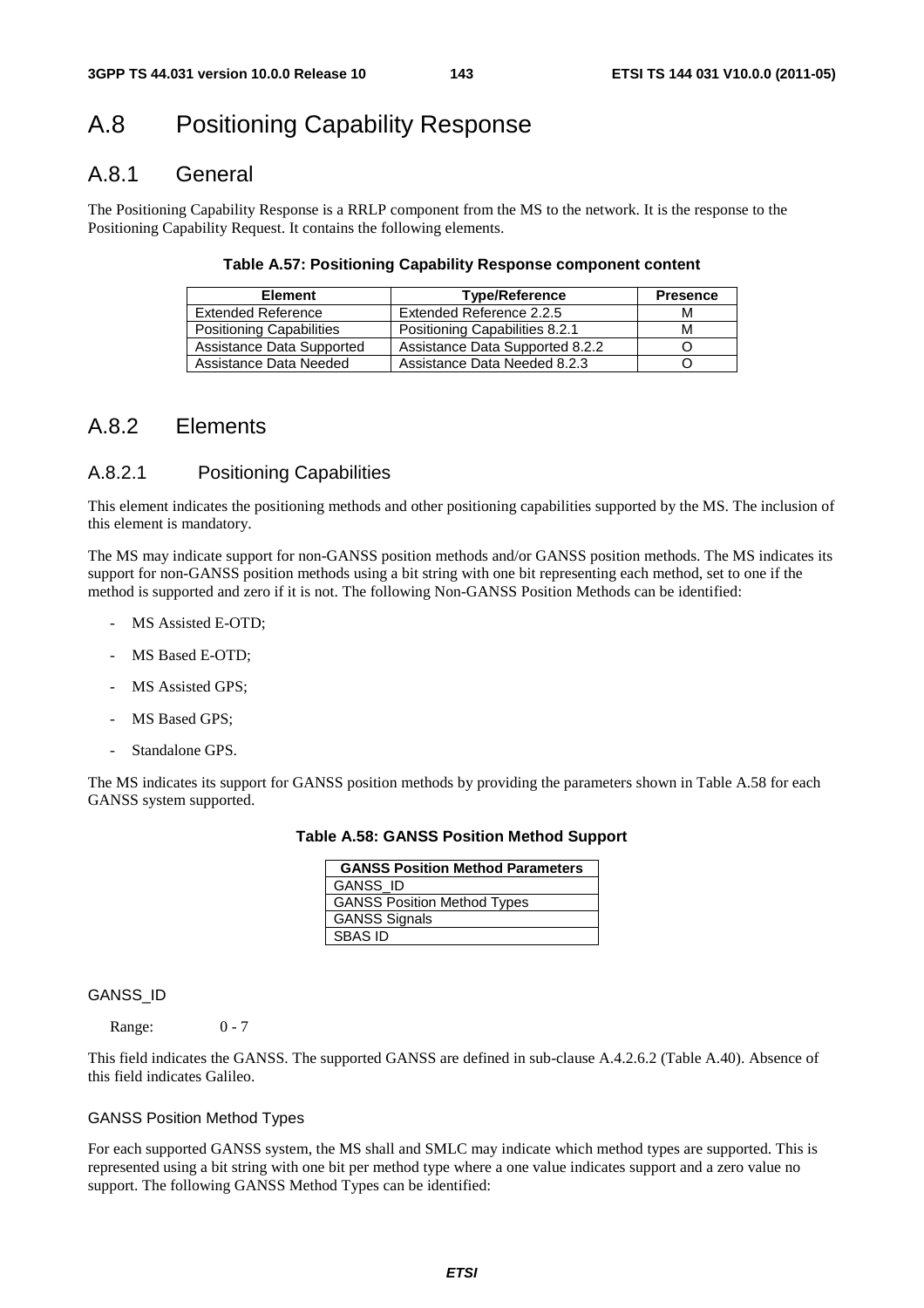# A.8 Positioning Capability Response

## A.8.1 General

The Positioning Capability Response is a RRLP component from the MS to the network. It is the response to the Positioning Capability Request. It contains the following elements.

**Table A.57: Positioning Capability Response component content**

| Element | Type/Reference | Presence |
|---|---|---|
| Extended Reference | Extended Reference 2.2.5 | M |
| Positioning Capabilities | Positioning Capabilities 8.2.1 | M |
| Assistance Data Supported | Assistance Data Supported 8.2.2 | O |
| Assistance Data Needed | Assistance Data Needed 8.2.3 | O |

## A.8.2 Elements

### A.8.2.1 Positioning Capabilities

This element indicates the positioning methods and other positioning capabilities supported by the MS. The inclusion of this element is mandatory.

The MS may indicate support for non-GANSS position methods and/or GANSS position methods. The MS indicates its support for non-GANSS position methods using a bit string with one bit representing each method, set to one if the method is supported and zero if it is not. The following Non-GANSS Position Methods can be identified:

- MS Assisted E-OTD;
- MS Based E-OTD;
- MS Assisted GPS;
- MS Based GPS;
- Standalone GPS.

The MS indicates its support for GANSS position methods by providing the parameters shown in Table A.58 for each GANSS system supported.

**Table A.58: GANSS Position Method Support**

| GANSS Position Method Parameters |
|---|
| GANSS_ID |
| GANSS Position Method Types |
| GANSS Signals |
| SBAS ID |

GANSS_ID

Range: 0 - 7

This field indicates the GANSS. The supported GANSS are defined in sub-clause A.4.2.6.2 (Table A.40). Absence of this field indicates Galileo.

GANSS Position Method Types

For each supported GANSS system, the MS shall and SMLC may indicate which method types are supported. This is represented using a bit string with one bit per method type where a one value indicates support and a zero value no support. The following GANSS Method Types can be identified: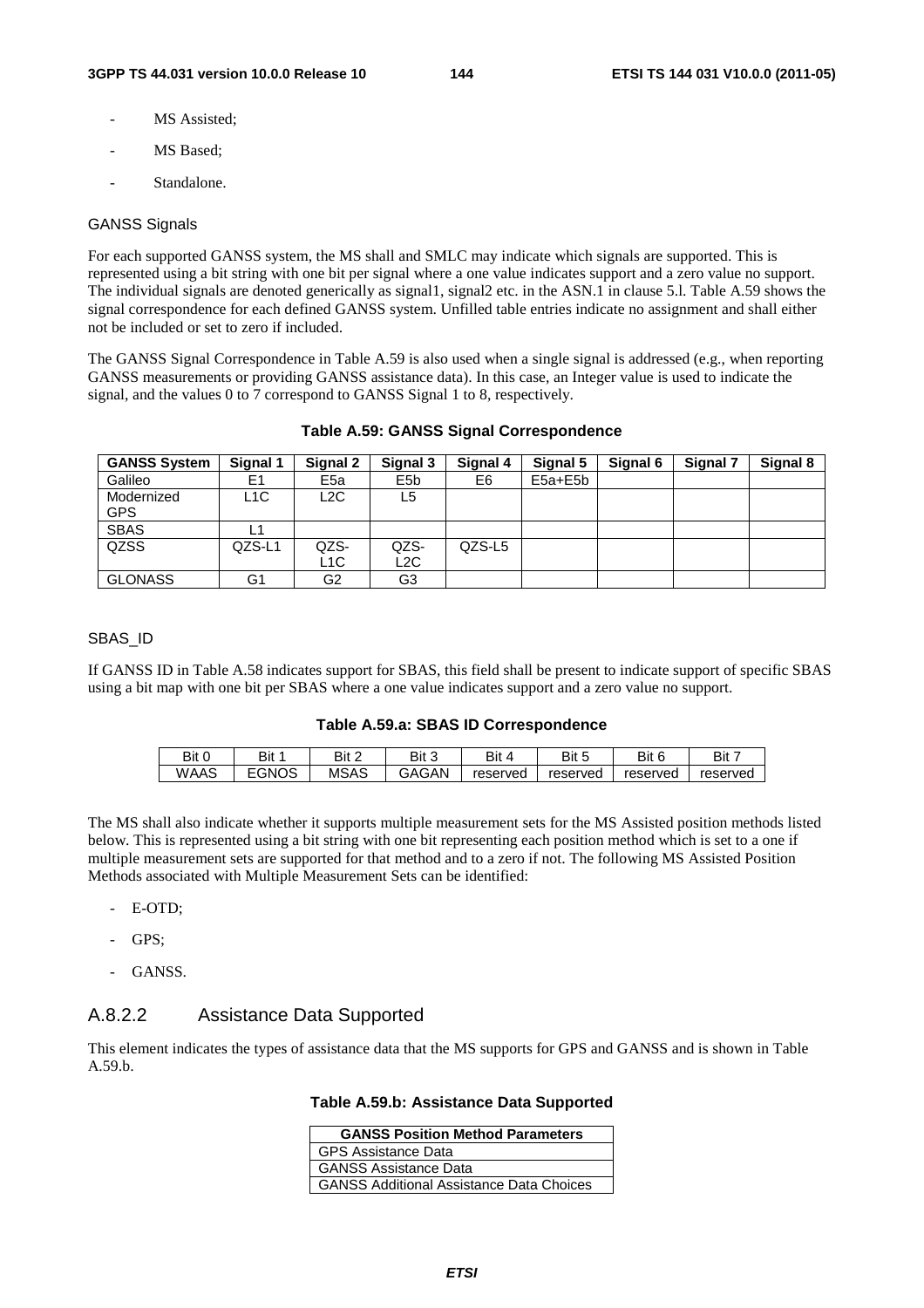- MS Assisted;
- MS Based;
- Standalone.

GANSS Signals

For each supported GANSS system, the MS shall and SMLC may indicate which signals are supported. This is represented using a bit string with one bit per signal where a one value indicates support and a zero value no support. The individual signals are denoted generically as signal1, signal2 etc. in the ASN.1 in clause 5.l. Table A.59 shows the signal correspondence for each defined GANSS system. Unfilled table entries indicate no assignment and shall either not be included or set to zero if included.

The GANSS Signal Correspondence in Table A.59 is also used when a single signal is addressed (e.g., when reporting GANSS measurements or providing GANSS assistance data). In this case, an Integer value is used to indicate the signal, and the values 0 to 7 correspond to GANSS Signal 1 to 8, respectively.

**Table A.59: GANSS Signal Correspondence**

| GANSS System | Signal 1 | Signal 2 | Signal 3 | Signal 4 | Signal 5 | Signal 6 | Signal 7 | Signal 8 |
|---|---|---|---|---|---|---|---|---|
| Galileo | E1 | E5a | E5b | E6 | E5a+E5b | | | |
| Modernized GPS | L1C | L2C | L5 | | | | | |
| SBAS | L1 | | | | | | | |
| QZSS | QZS-L1 | QZS-L1C | QZS-L2C | QZS-L5 | | | | |
| GLONASS | G1 | G2 | G3 | | | | | |

SBAS_ID

If GANSS ID in Table A.58 indicates support for SBAS, this field shall be present to indicate support of specific SBAS using a bit map with one bit per SBAS where a one value indicates support and a zero value no support.

**Table A.59.a: SBAS ID Correspondence**

| Bit 0 | Bit 1 | Bit 2 | Bit 3 | Bit 4 | Bit 5 | Bit 6 | Bit 7 |
|---|---|---|---|---|---|---|---|
| WAAS | EGNOS | MSAS | GAGAN | reserved | reserved | reserved | reserved |

The MS shall also indicate whether it supports multiple measurement sets for the MS Assisted position methods listed below. This is represented using a bit string with one bit representing each position method which is set to a one if multiple measurement sets are supported for that method and to a zero if not. The following MS Assisted Position Methods associated with Multiple Measurement Sets can be identified:

- E-OTD;
- GPS;
- GANSS.

## A.8.2.2 Assistance Data Supported

This element indicates the types of assistance data that the MS supports for GPS and GANSS and is shown in Table A.59.b.

**Table A.59.b: Assistance Data Supported**

| GANSS Position Method Parameters |
|---|
| GPS Assistance Data |
| GANSS Assistance Data |
| GANSS Additional Assistance Data Choices |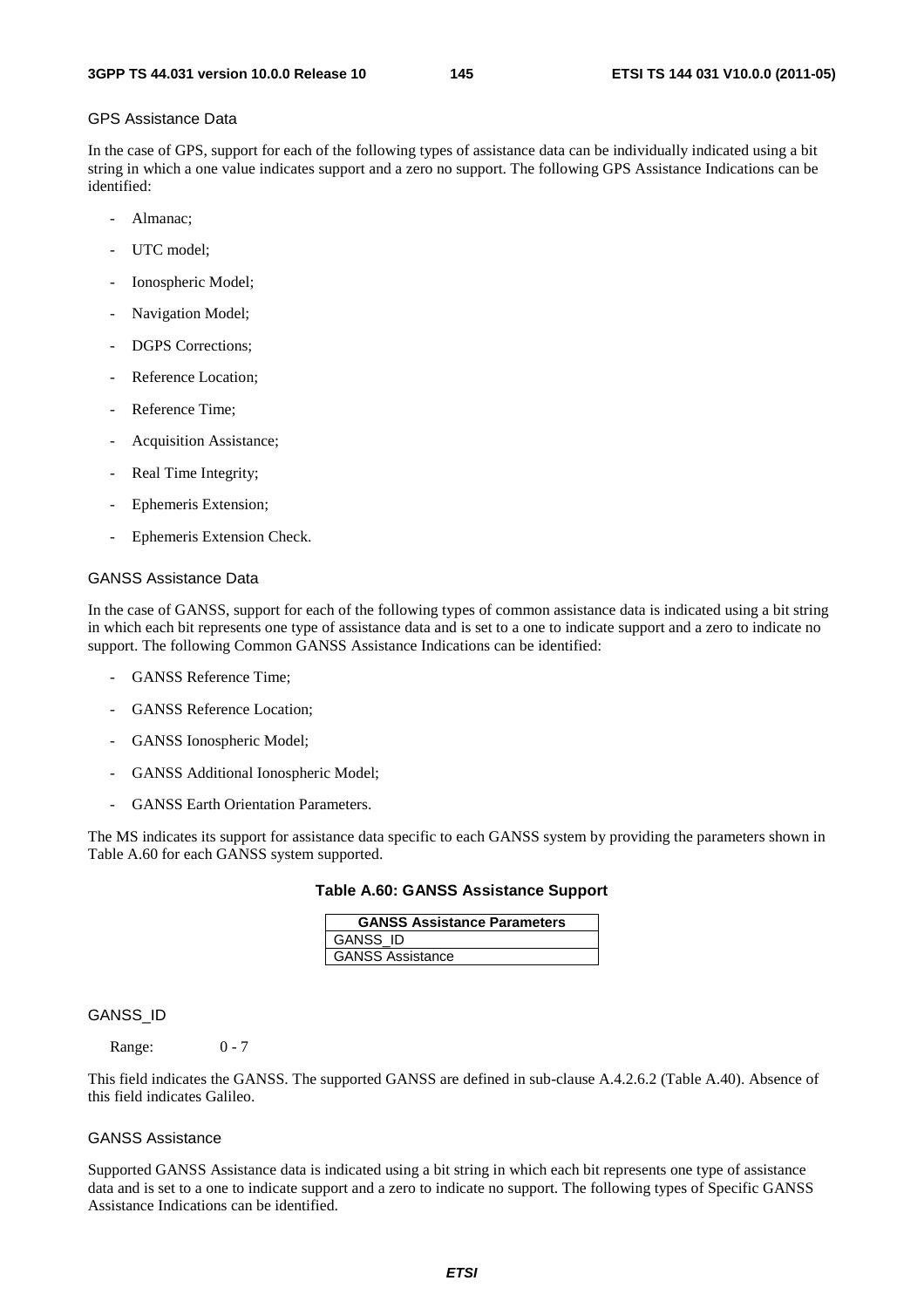GPS Assistance Data

In the case of GPS, support for each of the following types of assistance data can be individually indicated using a bit string in which a one value indicates support and a zero no support. The following GPS Assistance Indications can be identified:

- Almanac;
- UTC model;
- Ionospheric Model;
- Navigation Model;
- DGPS Corrections;
- Reference Location;
- Reference Time;
- Acquisition Assistance;
- Real Time Integrity;
- Ephemeris Extension;
- Ephemeris Extension Check.

GANSS Assistance Data

In the case of GANSS, support for each of the following types of common assistance data is indicated using a bit string in which each bit represents one type of assistance data and is set to a one to indicate support and a zero to indicate no support. The following Common GANSS Assistance Indications can be identified:

- GANSS Reference Time;
- GANSS Reference Location;
- GANSS Ionospheric Model;
- GANSS Additional Ionospheric Model;
- GANSS Earth Orientation Parameters.

The MS indicates its support for assistance data specific to each GANSS system by providing the parameters shown in Table A.60 for each GANSS system supported.

**Table A.60: GANSS Assistance Support**

| GANSS Assistance Parameters |
|---|
| GANSS_ID |
| GANSS Assistance |

GANSS_ID

Range: 0 - 7

This field indicates the GANSS. The supported GANSS are defined in sub-clause A.4.2.6.2 (Table A.40). Absence of this field indicates Galileo.

GANSS Assistance

Supported GANSS Assistance data is indicated using a bit string in which each bit represents one type of assistance data and is set to a one to indicate support and a zero to indicate no support. The following types of Specific GANSS Assistance Indications can be identified.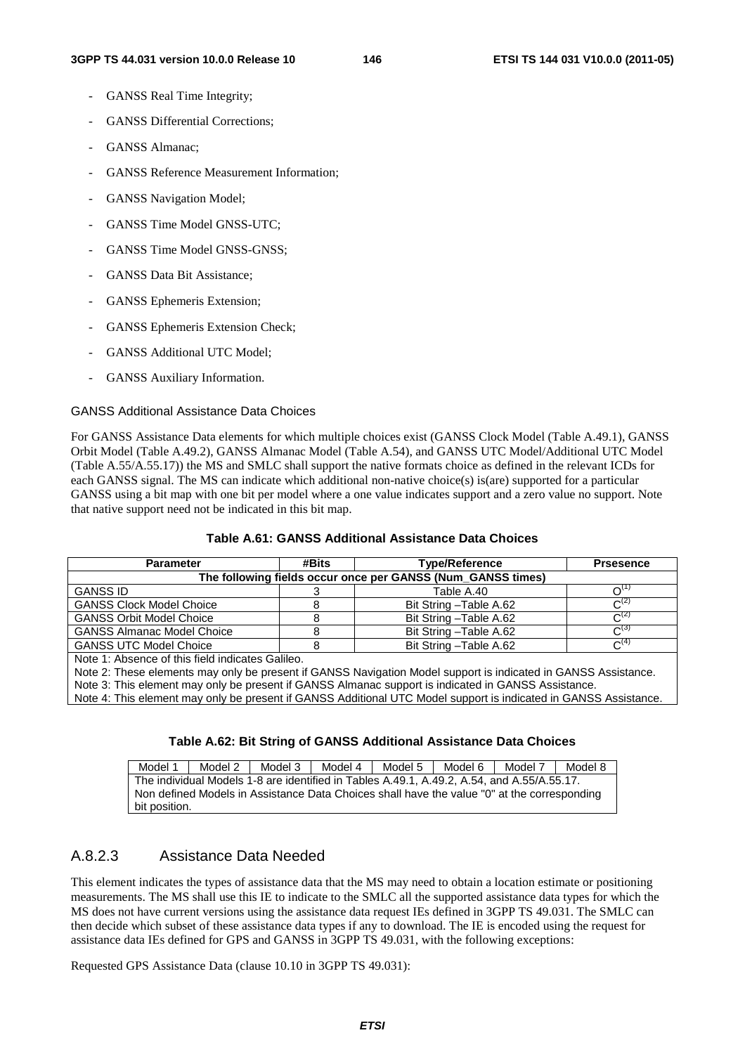- GANSS Real Time Integrity;
- GANSS Differential Corrections;
- GANSS Almanac;
- GANSS Reference Measurement Information;
- GANSS Navigation Model;
- GANSS Time Model GNSS-UTC;
- GANSS Time Model GNSS-GNSS;
- GANSS Data Bit Assistance;
- GANSS Ephemeris Extension;
- GANSS Ephemeris Extension Check;
- GANSS Additional UTC Model;
- GANSS Auxiliary Information.

#### GANSS Additional Assistance Data Choices

For GANSS Assistance Data elements for which multiple choices exist (GANSS Clock Model (Table A.49.1), GANSS Orbit Model (Table A.49.2), GANSS Almanac Model (Table A.54), and GANSS UTC Model/Additional UTC Model (Table A.55/A.55.17)) the MS and SMLC shall support the native formats choice as defined in the relevant ICDs for each GANSS signal. The MS can indicate which additional non-native choice(s) is(are) supported for a particular GANSS using a bit map with one bit per model where a one value indicates support and a zero value no support. Note that native support need not be indicated in this bit map.

**Table A.61: GANSS Additional Assistance Data Choices**

| Parameter | #Bits | Type/Reference | Prsesence |
|---|---|---|---|
| The following fields occur once per GANSS (Num_GANSS times) | | | |
| GANSS ID | 3 | Table A.40 | O(1) |
| GANSS Clock Model Choice | 8 | Bit String –Table A.62 | C(2) |
| GANSS Orbit Model Choice | 8 | Bit String –Table A.62 | C(2) |
| GANSS Almanac Model Choice | 8 | Bit String –Table A.62 | C(3) |
| GANSS UTC Model Choice | 8 | Bit String –Table A.62 | C(4) |
| Note 1: Absence of this field indicates Galileo.<br>Note 2: These elements may only be present if GANSS Navigation Model support is indicated in GANSS Assistance.<br>Note 3: This element may only be present if GANSS Almanac support is indicated in GANSS Assistance.<br>Note 4: This element may only be present if GANSS Additional UTC Model support is indicated in GANSS Assistance. | | | |

**Table A.62: Bit String of GANSS Additional Assistance Data Choices**

| Model 1 | Model 2 | Model 3 | Model 4 | Model 5 | Model 6 | Model 7 | Model 8 |
|---|---|---|---|---|---|---|---|
| The individual Models 1-8 are identified in Tables A.49.1, A.49.2, A.54, and A.55/A.55.17.<br>Non defined Models in Assistance Data Choices shall have the value "0" at the corresponding bit position. | | | | | | | |

### A.8.2.3 Assistance Data Needed

This element indicates the types of assistance data that the MS may need to obtain a location estimate or positioning measurements. The MS shall use this IE to indicate to the SMLC all the supported assistance data types for which the MS does not have current versions using the assistance data request IEs defined in 3GPP TS 49.031. The SMLC can then decide which subset of these assistance data types if any to download. The IE is encoded using the request for assistance data IEs defined for GPS and GANSS in 3GPP TS 49.031, with the following exceptions:

Requested GPS Assistance Data (clause 10.10 in 3GPP TS 49.031):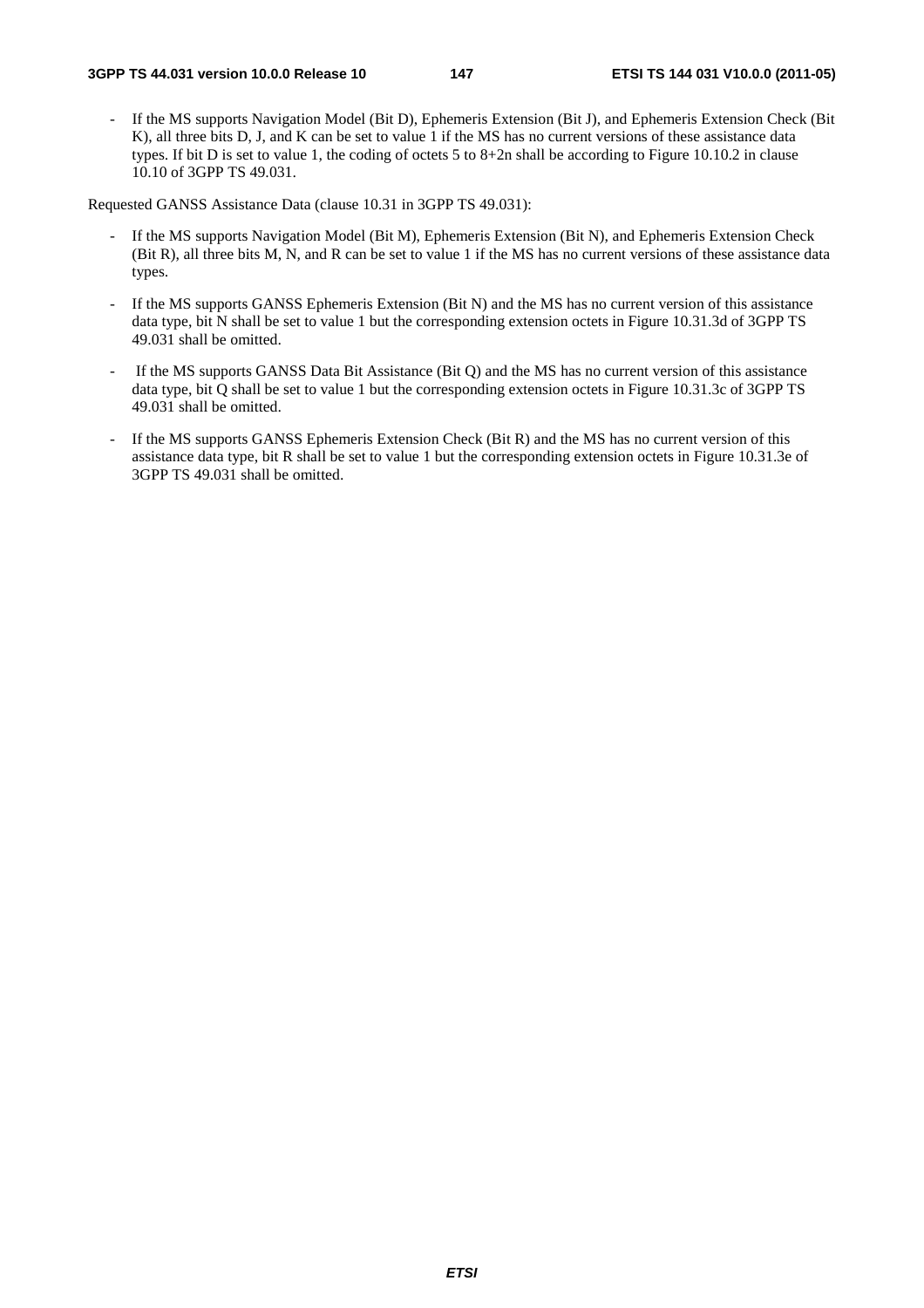- If the MS supports Navigation Model (Bit D), Ephemeris Extension (Bit J), and Ephemeris Extension Check (Bit K), all three bits D, J, and K can be set to value 1 if the MS has no current versions of these assistance data types. If bit D is set to value 1, the coding of octets 5 to 8+2n shall be according to Figure 10.10.2 in clause 10.10 of 3GPP TS 49.031.

Requested GANSS Assistance Data (clause 10.31 in 3GPP TS 49.031):

- If the MS supports Navigation Model (Bit M), Ephemeris Extension (Bit N), and Ephemeris Extension Check (Bit R), all three bits M, N, and R can be set to value 1 if the MS has no current versions of these assistance data types.

- If the MS supports GANSS Ephemeris Extension (Bit N) and the MS has no current version of this assistance data type, bit N shall be set to value 1 but the corresponding extension octets in Figure 10.31.3d of 3GPP TS 49.031 shall be omitted.

- If the MS supports GANSS Data Bit Assistance (Bit Q) and the MS has no current version of this assistance data type, bit Q shall be set to value 1 but the corresponding extension octets in Figure 10.31.3c of 3GPP TS 49.031 shall be omitted.

- If the MS supports GANSS Ephemeris Extension Check (Bit R) and the MS has no current version of this assistance data type, bit R shall be set to value 1 but the corresponding extension octets in Figure 10.31.3e of 3GPP TS 49.031 shall be omitted.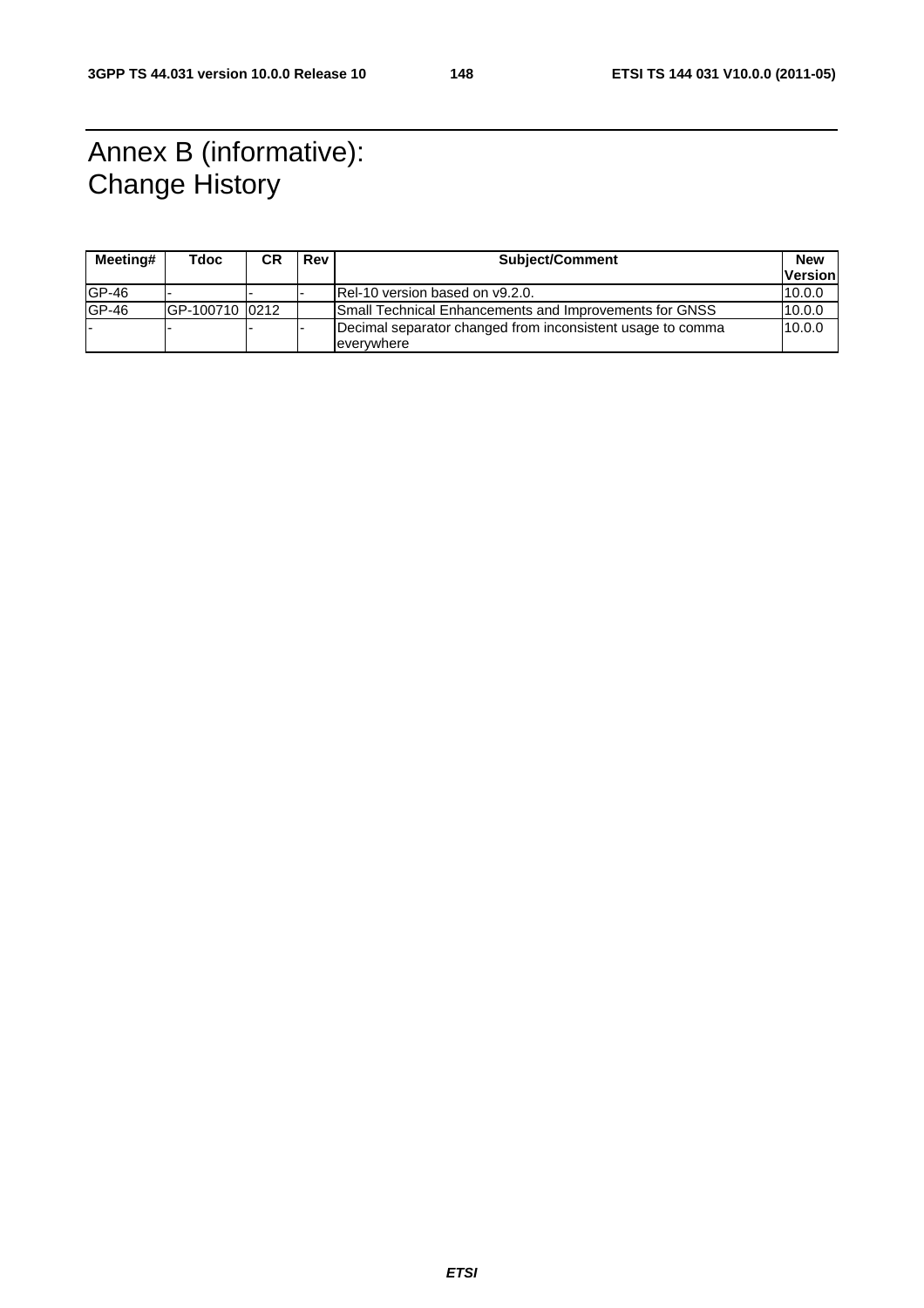# Annex B (informative): Change History

| Meeting# | Tdoc | CR | Rev | Subject/Comment | New Version |
|---|---|---|---|---|---|
| GP-46 | - | - | - | Rel-10 version based on v9.2.0. | 10.0.0 |
| GP-46 | GP-100710 | 0212 | | Small Technical Enhancements and Improvements for GNSS | 10.0.0 |
| - | - | - | - | Decimal separator changed from inconsistent usage to comma everywhere | 10.0.0 |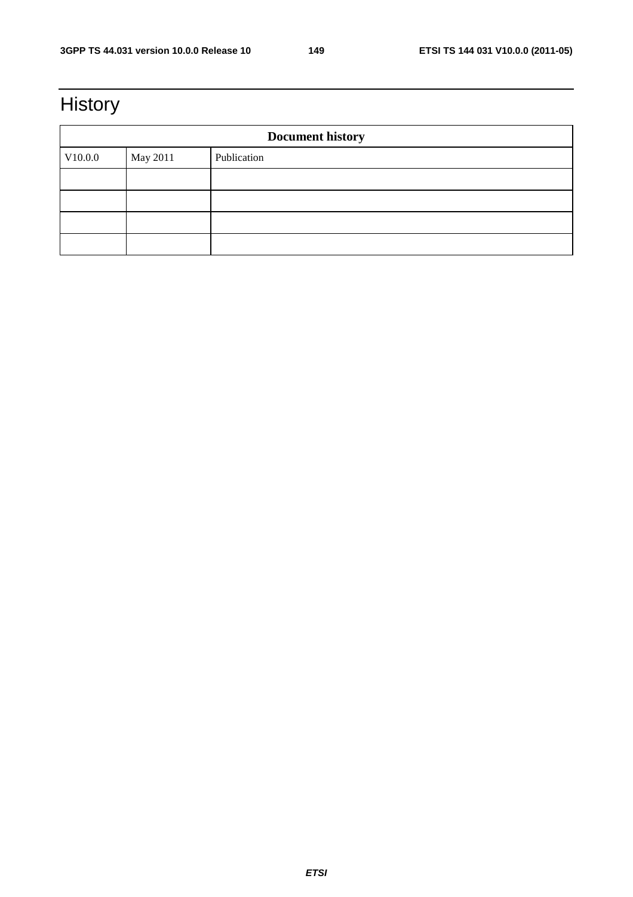# History

| Document history | | |
|---|---|---|
| V10.0.0 | May 2011 | Publication |
| | | |
| | | |
| | | |
| | | |